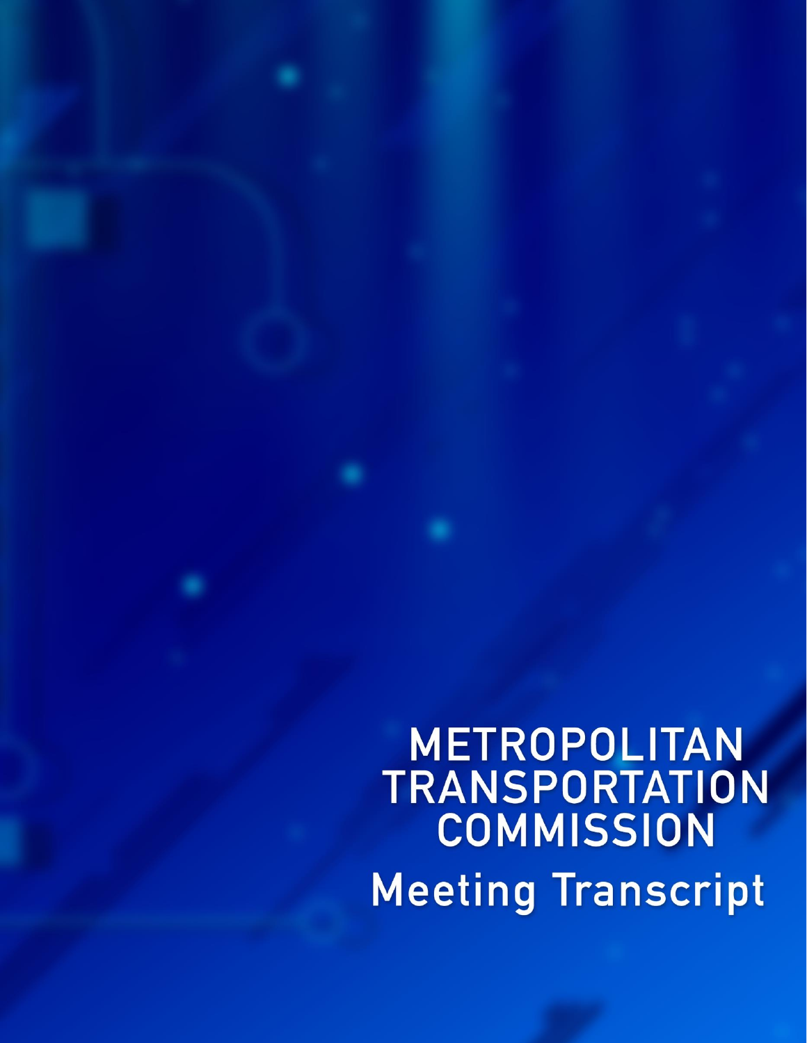# METROPOLITAN TRANSPORTATION COMMISSION

## Meeting Transcript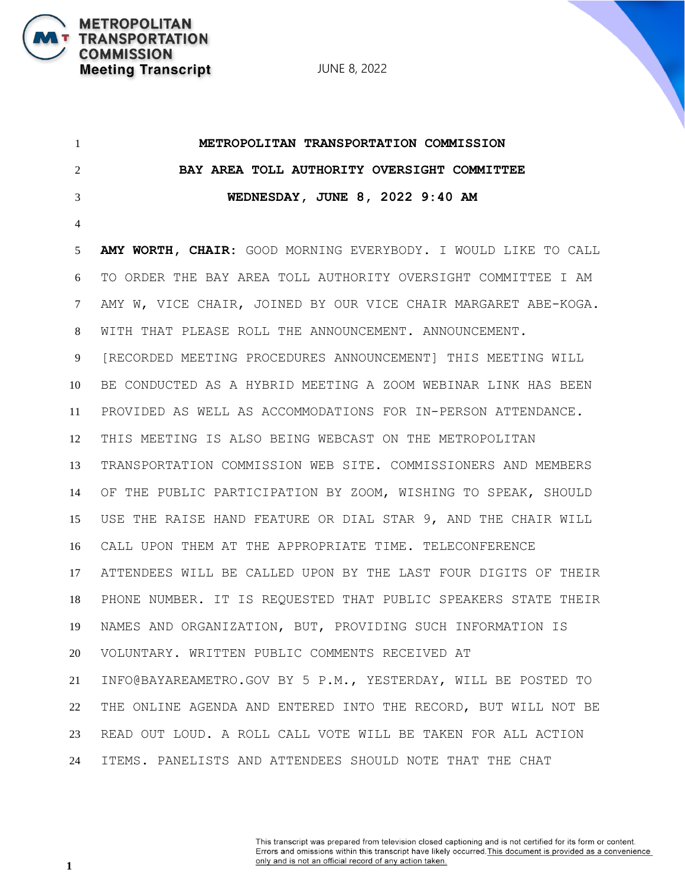**METROPOLITAN TRANSPORTATION COMMISSION**

**BAY AREA TOLL AUTHORITY OVERSIGHT COMMITTEE**

**WEDNESDAY, JUNE 8, 2022 9:40 AM**

**AMY WORTH, CHAIR:** GOOD MORNING EVERYBODY. I WOULD LIKE TO CALL TO ORDER THE BAY AREA TOLL AUTHORITY OVERSIGHT COMMITTEE I AM AMY W, VICE CHAIR, JOINED BY OUR VICE CHAIR MARGARET ABE-KOGA. WITH THAT PLEASE ROLL THE ANNOUNCEMENT. ANNOUNCEMENT. [RECORDED MEETING PROCEDURES ANNOUNCEMENT] THIS MEETING WILL BE CONDUCTED AS A HYBRID MEETING A ZOOM WEBINAR LINK HAS BEEN PROVIDED AS WELL AS ACCOMMODATIONS FOR IN-PERSON ATTENDANCE. THIS MEETING IS ALSO BEING WEBCAST ON THE METROPOLITAN TRANSPORTATION COMMISSION WEB SITE. COMMISSIONERS AND MEMBERS OF THE PUBLIC PARTICIPATION BY ZOOM, WISHING TO SPEAK, SHOULD USE THE RAISE HAND FEATURE OR DIAL STAR 9, AND THE CHAIR WILL CALL UPON THEM AT THE APPROPRIATE TIME. TELECONFERENCE ATTENDEES WILL BE CALLED UPON BY THE LAST FOUR DIGITS OF THEIR PHONE NUMBER. IT IS REQUESTED THAT PUBLIC SPEAKERS STATE THEIR NAMES AND ORGANIZATION, BUT, PROVIDING SUCH INFORMATION IS VOLUNTARY. WRITTEN PUBLIC COMMENTS RECEIVED AT INFO@BAYAREAMETRO.GOV BY 5 P.M., YESTERDAY, WILL BE POSTED TO THE ONLINE AGENDA AND ENTERED INTO THE RECORD, BUT WILL NOT BE READ OUT LOUD. A ROLL CALL VOTE WILL BE TAKEN FOR ALL ACTION ITEMS. PANELISTS AND ATTENDEES SHOULD NOTE THAT THE CHAT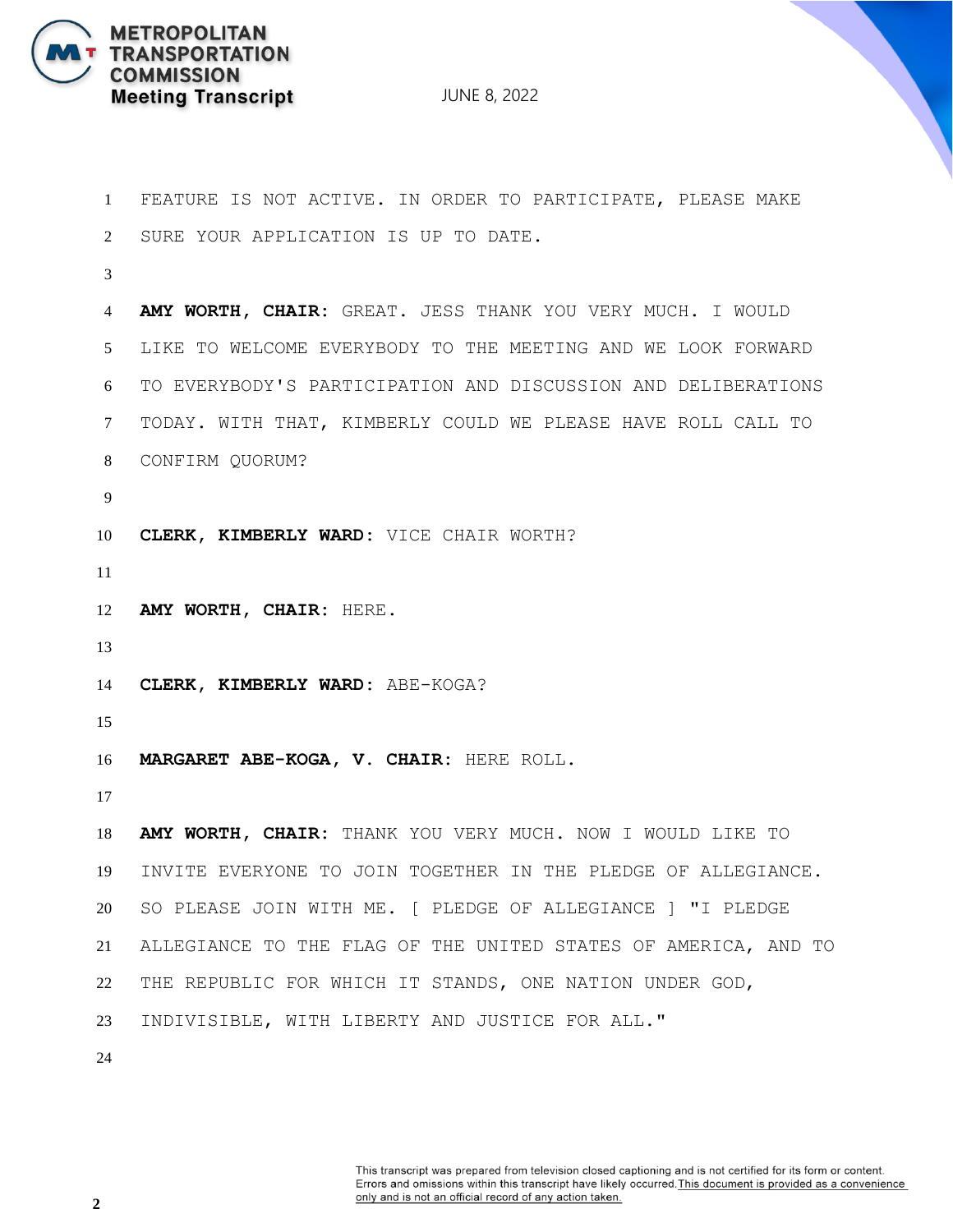FEATURE IS NOT ACTIVE. IN ORDER TO PARTICIPATE, PLEASE MAKE SURE YOUR APPLICATION IS UP TO DATE.

**AMY WORTH, CHAIR:** GREAT. JESS THANK YOU VERY MUCH. I WOULD LIKE TO WELCOME EVERYBODY TO THE MEETING AND WE LOOK FORWARD TO EVERYBODY'S PARTICIPATION AND DISCUSSION AND DELIBERATIONS TODAY. WITH THAT, KIMBERLY COULD WE PLEASE HAVE ROLL CALL TO CONFIRM QUORUM?

**CLERK, KIMBERLY WARD:** VICE CHAIR WORTH?

**AMY WORTH, CHAIR:** HERE.

**CLERK, KIMBERLY WARD:** ABE-KOGA?

**MARGARET ABE-KOGA, V. CHAIR:** HERE ROLL.

**AMY WORTH, CHAIR:** THANK YOU VERY MUCH. NOW I WOULD LIKE TO INVITE EVERYONE TO JOIN TOGETHER IN THE PLEDGE OF ALLEGIANCE. SO PLEASE JOIN WITH ME. [ PLEDGE OF ALLEGIANCE ] "I PLEDGE ALLEGIANCE TO THE FLAG OF THE UNITED STATES OF AMERICA, AND TO THE REPUBLIC FOR WHICH IT STANDS, ONE NATION UNDER GOD, INDIVISIBLE, WITH LIBERTY AND JUSTICE FOR ALL."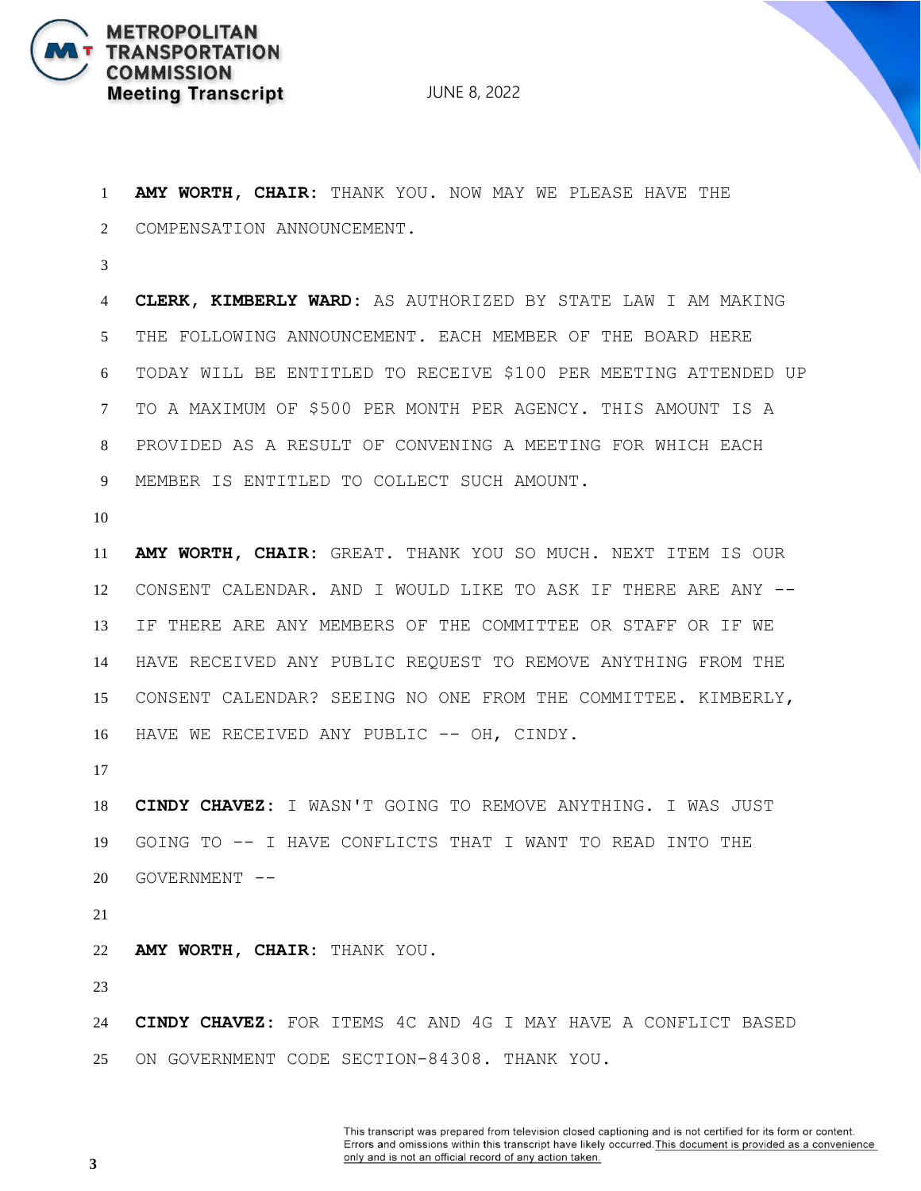**AMY WORTH, CHAIR:** THANK YOU. NOW MAY WE PLEASE HAVE THE COMPENSATION ANNOUNCEMENT.

**CLERK, KIMBERLY WARD:** AS AUTHORIZED BY STATE LAW I AM MAKING THE FOLLOWING ANNOUNCEMENT. EACH MEMBER OF THE BOARD HERE TODAY WILL BE ENTITLED TO RECEIVE $100 PER MEETING ATTENDED UP TO A MAXIMUM OF $500 PER MONTH PER AGENCY. THIS AMOUNT IS A PROVIDED AS A RESULT OF CONVENING A MEETING FOR WHICH EACH MEMBER IS ENTITLED TO COLLECT SUCH AMOUNT.

**AMY WORTH, CHAIR:** GREAT. THANK YOU SO MUCH. NEXT ITEM IS OUR CONSENT CALENDAR. AND I WOULD LIKE TO ASK IF THERE ARE ANY -- IF THERE ARE ANY MEMBERS OF THE COMMITTEE OR STAFF OR IF WE HAVE RECEIVED ANY PUBLIC REQUEST TO REMOVE ANYTHING FROM THE CONSENT CALENDAR? SEEING NO ONE FROM THE COMMITTEE. KIMBERLY, HAVE WE RECEIVED ANY PUBLIC -- OH, CINDY.

**CINDY CHAVEZ:** I WASN'T GOING TO REMOVE ANYTHING. I WAS JUST GOING TO -- I HAVE CONFLICTS THAT I WANT TO READ INTO THE GOVERNMENT --

**AMY WORTH, CHAIR:** THANK YOU.

**CINDY CHAVEZ:** FOR ITEMS 4C AND 4G I MAY HAVE A CONFLICT BASED ON GOVERNMENT CODE SECTION-84308. THANK YOU.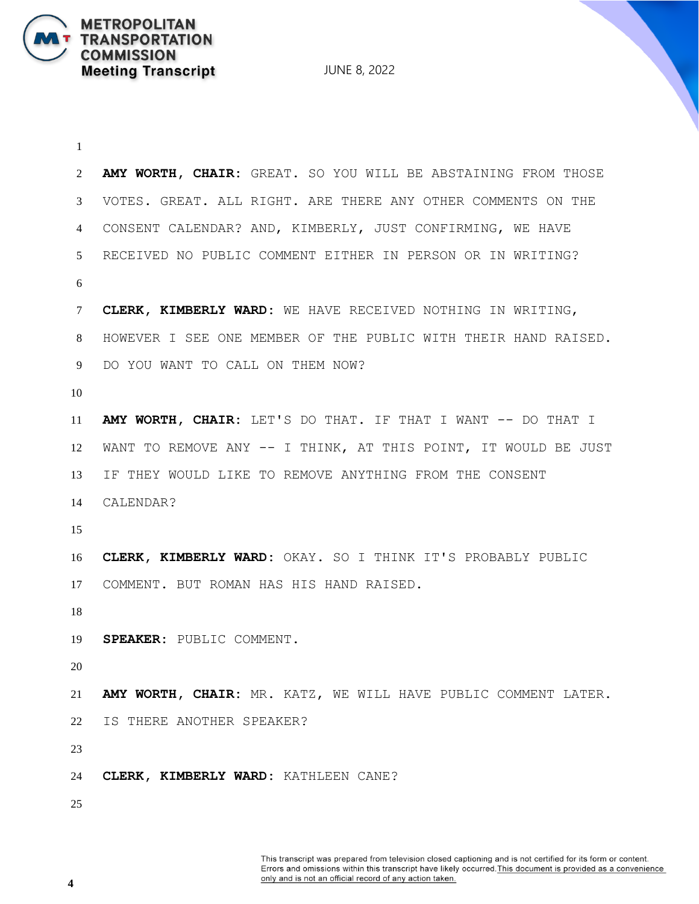**AMY WORTH, CHAIR:** GREAT. SO YOU WILL BE ABSTAINING FROM THOSE VOTES. GREAT. ALL RIGHT. ARE THERE ANY OTHER COMMENTS ON THE CONSENT CALENDAR? AND, KIMBERLY, JUST CONFIRMING, WE HAVE RECEIVED NO PUBLIC COMMENT EITHER IN PERSON OR IN WRITING?

**CLERK, KIMBERLY WARD:** WE HAVE RECEIVED NOTHING IN WRITING, HOWEVER I SEE ONE MEMBER OF THE PUBLIC WITH THEIR HAND RAISED. DO YOU WANT TO CALL ON THEM NOW?

**AMY WORTH, CHAIR:** LET'S DO THAT. IF THAT I WANT -- DO THAT I WANT TO REMOVE ANY -- I THINK, AT THIS POINT, IT WOULD BE JUST IF THEY WOULD LIKE TO REMOVE ANYTHING FROM THE CONSENT CALENDAR?

**CLERK, KIMBERLY WARD:** OKAY. SO I THINK IT'S PROBABLY PUBLIC COMMENT. BUT ROMAN HAS HIS HAND RAISED.

**SPEAKER:** PUBLIC COMMENT.

**AMY WORTH, CHAIR:** MR. KATZ, WE WILL HAVE PUBLIC COMMENT LATER. IS THERE ANOTHER SPEAKER?

**CLERK, KIMBERLY WARD:** KATHLEEN CANE?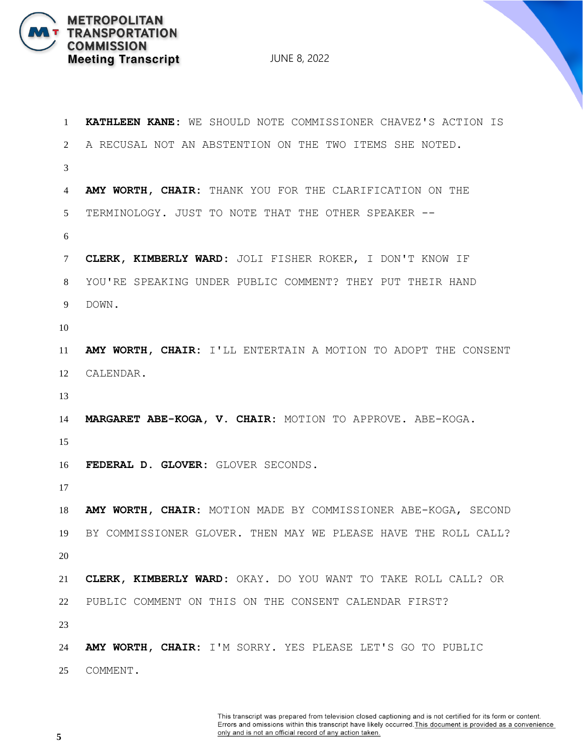**KATHLEEN KANE:** WE SHOULD NOTE COMMISSIONER CHAVEZ'S ACTION IS A RECUSAL NOT AN ABSTENTION ON THE TWO ITEMS SHE NOTED.

**AMY WORTH, CHAIR:** THANK YOU FOR THE CLARIFICATION ON THE TERMINOLOGY. JUST TO NOTE THAT THE OTHER SPEAKER --

**CLERK, KIMBERLY WARD:** JOLI FISHER ROKER, I DON'T KNOW IF YOU'RE SPEAKING UNDER PUBLIC COMMENT? THEY PUT THEIR HAND DOWN.

**AMY WORTH, CHAIR:** I'LL ENTERTAIN A MOTION TO ADOPT THE CONSENT CALENDAR.

**MARGARET ABE-KOGA, V. CHAIR:** MOTION TO APPROVE. ABE-KOGA.

**FEDERAL D. GLOVER:** GLOVER SECONDS.

**AMY WORTH, CHAIR:** MOTION MADE BY COMMISSIONER ABE-KOGA, SECOND BY COMMISSIONER GLOVER. THEN MAY WE PLEASE HAVE THE ROLL CALL?

**CLERK, KIMBERLY WARD:** OKAY. DO YOU WANT TO TAKE ROLL CALL? OR PUBLIC COMMENT ON THIS ON THE CONSENT CALENDAR FIRST?

**AMY WORTH, CHAIR:** I'M SORRY. YES PLEASE LET'S GO TO PUBLIC COMMENT.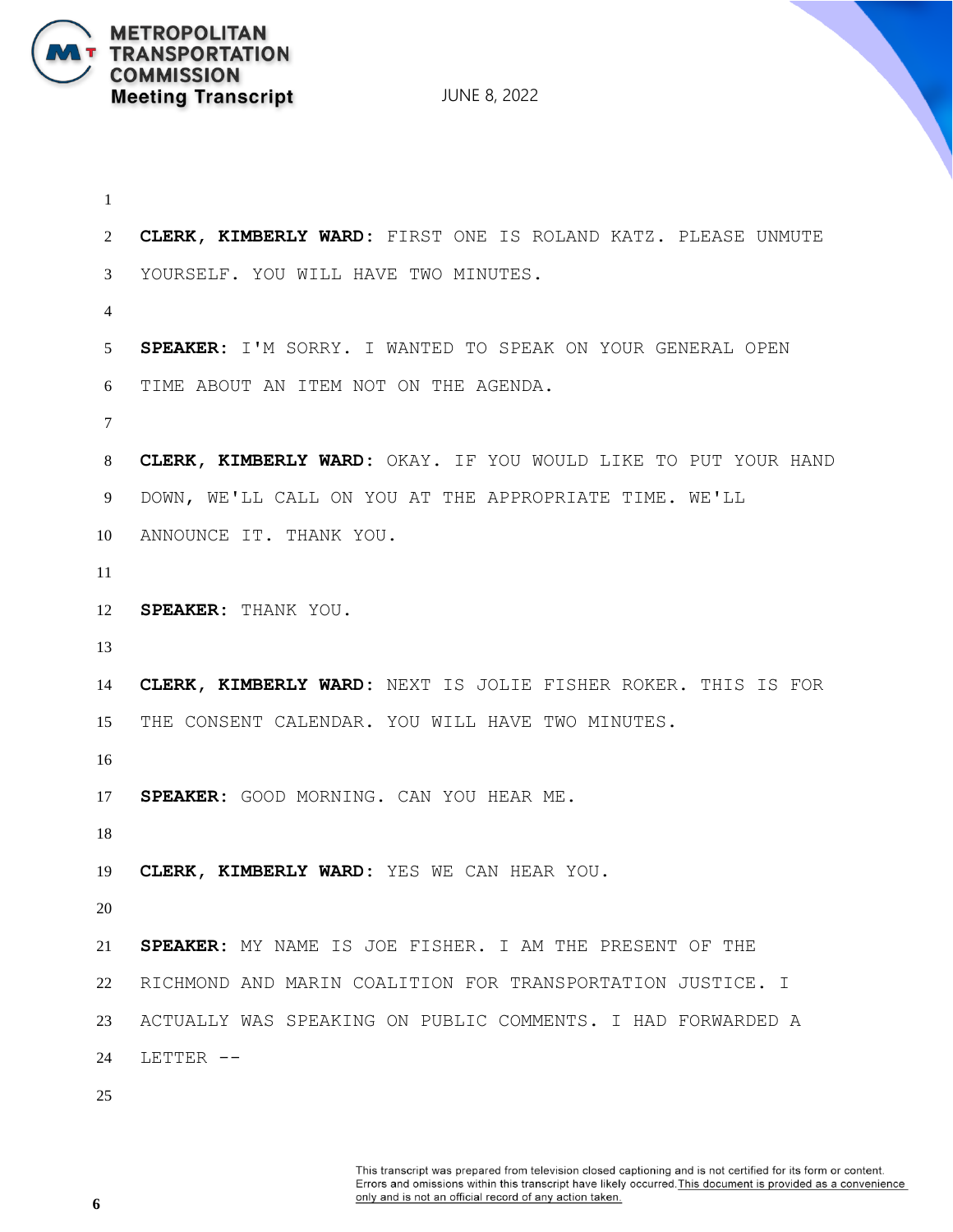**CLERK, KIMBERLY WARD:** FIRST ONE IS ROLAND KATZ. PLEASE UNMUTE YOURSELF. YOU WILL HAVE TWO MINUTES.

**SPEAKER:** I'M SORRY. I WANTED TO SPEAK ON YOUR GENERAL OPEN TIME ABOUT AN ITEM NOT ON THE AGENDA.

**CLERK, KIMBERLY WARD:** OKAY. IF YOU WOULD LIKE TO PUT YOUR HAND DOWN, WE'LL CALL ON YOU AT THE APPROPRIATE TIME. WE'LL ANNOUNCE IT. THANK YOU.

**SPEAKER:** THANK YOU.

**CLERK, KIMBERLY WARD:** NEXT IS JOLIE FISHER ROKER. THIS IS FOR THE CONSENT CALENDAR. YOU WILL HAVE TWO MINUTES.

**SPEAKER:** GOOD MORNING. CAN YOU HEAR ME.

**CLERK, KIMBERLY WARD:** YES WE CAN HEAR YOU.

**SPEAKER:** MY NAME IS JOE FISHER. I AM THE PRESENT OF THE RICHMOND AND MARIN COALITION FOR TRANSPORTATION JUSTICE. I ACTUALLY WAS SPEAKING ON PUBLIC COMMENTS. I HAD FORWARDED A LETTER --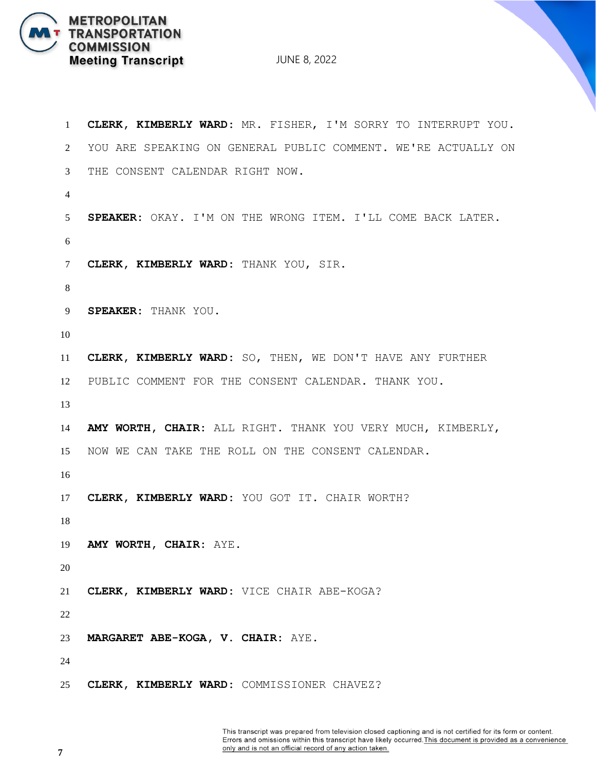**CLERK, KIMBERLY WARD**: MR. FISHER, I'M SORRY TO INTERRUPT YOU. YOU ARE SPEAKING ON GENERAL PUBLIC COMMENT. WE'RE ACTUALLY ON THE CONSENT CALENDAR RIGHT NOW.

**SPEAKER**: OKAY. I'M ON THE WRONG ITEM. I'LL COME BACK LATER.

**CLERK, KIMBERLY WARD**: THANK YOU, SIR.

**SPEAKER**: THANK YOU.

**CLERK, KIMBERLY WARD**: SO, THEN, WE DON'T HAVE ANY FURTHER PUBLIC COMMENT FOR THE CONSENT CALENDAR. THANK YOU.

**AMY WORTH, CHAIR**: ALL RIGHT. THANK YOU VERY MUCH, KIMBERLY, NOW WE CAN TAKE THE ROLL ON THE CONSENT CALENDAR.

**CLERK, KIMBERLY WARD**: YOU GOT IT. CHAIR WORTH?

**AMY WORTH, CHAIR**: AYE.

**CLERK, KIMBERLY WARD**: VICE CHAIR ABE-KOGA?

**MARGARET ABE-KOGA, V. CHAIR**: AYE.

**CLERK, KIMBERLY WARD**: COMMISSIONER CHAVEZ?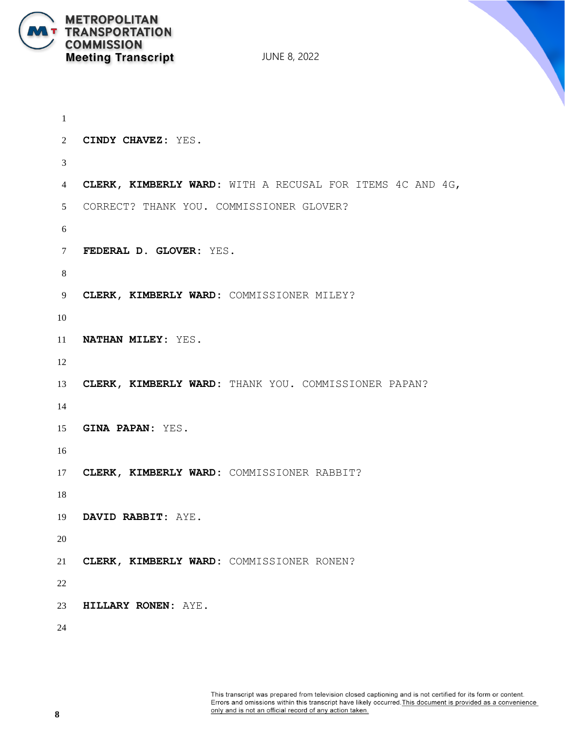**CINDY CHAVEZ:** YES.

**CLERK, KIMBERLY WARD:** WITH A RECUSAL FOR ITEMS 4C AND 4G, CORRECT? THANK YOU. COMMISSIONER GLOVER?

**FEDERAL D. GLOVER:** YES.

**CLERK, KIMBERLY WARD:** COMMISSIONER MILEY?

**NATHAN MILEY:** YES.

**CLERK, KIMBERLY WARD:** THANK YOU. COMMISSIONER PAPAN?

**GINA PAPAN:** YES.

**CLERK, KIMBERLY WARD:** COMMISSIONER RABBIT?

**DAVID RABBIT:** AYE.

**CLERK, KIMBERLY WARD:** COMMISSIONER RONEN?

**HILLARY RONEN:** AYE.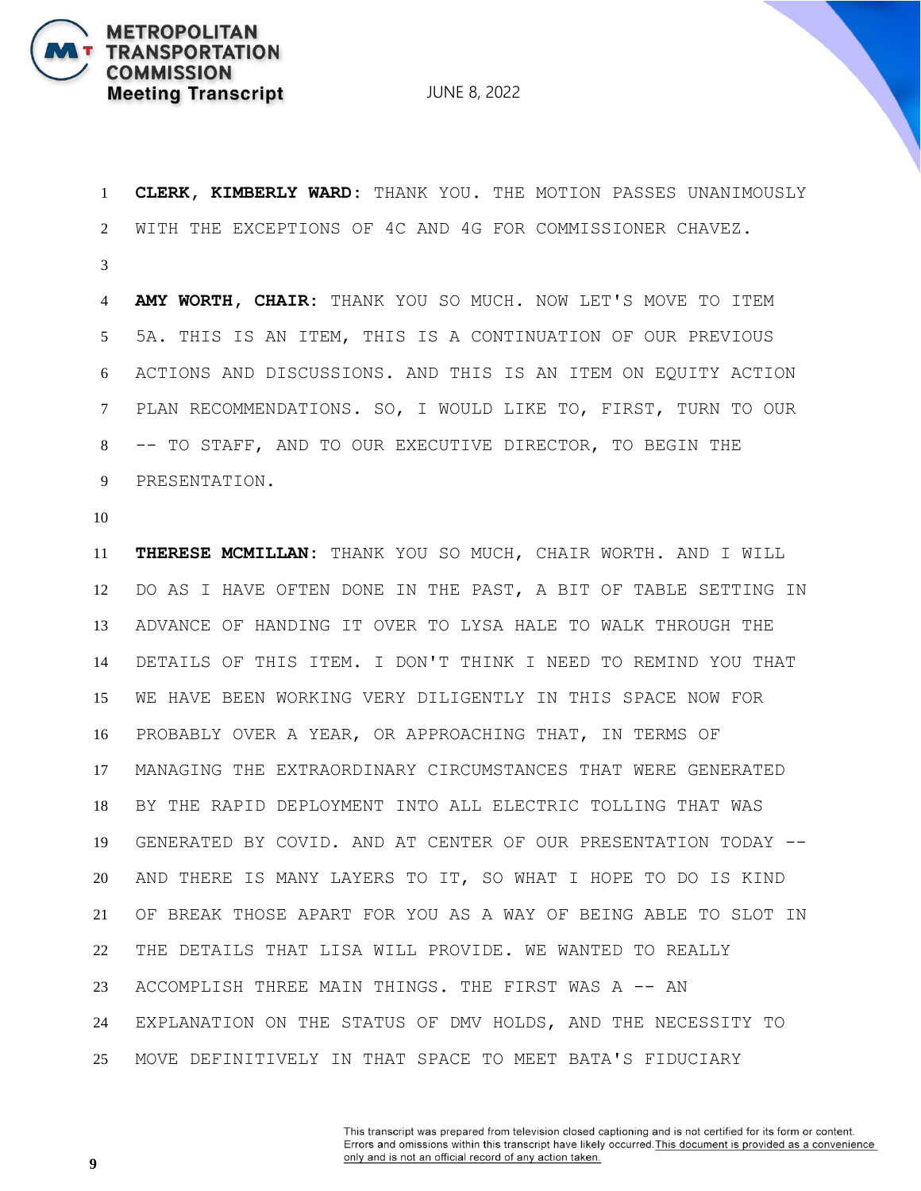**CLERK, KIMBERLY WARD:** THANK YOU. THE MOTION PASSES UNANIMOUSLY WITH THE EXCEPTIONS OF 4C AND 4G FOR COMMISSIONER CHAVEZ.

**AMY WORTH, CHAIR:** THANK YOU SO MUCH. NOW LET'S MOVE TO ITEM 5A. THIS IS AN ITEM, THIS IS A CONTINUATION OF OUR PREVIOUS ACTIONS AND DISCUSSIONS. AND THIS IS AN ITEM ON EQUITY ACTION PLAN RECOMMENDATIONS. SO, I WOULD LIKE TO, FIRST, TURN TO OUR -- TO STAFF, AND TO OUR EXECUTIVE DIRECTOR, TO BEGIN THE PRESENTATION.

**THERESE MCMILLAN:** THANK YOU SO MUCH, CHAIR WORTH. AND I WILL DO AS I HAVE OFTEN DONE IN THE PAST, A BIT OF TABLE SETTING IN ADVANCE OF HANDING IT OVER TO LYSA HALE TO WALK THROUGH THE DETAILS OF THIS ITEM. I DON'T THINK I NEED TO REMIND YOU THAT WE HAVE BEEN WORKING VERY DILIGENTLY IN THIS SPACE NOW FOR PROBABLY OVER A YEAR, OR APPROACHING THAT, IN TERMS OF MANAGING THE EXTRAORDINARY CIRCUMSTANCES THAT WERE GENERATED BY THE RAPID DEPLOYMENT INTO ALL ELECTRIC TOLLING THAT WAS GENERATED BY COVID. AND AT CENTER OF OUR PRESENTATION TODAY -- AND THERE IS MANY LAYERS TO IT, SO WHAT I HOPE TO DO IS KIND OF BREAK THOSE APART FOR YOU AS A WAY OF BEING ABLE TO SLOT IN THE DETAILS THAT LISA WILL PROVIDE. WE WANTED TO REALLY ACCOMPLISH THREE MAIN THINGS. THE FIRST WAS A -- AN EXPLANATION ON THE STATUS OF DMV HOLDS, AND THE NECESSITY TO MOVE DEFINITIVELY IN THAT SPACE TO MEET BATA'S FIDUCIARY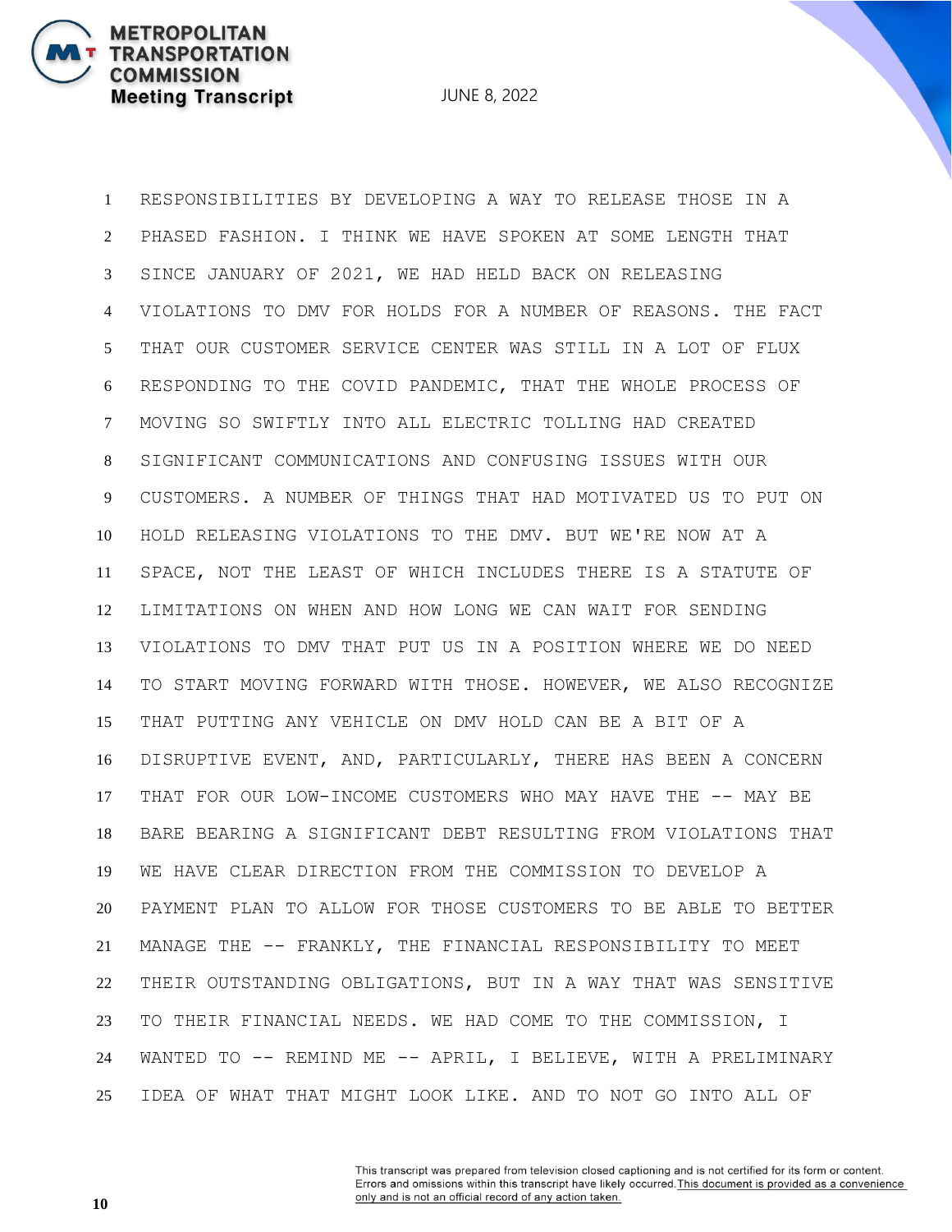1 RESPONSIBILITIES BY DEVELOPING A WAY TO RELEASE THOSE IN A
2 PHASED FASHION. I THINK WE HAVE SPOKEN AT SOME LENGTH THAT
3 SINCE JANUARY OF 2021, WE HAD HELD BACK ON RELEASING
4 VIOLATIONS TO DMV FOR HOLDS FOR A NUMBER OF REASONS. THE FACT
5 THAT OUR CUSTOMER SERVICE CENTER WAS STILL IN A LOT OF FLUX
6 RESPONDING TO THE COVID PANDEMIC, THAT THE WHOLE PROCESS OF
7 MOVING SO SWIFTLY INTO ALL ELECTRIC TOLLING HAD CREATED
8 SIGNIFICANT COMMUNICATIONS AND CONFUSING ISSUES WITH OUR
9 CUSTOMERS. A NUMBER OF THINGS THAT HAD MOTIVATED US TO PUT ON
10 HOLD RELEASING VIOLATIONS TO THE DMV. BUT WE'RE NOW AT A
11 SPACE, NOT THE LEAST OF WHICH INCLUDES THERE IS A STATUTE OF
12 LIMITATIONS ON WHEN AND HOW LONG WE CAN WAIT FOR SENDING
13 VIOLATIONS TO DMV THAT PUT US IN A POSITION WHERE WE DO NEED
14 TO START MOVING FORWARD WITH THOSE. HOWEVER, WE ALSO RECOGNIZE
15 THAT PUTTING ANY VEHICLE ON DMV HOLD CAN BE A BIT OF A
16 DISRUPTIVE EVENT, AND, PARTICULARLY, THERE HAS BEEN A CONCERN
17 THAT FOR OUR LOW-INCOME CUSTOMERS WHO MAY HAVE THE -- MAY BE
18 BARE BEARING A SIGNIFICANT DEBT RESULTING FROM VIOLATIONS THAT
19 WE HAVE CLEAR DIRECTION FROM THE COMMISSION TO DEVELOP A
20 PAYMENT PLAN TO ALLOW FOR THOSE CUSTOMERS TO BE ABLE TO BETTER
21 MANAGE THE -- FRANKLY, THE FINANCIAL RESPONSIBILITY TO MEET
22 THEIR OUTSTANDING OBLIGATIONS, BUT IN A WAY THAT WAS SENSITIVE
23 TO THEIR FINANCIAL NEEDS. WE HAD COME TO THE COMMISSION, I
24 WANTED TO -- REMIND ME -- APRIL, I BELIEVE, WITH A PRELIMINARY
25 IDEA OF WHAT THAT MIGHT LOOK LIKE. AND TO NOT GO INTO ALL OF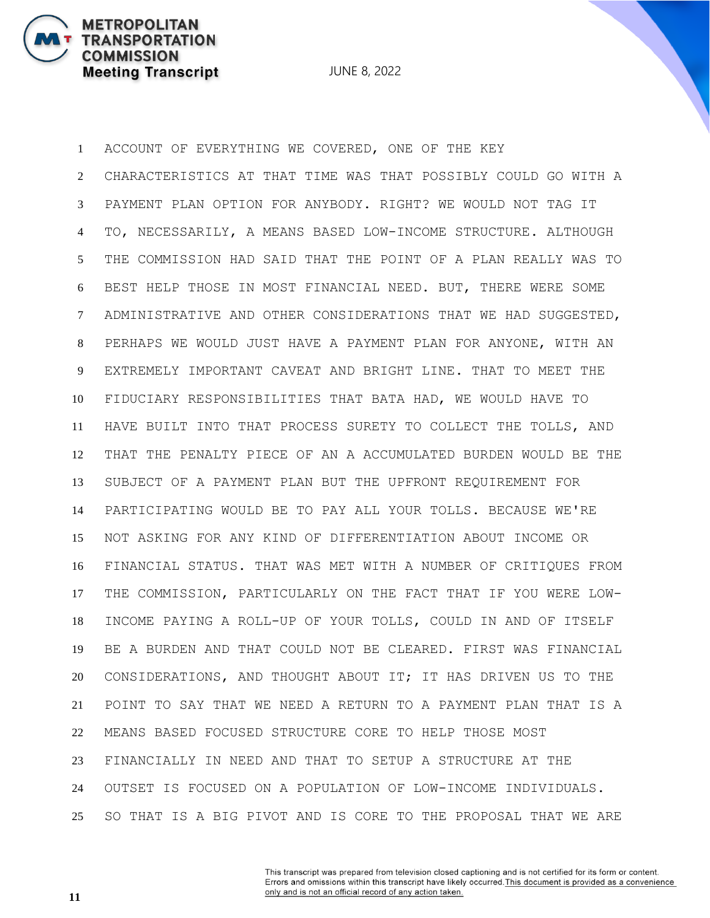ACCOUNT OF EVERYTHING WE COVERED, ONE OF THE KEY CHARACTERISTICS AT THAT TIME WAS THAT POSSIBLY COULD GO WITH A PAYMENT PLAN OPTION FOR ANYBODY. RIGHT? WE WOULD NOT TAG IT TO, NECESSARILY, A MEANS BASED LOW-INCOME STRUCTURE. ALTHOUGH THE COMMISSION HAD SAID THAT THE POINT OF A PLAN REALLY WAS TO BEST HELP THOSE IN MOST FINANCIAL NEED. BUT, THERE WERE SOME ADMINISTRATIVE AND OTHER CONSIDERATIONS THAT WE HAD SUGGESTED, PERHAPS WE WOULD JUST HAVE A PAYMENT PLAN FOR ANYONE, WITH AN EXTREMELY IMPORTANT CAVEAT AND BRIGHT LINE. THAT TO MEET THE FIDUCIARY RESPONSIBILITIES THAT BATA HAD, WE WOULD HAVE TO HAVE BUILT INTO THAT PROCESS SURETY TO COLLECT THE TOLLS, AND THAT THE PENALTY PIECE OF AN A ACCUMULATED BURDEN WOULD BE THE SUBJECT OF A PAYMENT PLAN BUT THE UPFRONT REQUIREMENT FOR PARTICIPATING WOULD BE TO PAY ALL YOUR TOLLS. BECAUSE WE'RE NOT ASKING FOR ANY KIND OF DIFFERENTIATION ABOUT INCOME OR FINANCIAL STATUS. THAT WAS MET WITH A NUMBER OF CRITIQUES FROM THE COMMISSION, PARTICULARLY ON THE FACT THAT IF YOU WERE LOW-INCOME PAYING A ROLL-UP OF YOUR TOLLS, COULD IN AND OF ITSELF BE A BURDEN AND THAT COULD NOT BE CLEARED. FIRST WAS FINANCIAL CONSIDERATIONS, AND THOUGHT ABOUT IT; IT HAS DRIVEN US TO THE POINT TO SAY THAT WE NEED A RETURN TO A PAYMENT PLAN THAT IS A MEANS BASED FOCUSED STRUCTURE CORE TO HELP THOSE MOST FINANCIALLY IN NEED AND THAT TO SETUP A STRUCTURE AT THE OUTSET IS FOCUSED ON A POPULATION OF LOW-INCOME INDIVIDUALS. SO THAT IS A BIG PIVOT AND IS CORE TO THE PROPOSAL THAT WE ARE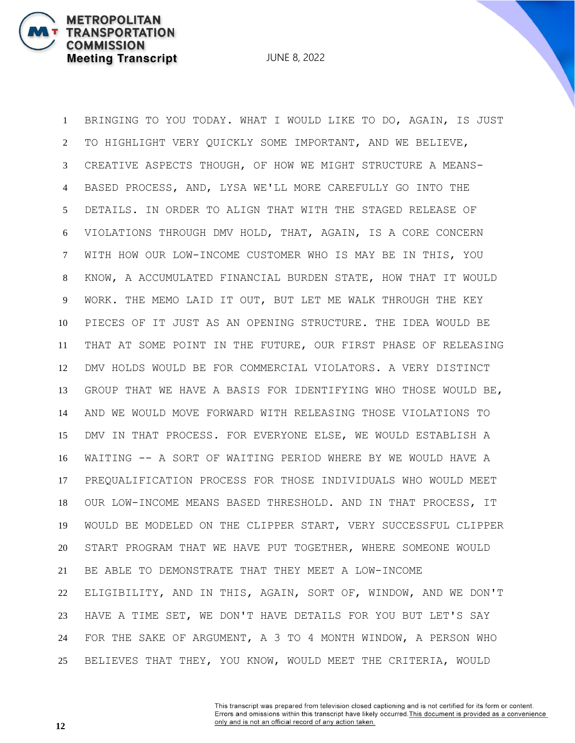1 BRINGING TO YOU TODAY. WHAT I WOULD LIKE TO DO, AGAIN, IS JUST

2 TO HIGHLIGHT VERY QUICKLY SOME IMPORTANT, AND WE BELIEVE,

3 CREATIVE ASPECTS THOUGH, OF HOW WE MIGHT STRUCTURE A MEANS-

4 BASED PROCESS, AND, LYSA WE'LL MORE CAREFULLY GO INTO THE

5 DETAILS. IN ORDER TO ALIGN THAT WITH THE STAGED RELEASE OF

6 VIOLATIONS THROUGH DMV HOLD, THAT, AGAIN, IS A CORE CONCERN

7 WITH HOW OUR LOW-INCOME CUSTOMER WHO IS MAY BE IN THIS, YOU

8 KNOW, A ACCUMULATED FINANCIAL BURDEN STATE, HOW THAT IT WOULD

9 WORK. THE MEMO LAID IT OUT, BUT LET ME WALK THROUGH THE KEY

10 PIECES OF IT JUST AS AN OPENING STRUCTURE. THE IDEA WOULD BE

11 THAT AT SOME POINT IN THE FUTURE, OUR FIRST PHASE OF RELEASING

12 DMV HOLDS WOULD BE FOR COMMERCIAL VIOLATORS. A VERY DISTINCT

13 GROUP THAT WE HAVE A BASIS FOR IDENTIFYING WHO THOSE WOULD BE,

14 AND WE WOULD MOVE FORWARD WITH RELEASING THOSE VIOLATIONS TO

15 DMV IN THAT PROCESS. FOR EVERYONE ELSE, WE WOULD ESTABLISH A

16 WAITING -- A SORT OF WAITING PERIOD WHERE BY WE WOULD HAVE A

17 PREQUALIFICATION PROCESS FOR THOSE INDIVIDUALS WHO WOULD MEET

18 OUR LOW-INCOME MEANS BASED THRESHOLD. AND IN THAT PROCESS, IT

19 WOULD BE MODELED ON THE CLIPPER START, VERY SUCCESSFUL CLIPPER

20 START PROGRAM THAT WE HAVE PUT TOGETHER, WHERE SOMEONE WOULD

21 BE ABLE TO DEMONSTRATE THAT THEY MEET A LOW-INCOME

22 ELIGIBILITY, AND IN THIS, AGAIN, SORT OF, WINDOW, AND WE DON'T

23 HAVE A TIME SET, WE DON'T HAVE DETAILS FOR YOU BUT LET'S SAY

24 FOR THE SAKE OF ARGUMENT, A 3 TO 4 MONTH WINDOW, A PERSON WHO

25 BELIEVES THAT THEY, YOU KNOW, WOULD MEET THE CRITERIA, WOULD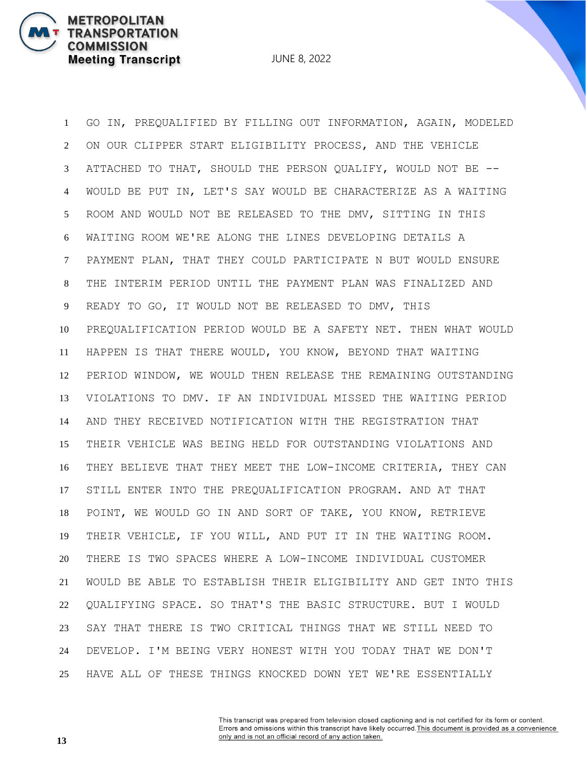GO IN, PREQUALIFIED BY FILLING OUT INFORMATION, AGAIN, MODELED ON OUR CLIPPER START ELIGIBILITY PROCESS, AND THE VEHICLE ATTACHED TO THAT, SHOULD THE PERSON QUALIFY, WOULD NOT BE -- WOULD BE PUT IN, LET'S SAY WOULD BE CHARACTERIZE AS A WAITING ROOM AND WOULD NOT BE RELEASED TO THE DMV, SITTING IN THIS WAITING ROOM WE'RE ALONG THE LINES DEVELOPING DETAILS A PAYMENT PLAN, THAT THEY COULD PARTICIPATE N BUT WOULD ENSURE THE INTERIM PERIOD UNTIL THE PAYMENT PLAN WAS FINALIZED AND READY TO GO, IT WOULD NOT BE RELEASED TO DMV, THIS PREQUALIFICATION PERIOD WOULD BE A SAFETY NET. THEN WHAT WOULD HAPPEN IS THAT THERE WOULD, YOU KNOW, BEYOND THAT WAITING PERIOD WINDOW, WE WOULD THEN RELEASE THE REMAINING OUTSTANDING VIOLATIONS TO DMV. IF AN INDIVIDUAL MISSED THE WAITING PERIOD AND THEY RECEIVED NOTIFICATION WITH THE REGISTRATION THAT THEIR VEHICLE WAS BEING HELD FOR OUTSTANDING VIOLATIONS AND THEY BELIEVE THAT THEY MEET THE LOW-INCOME CRITERIA, THEY CAN STILL ENTER INTO THE PREQUALIFICATION PROGRAM. AND AT THAT POINT, WE WOULD GO IN AND SORT OF TAKE, YOU KNOW, RETRIEVE THEIR VEHICLE, IF YOU WILL, AND PUT IT IN THE WAITING ROOM. THERE IS TWO SPACES WHERE A LOW-INCOME INDIVIDUAL CUSTOMER WOULD BE ABLE TO ESTABLISH THEIR ELIGIBILITY AND GET INTO THIS QUALIFYING SPACE. SO THAT'S THE BASIC STRUCTURE. BUT I WOULD SAY THAT THERE IS TWO CRITICAL THINGS THAT WE STILL NEED TO DEVELOP. I'M BEING VERY HONEST WITH YOU TODAY THAT WE DON'T HAVE ALL OF THESE THINGS KNOCKED DOWN YET WE'RE ESSENTIALLY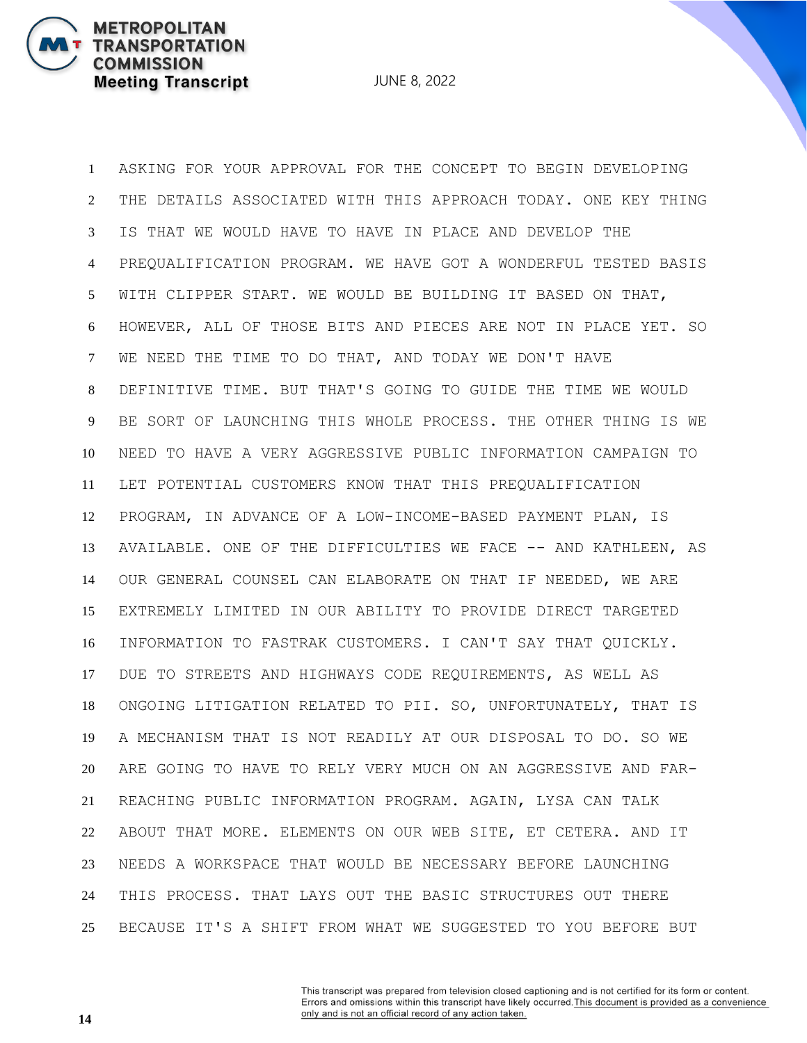ASKING FOR YOUR APPROVAL FOR THE CONCEPT TO BEGIN DEVELOPING THE DETAILS ASSOCIATED WITH THIS APPROACH TODAY. ONE KEY THING IS THAT WE WOULD HAVE TO HAVE IN PLACE AND DEVELOP THE PREQUALIFICATION PROGRAM. WE HAVE GOT A WONDERFUL TESTED BASIS WITH CLIPPER START. WE WOULD BE BUILDING IT BASED ON THAT, HOWEVER, ALL OF THOSE BITS AND PIECES ARE NOT IN PLACE YET. SO WE NEED THE TIME TO DO THAT, AND TODAY WE DON'T HAVE DEFINITIVE TIME. BUT THAT'S GOING TO GUIDE THE TIME WE WOULD BE SORT OF LAUNCHING THIS WHOLE PROCESS. THE OTHER THING IS WE NEED TO HAVE A VERY AGGRESSIVE PUBLIC INFORMATION CAMPAIGN TO LET POTENTIAL CUSTOMERS KNOW THAT THIS PREQUALIFICATION PROGRAM, IN ADVANCE OF A LOW-INCOME-BASED PAYMENT PLAN, IS AVAILABLE. ONE OF THE DIFFICULTIES WE FACE -- AND KATHLEEN, AS OUR GENERAL COUNSEL CAN ELABORATE ON THAT IF NEEDED, WE ARE EXTREMELY LIMITED IN OUR ABILITY TO PROVIDE DIRECT TARGETED INFORMATION TO FASTRAK CUSTOMERS. I CAN'T SAY THAT QUICKLY. DUE TO STREETS AND HIGHWAYS CODE REQUIREMENTS, AS WELL AS ONGOING LITIGATION RELATED TO PII. SO, UNFORTUNATELY, THAT IS A MECHANISM THAT IS NOT READILY AT OUR DISPOSAL TO DO. SO WE ARE GOING TO HAVE TO RELY VERY MUCH ON AN AGGRESSIVE AND FAR-REACHING PUBLIC INFORMATION PROGRAM. AGAIN, LYSA CAN TALK ABOUT THAT MORE. ELEMENTS ON OUR WEB SITE, ET CETERA. AND IT NEEDS A WORKSPACE THAT WOULD BE NECESSARY BEFORE LAUNCHING THIS PROCESS. THAT LAYS OUT THE BASIC STRUCTURES OUT THERE BECAUSE IT'S A SHIFT FROM WHAT WE SUGGESTED TO YOU BEFORE BUT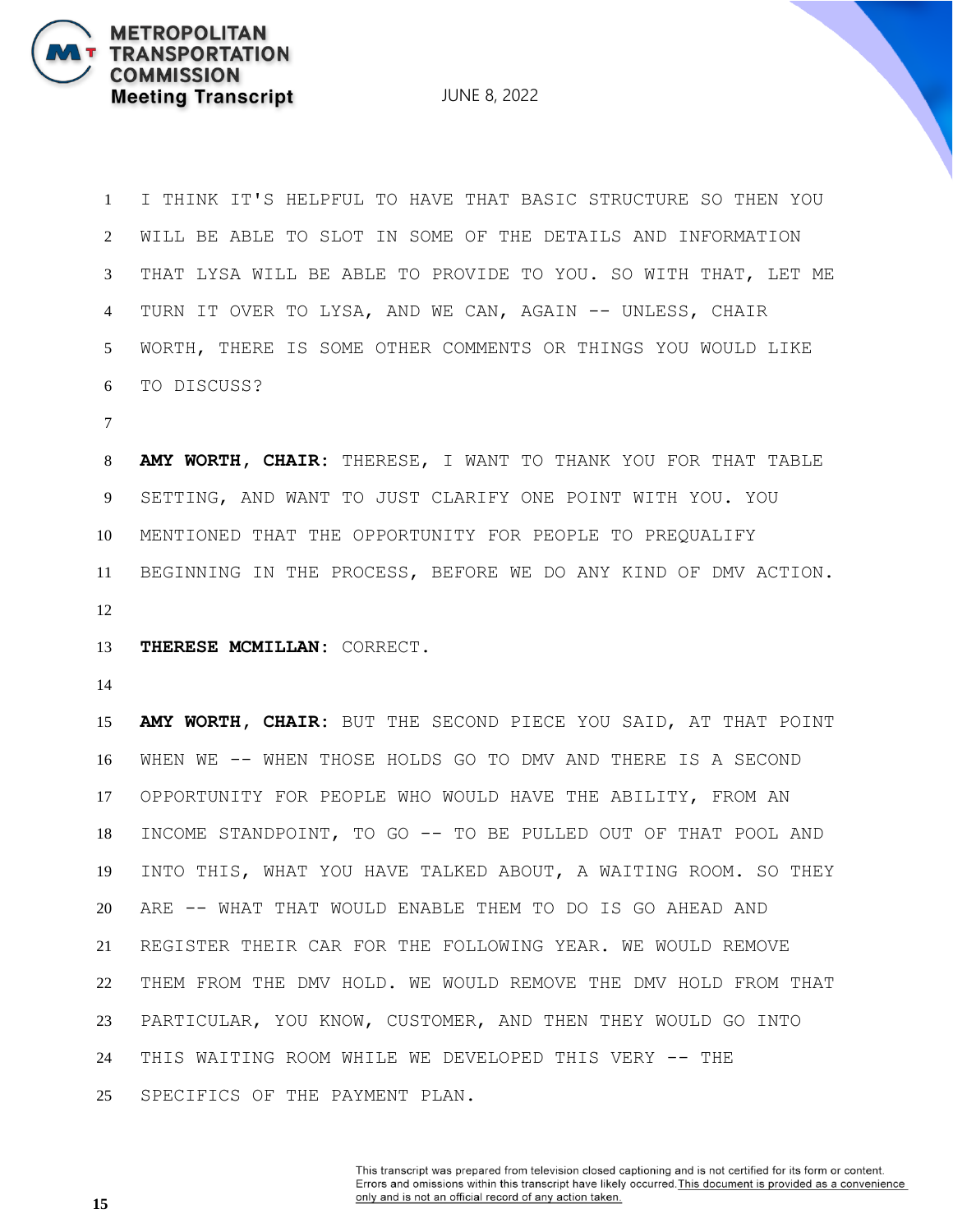I THINK IT'S HELPFUL TO HAVE THAT BASIC STRUCTURE SO THEN YOU WILL BE ABLE TO SLOT IN SOME OF THE DETAILS AND INFORMATION THAT LYSA WILL BE ABLE TO PROVIDE TO YOU. SO WITH THAT, LET ME TURN IT OVER TO LYSA, AND WE CAN, AGAIN -- UNLESS, CHAIR WORTH, THERE IS SOME OTHER COMMENTS OR THINGS YOU WOULD LIKE TO DISCUSS?

**AMY WORTH, CHAIR:** THERESE, I WANT TO THANK YOU FOR THAT TABLE SETTING, AND WANT TO JUST CLARIFY ONE POINT WITH YOU. YOU MENTIONED THAT THE OPPORTUNITY FOR PEOPLE TO PREQUALIFY BEGINNING IN THE PROCESS, BEFORE WE DO ANY KIND OF DMV ACTION.

**THERESE MCMILLAN:** CORRECT.

**AMY WORTH, CHAIR:** BUT THE SECOND PIECE YOU SAID, AT THAT POINT WHEN WE -- WHEN THOSE HOLDS GO TO DMV AND THERE IS A SECOND OPPORTUNITY FOR PEOPLE WHO WOULD HAVE THE ABILITY, FROM AN INCOME STANDPOINT, TO GO -- TO BE PULLED OUT OF THAT POOL AND INTO THIS, WHAT YOU HAVE TALKED ABOUT, A WAITING ROOM. SO THEY ARE -- WHAT THAT WOULD ENABLE THEM TO DO IS GO AHEAD AND REGISTER THEIR CAR FOR THE FOLLOWING YEAR. WE WOULD REMOVE THEM FROM THE DMV HOLD. WE WOULD REMOVE THE DMV HOLD FROM THAT PARTICULAR, YOU KNOW, CUSTOMER, AND THEN THEY WOULD GO INTO THIS WAITING ROOM WHILE WE DEVELOPED THIS VERY -- THE SPECIFICS OF THE PAYMENT PLAN.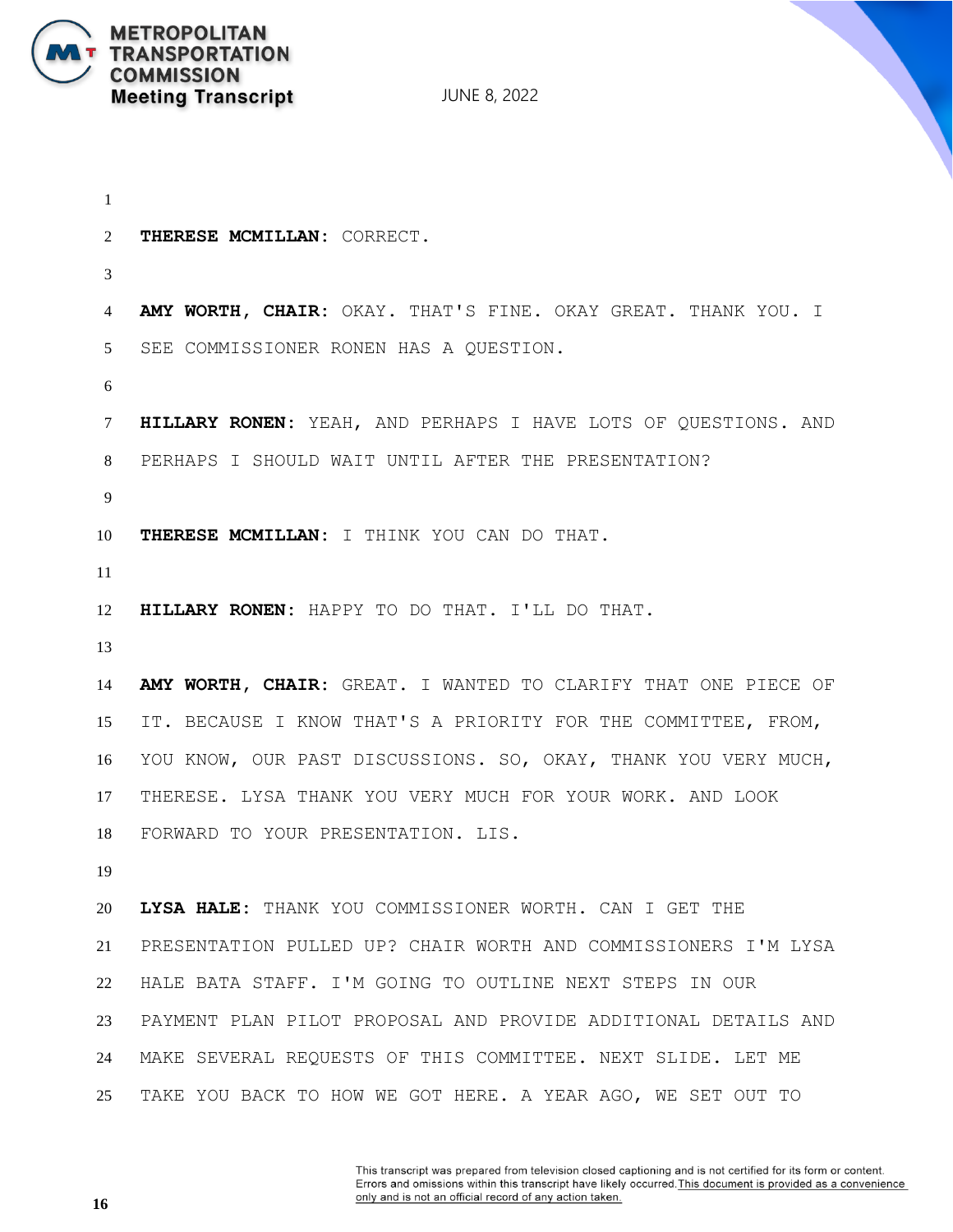**THERESE MCMILLAN**: CORRECT.

**AMY WORTH, CHAIR**: OKAY. THAT'S FINE. OKAY GREAT. THANK YOU. I SEE COMMISSIONER RONEN HAS A QUESTION.

**HILLARY RONEN**: YEAH, AND PERHAPS I HAVE LOTS OF QUESTIONS. AND PERHAPS I SHOULD WAIT UNTIL AFTER THE PRESENTATION?

**THERESE MCMILLAN**: I THINK YOU CAN DO THAT.

**HILLARY RONEN**: HAPPY TO DO THAT. I'LL DO THAT.

**AMY WORTH, CHAIR**: GREAT. I WANTED TO CLARIFY THAT ONE PIECE OF IT. BECAUSE I KNOW THAT'S A PRIORITY FOR THE COMMITTEE, FROM, YOU KNOW, OUR PAST DISCUSSIONS. SO, OKAY, THANK YOU VERY MUCH, THERESE. LYSA THANK YOU VERY MUCH FOR YOUR WORK. AND LOOK FORWARD TO YOUR PRESENTATION. LIS.

**LYSA HALE**: THANK YOU COMMISSIONER WORTH. CAN I GET THE PRESENTATION PULLED UP? CHAIR WORTH AND COMMISSIONERS I'M LYSA HALE BATA STAFF. I'M GOING TO OUTLINE NEXT STEPS IN OUR PAYMENT PLAN PILOT PROPOSAL AND PROVIDE ADDITIONAL DETAILS AND MAKE SEVERAL REQUESTS OF THIS COMMITTEE. NEXT SLIDE. LET ME TAKE YOU BACK TO HOW WE GOT HERE. A YEAR AGO, WE SET OUT TO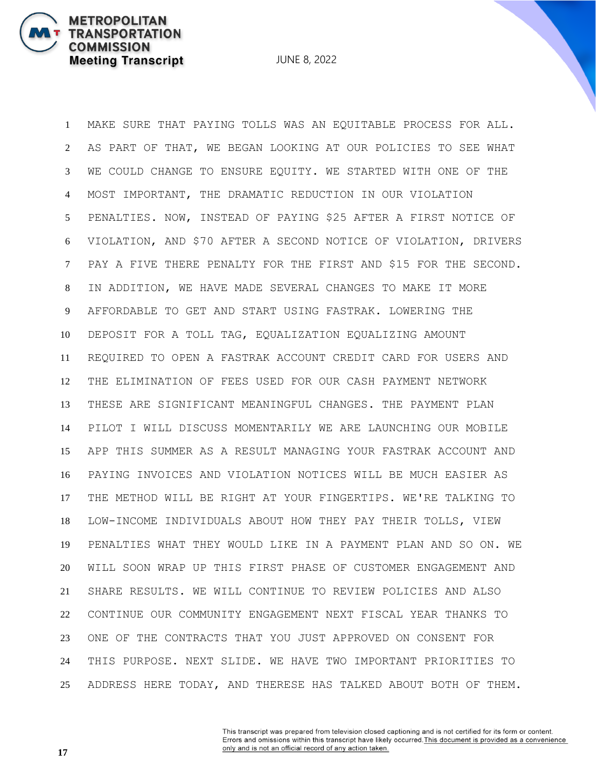1 MAKE SURE THAT PAYING TOLLS WAS AN EQUITABLE PROCESS FOR ALL.
2 AS PART OF THAT, WE BEGAN LOOKING AT OUR POLICIES TO SEE WHAT
3 WE COULD CHANGE TO ENSURE EQUITY. WE STARTED WITH ONE OF THE
4 MOST IMPORTANT, THE DRAMATIC REDUCTION IN OUR VIOLATION
5 PENALTIES. NOW, INSTEAD OF PAYING $25 AFTER A FIRST NOTICE OF
6 VIOLATION, AND $70 AFTER A SECOND NOTICE OF VIOLATION, DRIVERS
7 PAY A FIVE THERE PENALTY FOR THE FIRST AND $15 FOR THE SECOND.
8 IN ADDITION, WE HAVE MADE SEVERAL CHANGES TO MAKE IT MORE
9 AFFORDABLE TO GET AND START USING FASTRAK. LOWERING THE
10 DEPOSIT FOR A TOLL TAG, EQUALIZATION EQUALIZING AMOUNT
11 REQUIRED TO OPEN A FASTRAK ACCOUNT CREDIT CARD FOR USERS AND
12 THE ELIMINATION OF FEES USED FOR OUR CASH PAYMENT NETWORK
13 THESE ARE SIGNIFICANT MEANINGFUL CHANGES. THE PAYMENT PLAN
14 PILOT I WILL DISCUSS MOMENTARILY WE ARE LAUNCHING OUR MOBILE
15 APP THIS SUMMER AS A RESULT MANAGING YOUR FASTRAK ACCOUNT AND
16 PAYING INVOICES AND VIOLATION NOTICES WILL BE MUCH EASIER AS
17 THE METHOD WILL BE RIGHT AT YOUR FINGERTIPS. WE'RE TALKING TO
18 LOW-INCOME INDIVIDUALS ABOUT HOW THEY PAY THEIR TOLLS, VIEW
19 PENALTIES WHAT THEY WOULD LIKE IN A PAYMENT PLAN AND SO ON. WE
20 WILL SOON WRAP UP THIS FIRST PHASE OF CUSTOMER ENGAGEMENT AND
21 SHARE RESULTS. WE WILL CONTINUE TO REVIEW POLICIES AND ALSO
22 CONTINUE OUR COMMUNITY ENGAGEMENT NEXT FISCAL YEAR THANKS TO
23 ONE OF THE CONTRACTS THAT YOU JUST APPROVED ON CONSENT FOR
24 THIS PURPOSE. NEXT SLIDE. WE HAVE TWO IMPORTANT PRIORITIES TO
25 ADDRESS HERE TODAY, AND THERESE HAS TALKED ABOUT BOTH OF THEM.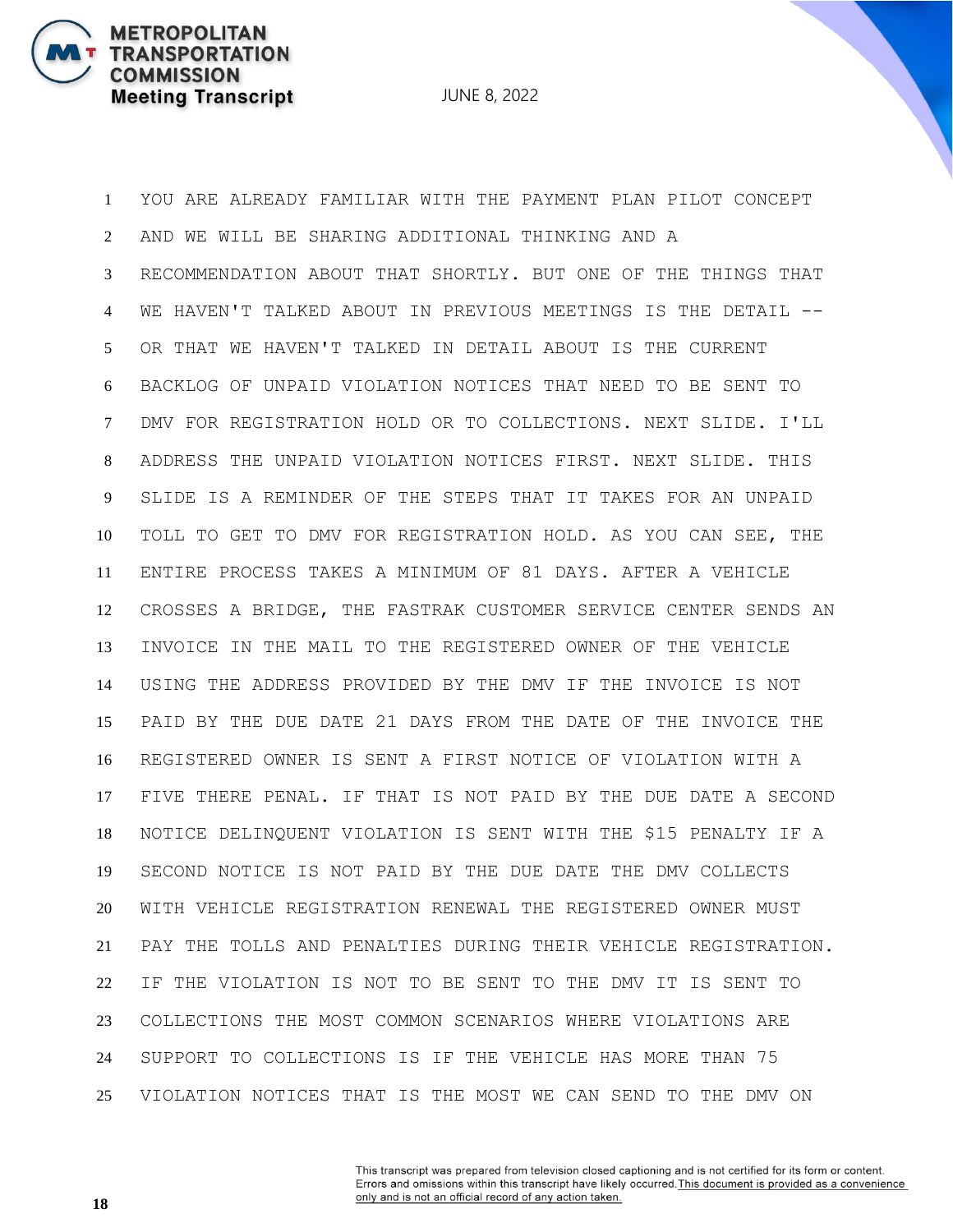1 YOU ARE ALREADY FAMILIAR WITH THE PAYMENT PLAN PILOT CONCEPT
2 AND WE WILL BE SHARING ADDITIONAL THINKING AND A
3 RECOMMENDATION ABOUT THAT SHORTLY. BUT ONE OF THE THINGS THAT
4 WE HAVEN'T TALKED ABOUT IN PREVIOUS MEETINGS IS THE DETAIL --
5 OR THAT WE HAVEN'T TALKED IN DETAIL ABOUT IS THE CURRENT
6 BACKLOG OF UNPAID VIOLATION NOTICES THAT NEED TO BE SENT TO
7 DMV FOR REGISTRATION HOLD OR TO COLLECTIONS. NEXT SLIDE. I'LL
8 ADDRESS THE UNPAID VIOLATION NOTICES FIRST. NEXT SLIDE. THIS
9 SLIDE IS A REMINDER OF THE STEPS THAT IT TAKES FOR AN UNPAID
10 TOLL TO GET TO DMV FOR REGISTRATION HOLD. AS YOU CAN SEE, THE
11 ENTIRE PROCESS TAKES A MINIMUM OF 81 DAYS. AFTER A VEHICLE
12 CROSSES A BRIDGE, THE FASTRAK CUSTOMER SERVICE CENTER SENDS AN
13 INVOICE IN THE MAIL TO THE REGISTERED OWNER OF THE VEHICLE
14 USING THE ADDRESS PROVIDED BY THE DMV IF THE INVOICE IS NOT
15 PAID BY THE DUE DATE 21 DAYS FROM THE DATE OF THE INVOICE THE
16 REGISTERED OWNER IS SENT A FIRST NOTICE OF VIOLATION WITH A
17 FIVE THERE PENAL. IF THAT IS NOT PAID BY THE DUE DATE A SECOND
18 NOTICE DELINQUENT VIOLATION IS SENT WITH THE $15 PENALTY IF A
19 SECOND NOTICE IS NOT PAID BY THE DUE DATE THE DMV COLLECTS
20 WITH VEHICLE REGISTRATION RENEWAL THE REGISTERED OWNER MUST
21 PAY THE TOLLS AND PENALTIES DURING THEIR VEHICLE REGISTRATION.
22 IF THE VIOLATION IS NOT TO BE SENT TO THE DMV IT IS SENT TO
23 COLLECTIONS THE MOST COMMON SCENARIOS WHERE VIOLATIONS ARE
24 SUPPORT TO COLLECTIONS IS IF THE VEHICLE HAS MORE THAN 75
25 VIOLATION NOTICES THAT IS THE MOST WE CAN SEND TO THE DMV ON

This transcript was prepared from television closed captioning and is not certified for its form or content. Errors and omissions within this transcript have likely occurred. This document is provided as a convenience only and is not an official record of any action taken.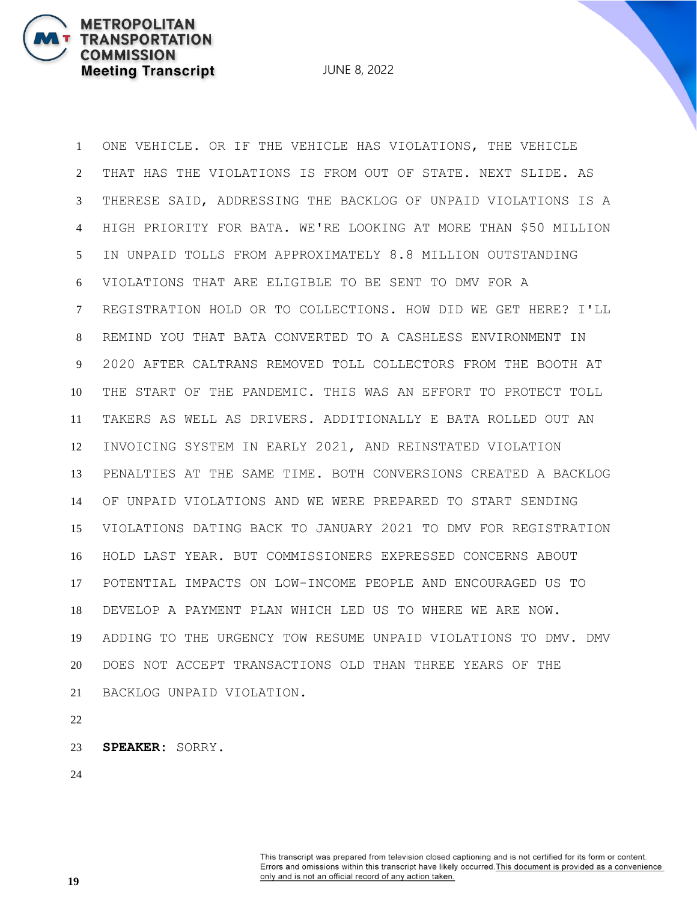ONE VEHICLE. OR IF THE VEHICLE HAS VIOLATIONS, THE VEHICLE THAT HAS THE VIOLATIONS IS FROM OUT OF STATE. NEXT SLIDE. AS THERESE SAID, ADDRESSING THE BACKLOG OF UNPAID VIOLATIONS IS A HIGH PRIORITY FOR BATA. WE'RE LOOKING AT MORE THAN $50 MILLION IN UNPAID TOLLS FROM APPROXIMATELY 8.8 MILLION OUTSTANDING VIOLATIONS THAT ARE ELIGIBLE TO BE SENT TO DMV FOR A REGISTRATION HOLD OR TO COLLECTIONS. HOW DID WE GET HERE? I'LL REMIND YOU THAT BATA CONVERTED TO A CASHLESS ENVIRONMENT IN 2020 AFTER CALTRANS REMOVED TOLL COLLECTORS FROM THE BOOTH AT THE START OF THE PANDEMIC. THIS WAS AN EFFORT TO PROTECT TOLL TAKERS AS WELL AS DRIVERS. ADDITIONALLY E BATA ROLLED OUT AN INVOICING SYSTEM IN EARLY 2021, AND REINSTATED VIOLATION PENALTIES AT THE SAME TIME. BOTH CONVERSIONS CREATED A BACKLOG OF UNPAID VIOLATIONS AND WE WERE PREPARED TO START SENDING VIOLATIONS DATING BACK TO JANUARY 2021 TO DMV FOR REGISTRATION HOLD LAST YEAR. BUT COMMISSIONERS EXPRESSED CONCERNS ABOUT POTENTIAL IMPACTS ON LOW-INCOME PEOPLE AND ENCOURAGED US TO DEVELOP A PAYMENT PLAN WHICH LED US TO WHERE WE ARE NOW. ADDING TO THE URGENCY TOW RESUME UNPAID VIOLATIONS TO DMV. DMV DOES NOT ACCEPT TRANSACTIONS OLD THAN THREE YEARS OF THE BACKLOG UNPAID VIOLATION.

**SPEAKER:** SORRY.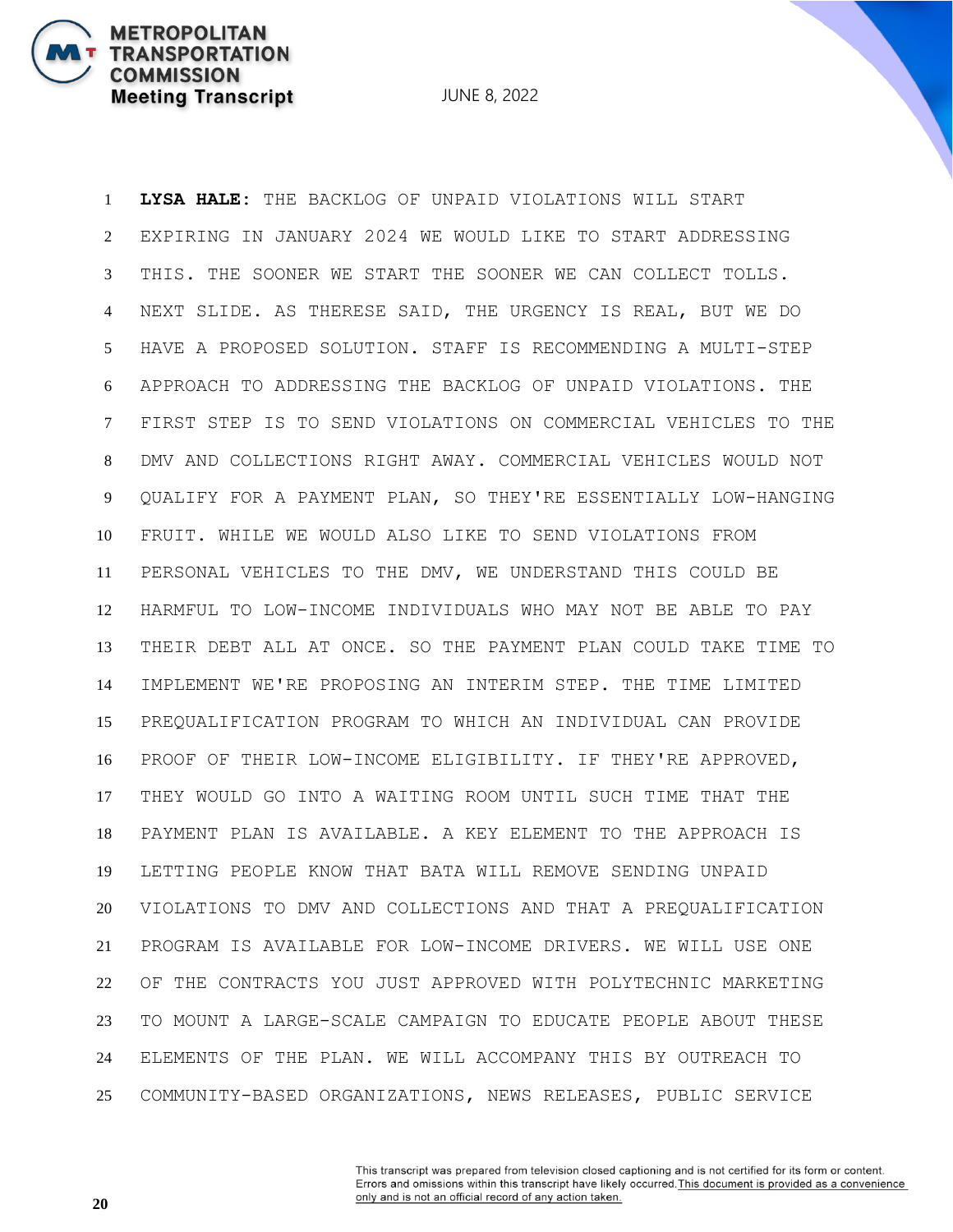**LYSA HALE:** THE BACKLOG OF UNPAID VIOLATIONS WILL START EXPIRING IN JANUARY 2024 WE WOULD LIKE TO START ADDRESSING THIS. THE SOONER WE START THE SOONER WE CAN COLLECT TOLLS. NEXT SLIDE. AS THERESE SAID, THE URGENCY IS REAL, BUT WE DO HAVE A PROPOSED SOLUTION. STAFF IS RECOMMENDING A MULTI-STEP APPROACH TO ADDRESSING THE BACKLOG OF UNPAID VIOLATIONS. THE FIRST STEP IS TO SEND VIOLATIONS ON COMMERCIAL VEHICLES TO THE DMV AND COLLECTIONS RIGHT AWAY. COMMERCIAL VEHICLES WOULD NOT QUALIFY FOR A PAYMENT PLAN, SO THEY'RE ESSENTIALLY LOW-HANGING FRUIT. WHILE WE WOULD ALSO LIKE TO SEND VIOLATIONS FROM PERSONAL VEHICLES TO THE DMV, WE UNDERSTAND THIS COULD BE HARMFUL TO LOW-INCOME INDIVIDUALS WHO MAY NOT BE ABLE TO PAY THEIR DEBT ALL AT ONCE. SO THE PAYMENT PLAN COULD TAKE TIME TO IMPLEMENT WE'RE PROPOSING AN INTERIM STEP. THE TIME LIMITED PREQUALIFICATION PROGRAM TO WHICH AN INDIVIDUAL CAN PROVIDE PROOF OF THEIR LOW-INCOME ELIGIBILITY. IF THEY'RE APPROVED, THEY WOULD GO INTO A WAITING ROOM UNTIL SUCH TIME THAT THE PAYMENT PLAN IS AVAILABLE. A KEY ELEMENT TO THE APPROACH IS LETTING PEOPLE KNOW THAT BATA WILL REMOVE SENDING UNPAID VIOLATIONS TO DMV AND COLLECTIONS AND THAT A PREQUALIFICATION PROGRAM IS AVAILABLE FOR LOW-INCOME DRIVERS. WE WILL USE ONE OF THE CONTRACTS YOU JUST APPROVED WITH POLYTECHNIC MARKETING TO MOUNT A LARGE-SCALE CAMPAIGN TO EDUCATE PEOPLE ABOUT THESE ELEMENTS OF THE PLAN. WE WILL ACCOMPANY THIS BY OUTREACH TO COMMUNITY-BASED ORGANIZATIONS, NEWS RELEASES, PUBLIC SERVICE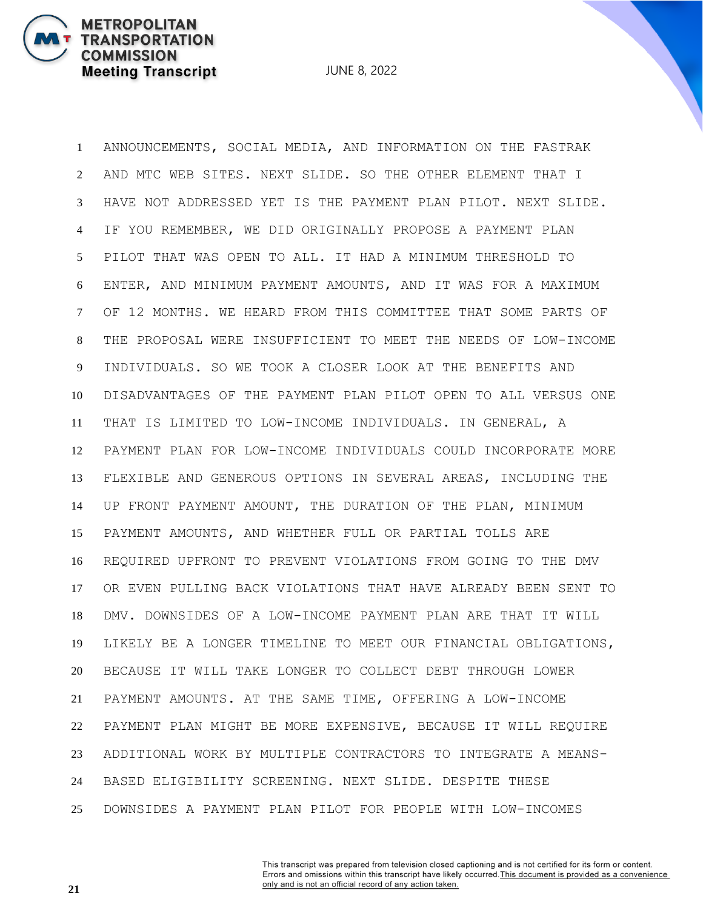ANNOUNCEMENTS, SOCIAL MEDIA, AND INFORMATION ON THE FASTRAK AND MTC WEB SITES. NEXT SLIDE. SO THE OTHER ELEMENT THAT I HAVE NOT ADDRESSED YET IS THE PAYMENT PLAN PILOT. NEXT SLIDE. IF YOU REMEMBER, WE DID ORIGINALLY PROPOSE A PAYMENT PLAN PILOT THAT WAS OPEN TO ALL. IT HAD A MINIMUM THRESHOLD TO ENTER, AND MINIMUM PAYMENT AMOUNTS, AND IT WAS FOR A MAXIMUM OF 12 MONTHS. WE HEARD FROM THIS COMMITTEE THAT SOME PARTS OF THE PROPOSAL WERE INSUFFICIENT TO MEET THE NEEDS OF LOW-INCOME INDIVIDUALS. SO WE TOOK A CLOSER LOOK AT THE BENEFITS AND DISADVANTAGES OF THE PAYMENT PLAN PILOT OPEN TO ALL VERSUS ONE THAT IS LIMITED TO LOW-INCOME INDIVIDUALS. IN GENERAL, A PAYMENT PLAN FOR LOW-INCOME INDIVIDUALS COULD INCORPORATE MORE FLEXIBLE AND GENEROUS OPTIONS IN SEVERAL AREAS, INCLUDING THE UP FRONT PAYMENT AMOUNT, THE DURATION OF THE PLAN, MINIMUM PAYMENT AMOUNTS, AND WHETHER FULL OR PARTIAL TOLLS ARE REQUIRED UPFRONT TO PREVENT VIOLATIONS FROM GOING TO THE DMV OR EVEN PULLING BACK VIOLATIONS THAT HAVE ALREADY BEEN SENT TO DMV. DOWNSIDES OF A LOW-INCOME PAYMENT PLAN ARE THAT IT WILL LIKELY BE A LONGER TIMELINE TO MEET OUR FINANCIAL OBLIGATIONS, BECAUSE IT WILL TAKE LONGER TO COLLECT DEBT THROUGH LOWER PAYMENT AMOUNTS. AT THE SAME TIME, OFFERING A LOW-INCOME PAYMENT PLAN MIGHT BE MORE EXPENSIVE, BECAUSE IT WILL REQUIRE ADDITIONAL WORK BY MULTIPLE CONTRACTORS TO INTEGRATE A MEANS-BASED ELIGIBILITY SCREENING. NEXT SLIDE. DESPITE THESE DOWNSIDES A PAYMENT PLAN PILOT FOR PEOPLE WITH LOW-INCOMES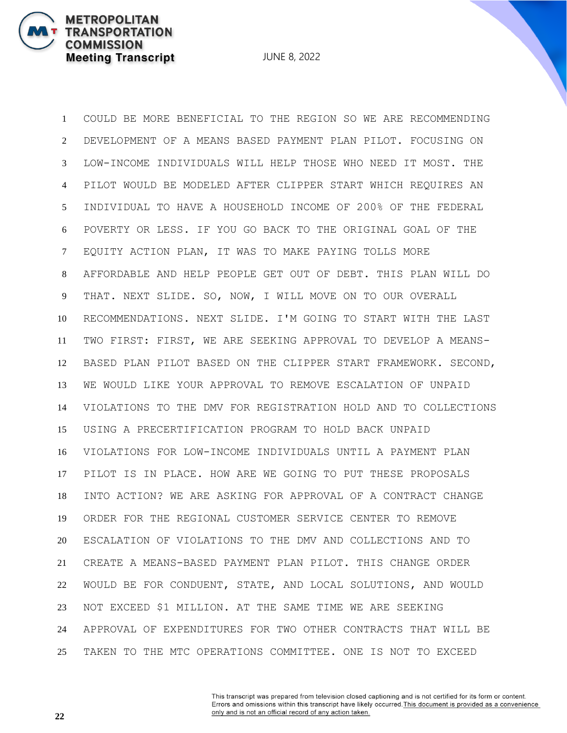COULD BE MORE BENEFICIAL TO THE REGION SO WE ARE RECOMMENDING DEVELOPMENT OF A MEANS BASED PAYMENT PLAN PILOT. FOCUSING ON LOW-INCOME INDIVIDUALS WILL HELP THOSE WHO NEED IT MOST. THE PILOT WOULD BE MODELED AFTER CLIPPER START WHICH REQUIRES AN INDIVIDUAL TO HAVE A HOUSEHOLD INCOME OF 200% OF THE FEDERAL POVERTY OR LESS. IF YOU GO BACK TO THE ORIGINAL GOAL OF THE EQUITY ACTION PLAN, IT WAS TO MAKE PAYING TOLLS MORE AFFORDABLE AND HELP PEOPLE GET OUT OF DEBT. THIS PLAN WILL DO THAT. NEXT SLIDE. SO, NOW, I WILL MOVE ON TO OUR OVERALL RECOMMENDATIONS. NEXT SLIDE. I'M GOING TO START WITH THE LAST TWO FIRST: FIRST, WE ARE SEEKING APPROVAL TO DEVELOP A MEANS-BASED PLAN PILOT BASED ON THE CLIPPER START FRAMEWORK. SECOND, WE WOULD LIKE YOUR APPROVAL TO REMOVE ESCALATION OF UNPAID VIOLATIONS TO THE DMV FOR REGISTRATION HOLD AND TO COLLECTIONS USING A PRECERTIFICATION PROGRAM TO HOLD BACK UNPAID VIOLATIONS FOR LOW-INCOME INDIVIDUALS UNTIL A PAYMENT PLAN PILOT IS IN PLACE. HOW ARE WE GOING TO PUT THESE PROPOSALS INTO ACTION? WE ARE ASKING FOR APPROVAL OF A CONTRACT CHANGE ORDER FOR THE REGIONAL CUSTOMER SERVICE CENTER TO REMOVE ESCALATION OF VIOLATIONS TO THE DMV AND COLLECTIONS AND TO CREATE A MEANS-BASED PAYMENT PLAN PILOT. THIS CHANGE ORDER WOULD BE FOR CONDUENT, STATE, AND LOCAL SOLUTIONS, AND WOULD NOT EXCEED $1 MILLION. AT THE SAME TIME WE ARE SEEKING APPROVAL OF EXPENDITURES FOR TWO OTHER CONTRACTS THAT WILL BE TAKEN TO THE MTC OPERATIONS COMMITTEE. ONE IS NOT TO EXCEED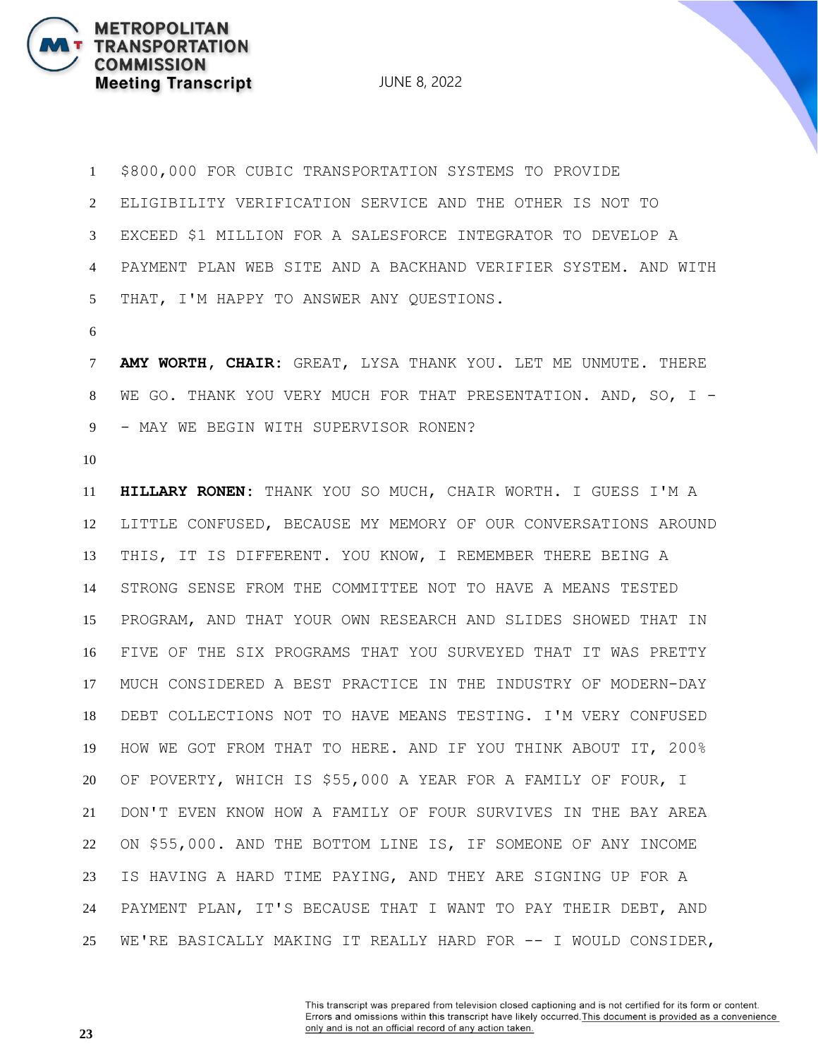$800,000 FOR CUBIC TRANSPORTATION SYSTEMS TO PROVIDE ELIGIBILITY VERIFICATION SERVICE AND THE OTHER IS NOT TO EXCEED $1 MILLION FOR A SALESFORCE INTEGRATOR TO DEVELOP A PAYMENT PLAN WEB SITE AND A BACKHAND VERIFIER SYSTEM. AND WITH THAT, I'M HAPPY TO ANSWER ANY QUESTIONS.

**AMY WORTH, CHAIR:** GREAT, LYSA THANK YOU. LET ME UNMUTE. THERE WE GO. THANK YOU VERY MUCH FOR THAT PRESENTATION. AND, SO, I -- MAY WE BEGIN WITH SUPERVISOR RONEN?

**HILLARY RONEN:** THANK YOU SO MUCH, CHAIR WORTH. I GUESS I'M A LITTLE CONFUSED, BECAUSE MY MEMORY OF OUR CONVERSATIONS AROUND THIS, IT IS DIFFERENT. YOU KNOW, I REMEMBER THERE BEING A STRONG SENSE FROM THE COMMITTEE NOT TO HAVE A MEANS TESTED PROGRAM, AND THAT YOUR OWN RESEARCH AND SLIDES SHOWED THAT IN FIVE OF THE SIX PROGRAMS THAT YOU SURVEYED THAT IT WAS PRETTY MUCH CONSIDERED A BEST PRACTICE IN THE INDUSTRY OF MODERN-DAY DEBT COLLECTIONS NOT TO HAVE MEANS TESTING. I'M VERY CONFUSED HOW WE GOT FROM THAT TO HERE. AND IF YOU THINK ABOUT IT, 200% OF POVERTY, WHICH IS $55,000 A YEAR FOR A FAMILY OF FOUR, I DON'T EVEN KNOW HOW A FAMILY OF FOUR SURVIVES IN THE BAY AREA ON $55,000. AND THE BOTTOM LINE IS, IF SOMEONE OF ANY INCOME IS HAVING A HARD TIME PAYING, AND THEY ARE SIGNING UP FOR A PAYMENT PLAN, IT'S BECAUSE THAT I WANT TO PAY THEIR DEBT, AND WE'RE BASICALLY MAKING IT REALLY HARD FOR -- I WOULD CONSIDER,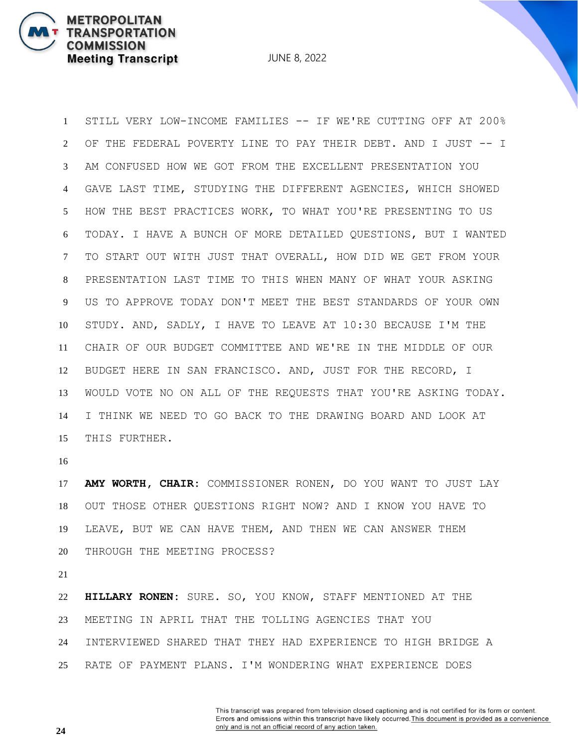STILL VERY LOW-INCOME FAMILIES -- IF WE'RE CUTTING OFF AT 200% OF THE FEDERAL POVERTY LINE TO PAY THEIR DEBT. AND I JUST -- I AM CONFUSED HOW WE GOT FROM THE EXCELLENT PRESENTATION YOU GAVE LAST TIME, STUDYING THE DIFFERENT AGENCIES, WHICH SHOWED HOW THE BEST PRACTICES WORK, TO WHAT YOU'RE PRESENTING TO US TODAY. I HAVE A BUNCH OF MORE DETAILED QUESTIONS, BUT I WANTED TO START OUT WITH JUST THAT OVERALL, HOW DID WE GET FROM YOUR PRESENTATION LAST TIME TO THIS WHEN MANY OF WHAT YOUR ASKING US TO APPROVE TODAY DON'T MEET THE BEST STANDARDS OF YOUR OWN STUDY. AND, SADLY, I HAVE TO LEAVE AT 10:30 BECAUSE I'M THE CHAIR OF OUR BUDGET COMMITTEE AND WE'RE IN THE MIDDLE OF OUR BUDGET HERE IN SAN FRANCISCO. AND, JUST FOR THE RECORD, I WOULD VOTE NO ON ALL OF THE REQUESTS THAT YOU'RE ASKING TODAY. I THINK WE NEED TO GO BACK TO THE DRAWING BOARD AND LOOK AT THIS FURTHER.

**AMY WORTH, CHAIR:** COMMISSIONER RONEN, DO YOU WANT TO JUST LAY OUT THOSE OTHER QUESTIONS RIGHT NOW? AND I KNOW YOU HAVE TO LEAVE, BUT WE CAN HAVE THEM, AND THEN WE CAN ANSWER THEM THROUGH THE MEETING PROCESS?

**HILLARY RONEN:** SURE. SO, YOU KNOW, STAFF MENTIONED AT THE MEETING IN APRIL THAT THE TOLLING AGENCIES THAT YOU INTERVIEWED SHARED THAT THEY HAD EXPERIENCE TO HIGH BRIDGE A RATE OF PAYMENT PLANS. I'M WONDERING WHAT EXPERIENCE DOES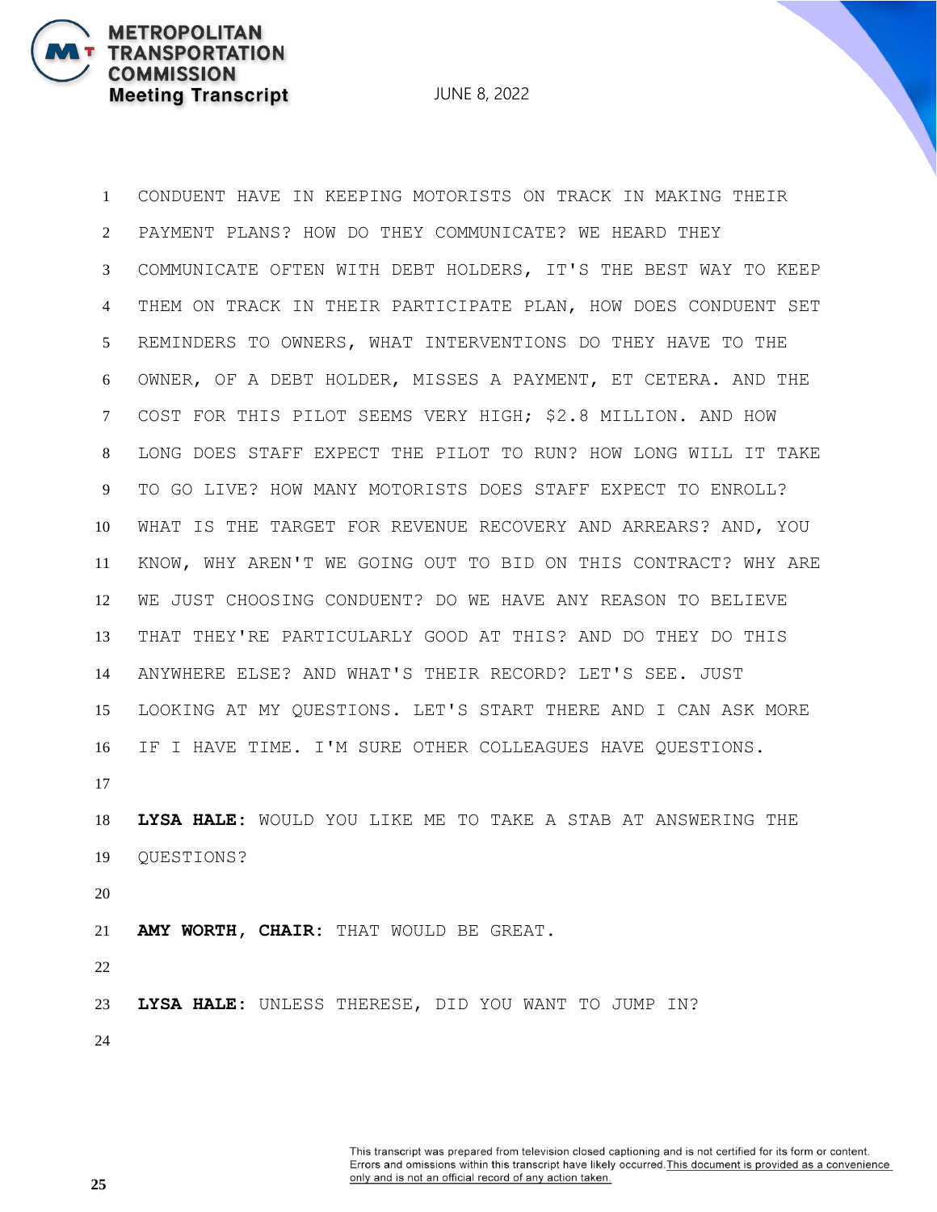CONDUENT HAVE IN KEEPING MOTORISTS ON TRACK IN MAKING THEIR PAYMENT PLANS? HOW DO THEY COMMUNICATE? WE HEARD THEY COMMUNICATE OFTEN WITH DEBT HOLDERS, IT'S THE BEST WAY TO KEEP THEM ON TRACK IN THEIR PARTICIPATE PLAN, HOW DOES CONDUENT SET REMINDERS TO OWNERS, WHAT INTERVENTIONS DO THEY HAVE TO THE OWNER, OF A DEBT HOLDER, MISSES A PAYMENT, ET CETERA. AND THE COST FOR THIS PILOT SEEMS VERY HIGH; $2.8 MILLION. AND HOW LONG DOES STAFF EXPECT THE PILOT TO RUN? HOW LONG WILL IT TAKE TO GO LIVE? HOW MANY MOTORISTS DOES STAFF EXPECT TO ENROLL? WHAT IS THE TARGET FOR REVENUE RECOVERY AND ARREARS? AND, YOU KNOW, WHY AREN'T WE GOING OUT TO BID ON THIS CONTRACT? WHY ARE WE JUST CHOOSING CONDUENT? DO WE HAVE ANY REASON TO BELIEVE THAT THEY'RE PARTICULARLY GOOD AT THIS? AND DO THEY DO THIS ANYWHERE ELSE? AND WHAT'S THEIR RECORD? LET'S SEE. JUST LOOKING AT MY QUESTIONS. LET'S START THERE AND I CAN ASK MORE IF I HAVE TIME. I'M SURE OTHER COLLEAGUES HAVE QUESTIONS.

**LYSA HALE:** WOULD YOU LIKE ME TO TAKE A STAB AT ANSWERING THE QUESTIONS?

**AMY WORTH, CHAIR:** THAT WOULD BE GREAT.

**LYSA HALE:** UNLESS THERESE, DID YOU WANT TO JUMP IN?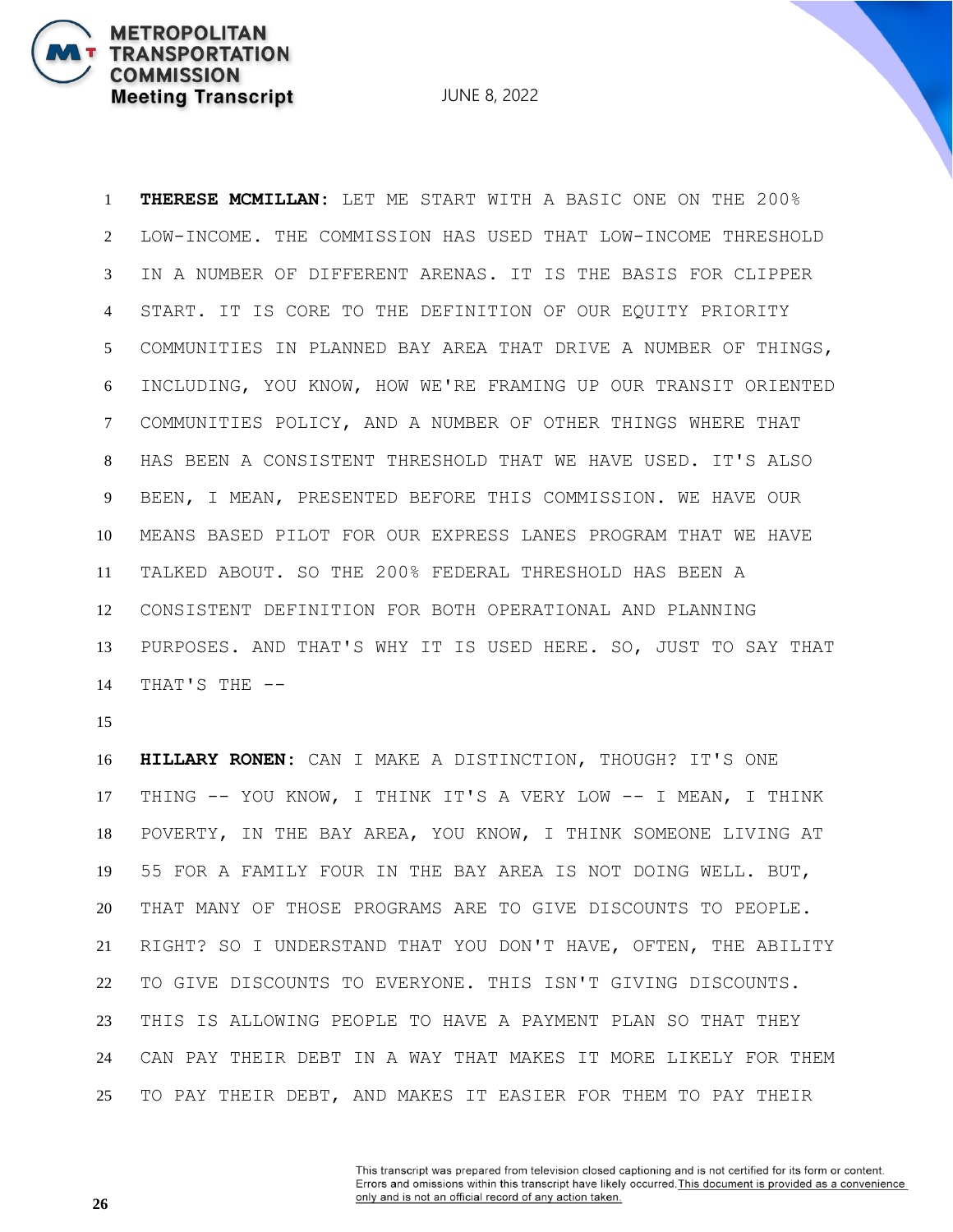**THERESE MCMILLAN:** LET ME START WITH A BASIC ONE ON THE 200% LOW-INCOME. THE COMMISSION HAS USED THAT LOW-INCOME THRESHOLD IN A NUMBER OF DIFFERENT ARENAS. IT IS THE BASIS FOR CLIPPER START. IT IS CORE TO THE DEFINITION OF OUR EQUITY PRIORITY COMMUNITIES IN PLANNED BAY AREA THAT DRIVE A NUMBER OF THINGS, INCLUDING, YOU KNOW, HOW WE'RE FRAMING UP OUR TRANSIT ORIENTED COMMUNITIES POLICY, AND A NUMBER OF OTHER THINGS WHERE THAT HAS BEEN A CONSISTENT THRESHOLD THAT WE HAVE USED. IT'S ALSO BEEN, I MEAN, PRESENTED BEFORE THIS COMMISSION. WE HAVE OUR MEANS BASED PILOT FOR OUR EXPRESS LANES PROGRAM THAT WE HAVE TALKED ABOUT. SO THE 200% FEDERAL THRESHOLD HAS BEEN A CONSISTENT DEFINITION FOR BOTH OPERATIONAL AND PLANNING PURPOSES. AND THAT'S WHY IT IS USED HERE. SO, JUST TO SAY THAT THAT'S THE --

**HILLARY RONEN:** CAN I MAKE A DISTINCTION, THOUGH? IT'S ONE THING -- YOU KNOW, I THINK IT'S A VERY LOW -- I MEAN, I THINK POVERTY, IN THE BAY AREA, YOU KNOW, I THINK SOMEONE LIVING AT 55 FOR A FAMILY FOUR IN THE BAY AREA IS NOT DOING WELL. BUT, THAT MANY OF THOSE PROGRAMS ARE TO GIVE DISCOUNTS TO PEOPLE. RIGHT? SO I UNDERSTAND THAT YOU DON'T HAVE, OFTEN, THE ABILITY TO GIVE DISCOUNTS TO EVERYONE. THIS ISN'T GIVING DISCOUNTS. THIS IS ALLOWING PEOPLE TO HAVE A PAYMENT PLAN SO THAT THEY CAN PAY THEIR DEBT IN A WAY THAT MAKES IT MORE LIKELY FOR THEM TO PAY THEIR DEBT, AND MAKES IT EASIER FOR THEM TO PAY THEIR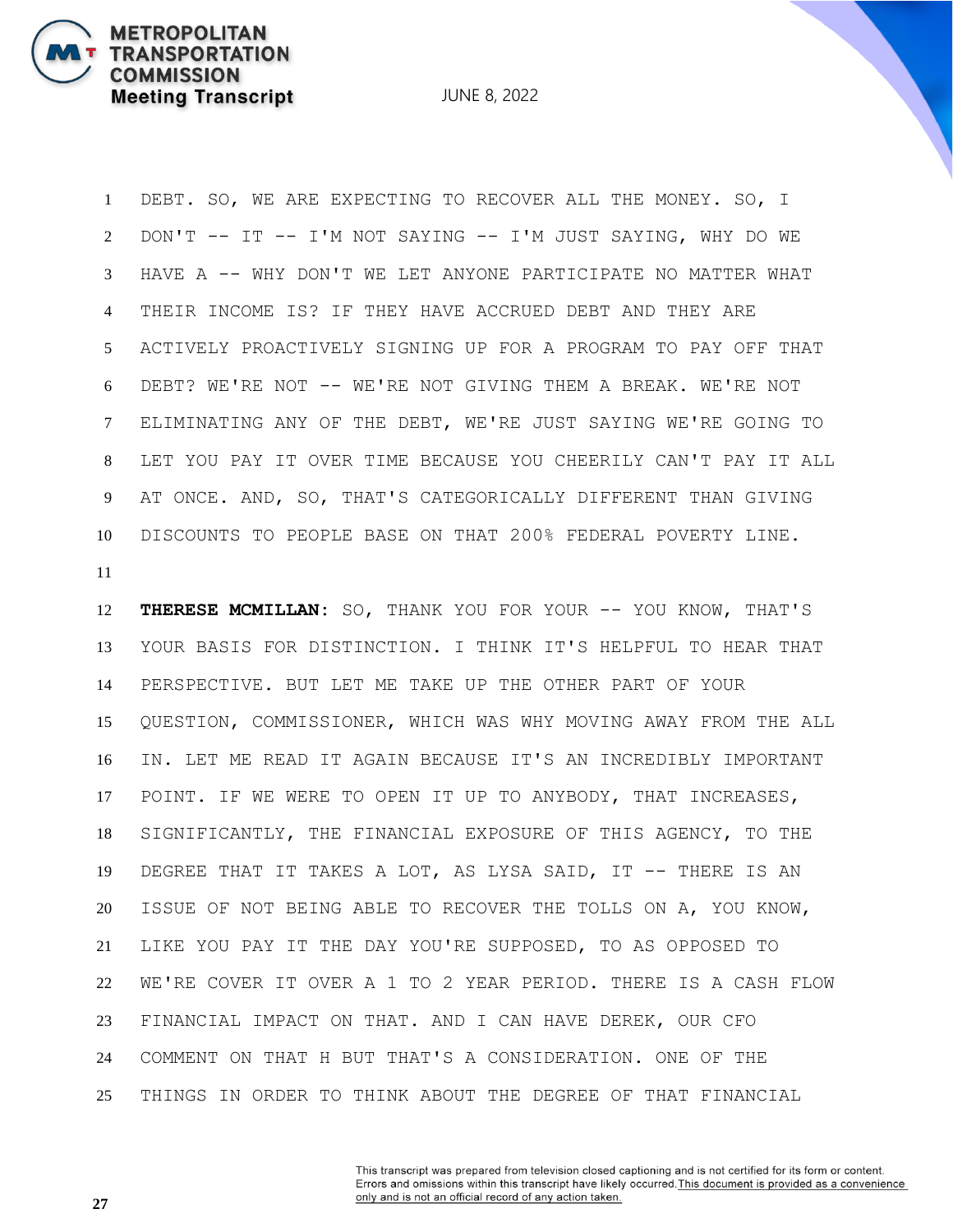DEBT. SO, WE ARE EXPECTING TO RECOVER ALL THE MONEY. SO, I DON'T -- IT -- I'M NOT SAYING -- I'M JUST SAYING, WHY DO WE HAVE A -- WHY DON'T WE LET ANYONE PARTICIPATE NO MATTER WHAT THEIR INCOME IS? IF THEY HAVE ACCRUED DEBT AND THEY ARE ACTIVELY PROACTIVELY SIGNING UP FOR A PROGRAM TO PAY OFF THAT DEBT? WE'RE NOT -- WE'RE NOT GIVING THEM A BREAK. WE'RE NOT ELIMINATING ANY OF THE DEBT, WE'RE JUST SAYING WE'RE GOING TO LET YOU PAY IT OVER TIME BECAUSE YOU CHEERILY CAN'T PAY IT ALL AT ONCE. AND, SO, THAT'S CATEGORICALLY DIFFERENT THAN GIVING DISCOUNTS TO PEOPLE BASE ON THAT 200% FEDERAL POVERTY LINE.

**THERESE MCMILLAN:** SO, THANK YOU FOR YOUR -- YOU KNOW, THAT'S YOUR BASIS FOR DISTINCTION. I THINK IT'S HELPFUL TO HEAR THAT PERSPECTIVE. BUT LET ME TAKE UP THE OTHER PART OF YOUR QUESTION, COMMISSIONER, WHICH WAS WHY MOVING AWAY FROM THE ALL IN. LET ME READ IT AGAIN BECAUSE IT'S AN INCREDIBLY IMPORTANT POINT. IF WE WERE TO OPEN IT UP TO ANYBODY, THAT INCREASES, SIGNIFICANTLY, THE FINANCIAL EXPOSURE OF THIS AGENCY, TO THE DEGREE THAT IT TAKES A LOT, AS LYSA SAID, IT -- THERE IS AN ISSUE OF NOT BEING ABLE TO RECOVER THE TOLLS ON A, YOU KNOW, LIKE YOU PAY IT THE DAY YOU'RE SUPPOSED, TO AS OPPOSED TO WE'RE COVER IT OVER A 1 TO 2 YEAR PERIOD. THERE IS A CASH FLOW FINANCIAL IMPACT ON THAT. AND I CAN HAVE DEREK, OUR CFO COMMENT ON THAT H BUT THAT'S A CONSIDERATION. ONE OF THE THINGS IN ORDER TO THINK ABOUT THE DEGREE OF THAT FINANCIAL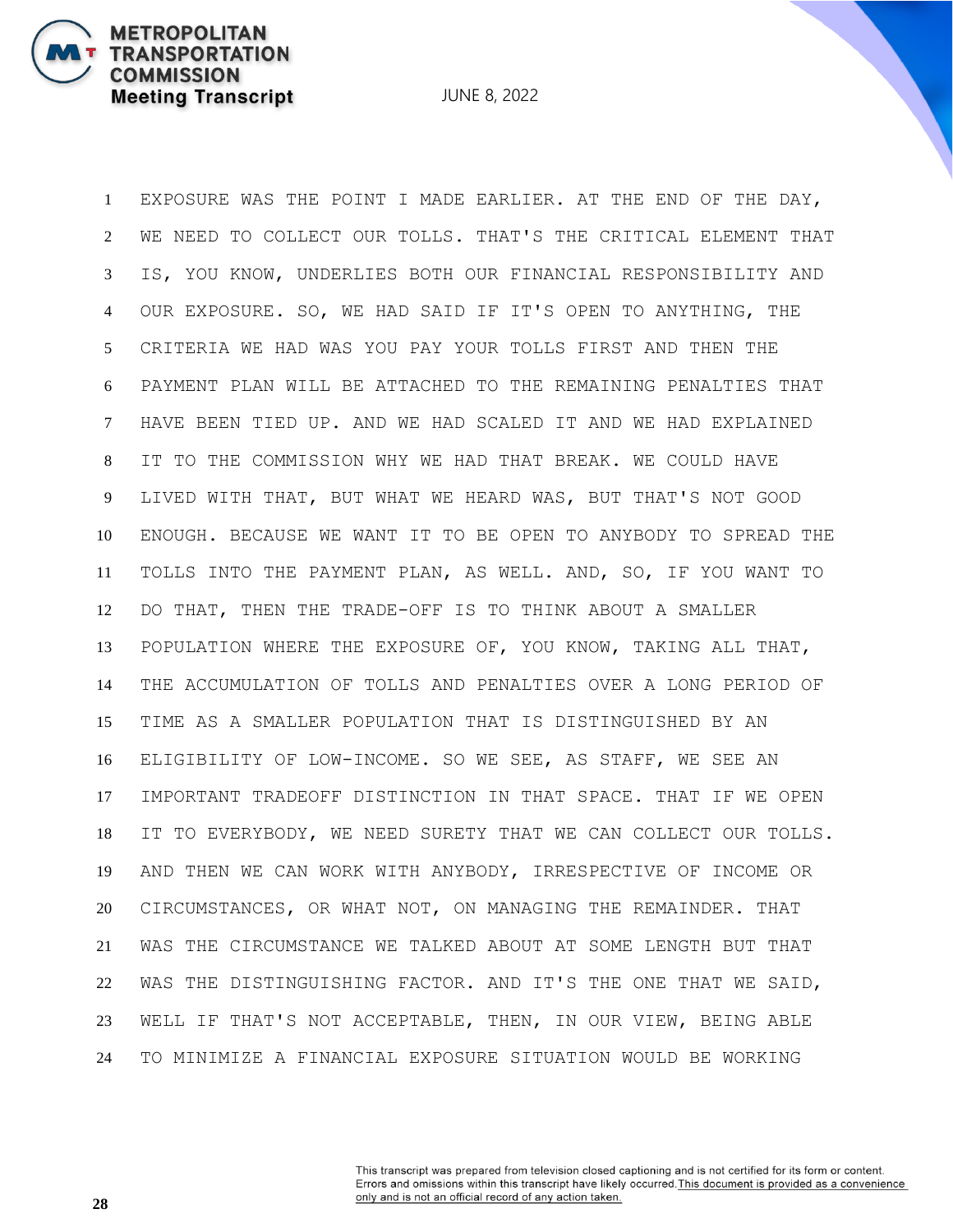1 EXPOSURE WAS THE POINT I MADE EARLIER. AT THE END OF THE DAY,
2 WE NEED TO COLLECT OUR TOLLS. THAT'S THE CRITICAL ELEMENT THAT
3 IS, YOU KNOW, UNDERLIES BOTH OUR FINANCIAL RESPONSIBILITY AND
4 OUR EXPOSURE. SO, WE HAD SAID IF IT'S OPEN TO ANYTHING, THE
5 CRITERIA WE HAD WAS YOU PAY YOUR TOLLS FIRST AND THEN THE
6 PAYMENT PLAN WILL BE ATTACHED TO THE REMAINING PENALTIES THAT
7 HAVE BEEN TIED UP. AND WE HAD SCALED IT AND WE HAD EXPLAINED
8 IT TO THE COMMISSION WHY WE HAD THAT BREAK. WE COULD HAVE
9 LIVED WITH THAT, BUT WHAT WE HEARD WAS, BUT THAT'S NOT GOOD
10 ENOUGH. BECAUSE WE WANT IT TO BE OPEN TO ANYBODY TO SPREAD THE
11 TOLLS INTO THE PAYMENT PLAN, AS WELL. AND, SO, IF YOU WANT TO
12 DO THAT, THEN THE TRADE-OFF IS TO THINK ABOUT A SMALLER
13 POPULATION WHERE THE EXPOSURE OF, YOU KNOW, TAKING ALL THAT,
14 THE ACCUMULATION OF TOLLS AND PENALTIES OVER A LONG PERIOD OF
15 TIME AS A SMALLER POPULATION THAT IS DISTINGUISHED BY AN
16 ELIGIBILITY OF LOW-INCOME. SO WE SEE, AS STAFF, WE SEE AN
17 IMPORTANT TRADEOFF DISTINCTION IN THAT SPACE. THAT IF WE OPEN
18 IT TO EVERYBODY, WE NEED SURETY THAT WE CAN COLLECT OUR TOLLS.
19 AND THEN WE CAN WORK WITH ANYBODY, IRRESPECTIVE OF INCOME OR
20 CIRCUMSTANCES, OR WHAT NOT, ON MANAGING THE REMAINDER. THAT
21 WAS THE CIRCUMSTANCE WE TALKED ABOUT AT SOME LENGTH BUT THAT
22 WAS THE DISTINGUISHING FACTOR. AND IT'S THE ONE THAT WE SAID,
23 WELL IF THAT'S NOT ACCEPTABLE, THEN, IN OUR VIEW, BEING ABLE
24 TO MINIMIZE A FINANCIAL EXPOSURE SITUATION WOULD BE WORKING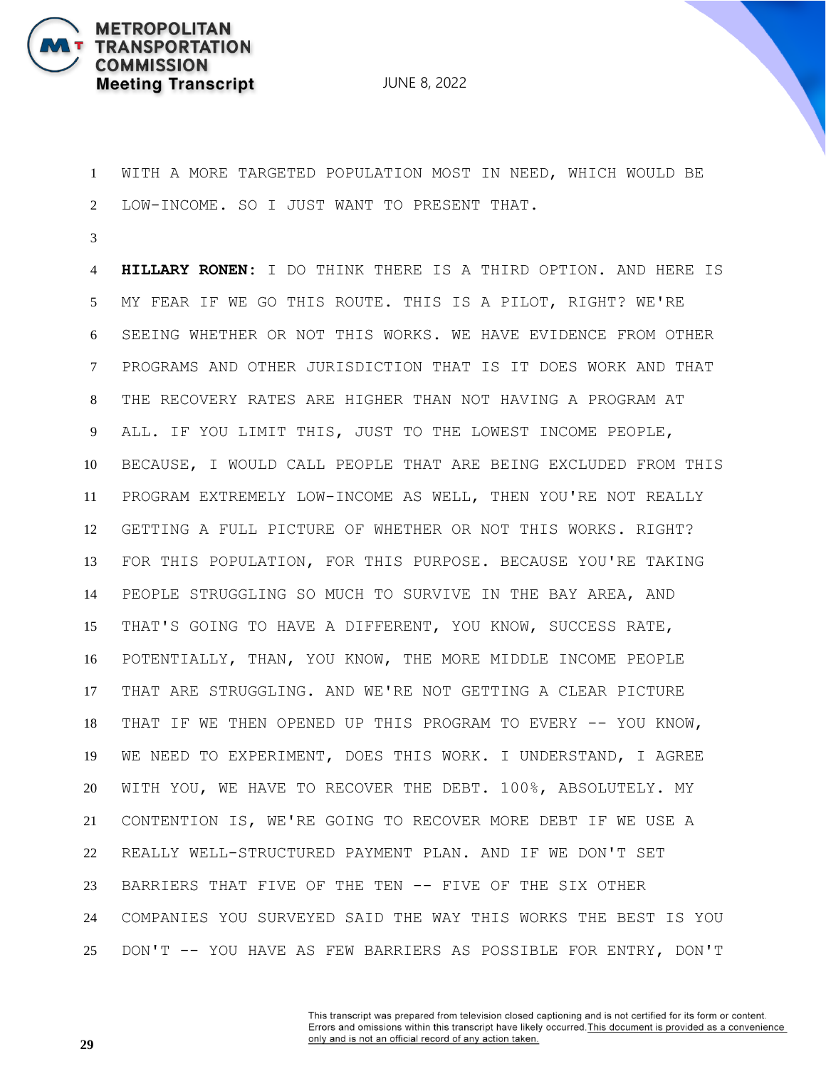WITH A MORE TARGETED POPULATION MOST IN NEED, WHICH WOULD BE LOW-INCOME. SO I JUST WANT TO PRESENT THAT.

**HILLARY RONEN:** I DO THINK THERE IS A THIRD OPTION. AND HERE IS MY FEAR IF WE GO THIS ROUTE. THIS IS A PILOT, RIGHT? WE'RE SEEING WHETHER OR NOT THIS WORKS. WE HAVE EVIDENCE FROM OTHER PROGRAMS AND OTHER JURISDICTION THAT IS IT DOES WORK AND THAT THE RECOVERY RATES ARE HIGHER THAN NOT HAVING A PROGRAM AT ALL. IF YOU LIMIT THIS, JUST TO THE LOWEST INCOME PEOPLE, BECAUSE, I WOULD CALL PEOPLE THAT ARE BEING EXCLUDED FROM THIS PROGRAM EXTREMELY LOW-INCOME AS WELL, THEN YOU'RE NOT REALLY GETTING A FULL PICTURE OF WHETHER OR NOT THIS WORKS. RIGHT? FOR THIS POPULATION, FOR THIS PURPOSE. BECAUSE YOU'RE TAKING PEOPLE STRUGGLING SO MUCH TO SURVIVE IN THE BAY AREA, AND THAT'S GOING TO HAVE A DIFFERENT, YOU KNOW, SUCCESS RATE, POTENTIALLY, THAN, YOU KNOW, THE MORE MIDDLE INCOME PEOPLE THAT ARE STRUGGLING. AND WE'RE NOT GETTING A CLEAR PICTURE THAT IF WE THEN OPENED UP THIS PROGRAM TO EVERY -- YOU KNOW, WE NEED TO EXPERIMENT, DOES THIS WORK. I UNDERSTAND, I AGREE WITH YOU, WE HAVE TO RECOVER THE DEBT. 100%, ABSOLUTELY. MY CONTENTION IS, WE'RE GOING TO RECOVER MORE DEBT IF WE USE A REALLY WELL-STRUCTURED PAYMENT PLAN. AND IF WE DON'T SET BARRIERS THAT FIVE OF THE TEN -- FIVE OF THE SIX OTHER COMPANIES YOU SURVEYED SAID THE WAY THIS WORKS THE BEST IS YOU DON'T -- YOU HAVE AS FEW BARRIERS AS POSSIBLE FOR ENTRY, DON'T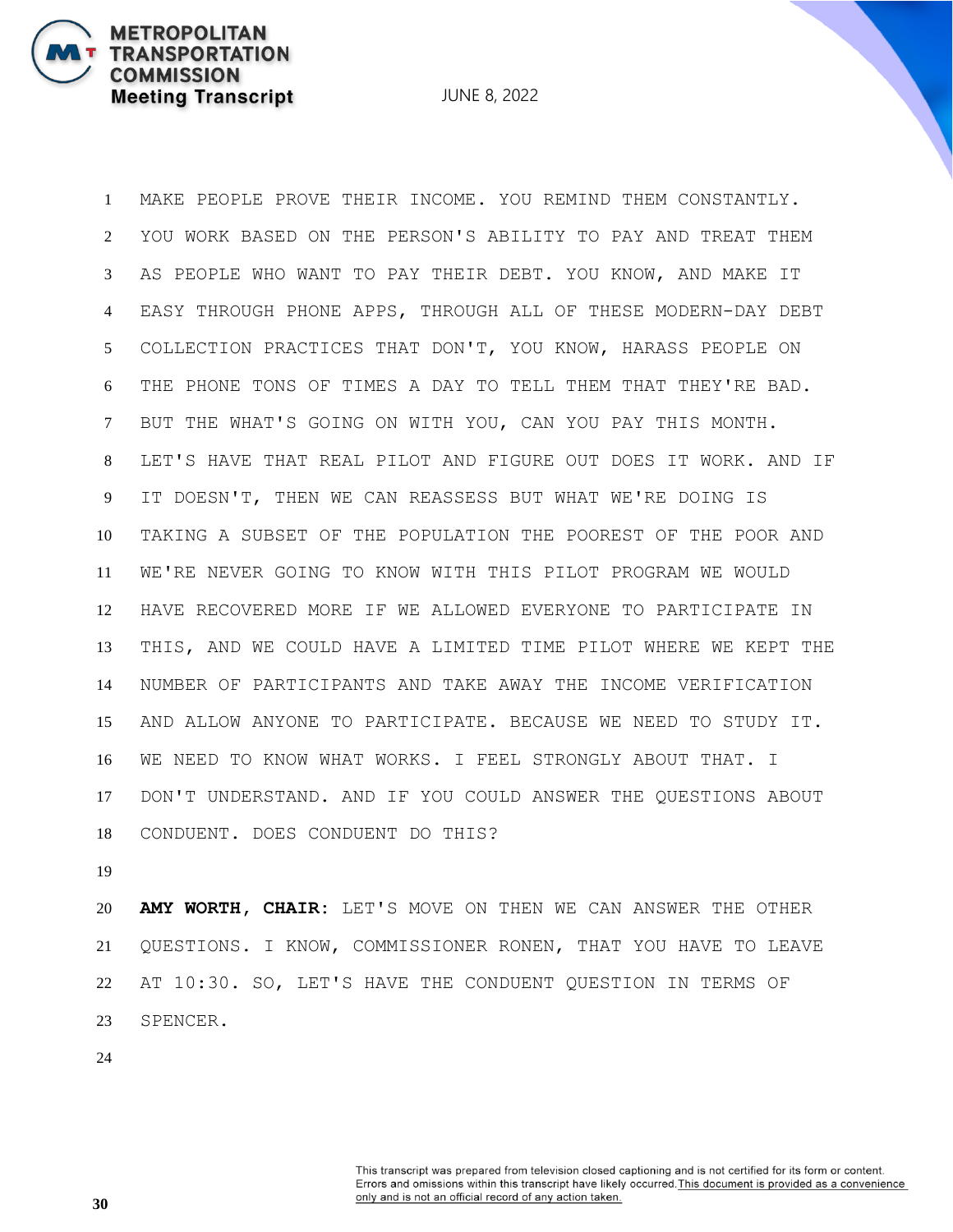MAKE PEOPLE PROVE THEIR INCOME. YOU REMIND THEM CONSTANTLY. YOU WORK BASED ON THE PERSON'S ABILITY TO PAY AND TREAT THEM AS PEOPLE WHO WANT TO PAY THEIR DEBT. YOU KNOW, AND MAKE IT EASY THROUGH PHONE APPS, THROUGH ALL OF THESE MODERN-DAY DEBT COLLECTION PRACTICES THAT DON'T, YOU KNOW, HARASS PEOPLE ON THE PHONE TONS OF TIMES A DAY TO TELL THEM THAT THEY'RE BAD. BUT THE WHAT'S GOING ON WITH YOU, CAN YOU PAY THIS MONTH. LET'S HAVE THAT REAL PILOT AND FIGURE OUT DOES IT WORK. AND IF IT DOESN'T, THEN WE CAN REASSESS BUT WHAT WE'RE DOING IS TAKING A SUBSET OF THE POPULATION THE POOREST OF THE POOR AND WE'RE NEVER GOING TO KNOW WITH THIS PILOT PROGRAM WE WOULD HAVE RECOVERED MORE IF WE ALLOWED EVERYONE TO PARTICIPATE IN THIS, AND WE COULD HAVE A LIMITED TIME PILOT WHERE WE KEPT THE NUMBER OF PARTICIPANTS AND TAKE AWAY THE INCOME VERIFICATION AND ALLOW ANYONE TO PARTICIPATE. BECAUSE WE NEED TO STUDY IT. WE NEED TO KNOW WHAT WORKS. I FEEL STRONGLY ABOUT THAT. I DON'T UNDERSTAND. AND IF YOU COULD ANSWER THE QUESTIONS ABOUT CONDUENT. DOES CONDUENT DO THIS?

**AMY WORTH, CHAIR:** LET'S MOVE ON THEN WE CAN ANSWER THE OTHER QUESTIONS. I KNOW, COMMISSIONER RONEN, THAT YOU HAVE TO LEAVE AT 10:30. SO, LET'S HAVE THE CONDUENT QUESTION IN TERMS OF SPENCER.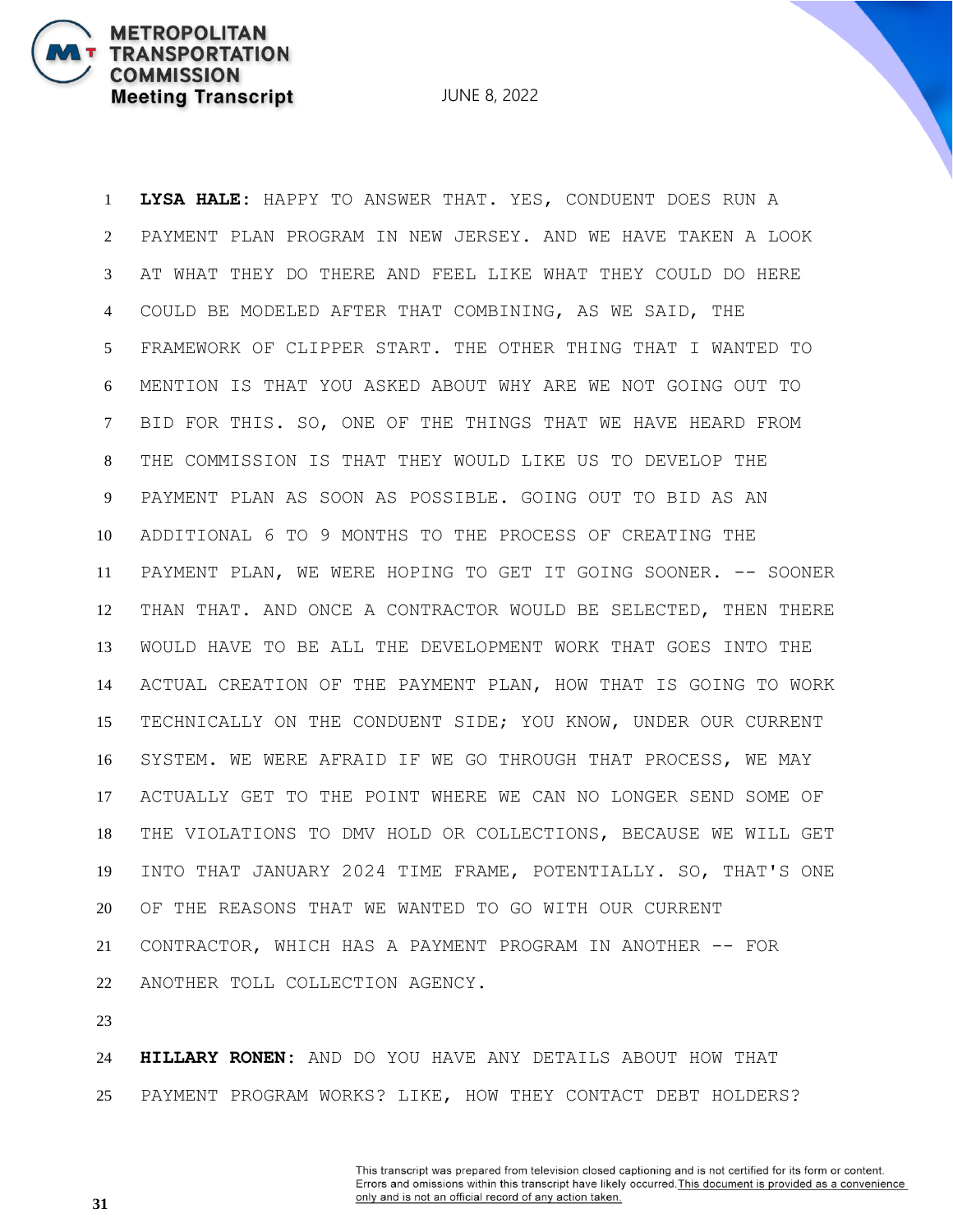**LYSA HALE:** HAPPY TO ANSWER THAT. YES, CONDUENT DOES RUN A PAYMENT PLAN PROGRAM IN NEW JERSEY. AND WE HAVE TAKEN A LOOK AT WHAT THEY DO THERE AND FEEL LIKE WHAT THEY COULD DO HERE COULD BE MODELED AFTER THAT COMBINING, AS WE SAID, THE FRAMEWORK OF CLIPPER START. THE OTHER THING THAT I WANTED TO MENTION IS THAT YOU ASKED ABOUT WHY ARE WE NOT GOING OUT TO BID FOR THIS. SO, ONE OF THE THINGS THAT WE HAVE HEARD FROM THE COMMISSION IS THAT THEY WOULD LIKE US TO DEVELOP THE PAYMENT PLAN AS SOON AS POSSIBLE. GOING OUT TO BID AS AN ADDITIONAL 6 TO 9 MONTHS TO THE PROCESS OF CREATING THE PAYMENT PLAN, WE WERE HOPING TO GET IT GOING SOONER. -- SOONER THAN THAT. AND ONCE A CONTRACTOR WOULD BE SELECTED, THEN THERE WOULD HAVE TO BE ALL THE DEVELOPMENT WORK THAT GOES INTO THE ACTUAL CREATION OF THE PAYMENT PLAN, HOW THAT IS GOING TO WORK TECHNICALLY ON THE CONDUENT SIDE; YOU KNOW, UNDER OUR CURRENT SYSTEM. WE WERE AFRAID IF WE GO THROUGH THAT PROCESS, WE MAY ACTUALLY GET TO THE POINT WHERE WE CAN NO LONGER SEND SOME OF THE VIOLATIONS TO DMV HOLD OR COLLECTIONS, BECAUSE WE WILL GET INTO THAT JANUARY 2024 TIME FRAME, POTENTIALLY. SO, THAT'S ONE OF THE REASONS THAT WE WANTED TO GO WITH OUR CURRENT CONTRACTOR, WHICH HAS A PAYMENT PROGRAM IN ANOTHER -- FOR ANOTHER TOLL COLLECTION AGENCY.

**HILLARY RONEN:** AND DO YOU HAVE ANY DETAILS ABOUT HOW THAT PAYMENT PROGRAM WORKS? LIKE, HOW THEY CONTACT DEBT HOLDERS?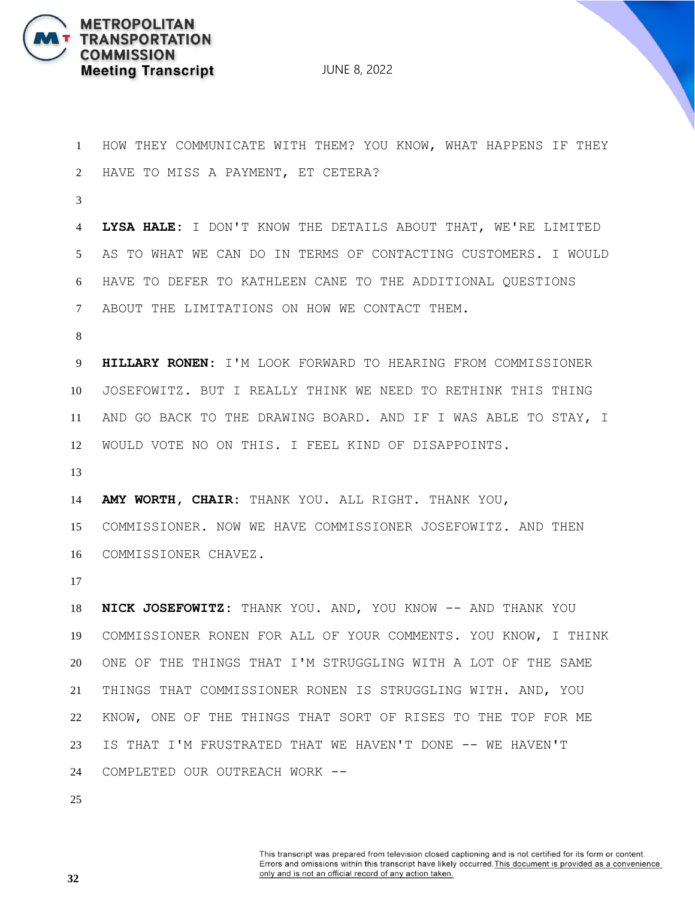HOW THEY COMMUNICATE WITH THEM? YOU KNOW, WHAT HAPPENS IF THEY HAVE TO MISS A PAYMENT, ET CETERA?

**LYSA HALE:** I DON'T KNOW THE DETAILS ABOUT THAT, WE'RE LIMITED AS TO WHAT WE CAN DO IN TERMS OF CONTACTING CUSTOMERS. I WOULD HAVE TO DEFER TO KATHLEEN CANE TO THE ADDITIONAL QUESTIONS ABOUT THE LIMITATIONS ON HOW WE CONTACT THEM.

**HILLARY RONEN:** I'M LOOK FORWARD TO HEARING FROM COMMISSIONER JOSEFOWITZ. BUT I REALLY THINK WE NEED TO RETHINK THIS THING AND GO BACK TO THE DRAWING BOARD. AND IF I WAS ABLE TO STAY, I WOULD VOTE NO ON THIS. I FEEL KIND OF DISAPPOINTS.

**AMY WORTH, CHAIR:** THANK YOU. ALL RIGHT. THANK YOU, COMMISSIONER. NOW WE HAVE COMMISSIONER JOSEFOWITZ. AND THEN COMMISSIONER CHAVEZ.

**NICK JOSEFOWITZ:** THANK YOU. AND, YOU KNOW -- AND THANK YOU COMMISSIONER RONEN FOR ALL OF YOUR COMMENTS. YOU KNOW, I THINK ONE OF THE THINGS THAT I'M STRUGGLING WITH A LOT OF THE SAME THINGS THAT COMMISSIONER RONEN IS STRUGGLING WITH. AND, YOU KNOW, ONE OF THE THINGS THAT SORT OF RISES TO THE TOP FOR ME IS THAT I'M FRUSTRATED THAT WE HAVEN'T DONE -- WE HAVEN'T COMPLETED OUR OUTREACH WORK --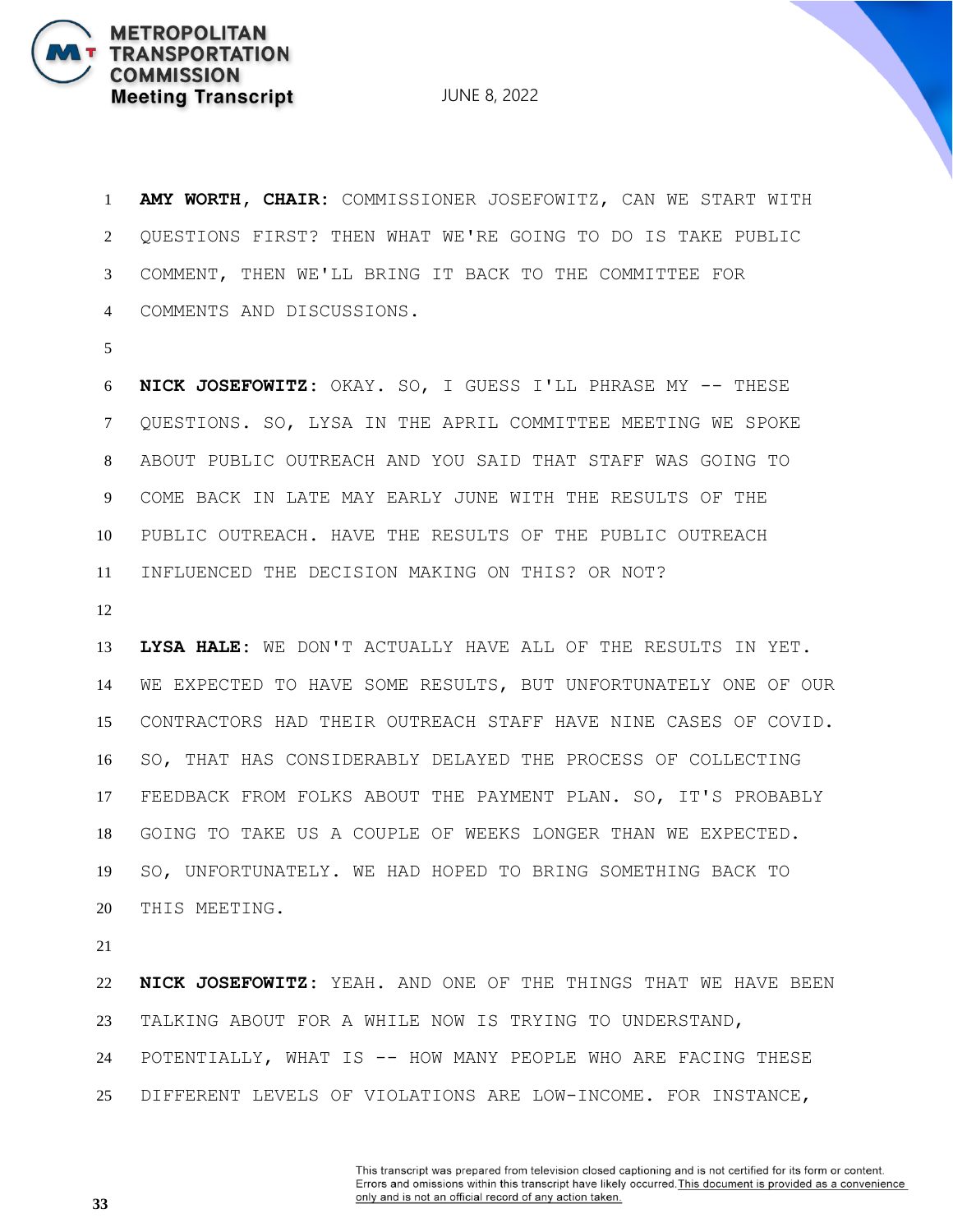**AMY WORTH, CHAIR:** COMMISSIONER JOSEFOWITZ, CAN WE START WITH QUESTIONS FIRST? THEN WHAT WE'RE GOING TO DO IS TAKE PUBLIC COMMENT, THEN WE'LL BRING IT BACK TO THE COMMITTEE FOR COMMENTS AND DISCUSSIONS.

**NICK JOSEFOWITZ:** OKAY. SO, I GUESS I'LL PHRASE MY -- THESE QUESTIONS. SO, LYSA IN THE APRIL COMMITTEE MEETING WE SPOKE ABOUT PUBLIC OUTREACH AND YOU SAID THAT STAFF WAS GOING TO COME BACK IN LATE MAY EARLY JUNE WITH THE RESULTS OF THE PUBLIC OUTREACH. HAVE THE RESULTS OF THE PUBLIC OUTREACH INFLUENCED THE DECISION MAKING ON THIS? OR NOT?

**LYSA HALE:** WE DON'T ACTUALLY HAVE ALL OF THE RESULTS IN YET. WE EXPECTED TO HAVE SOME RESULTS, BUT UNFORTUNATELY ONE OF OUR CONTRACTORS HAD THEIR OUTREACH STAFF HAVE NINE CASES OF COVID. SO, THAT HAS CONSIDERABLY DELAYED THE PROCESS OF COLLECTING FEEDBACK FROM FOLKS ABOUT THE PAYMENT PLAN. SO, IT'S PROBABLY GOING TO TAKE US A COUPLE OF WEEKS LONGER THAN WE EXPECTED. SO, UNFORTUNATELY. WE HAD HOPED TO BRING SOMETHING BACK TO THIS MEETING.

**NICK JOSEFOWITZ:** YEAH. AND ONE OF THE THINGS THAT WE HAVE BEEN TALKING ABOUT FOR A WHILE NOW IS TRYING TO UNDERSTAND, POTENTIALLY, WHAT IS -- HOW MANY PEOPLE WHO ARE FACING THESE DIFFERENT LEVELS OF VIOLATIONS ARE LOW-INCOME. FOR INSTANCE,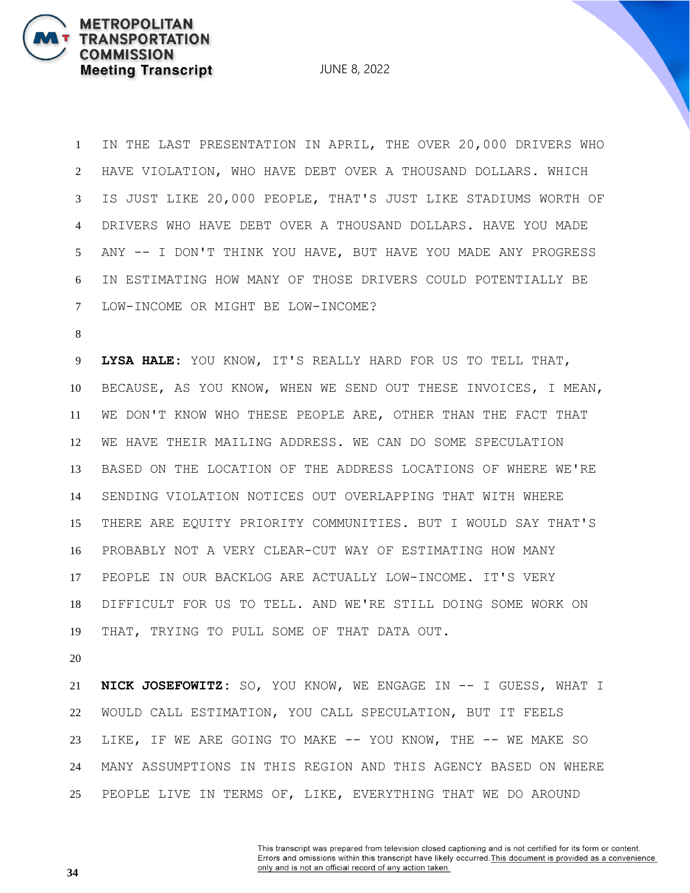IN THE LAST PRESENTATION IN APRIL, THE OVER 20,000 DRIVERS WHO HAVE VIOLATION, WHO HAVE DEBT OVER A THOUSAND DOLLARS. WHICH IS JUST LIKE 20,000 PEOPLE, THAT'S JUST LIKE STADIUMS WORTH OF DRIVERS WHO HAVE DEBT OVER A THOUSAND DOLLARS. HAVE YOU MADE ANY -- I DON'T THINK YOU HAVE, BUT HAVE YOU MADE ANY PROGRESS IN ESTIMATING HOW MANY OF THOSE DRIVERS COULD POTENTIALLY BE LOW-INCOME OR MIGHT BE LOW-INCOME?

**LYSA HALE:** YOU KNOW, IT'S REALLY HARD FOR US TO TELL THAT, BECAUSE, AS YOU KNOW, WHEN WE SEND OUT THESE INVOICES, I MEAN, WE DON'T KNOW WHO THESE PEOPLE ARE, OTHER THAN THE FACT THAT WE HAVE THEIR MAILING ADDRESS. WE CAN DO SOME SPECULATION BASED ON THE LOCATION OF THE ADDRESS LOCATIONS OF WHERE WE'RE SENDING VIOLATION NOTICES OUT OVERLAPPING THAT WITH WHERE THERE ARE EQUITY PRIORITY COMMUNITIES. BUT I WOULD SAY THAT'S PROBABLY NOT A VERY CLEAR-CUT WAY OF ESTIMATING HOW MANY PEOPLE IN OUR BACKLOG ARE ACTUALLY LOW-INCOME. IT'S VERY DIFFICULT FOR US TO TELL. AND WE'RE STILL DOING SOME WORK ON THAT, TRYING TO PULL SOME OF THAT DATA OUT.

**NICK JOSEFOWITZ:** SO, YOU KNOW, WE ENGAGE IN -- I GUESS, WHAT I WOULD CALL ESTIMATION, YOU CALL SPECULATION, BUT IT FEELS LIKE, IF WE ARE GOING TO MAKE -- YOU KNOW, THE -- WE MAKE SO MANY ASSUMPTIONS IN THIS REGION AND THIS AGENCY BASED ON WHERE PEOPLE LIVE IN TERMS OF, LIKE, EVERYTHING THAT WE DO AROUND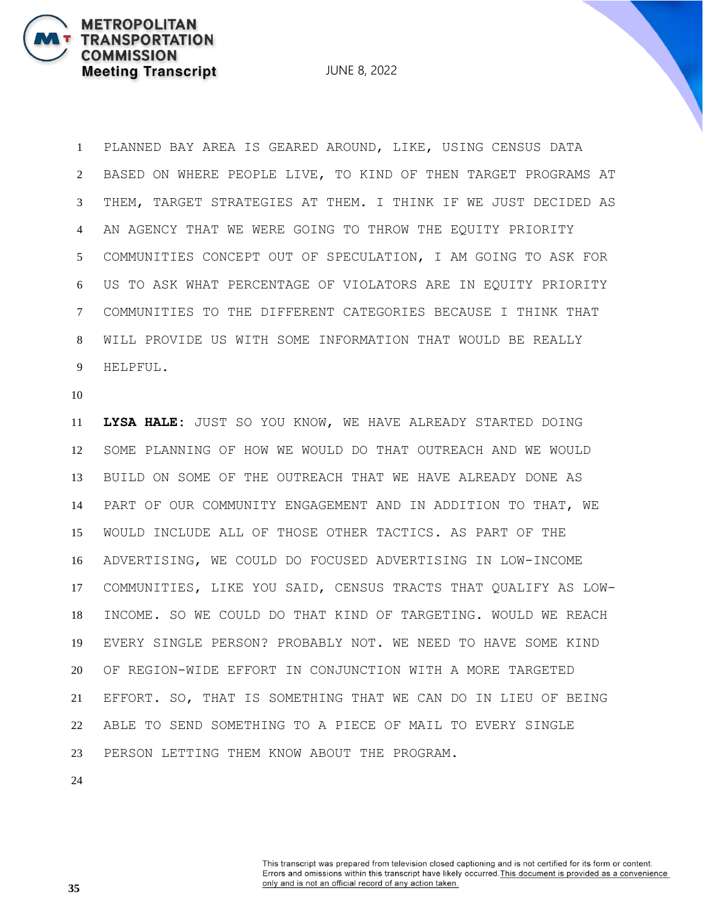PLANNED BAY AREA IS GEARED AROUND, LIKE, USING CENSUS DATA BASED ON WHERE PEOPLE LIVE, TO KIND OF THEN TARGET PROGRAMS AT THEM, TARGET STRATEGIES AT THEM. I THINK IF WE JUST DECIDED AS AN AGENCY THAT WE WERE GOING TO THROW THE EQUITY PRIORITY COMMUNITIES CONCEPT OUT OF SPECULATION, I AM GOING TO ASK FOR US TO ASK WHAT PERCENTAGE OF VIOLATORS ARE IN EQUITY PRIORITY COMMUNITIES TO THE DIFFERENT CATEGORIES BECAUSE I THINK THAT WILL PROVIDE US WITH SOME INFORMATION THAT WOULD BE REALLY HELPFUL.

**LYSA HALE:** JUST SO YOU KNOW, WE HAVE ALREADY STARTED DOING SOME PLANNING OF HOW WE WOULD DO THAT OUTREACH AND WE WOULD BUILD ON SOME OF THE OUTREACH THAT WE HAVE ALREADY DONE AS PART OF OUR COMMUNITY ENGAGEMENT AND IN ADDITION TO THAT, WE WOULD INCLUDE ALL OF THOSE OTHER TACTICS. AS PART OF THE ADVERTISING, WE COULD DO FOCUSED ADVERTISING IN LOW-INCOME COMMUNITIES, LIKE YOU SAID, CENSUS TRACTS THAT QUALIFY AS LOW-INCOME. SO WE COULD DO THAT KIND OF TARGETING. WOULD WE REACH EVERY SINGLE PERSON? PROBABLY NOT. WE NEED TO HAVE SOME KIND OF REGION-WIDE EFFORT IN CONJUNCTION WITH A MORE TARGETED EFFORT. SO, THAT IS SOMETHING THAT WE CAN DO IN LIEU OF BEING ABLE TO SEND SOMETHING TO A PIECE OF MAIL TO EVERY SINGLE PERSON LETTING THEM KNOW ABOUT THE PROGRAM.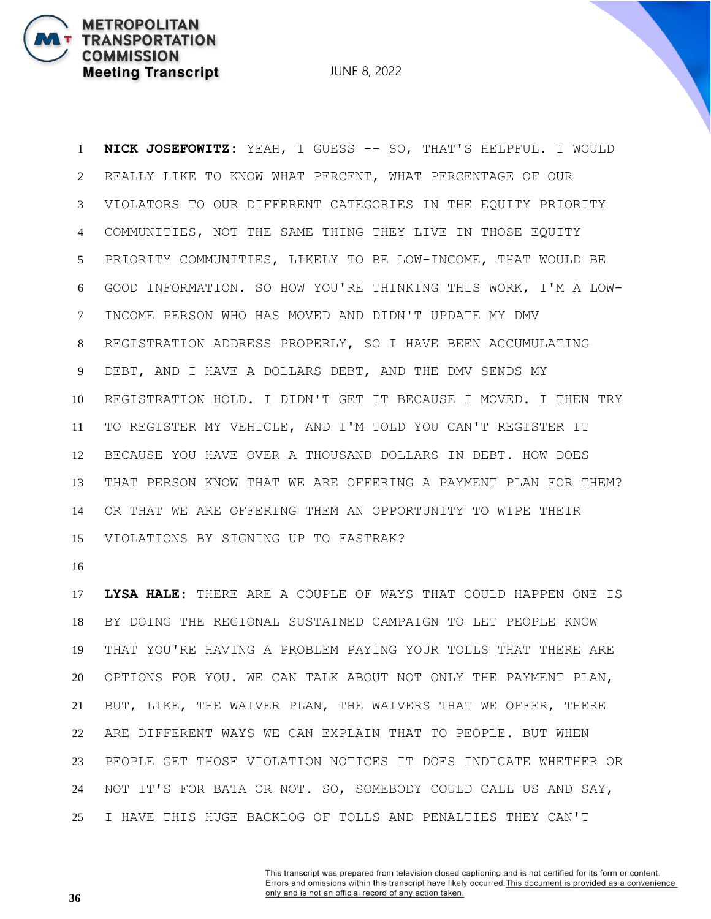**NICK JOSEFOWITZ:** YEAH, I GUESS -- SO, THAT'S HELPFUL. I WOULD REALLY LIKE TO KNOW WHAT PERCENT, WHAT PERCENTAGE OF OUR VIOLATORS TO OUR DIFFERENT CATEGORIES IN THE EQUITY PRIORITY COMMUNITIES, NOT THE SAME THING THEY LIVE IN THOSE EQUITY PRIORITY COMMUNITIES, LIKELY TO BE LOW-INCOME, THAT WOULD BE GOOD INFORMATION. SO HOW YOU'RE THINKING THIS WORK, I'M A LOW-INCOME PERSON WHO HAS MOVED AND DIDN'T UPDATE MY DMV REGISTRATION ADDRESS PROPERLY, SO I HAVE BEEN ACCUMULATING DEBT, AND I HAVE A DOLLARS DEBT, AND THE DMV SENDS MY REGISTRATION HOLD. I DIDN'T GET IT BECAUSE I MOVED. I THEN TRY TO REGISTER MY VEHICLE, AND I'M TOLD YOU CAN'T REGISTER IT BECAUSE YOU HAVE OVER A THOUSAND DOLLARS IN DEBT. HOW DOES THAT PERSON KNOW THAT WE ARE OFFERING A PAYMENT PLAN FOR THEM? OR THAT WE ARE OFFERING THEM AN OPPORTUNITY TO WIPE THEIR VIOLATIONS BY SIGNING UP TO FASTRAK?

**LYSA HALE:** THERE ARE A COUPLE OF WAYS THAT COULD HAPPEN ONE IS BY DOING THE REGIONAL SUSTAINED CAMPAIGN TO LET PEOPLE KNOW THAT YOU'RE HAVING A PROBLEM PAYING YOUR TOLLS THAT THERE ARE OPTIONS FOR YOU. WE CAN TALK ABOUT NOT ONLY THE PAYMENT PLAN, BUT, LIKE, THE WAIVER PLAN, THE WAIVERS THAT WE OFFER, THERE ARE DIFFERENT WAYS WE CAN EXPLAIN THAT TO PEOPLE. BUT WHEN PEOPLE GET THOSE VIOLATION NOTICES IT DOES INDICATE WHETHER OR NOT IT'S FOR BATA OR NOT. SO, SOMEBODY COULD CALL US AND SAY, I HAVE THIS HUGE BACKLOG OF TOLLS AND PENALTIES THEY CAN'T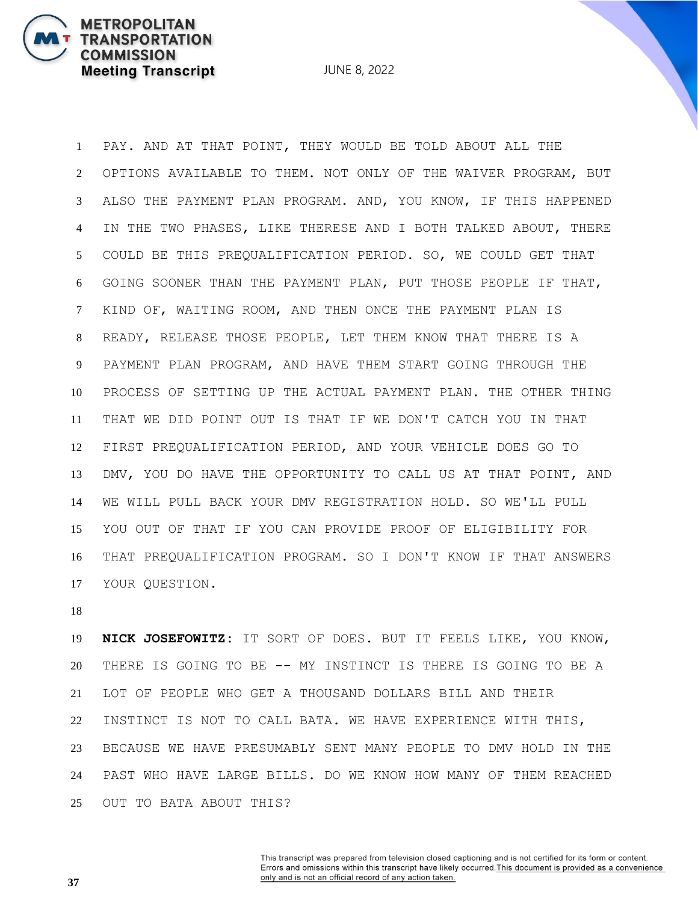PAY. AND AT THAT POINT, THEY WOULD BE TOLD ABOUT ALL THE OPTIONS AVAILABLE TO THEM. NOT ONLY OF THE WAIVER PROGRAM, BUT ALSO THE PAYMENT PLAN PROGRAM. AND, YOU KNOW, IF THIS HAPPENED IN THE TWO PHASES, LIKE THERESE AND I BOTH TALKED ABOUT, THERE COULD BE THIS PREQUALIFICATION PERIOD. SO, WE COULD GET THAT GOING SOONER THAN THE PAYMENT PLAN, PUT THOSE PEOPLE IF THAT, KIND OF, WAITING ROOM, AND THEN ONCE THE PAYMENT PLAN IS READY, RELEASE THOSE PEOPLE, LET THEM KNOW THAT THERE IS A PAYMENT PLAN PROGRAM, AND HAVE THEM START GOING THROUGH THE PROCESS OF SETTING UP THE ACTUAL PAYMENT PLAN. THE OTHER THING THAT WE DID POINT OUT IS THAT IF WE DON'T CATCH YOU IN THAT FIRST PREQUALIFICATION PERIOD, AND YOUR VEHICLE DOES GO TO DMV, YOU DO HAVE THE OPPORTUNITY TO CALL US AT THAT POINT, AND WE WILL PULL BACK YOUR DMV REGISTRATION HOLD. SO WE'LL PULL YOU OUT OF THAT IF YOU CAN PROVIDE PROOF OF ELIGIBILITY FOR THAT PREQUALIFICATION PROGRAM. SO I DON'T KNOW IF THAT ANSWERS YOUR QUESTION.

**NICK JOSEFOWITZ:** IT SORT OF DOES. BUT IT FEELS LIKE, YOU KNOW, THERE IS GOING TO BE -- MY INSTINCT IS THERE IS GOING TO BE A LOT OF PEOPLE WHO GET A THOUSAND DOLLARS BILL AND THEIR INSTINCT IS NOT TO CALL BATA. WE HAVE EXPERIENCE WITH THIS, BECAUSE WE HAVE PRESUMABLY SENT MANY PEOPLE TO DMV HOLD IN THE PAST WHO HAVE LARGE BILLS. DO WE KNOW HOW MANY OF THEM REACHED OUT TO BATA ABOUT THIS?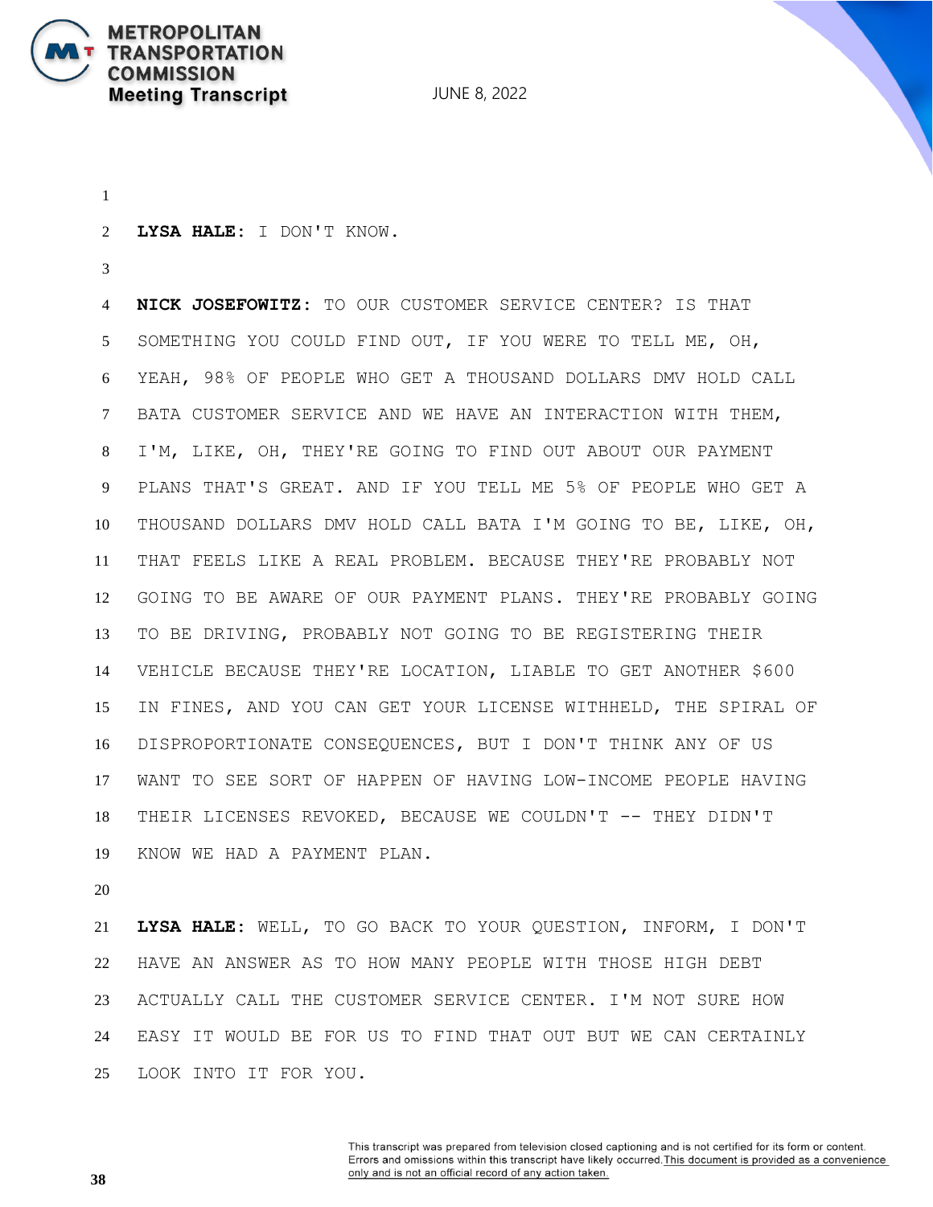**LYSA HALE:** I DON'T KNOW.

**NICK JOSEFOWITZ:** TO OUR CUSTOMER SERVICE CENTER? IS THAT SOMETHING YOU COULD FIND OUT, IF YOU WERE TO TELL ME, OH, YEAH, 98% OF PEOPLE WHO GET A THOUSAND DOLLARS DMV HOLD CALL BATA CUSTOMER SERVICE AND WE HAVE AN INTERACTION WITH THEM, I'M, LIKE, OH, THEY'RE GOING TO FIND OUT ABOUT OUR PAYMENT PLANS THAT'S GREAT. AND IF YOU TELL ME 5% OF PEOPLE WHO GET A THOUSAND DOLLARS DMV HOLD CALL BATA I'M GOING TO BE, LIKE, OH, THAT FEELS LIKE A REAL PROBLEM. BECAUSE THEY'RE PROBABLY NOT GOING TO BE AWARE OF OUR PAYMENT PLANS. THEY'RE PROBABLY GOING TO BE DRIVING, PROBABLY NOT GOING TO BE REGISTERING THEIR VEHICLE BECAUSE THEY'RE LOCATION, LIABLE TO GET ANOTHER $600 IN FINES, AND YOU CAN GET YOUR LICENSE WITHHELD, THE SPIRAL OF DISPROPORTIONATE CONSEQUENCES, BUT I DON'T THINK ANY OF US WANT TO SEE SORT OF HAPPEN OF HAVING LOW-INCOME PEOPLE HAVING THEIR LICENSES REVOKED, BECAUSE WE COULDN'T -- THEY DIDN'T KNOW WE HAD A PAYMENT PLAN.

**LYSA HALE:** WELL, TO GO BACK TO YOUR QUESTION, INFORM, I DON'T HAVE AN ANSWER AS TO HOW MANY PEOPLE WITH THOSE HIGH DEBT ACTUALLY CALL THE CUSTOMER SERVICE CENTER. I'M NOT SURE HOW EASY IT WOULD BE FOR US TO FIND THAT OUT BUT WE CAN CERTAINLY LOOK INTO IT FOR YOU.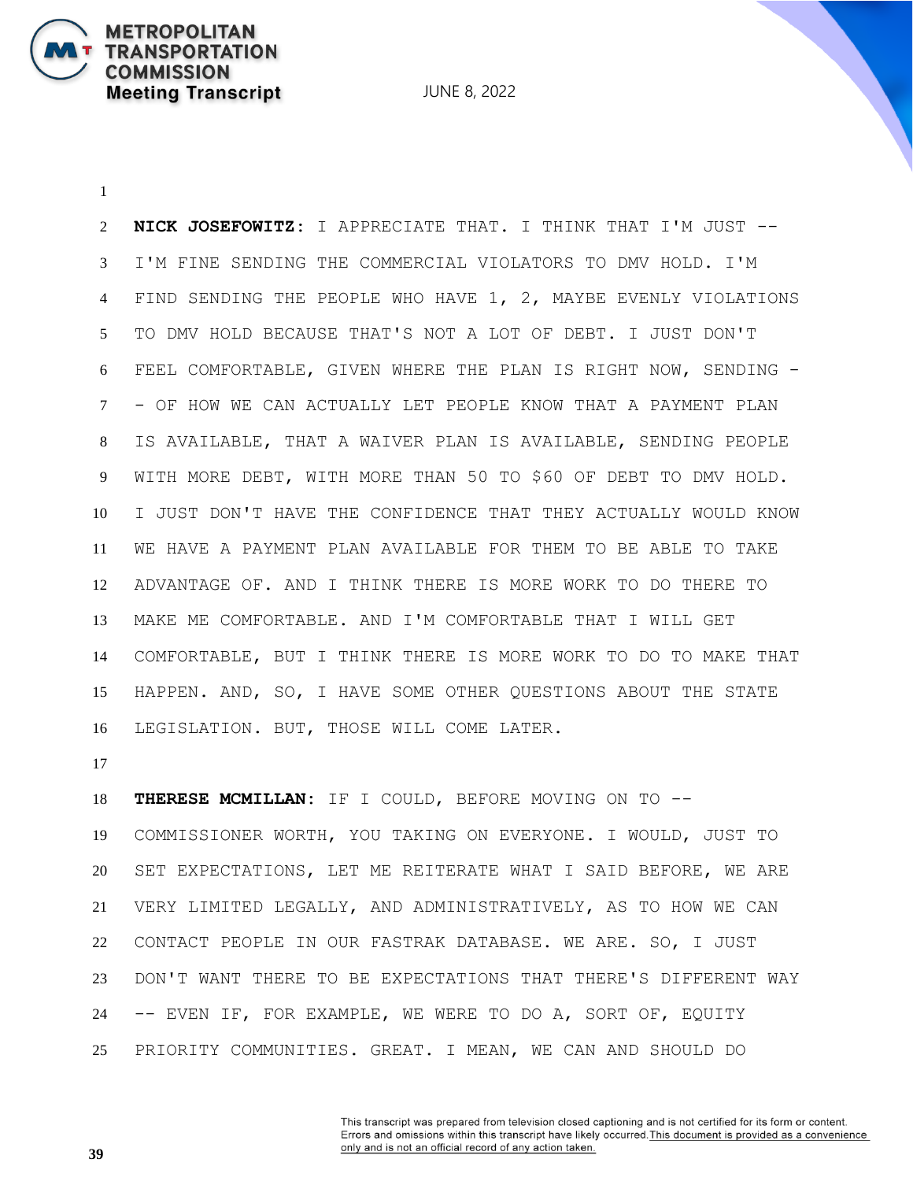**NICK JOSEFOWITZ:** I APPRECIATE THAT. I THINK THAT I'M JUST -- I'M FINE SENDING THE COMMERCIAL VIOLATORS TO DMV HOLD. I'M FIND SENDING THE PEOPLE WHO HAVE 1, 2, MAYBE EVENLY VIOLATIONS TO DMV HOLD BECAUSE THAT'S NOT A LOT OF DEBT. I JUST DON'T FEEL COMFORTABLE, GIVEN WHERE THE PLAN IS RIGHT NOW, SENDING -- OF HOW WE CAN ACTUALLY LET PEOPLE KNOW THAT A PAYMENT PLAN IS AVAILABLE, THAT A WAIVER PLAN IS AVAILABLE, SENDING PEOPLE WITH MORE DEBT, WITH MORE THAN 50 TO $60 OF DEBT TO DMV HOLD. I JUST DON'T HAVE THE CONFIDENCE THAT THEY ACTUALLY WOULD KNOW WE HAVE A PAYMENT PLAN AVAILABLE FOR THEM TO BE ABLE TO TAKE ADVANTAGE OF. AND I THINK THERE IS MORE WORK TO DO THERE TO MAKE ME COMFORTABLE. AND I'M COMFORTABLE THAT I WILL GET COMFORTABLE, BUT I THINK THERE IS MORE WORK TO DO TO MAKE THAT HAPPEN. AND, SO, I HAVE SOME OTHER QUESTIONS ABOUT THE STATE LEGISLATION. BUT, THOSE WILL COME LATER.

**THERESE MCMILLAN:** IF I COULD, BEFORE MOVING ON TO -- COMMISSIONER WORTH, YOU TAKING ON EVERYONE. I WOULD, JUST TO SET EXPECTATIONS, LET ME REITERATE WHAT I SAID BEFORE, WE ARE VERY LIMITED LEGALLY, AND ADMINISTRATIVELY, AS TO HOW WE CAN CONTACT PEOPLE IN OUR FASTRAK DATABASE. WE ARE. SO, I JUST DON'T WANT THERE TO BE EXPECTATIONS THAT THERE'S DIFFERENT WAY -- EVEN IF, FOR EXAMPLE, WE WERE TO DO A, SORT OF, EQUITY PRIORITY COMMUNITIES. GREAT. I MEAN, WE CAN AND SHOULD DO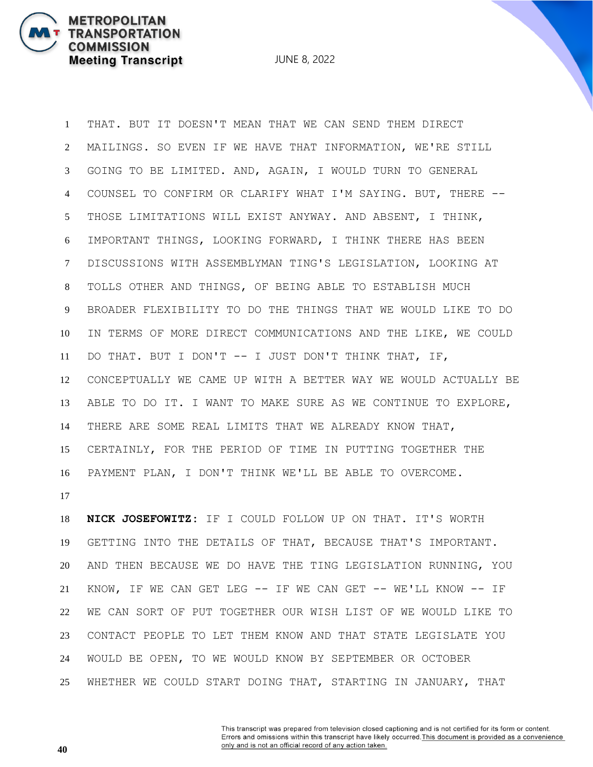THAT. BUT IT DOESN'T MEAN THAT WE CAN SEND THEM DIRECT MAILINGS. SO EVEN IF WE HAVE THAT INFORMATION, WE'RE STILL GOING TO BE LIMITED. AND, AGAIN, I WOULD TURN TO GENERAL COUNSEL TO CONFIRM OR CLARIFY WHAT I'M SAYING. BUT, THERE -- THOSE LIMITATIONS WILL EXIST ANYWAY. AND ABSENT, I THINK, IMPORTANT THINGS, LOOKING FORWARD, I THINK THERE HAS BEEN DISCUSSIONS WITH ASSEMBLYMAN TING'S LEGISLATION, LOOKING AT TOLLS OTHER AND THINGS, OF BEING ABLE TO ESTABLISH MUCH BROADER FLEXIBILITY TO DO THE THINGS THAT WE WOULD LIKE TO DO IN TERMS OF MORE DIRECT COMMUNICATIONS AND THE LIKE, WE COULD DO THAT. BUT I DON'T -- I JUST DON'T THINK THAT, IF, CONCEPTUALLY WE CAME UP WITH A BETTER WAY WE WOULD ACTUALLY BE ABLE TO DO IT. I WANT TO MAKE SURE AS WE CONTINUE TO EXPLORE, THERE ARE SOME REAL LIMITS THAT WE ALREADY KNOW THAT, CERTAINLY, FOR THE PERIOD OF TIME IN PUTTING TOGETHER THE PAYMENT PLAN, I DON'T THINK WE'LL BE ABLE TO OVERCOME.

**NICK JOSEFOWITZ:** IF I COULD FOLLOW UP ON THAT. IT'S WORTH GETTING INTO THE DETAILS OF THAT, BECAUSE THAT'S IMPORTANT. AND THEN BECAUSE WE DO HAVE THE TING LEGISLATION RUNNING, YOU KNOW, IF WE CAN GET LEG -- IF WE CAN GET -- WE'LL KNOW -- IF WE CAN SORT OF PUT TOGETHER OUR WISH LIST OF WE WOULD LIKE TO CONTACT PEOPLE TO LET THEM KNOW AND THAT STATE LEGISLATE YOU WOULD BE OPEN, TO WE WOULD KNOW BY SEPTEMBER OR OCTOBER WHETHER WE COULD START DOING THAT, STARTING IN JANUARY, THAT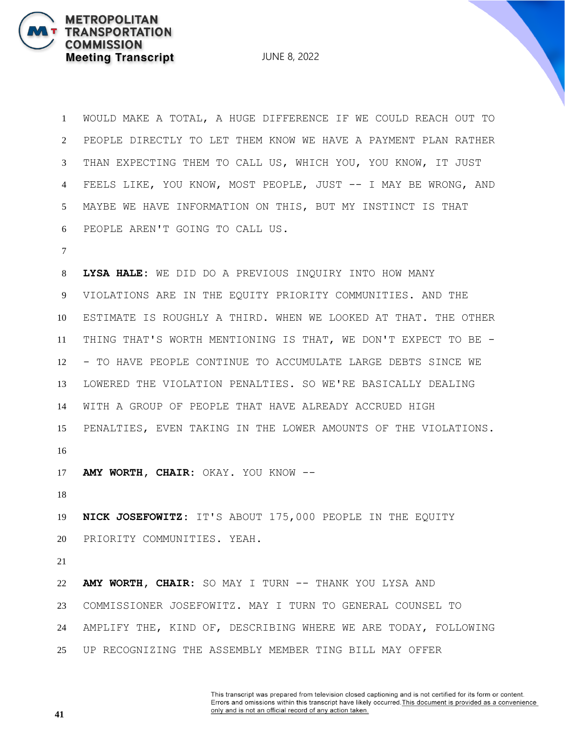WOULD MAKE A TOTAL, A HUGE DIFFERENCE IF WE COULD REACH OUT TO PEOPLE DIRECTLY TO LET THEM KNOW WE HAVE A PAYMENT PLAN RATHER THAN EXPECTING THEM TO CALL US, WHICH YOU, YOU KNOW, IT JUST FEELS LIKE, YOU KNOW, MOST PEOPLE, JUST -- I MAY BE WRONG, AND MAYBE WE HAVE INFORMATION ON THIS, BUT MY INSTINCT IS THAT PEOPLE AREN'T GOING TO CALL US.

**LYSA HALE:** WE DID DO A PREVIOUS INQUIRY INTO HOW MANY VIOLATIONS ARE IN THE EQUITY PRIORITY COMMUNITIES. AND THE ESTIMATE IS ROUGHLY A THIRD. WHEN WE LOOKED AT THAT. THE OTHER THING THAT'S WORTH MENTIONING IS THAT, WE DON'T EXPECT TO BE -- TO HAVE PEOPLE CONTINUE TO ACCUMULATE LARGE DEBTS SINCE WE LOWERED THE VIOLATION PENALTIES. SO WE'RE BASICALLY DEALING WITH A GROUP OF PEOPLE THAT HAVE ALREADY ACCRUED HIGH PENALTIES, EVEN TAKING IN THE LOWER AMOUNTS OF THE VIOLATIONS.

**AMY WORTH, CHAIR:** OKAY. YOU KNOW --

**NICK JOSEFOWITZ:** IT'S ABOUT 175,000 PEOPLE IN THE EQUITY PRIORITY COMMUNITIES. YEAH.

**AMY WORTH, CHAIR:** SO MAY I TURN -- THANK YOU LYSA AND COMMISSIONER JOSEFOWITZ. MAY I TURN TO GENERAL COUNSEL TO AMPLIFY THE, KIND OF, DESCRIBING WHERE WE ARE TODAY, FOLLOWING UP RECOGNIZING THE ASSEMBLY MEMBER TING BILL MAY OFFER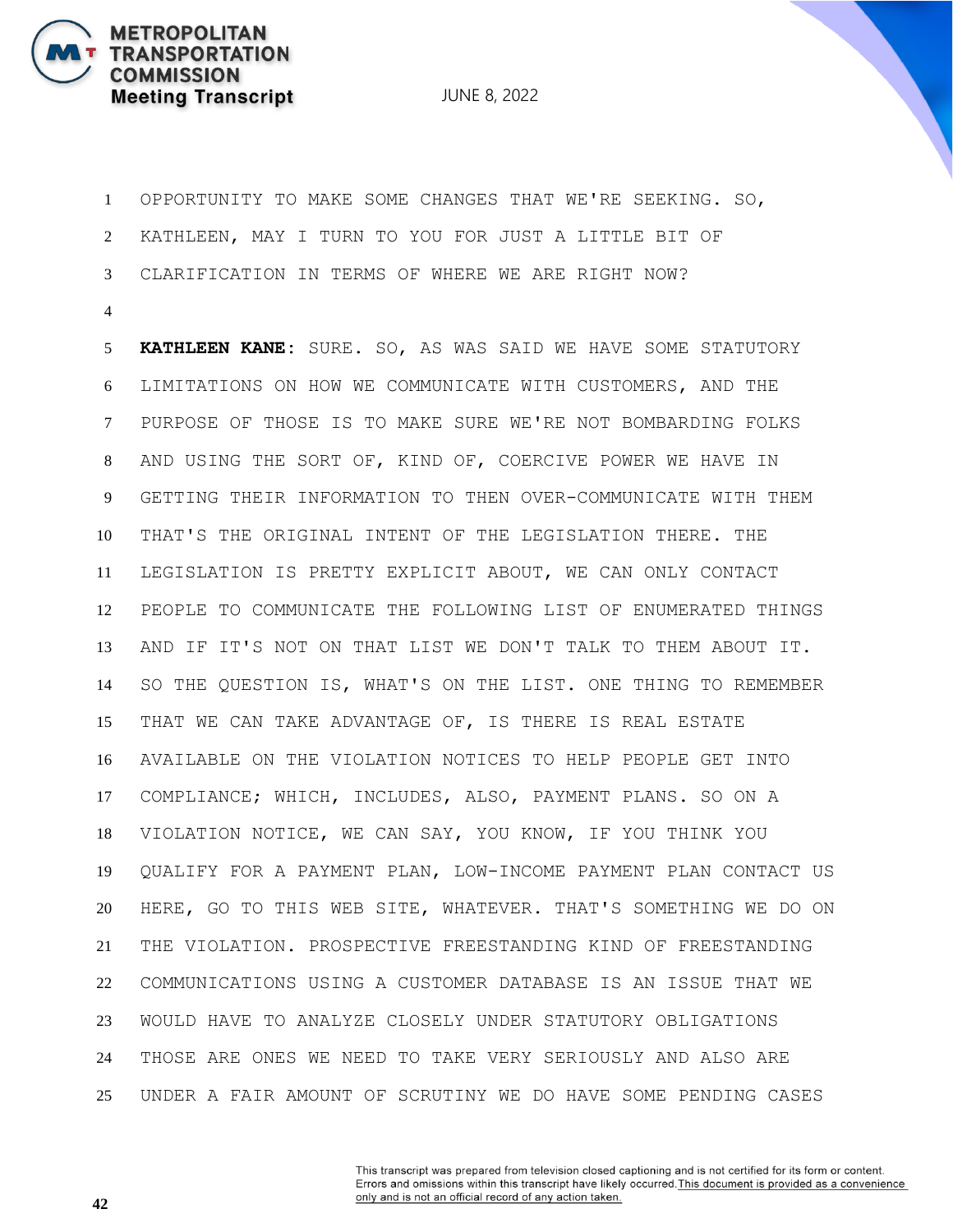OPPORTUNITY TO MAKE SOME CHANGES THAT WE'RE SEEKING. SO, KATHLEEN, MAY I TURN TO YOU FOR JUST A LITTLE BIT OF CLARIFICATION IN TERMS OF WHERE WE ARE RIGHT NOW?

**KATHLEEN KANE:** SURE. SO, AS WAS SAID WE HAVE SOME STATUTORY LIMITATIONS ON HOW WE COMMUNICATE WITH CUSTOMERS, AND THE PURPOSE OF THOSE IS TO MAKE SURE WE'RE NOT BOMBARDING FOLKS AND USING THE SORT OF, KIND OF, COERCIVE POWER WE HAVE IN GETTING THEIR INFORMATION TO THEN OVER-COMMUNICATE WITH THEM THAT'S THE ORIGINAL INTENT OF THE LEGISLATION THERE. THE LEGISLATION IS PRETTY EXPLICIT ABOUT, WE CAN ONLY CONTACT PEOPLE TO COMMUNICATE THE FOLLOWING LIST OF ENUMERATED THINGS AND IF IT'S NOT ON THAT LIST WE DON'T TALK TO THEM ABOUT IT. SO THE QUESTION IS, WHAT'S ON THE LIST. ONE THING TO REMEMBER THAT WE CAN TAKE ADVANTAGE OF, IS THERE IS REAL ESTATE AVAILABLE ON THE VIOLATION NOTICES TO HELP PEOPLE GET INTO COMPLIANCE; WHICH, INCLUDES, ALSO, PAYMENT PLANS. SO ON A VIOLATION NOTICE, WE CAN SAY, YOU KNOW, IF YOU THINK YOU QUALIFY FOR A PAYMENT PLAN, LOW-INCOME PAYMENT PLAN CONTACT US HERE, GO TO THIS WEB SITE, WHATEVER. THAT'S SOMETHING WE DO ON THE VIOLATION. PROSPECTIVE FREESTANDING KIND OF FREESTANDING COMMUNICATIONS USING A CUSTOMER DATABASE IS AN ISSUE THAT WE WOULD HAVE TO ANALYZE CLOSELY UNDER STATUTORY OBLIGATIONS THOSE ARE ONES WE NEED TO TAKE VERY SERIOUSLY AND ALSO ARE UNDER A FAIR AMOUNT OF SCRUTINY WE DO HAVE SOME PENDING CASES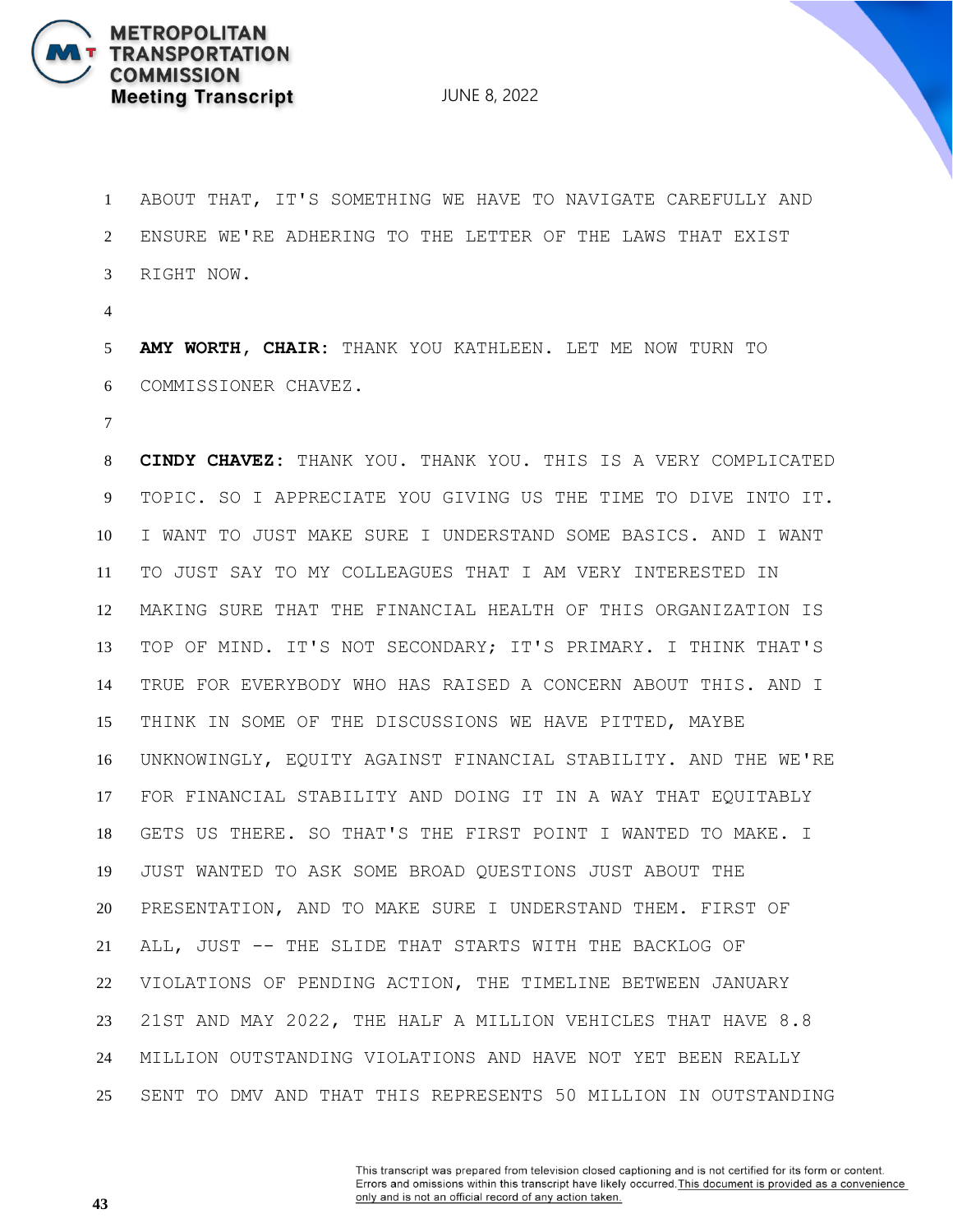ABOUT THAT, IT'S SOMETHING WE HAVE TO NAVIGATE CAREFULLY AND ENSURE WE'RE ADHERING TO THE LETTER OF THE LAWS THAT EXIST RIGHT NOW.

**AMY WORTH, CHAIR:** THANK YOU KATHLEEN. LET ME NOW TURN TO COMMISSIONER CHAVEZ.

**CINDY CHAVEZ:** THANK YOU. THANK YOU. THIS IS A VERY COMPLICATED TOPIC. SO I APPRECIATE YOU GIVING US THE TIME TO DIVE INTO IT. I WANT TO JUST MAKE SURE I UNDERSTAND SOME BASICS. AND I WANT TO JUST SAY TO MY COLLEAGUES THAT I AM VERY INTERESTED IN MAKING SURE THAT THE FINANCIAL HEALTH OF THIS ORGANIZATION IS TOP OF MIND. IT'S NOT SECONDARY; IT'S PRIMARY. I THINK THAT'S TRUE FOR EVERYBODY WHO HAS RAISED A CONCERN ABOUT THIS. AND I THINK IN SOME OF THE DISCUSSIONS WE HAVE PITTED, MAYBE UNKNOWINGLY, EQUITY AGAINST FINANCIAL STABILITY. AND THE WE'RE FOR FINANCIAL STABILITY AND DOING IT IN A WAY THAT EQUITABLY GETS US THERE. SO THAT'S THE FIRST POINT I WANTED TO MAKE. I JUST WANTED TO ASK SOME BROAD QUESTIONS JUST ABOUT THE PRESENTATION, AND TO MAKE SURE I UNDERSTAND THEM. FIRST OF ALL, JUST -- THE SLIDE THAT STARTS WITH THE BACKLOG OF VIOLATIONS OF PENDING ACTION, THE TIMELINE BETWEEN JANUARY 21ST AND MAY 2022, THE HALF A MILLION VEHICLES THAT HAVE 8.8 MILLION OUTSTANDING VIOLATIONS AND HAVE NOT YET BEEN REALLY SENT TO DMV AND THAT THIS REPRESENTS 50 MILLION IN OUTSTANDING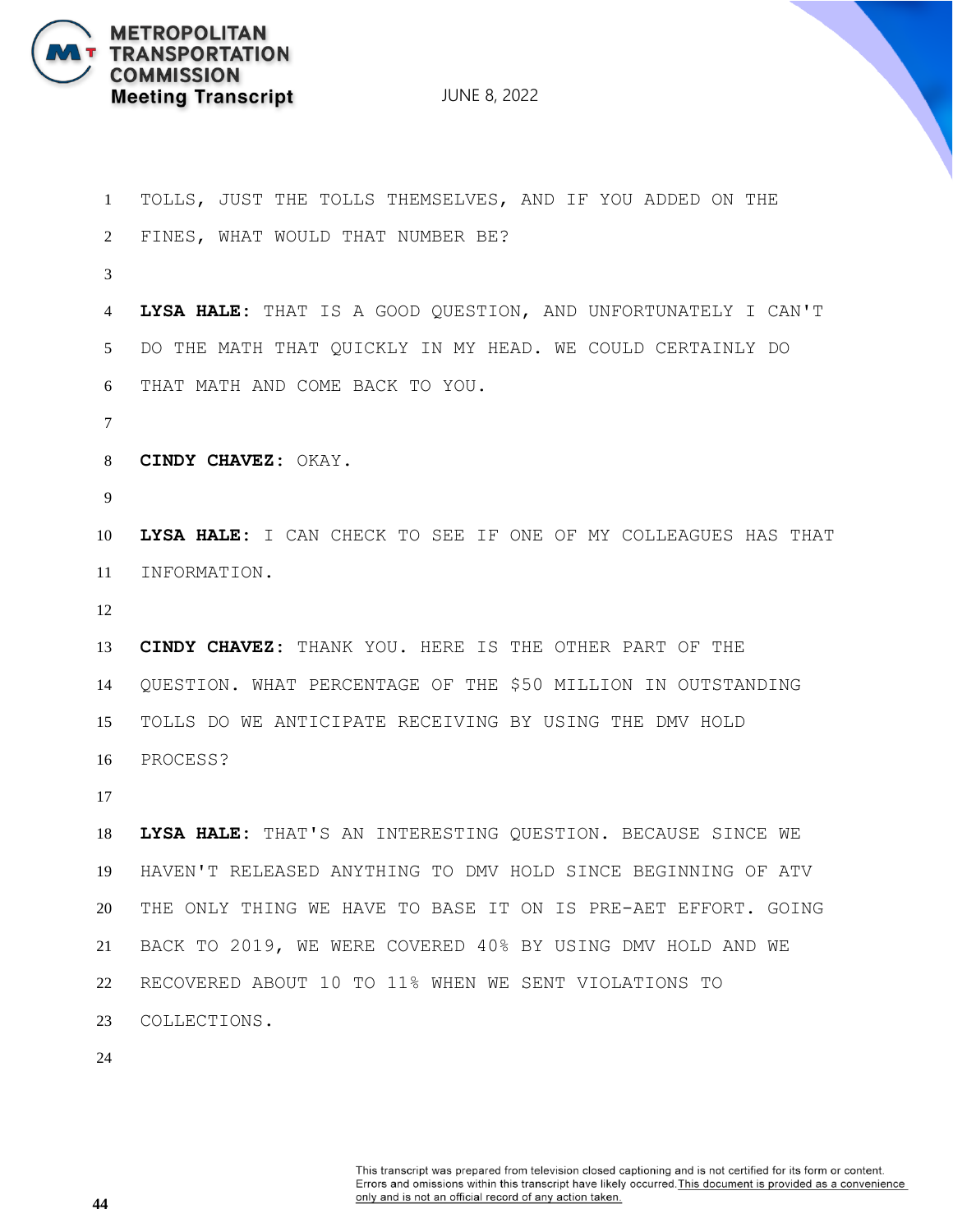TOLLS, JUST THE TOLLS THEMSELVES, AND IF YOU ADDED ON THE FINES, WHAT WOULD THAT NUMBER BE?

**LYSA HALE:** THAT IS A GOOD QUESTION, AND UNFORTUNATELY I CAN'T DO THE MATH THAT QUICKLY IN MY HEAD. WE COULD CERTAINLY DO THAT MATH AND COME BACK TO YOU.

**CINDY CHAVEZ:** OKAY.

**LYSA HALE:** I CAN CHECK TO SEE IF ONE OF MY COLLEAGUES HAS THAT INFORMATION.

**CINDY CHAVEZ:** THANK YOU. HERE IS THE OTHER PART OF THE QUESTION. WHAT PERCENTAGE OF THE $50 MILLION IN OUTSTANDING TOLLS DO WE ANTICIPATE RECEIVING BY USING THE DMV HOLD PROCESS?

**LYSA HALE:** THAT'S AN INTERESTING QUESTION. BECAUSE SINCE WE HAVEN'T RELEASED ANYTHING TO DMV HOLD SINCE BEGINNING OF ATV THE ONLY THING WE HAVE TO BASE IT ON IS PRE-AET EFFORT. GOING BACK TO 2019, WE WERE COVERED 40% BY USING DMV HOLD AND WE RECOVERED ABOUT 10 TO 11% WHEN WE SENT VIOLATIONS TO COLLECTIONS.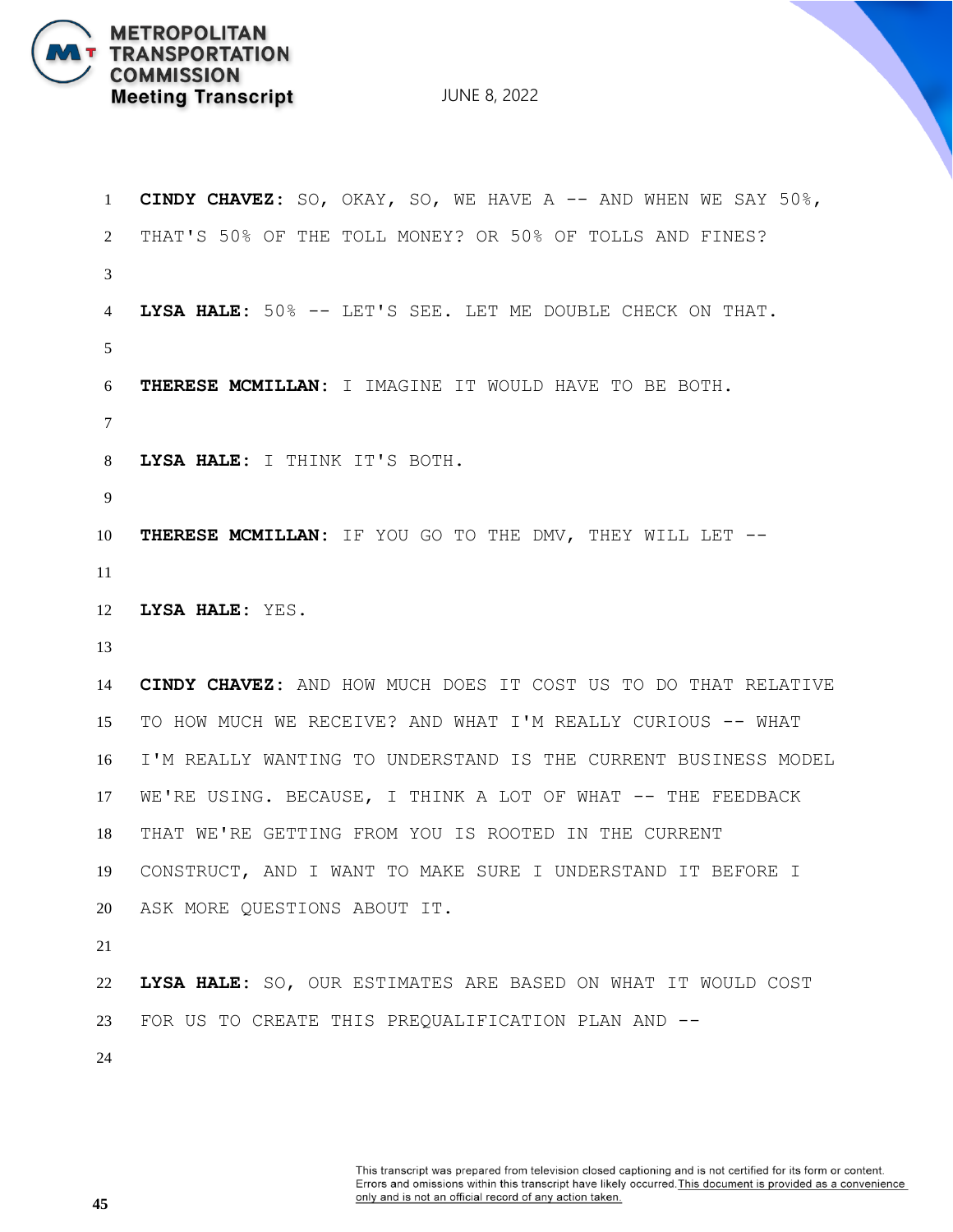**CINDY CHAVEZ:** SO, OKAY, SO, WE HAVE A -- AND WHEN WE SAY 50%, THAT'S 50% OF THE TOLL MONEY? OR 50% OF TOLLS AND FINES?

**LYSA HALE:** 50% -- LET'S SEE. LET ME DOUBLE CHECK ON THAT.

**THERESE MCMILLAN:** I IMAGINE IT WOULD HAVE TO BE BOTH.

**LYSA HALE:** I THINK IT'S BOTH.

**THERESE MCMILLAN:** IF YOU GO TO THE DMV, THEY WILL LET --

**LYSA HALE:** YES.

**CINDY CHAVEZ:** AND HOW MUCH DOES IT COST US TO DO THAT RELATIVE TO HOW MUCH WE RECEIVE? AND WHAT I'M REALLY CURIOUS -- WHAT I'M REALLY WANTING TO UNDERSTAND IS THE CURRENT BUSINESS MODEL WE'RE USING. BECAUSE, I THINK A LOT OF WHAT -- THE FEEDBACK THAT WE'RE GETTING FROM YOU IS ROOTED IN THE CURRENT CONSTRUCT, AND I WANT TO MAKE SURE I UNDERSTAND IT BEFORE I ASK MORE QUESTIONS ABOUT IT.

**LYSA HALE:** SO, OUR ESTIMATES ARE BASED ON WHAT IT WOULD COST FOR US TO CREATE THIS PREQUALIFICATION PLAN AND --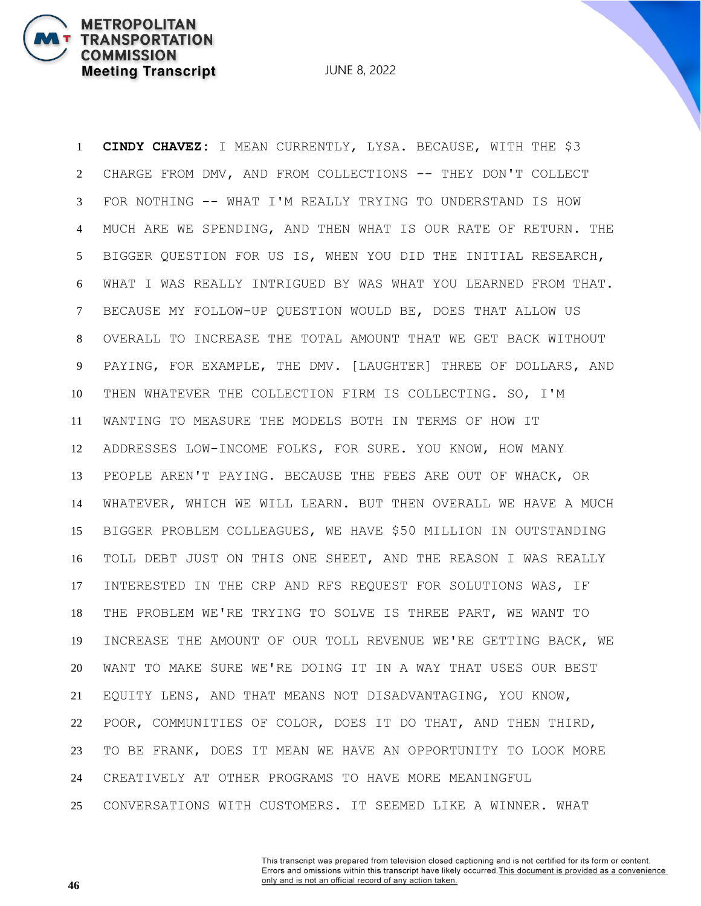**CINDY CHAVEZ:** I MEAN CURRENTLY, LYSA. BECAUSE, WITH THE $3 CHARGE FROM DMV, AND FROM COLLECTIONS -- THEY DON'T COLLECT FOR NOTHING -- WHAT I'M REALLY TRYING TO UNDERSTAND IS HOW MUCH ARE WE SPENDING, AND THEN WHAT IS OUR RATE OF RETURN. THE BIGGER QUESTION FOR US IS, WHEN YOU DID THE INITIAL RESEARCH, WHAT I WAS REALLY INTRIGUED BY WAS WHAT YOU LEARNED FROM THAT. BECAUSE MY FOLLOW-UP QUESTION WOULD BE, DOES THAT ALLOW US OVERALL TO INCREASE THE TOTAL AMOUNT THAT WE GET BACK WITHOUT PAYING, FOR EXAMPLE, THE DMV. [LAUGHTER] THREE OF DOLLARS, AND THEN WHATEVER THE COLLECTION FIRM IS COLLECTING. SO, I'M WANTING TO MEASURE THE MODELS BOTH IN TERMS OF HOW IT ADDRESSES LOW-INCOME FOLKS, FOR SURE. YOU KNOW, HOW MANY PEOPLE AREN'T PAYING. BECAUSE THE FEES ARE OUT OF WHACK, OR WHATEVER, WHICH WE WILL LEARN. BUT THEN OVERALL WE HAVE A MUCH BIGGER PROBLEM COLLEAGUES, WE HAVE $50 MILLION IN OUTSTANDING TOLL DEBT JUST ON THIS ONE SHEET, AND THE REASON I WAS REALLY INTERESTED IN THE CRP AND RFS REQUEST FOR SOLUTIONS WAS, IF THE PROBLEM WE'RE TRYING TO SOLVE IS THREE PART, WE WANT TO INCREASE THE AMOUNT OF OUR TOLL REVENUE WE'RE GETTING BACK, WE WANT TO MAKE SURE WE'RE DOING IT IN A WAY THAT USES OUR BEST EQUITY LENS, AND THAT MEANS NOT DISADVANTAGING, YOU KNOW, POOR, COMMUNITIES OF COLOR, DOES IT DO THAT, AND THEN THIRD, TO BE FRANK, DOES IT MEAN WE HAVE AN OPPORTUNITY TO LOOK MORE CREATIVELY AT OTHER PROGRAMS TO HAVE MORE MEANINGFUL CONVERSATIONS WITH CUSTOMERS. IT SEEMED LIKE A WINNER. WHAT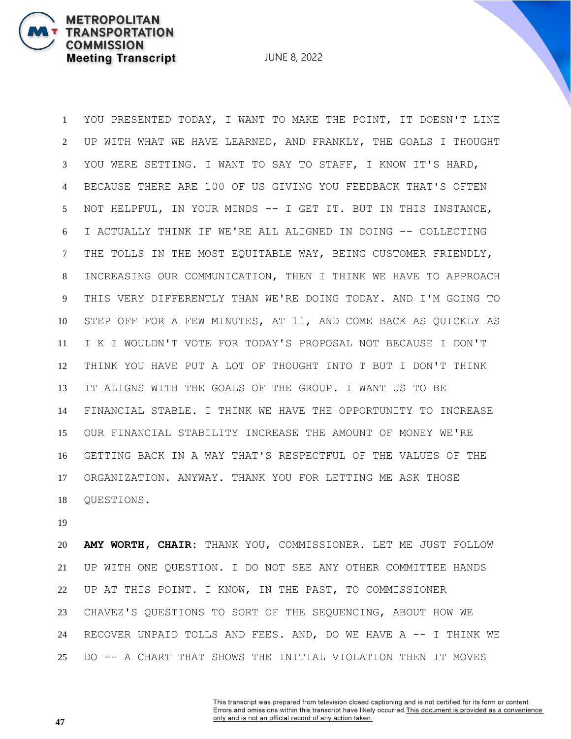YOU PRESENTED TODAY, I WANT TO MAKE THE POINT, IT DOESN'T LINE UP WITH WHAT WE HAVE LEARNED, AND FRANKLY, THE GOALS I THOUGHT YOU WERE SETTING. I WANT TO SAY TO STAFF, I KNOW IT'S HARD, BECAUSE THERE ARE 100 OF US GIVING YOU FEEDBACK THAT'S OFTEN NOT HELPFUL, IN YOUR MINDS -- I GET IT. BUT IN THIS INSTANCE, I ACTUALLY THINK IF WE'RE ALL ALIGNED IN DOING -- COLLECTING THE TOLLS IN THE MOST EQUITABLE WAY, BEING CUSTOMER FRIENDLY, INCREASING OUR COMMUNICATION, THEN I THINK WE HAVE TO APPROACH THIS VERY DIFFERENTLY THAN WE'RE DOING TODAY. AND I'M GOING TO STEP OFF FOR A FEW MINUTES, AT 11, AND COME BACK AS QUICKLY AS I K I WOULDN'T VOTE FOR TODAY'S PROPOSAL NOT BECAUSE I DON'T THINK YOU HAVE PUT A LOT OF THOUGHT INTO T BUT I DON'T THINK IT ALIGNS WITH THE GOALS OF THE GROUP. I WANT US TO BE FINANCIAL STABLE. I THINK WE HAVE THE OPPORTUNITY TO INCREASE OUR FINANCIAL STABILITY INCREASE THE AMOUNT OF MONEY WE'RE GETTING BACK IN A WAY THAT'S RESPECTFUL OF THE VALUES OF THE ORGANIZATION. ANYWAY. THANK YOU FOR LETTING ME ASK THOSE QUESTIONS.

**AMY WORTH, CHAIR:** THANK YOU, COMMISSIONER. LET ME JUST FOLLOW UP WITH ONE QUESTION. I DO NOT SEE ANY OTHER COMMITTEE HANDS UP AT THIS POINT. I KNOW, IN THE PAST, TO COMMISSIONER CHAVEZ'S QUESTIONS TO SORT OF THE SEQUENCING, ABOUT HOW WE RECOVER UNPAID TOLLS AND FEES. AND, DO WE HAVE A -- I THINK WE DO -- A CHART THAT SHOWS THE INITIAL VIOLATION THEN IT MOVES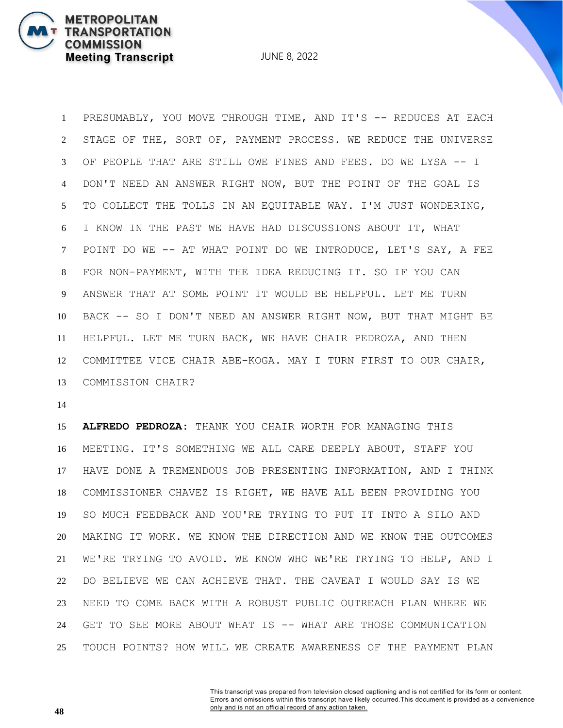PRESUMABLY, YOU MOVE THROUGH TIME, AND IT'S -- REDUCES AT EACH STAGE OF THE, SORT OF, PAYMENT PROCESS. WE REDUCE THE UNIVERSE OF PEOPLE THAT ARE STILL OWE FINES AND FEES. DO WE LYSA -- I DON'T NEED AN ANSWER RIGHT NOW, BUT THE POINT OF THE GOAL IS TO COLLECT THE TOLLS IN AN EQUITABLE WAY. I'M JUST WONDERING, I KNOW IN THE PAST WE HAVE HAD DISCUSSIONS ABOUT IT, WHAT POINT DO WE -- AT WHAT POINT DO WE INTRODUCE, LET'S SAY, A FEE FOR NON-PAYMENT, WITH THE IDEA REDUCING IT. SO IF YOU CAN ANSWER THAT AT SOME POINT IT WOULD BE HELPFUL. LET ME TURN BACK -- SO I DON'T NEED AN ANSWER RIGHT NOW, BUT THAT MIGHT BE HELPFUL. LET ME TURN BACK, WE HAVE CHAIR PEDROZA, AND THEN COMMITTEE VICE CHAIR ABE-KOGA. MAY I TURN FIRST TO OUR CHAIR, COMMISSION CHAIR?

**ALFREDO PEDROZA:** THANK YOU CHAIR WORTH FOR MANAGING THIS MEETING. IT'S SOMETHING WE ALL CARE DEEPLY ABOUT, STAFF YOU HAVE DONE A TREMENDOUS JOB PRESENTING INFORMATION, AND I THINK COMMISSIONER CHAVEZ IS RIGHT, WE HAVE ALL BEEN PROVIDING YOU SO MUCH FEEDBACK AND YOU'RE TRYING TO PUT IT INTO A SILO AND MAKING IT WORK. WE KNOW THE DIRECTION AND WE KNOW THE OUTCOMES WE'RE TRYING TO AVOID. WE KNOW WHO WE'RE TRYING TO HELP, AND I DO BELIEVE WE CAN ACHIEVE THAT. THE CAVEAT I WOULD SAY IS WE NEED TO COME BACK WITH A ROBUST PUBLIC OUTREACH PLAN WHERE WE GET TO SEE MORE ABOUT WHAT IS -- WHAT ARE THOSE COMMUNICATION TOUCH POINTS? HOW WILL WE CREATE AWARENESS OF THE PAYMENT PLAN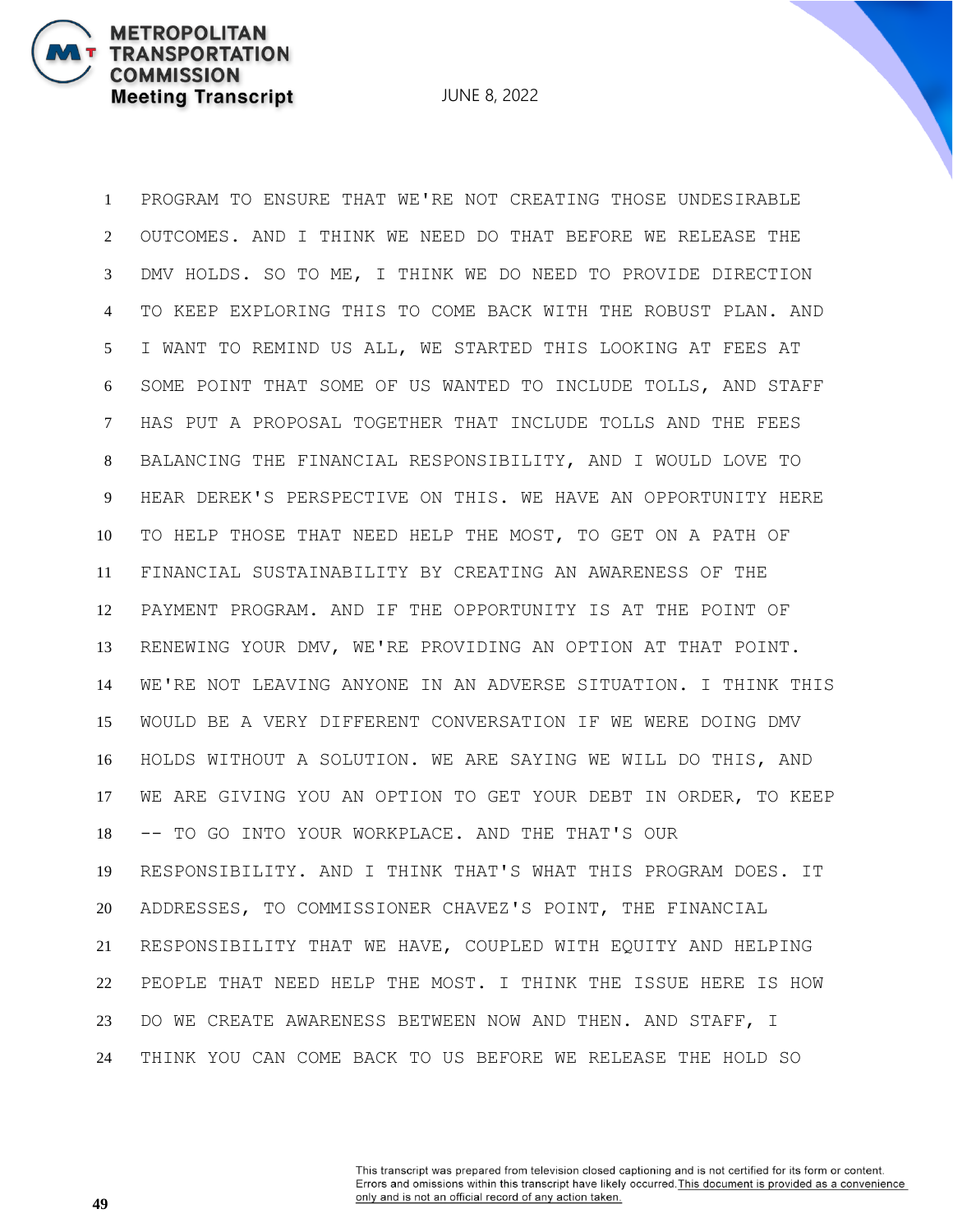PROGRAM TO ENSURE THAT WE'RE NOT CREATING THOSE UNDESIRABLE OUTCOMES. AND I THINK WE NEED DO THAT BEFORE WE RELEASE THE DMV HOLDS. SO TO ME, I THINK WE DO NEED TO PROVIDE DIRECTION TO KEEP EXPLORING THIS TO COME BACK WITH THE ROBUST PLAN. AND I WANT TO REMIND US ALL, WE STARTED THIS LOOKING AT FEES AT SOME POINT THAT SOME OF US WANTED TO INCLUDE TOLLS, AND STAFF HAS PUT A PROPOSAL TOGETHER THAT INCLUDE TOLLS AND THE FEES BALANCING THE FINANCIAL RESPONSIBILITY, AND I WOULD LOVE TO HEAR DEREK'S PERSPECTIVE ON THIS. WE HAVE AN OPPORTUNITY HERE TO HELP THOSE THAT NEED HELP THE MOST, TO GET ON A PATH OF FINANCIAL SUSTAINABILITY BY CREATING AN AWARENESS OF THE PAYMENT PROGRAM. AND IF THE OPPORTUNITY IS AT THE POINT OF RENEWING YOUR DMV, WE'RE PROVIDING AN OPTION AT THAT POINT. WE'RE NOT LEAVING ANYONE IN AN ADVERSE SITUATION. I THINK THIS WOULD BE A VERY DIFFERENT CONVERSATION IF WE WERE DOING DMV HOLDS WITHOUT A SOLUTION. WE ARE SAYING WE WILL DO THIS, AND WE ARE GIVING YOU AN OPTION TO GET YOUR DEBT IN ORDER, TO KEEP -- TO GO INTO YOUR WORKPLACE. AND THE THAT'S OUR RESPONSIBILITY. AND I THINK THAT'S WHAT THIS PROGRAM DOES. IT ADDRESSES, TO COMMISSIONER CHAVEZ'S POINT, THE FINANCIAL RESPONSIBILITY THAT WE HAVE, COUPLED WITH EQUITY AND HELPING PEOPLE THAT NEED HELP THE MOST. I THINK THE ISSUE HERE IS HOW DO WE CREATE AWARENESS BETWEEN NOW AND THEN. AND STAFF, I THINK YOU CAN COME BACK TO US BEFORE WE RELEASE THE HOLD SO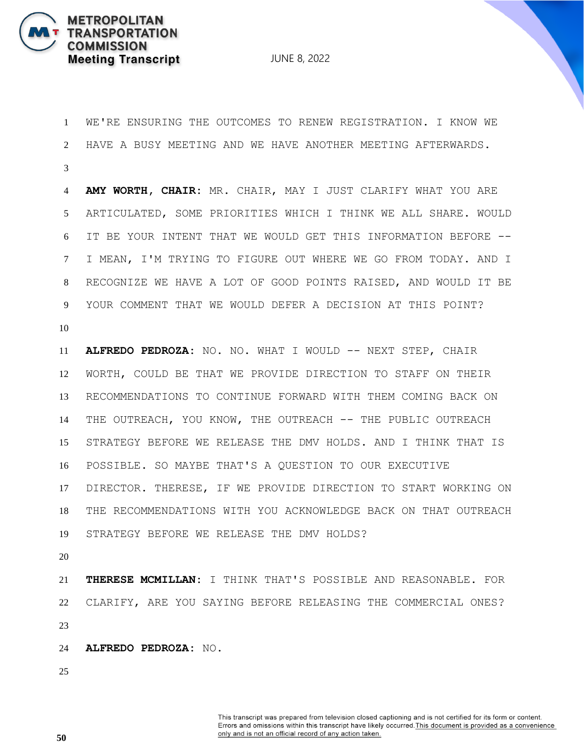WE'RE ENSURING THE OUTCOMES TO RENEW REGISTRATION. I KNOW WE HAVE A BUSY MEETING AND WE HAVE ANOTHER MEETING AFTERWARDS.

**AMY WORTH, CHAIR:** MR. CHAIR, MAY I JUST CLARIFY WHAT YOU ARE ARTICULATED, SOME PRIORITIES WHICH I THINK WE ALL SHARE. WOULD IT BE YOUR INTENT THAT WE WOULD GET THIS INFORMATION BEFORE -- I MEAN, I'M TRYING TO FIGURE OUT WHERE WE GO FROM TODAY. AND I RECOGNIZE WE HAVE A LOT OF GOOD POINTS RAISED, AND WOULD IT BE YOUR COMMENT THAT WE WOULD DEFER A DECISION AT THIS POINT?

**ALFREDO PEDROZA:** NO. NO. WHAT I WOULD -- NEXT STEP, CHAIR WORTH, COULD BE THAT WE PROVIDE DIRECTION TO STAFF ON THEIR RECOMMENDATIONS TO CONTINUE FORWARD WITH THEM COMING BACK ON THE OUTREACH, YOU KNOW, THE OUTREACH -- THE PUBLIC OUTREACH STRATEGY BEFORE WE RELEASE THE DMV HOLDS. AND I THINK THAT IS POSSIBLE. SO MAYBE THAT'S A QUESTION TO OUR EXECUTIVE DIRECTOR. THERESE, IF WE PROVIDE DIRECTION TO START WORKING ON THE RECOMMENDATIONS WITH YOU ACKNOWLEDGE BACK ON THAT OUTREACH STRATEGY BEFORE WE RELEASE THE DMV HOLDS?

**THERESE MCMILLAN:** I THINK THAT'S POSSIBLE AND REASONABLE. FOR CLARIFY, ARE YOU SAYING BEFORE RELEASING THE COMMERCIAL ONES?

**ALFREDO PEDROZA:** NO.

This transcript was prepared from television closed captioning and is not certified for its form or content. Errors and omissions within this transcript have likely occurred. This document is provided as a convenience only and is not an official record of any action taken.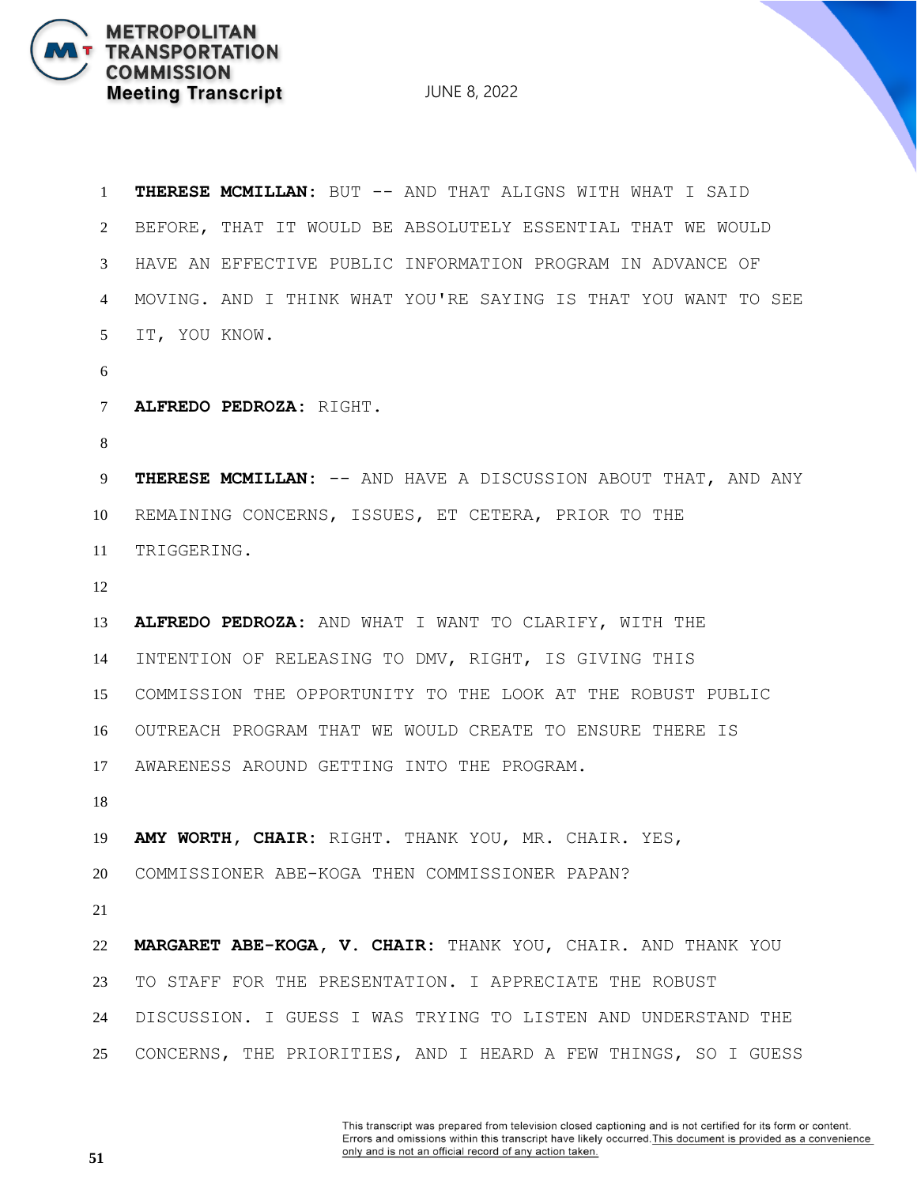**THERESE MCMILLAN:** BUT -- AND THAT ALIGNS WITH WHAT I SAID BEFORE, THAT IT WOULD BE ABSOLUTELY ESSENTIAL THAT WE WOULD HAVE AN EFFECTIVE PUBLIC INFORMATION PROGRAM IN ADVANCE OF MOVING. AND I THINK WHAT YOU'RE SAYING IS THAT YOU WANT TO SEE IT, YOU KNOW.

**ALFREDO PEDROZA:** RIGHT.

**THERESE MCMILLAN:** -- AND HAVE A DISCUSSION ABOUT THAT, AND ANY REMAINING CONCERNS, ISSUES, ET CETERA, PRIOR TO THE TRIGGERING.

**ALFREDO PEDROZA:** AND WHAT I WANT TO CLARIFY, WITH THE INTENTION OF RELEASING TO DMV, RIGHT, IS GIVING THIS COMMISSION THE OPPORTUNITY TO THE LOOK AT THE ROBUST PUBLIC OUTREACH PROGRAM THAT WE WOULD CREATE TO ENSURE THERE IS AWARENESS AROUND GETTING INTO THE PROGRAM.

**AMY WORTH, CHAIR:** RIGHT. THANK YOU, MR. CHAIR. YES, COMMISSIONER ABE-KOGA THEN COMMISSIONER PAPAN?

**MARGARET ABE-KOGA, V. CHAIR:** THANK YOU, CHAIR. AND THANK YOU TO STAFF FOR THE PRESENTATION. I APPRECIATE THE ROBUST DISCUSSION. I GUESS I WAS TRYING TO LISTEN AND UNDERSTAND THE CONCERNS, THE PRIORITIES, AND I HEARD A FEW THINGS, SO I GUESS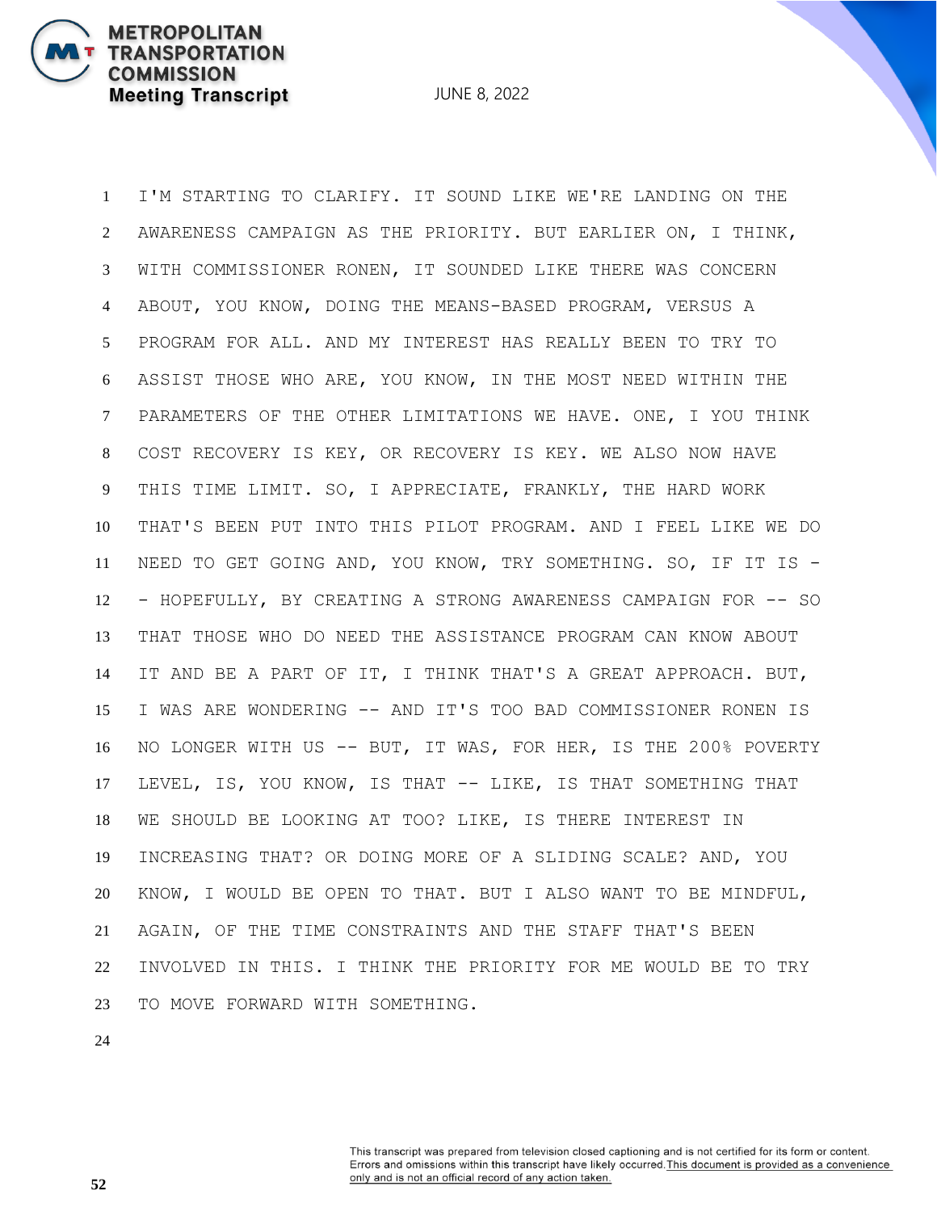I'M STARTING TO CLARIFY. IT SOUND LIKE WE'RE LANDING ON THE AWARENESS CAMPAIGN AS THE PRIORITY. BUT EARLIER ON, I THINK, WITH COMMISSIONER RONEN, IT SOUNDED LIKE THERE WAS CONCERN ABOUT, YOU KNOW, DOING THE MEANS-BASED PROGRAM, VERSUS A PROGRAM FOR ALL. AND MY INTEREST HAS REALLY BEEN TO TRY TO ASSIST THOSE WHO ARE, YOU KNOW, IN THE MOST NEED WITHIN THE PARAMETERS OF THE OTHER LIMITATIONS WE HAVE. ONE, I YOU THINK COST RECOVERY IS KEY, OR RECOVERY IS KEY. WE ALSO NOW HAVE THIS TIME LIMIT. SO, I APPRECIATE, FRANKLY, THE HARD WORK THAT'S BEEN PUT INTO THIS PILOT PROGRAM. AND I FEEL LIKE WE DO NEED TO GET GOING AND, YOU KNOW, TRY SOMETHING. SO, IF IT IS -- HOPEFULLY, BY CREATING A STRONG AWARENESS CAMPAIGN FOR -- SO THAT THOSE WHO DO NEED THE ASSISTANCE PROGRAM CAN KNOW ABOUT IT AND BE A PART OF IT, I THINK THAT'S A GREAT APPROACH. BUT, I WAS ARE WONDERING -- AND IT'S TOO BAD COMMISSIONER RONEN IS NO LONGER WITH US -- BUT, IT WAS, FOR HER, IS THE 200% POVERTY LEVEL, IS, YOU KNOW, IS THAT -- LIKE, IS THAT SOMETHING THAT WE SHOULD BE LOOKING AT TOO? LIKE, IS THERE INTEREST IN INCREASING THAT? OR DOING MORE OF A SLIDING SCALE? AND, YOU KNOW, I WOULD BE OPEN TO THAT. BUT I ALSO WANT TO BE MINDFUL, AGAIN, OF THE TIME CONSTRAINTS AND THE STAFF THAT'S BEEN INVOLVED IN THIS. I THINK THE PRIORITY FOR ME WOULD BE TO TRY TO MOVE FORWARD WITH SOMETHING.

This transcript was prepared from television closed captioning and is not certified for its form or content. Errors and omissions within this transcript have likely occurred. This document is provided as a convenience only and is not an official record of any action taken.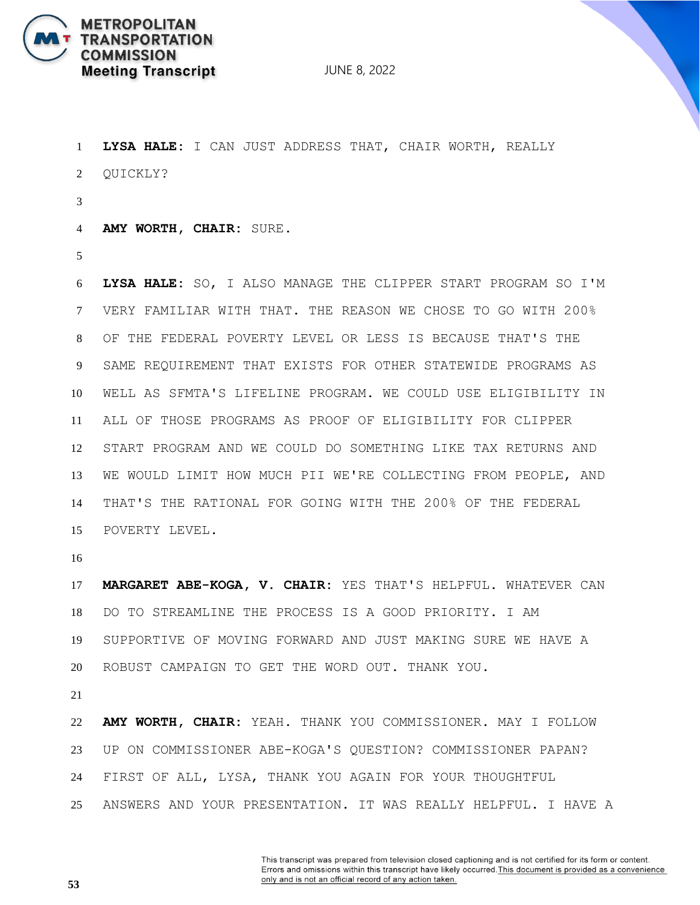**LYSA HALE:** I CAN JUST ADDRESS THAT, CHAIR WORTH, REALLY QUICKLY?

**AMY WORTH, CHAIR:** SURE.

**LYSA HALE:** SO, I ALSO MANAGE THE CLIPPER START PROGRAM SO I'M VERY FAMILIAR WITH THAT. THE REASON WE CHOSE TO GO WITH 200% OF THE FEDERAL POVERTY LEVEL OR LESS IS BECAUSE THAT'S THE SAME REQUIREMENT THAT EXISTS FOR OTHER STATEWIDE PROGRAMS AS WELL AS SFMTA'S LIFELINE PROGRAM. WE COULD USE ELIGIBILITY IN ALL OF THOSE PROGRAMS AS PROOF OF ELIGIBILITY FOR CLIPPER START PROGRAM AND WE COULD DO SOMETHING LIKE TAX RETURNS AND WE WOULD LIMIT HOW MUCH PII WE'RE COLLECTING FROM PEOPLE, AND THAT'S THE RATIONAL FOR GOING WITH THE 200% OF THE FEDERAL POVERTY LEVEL.

**MARGARET ABE-KOGA, V. CHAIR:** YES THAT'S HELPFUL. WHATEVER CAN DO TO STREAMLINE THE PROCESS IS A GOOD PRIORITY. I AM SUPPORTIVE OF MOVING FORWARD AND JUST MAKING SURE WE HAVE A ROBUST CAMPAIGN TO GET THE WORD OUT. THANK YOU.

**AMY WORTH, CHAIR:** YEAH. THANK YOU COMMISSIONER. MAY I FOLLOW UP ON COMMISSIONER ABE-KOGA'S QUESTION? COMMISSIONER PAPAN? FIRST OF ALL, LYSA, THANK YOU AGAIN FOR YOUR THOUGHTFUL ANSWERS AND YOUR PRESENTATION. IT WAS REALLY HELPFUL. I HAVE A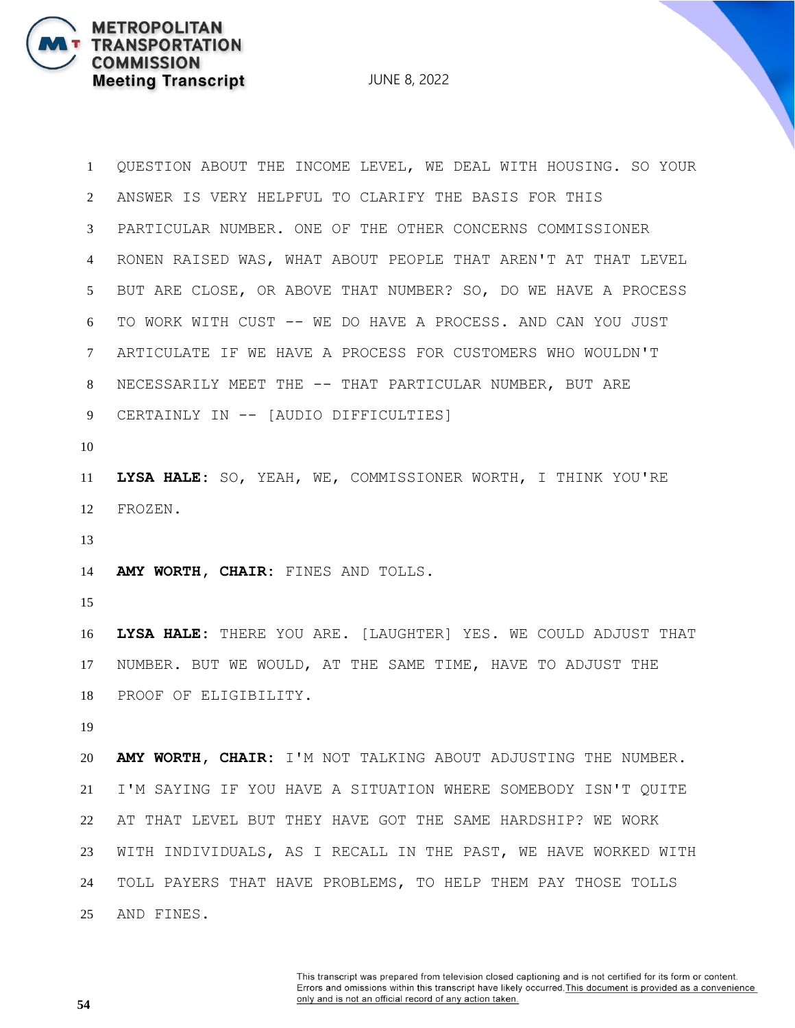QUESTION ABOUT THE INCOME LEVEL, WE DEAL WITH HOUSING. SO YOUR ANSWER IS VERY HELPFUL TO CLARIFY THE BASIS FOR THIS PARTICULAR NUMBER. ONE OF THE OTHER CONCERNS COMMISSIONER RONEN RAISED WAS, WHAT ABOUT PEOPLE THAT AREN'T AT THAT LEVEL BUT ARE CLOSE, OR ABOVE THAT NUMBER? SO, DO WE HAVE A PROCESS TO WORK WITH CUST -- WE DO HAVE A PROCESS. AND CAN YOU JUST ARTICULATE IF WE HAVE A PROCESS FOR CUSTOMERS WHO WOULDN'T NECESSARILY MEET THE -- THAT PARTICULAR NUMBER, BUT ARE CERTAINLY IN -- [AUDIO DIFFICULTIES]

**LYSA HALE:** SO, YEAH, WE, COMMISSIONER WORTH, I THINK YOU'RE FROZEN.

**AMY WORTH, CHAIR:** FINES AND TOLLS.

**LYSA HALE:** THERE YOU ARE. [LAUGHTER] YES. WE COULD ADJUST THAT NUMBER. BUT WE WOULD, AT THE SAME TIME, HAVE TO ADJUST THE PROOF OF ELIGIBILITY.

**AMY WORTH, CHAIR:** I'M NOT TALKING ABOUT ADJUSTING THE NUMBER. I'M SAYING IF YOU HAVE A SITUATION WHERE SOMEBODY ISN'T QUITE AT THAT LEVEL BUT THEY HAVE GOT THE SAME HARDSHIP? WE WORK WITH INDIVIDUALS, AS I RECALL IN THE PAST, WE HAVE WORKED WITH TOLL PAYERS THAT HAVE PROBLEMS, TO HELP THEM PAY THOSE TOLLS AND FINES.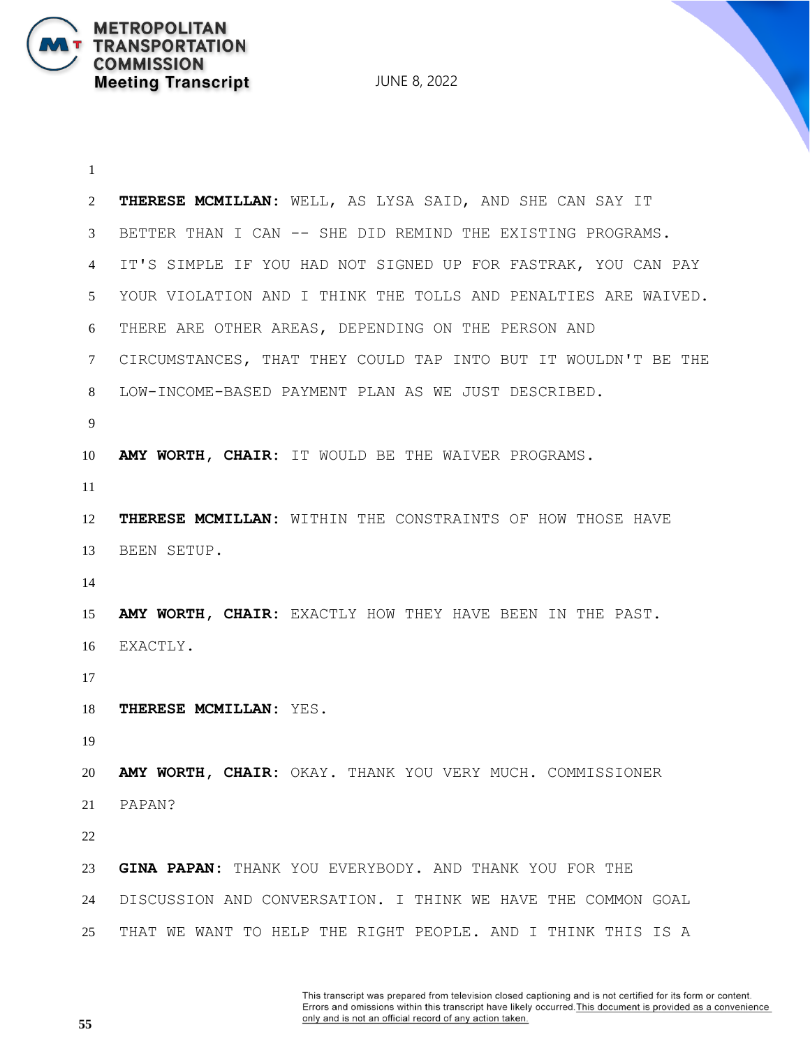**THERESE MCMILLAN:** WELL, AS LYSA SAID, AND SHE CAN SAY IT BETTER THAN I CAN -- SHE DID REMIND THE EXISTING PROGRAMS. IT'S SIMPLE IF YOU HAD NOT SIGNED UP FOR FASTRAK, YOU CAN PAY YOUR VIOLATION AND I THINK THE TOLLS AND PENALTIES ARE WAIVED. THERE ARE OTHER AREAS, DEPENDING ON THE PERSON AND CIRCUMSTANCES, THAT THEY COULD TAP INTO BUT IT WOULDN'T BE THE LOW-INCOME-BASED PAYMENT PLAN AS WE JUST DESCRIBED.

**AMY WORTH, CHAIR:** IT WOULD BE THE WAIVER PROGRAMS.

**THERESE MCMILLAN:** WITHIN THE CONSTRAINTS OF HOW THOSE HAVE BEEN SETUP.

**AMY WORTH, CHAIR:** EXACTLY HOW THEY HAVE BEEN IN THE PAST. EXACTLY.

**THERESE MCMILLAN:** YES.

**AMY WORTH, CHAIR:** OKAY. THANK YOU VERY MUCH. COMMISSIONER PAPAN?

**GINA PAPAN:** THANK YOU EVERYBODY. AND THANK YOU FOR THE DISCUSSION AND CONVERSATION. I THINK WE HAVE THE COMMON GOAL THAT WE WANT TO HELP THE RIGHT PEOPLE. AND I THINK THIS IS A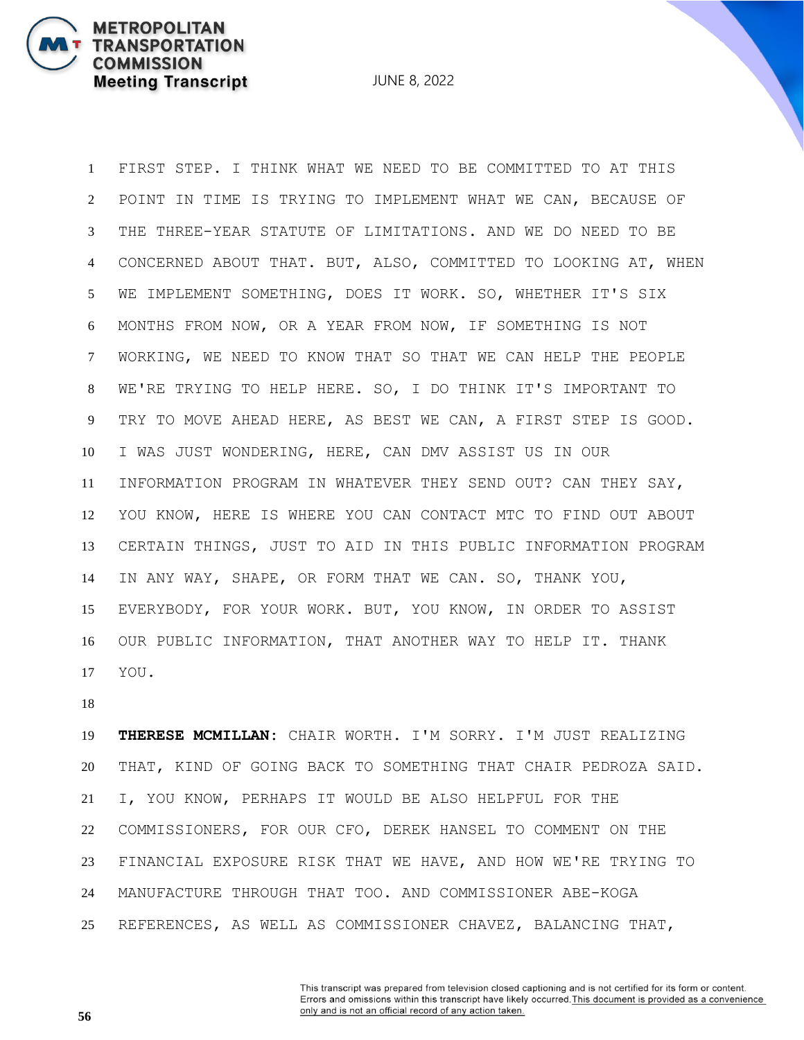FIRST STEP. I THINK WHAT WE NEED TO BE COMMITTED TO AT THIS POINT IN TIME IS TRYING TO IMPLEMENT WHAT WE CAN, BECAUSE OF THE THREE-YEAR STATUTE OF LIMITATIONS. AND WE DO NEED TO BE CONCERNED ABOUT THAT. BUT, ALSO, COMMITTED TO LOOKING AT, WHEN WE IMPLEMENT SOMETHING, DOES IT WORK. SO, WHETHER IT'S SIX MONTHS FROM NOW, OR A YEAR FROM NOW, IF SOMETHING IS NOT WORKING, WE NEED TO KNOW THAT SO THAT WE CAN HELP THE PEOPLE WE'RE TRYING TO HELP HERE. SO, I DO THINK IT'S IMPORTANT TO TRY TO MOVE AHEAD HERE, AS BEST WE CAN, A FIRST STEP IS GOOD. I WAS JUST WONDERING, HERE, CAN DMV ASSIST US IN OUR INFORMATION PROGRAM IN WHATEVER THEY SEND OUT? CAN THEY SAY, YOU KNOW, HERE IS WHERE YOU CAN CONTACT MTC TO FIND OUT ABOUT CERTAIN THINGS, JUST TO AID IN THIS PUBLIC INFORMATION PROGRAM IN ANY WAY, SHAPE, OR FORM THAT WE CAN. SO, THANK YOU, EVERYBODY, FOR YOUR WORK. BUT, YOU KNOW, IN ORDER TO ASSIST OUR PUBLIC INFORMATION, THAT ANOTHER WAY TO HELP IT. THANK YOU.

**THERESE MCMILLAN**: CHAIR WORTH. I'M SORRY. I'M JUST REALIZING THAT, KIND OF GOING BACK TO SOMETHING THAT CHAIR PEDROZA SAID. I, YOU KNOW, PERHAPS IT WOULD BE ALSO HELPFUL FOR THE COMMISSIONERS, FOR OUR CFO, DEREK HANSEL TO COMMENT ON THE FINANCIAL EXPOSURE RISK THAT WE HAVE, AND HOW WE'RE TRYING TO MANUFACTURE THROUGH THAT TOO. AND COMMISSIONER ABE-KOGA REFERENCES, AS WELL AS COMMISSIONER CHAVEZ, BALANCING THAT,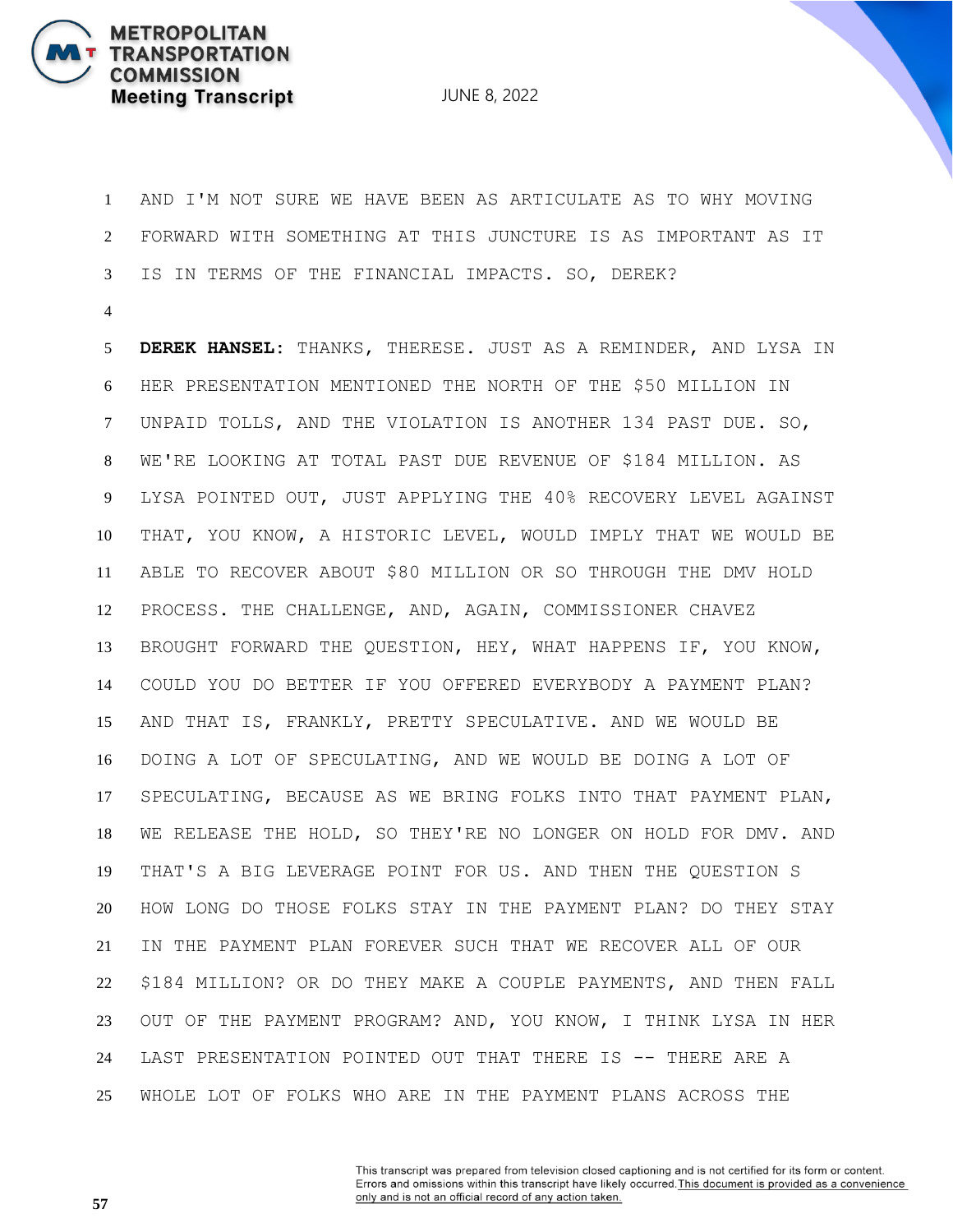AND I'M NOT SURE WE HAVE BEEN AS ARTICULATE AS TO WHY MOVING FORWARD WITH SOMETHING AT THIS JUNCTURE IS AS IMPORTANT AS IT IS IN TERMS OF THE FINANCIAL IMPACTS. SO, DEREK?

**DEREK HANSEL:** THANKS, THERESE. JUST AS A REMINDER, AND LYSA IN HER PRESENTATION MENTIONED THE NORTH OF THE $50 MILLION IN UNPAID TOLLS, AND THE VIOLATION IS ANOTHER 134 PAST DUE. SO, WE'RE LOOKING AT TOTAL PAST DUE REVENUE OF $184 MILLION. AS LYSA POINTED OUT, JUST APPLYING THE 40% RECOVERY LEVEL AGAINST THAT, YOU KNOW, A HISTORIC LEVEL, WOULD IMPLY THAT WE WOULD BE ABLE TO RECOVER ABOUT $80 MILLION OR SO THROUGH THE DMV HOLD PROCESS. THE CHALLENGE, AND, AGAIN, COMMISSIONER CHAVEZ BROUGHT FORWARD THE QUESTION, HEY, WHAT HAPPENS IF, YOU KNOW, COULD YOU DO BETTER IF YOU OFFERED EVERYBODY A PAYMENT PLAN? AND THAT IS, FRANKLY, PRETTY SPECULATIVE. AND WE WOULD BE DOING A LOT OF SPECULATING, AND WE WOULD BE DOING A LOT OF SPECULATING, BECAUSE AS WE BRING FOLKS INTO THAT PAYMENT PLAN, WE RELEASE THE HOLD, SO THEY'RE NO LONGER ON HOLD FOR DMV. AND THAT'S A BIG LEVERAGE POINT FOR US. AND THEN THE QUESTION S HOW LONG DO THOSE FOLKS STAY IN THE PAYMENT PLAN? DO THEY STAY IN THE PAYMENT PLAN FOREVER SUCH THAT WE RECOVER ALL OF OUR $184 MILLION? OR DO THEY MAKE A COUPLE PAYMENTS, AND THEN FALL OUT OF THE PAYMENT PROGRAM? AND, YOU KNOW, I THINK LYSA IN HER LAST PRESENTATION POINTED OUT THAT THERE IS -- THERE ARE A WHOLE LOT OF FOLKS WHO ARE IN THE PAYMENT PLANS ACROSS THE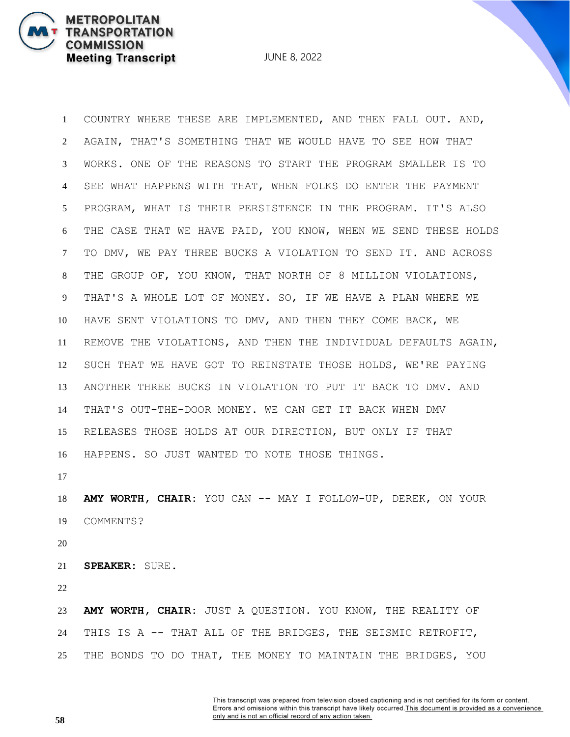COUNTRY WHERE THESE ARE IMPLEMENTED, AND THEN FALL OUT. AND, AGAIN, THAT'S SOMETHING THAT WE WOULD HAVE TO SEE HOW THAT WORKS. ONE OF THE REASONS TO START THE PROGRAM SMALLER IS TO SEE WHAT HAPPENS WITH THAT, WHEN FOLKS DO ENTER THE PAYMENT PROGRAM, WHAT IS THEIR PERSISTENCE IN THE PROGRAM. IT'S ALSO THE CASE THAT WE HAVE PAID, YOU KNOW, WHEN WE SEND THESE HOLDS TO DMV, WE PAY THREE BUCKS A VIOLATION TO SEND IT. AND ACROSS THE GROUP OF, YOU KNOW, THAT NORTH OF 8 MILLION VIOLATIONS, THAT'S A WHOLE LOT OF MONEY. SO, IF WE HAVE A PLAN WHERE WE HAVE SENT VIOLATIONS TO DMV, AND THEN THEY COME BACK, WE REMOVE THE VIOLATIONS, AND THEN THE INDIVIDUAL DEFAULTS AGAIN, SUCH THAT WE HAVE GOT TO REINSTATE THOSE HOLDS, WE'RE PAYING ANOTHER THREE BUCKS IN VIOLATION TO PUT IT BACK TO DMV. AND THAT'S OUT-THE-DOOR MONEY. WE CAN GET IT BACK WHEN DMV RELEASES THOSE HOLDS AT OUR DIRECTION, BUT ONLY IF THAT HAPPENS. SO JUST WANTED TO NOTE THOSE THINGS.

**AMY WORTH, CHAIR:** YOU CAN -- MAY I FOLLOW-UP, DEREK, ON YOUR COMMENTS?

**SPEAKER:** SURE.

**AMY WORTH, CHAIR:** JUST A QUESTION. YOU KNOW, THE REALITY OF THIS IS A -- THAT ALL OF THE BRIDGES, THE SEISMIC RETROFIT, THE BONDS TO DO THAT, THE MONEY TO MAINTAIN THE BRIDGES, YOU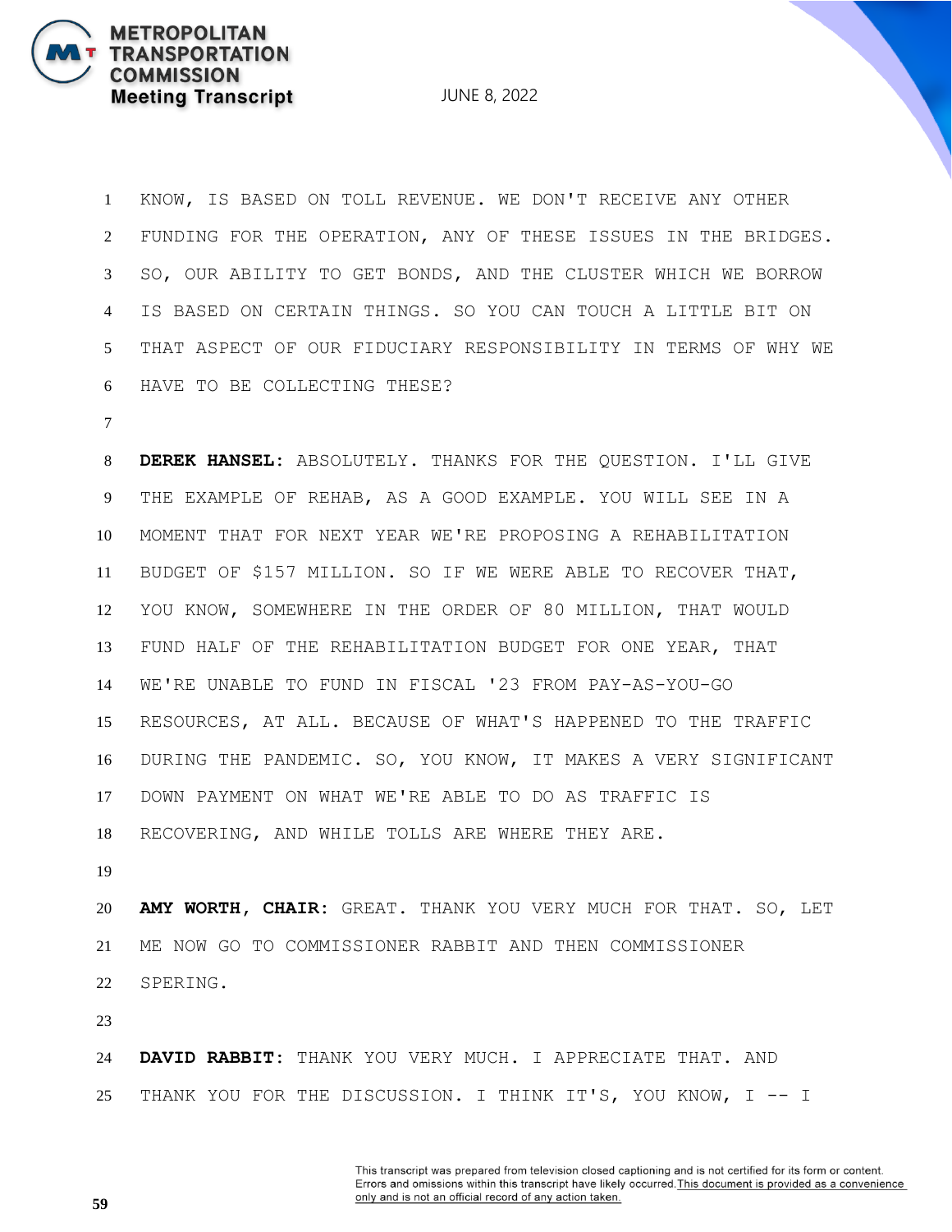KNOW, IS BASED ON TOLL REVENUE. WE DON'T RECEIVE ANY OTHER FUNDING FOR THE OPERATION, ANY OF THESE ISSUES IN THE BRIDGES. SO, OUR ABILITY TO GET BONDS, AND THE CLUSTER WHICH WE BORROW IS BASED ON CERTAIN THINGS. SO YOU CAN TOUCH A LITTLE BIT ON THAT ASPECT OF OUR FIDUCIARY RESPONSIBILITY IN TERMS OF WHY WE HAVE TO BE COLLECTING THESE?

**DEREK HANSEL:** ABSOLUTELY. THANKS FOR THE QUESTION. I'LL GIVE THE EXAMPLE OF REHAB, AS A GOOD EXAMPLE. YOU WILL SEE IN A MOMENT THAT FOR NEXT YEAR WE'RE PROPOSING A REHABILITATION BUDGET OF $157 MILLION. SO IF WE WERE ABLE TO RECOVER THAT, YOU KNOW, SOMEWHERE IN THE ORDER OF 80 MILLION, THAT WOULD FUND HALF OF THE REHABILITATION BUDGET FOR ONE YEAR, THAT WE'RE UNABLE TO FUND IN FISCAL '23 FROM PAY-AS-YOU-GO RESOURCES, AT ALL. BECAUSE OF WHAT'S HAPPENED TO THE TRAFFIC DURING THE PANDEMIC. SO, YOU KNOW, IT MAKES A VERY SIGNIFICANT DOWN PAYMENT ON WHAT WE'RE ABLE TO DO AS TRAFFIC IS RECOVERING, AND WHILE TOLLS ARE WHERE THEY ARE.

**AMY WORTH, CHAIR:** GREAT. THANK YOU VERY MUCH FOR THAT. SO, LET ME NOW GO TO COMMISSIONER RABBIT AND THEN COMMISSIONER SPERING.

**DAVID RABBIT:** THANK YOU VERY MUCH. I APPRECIATE THAT. AND THANK YOU FOR THE DISCUSSION. I THINK IT'S, YOU KNOW, I -- I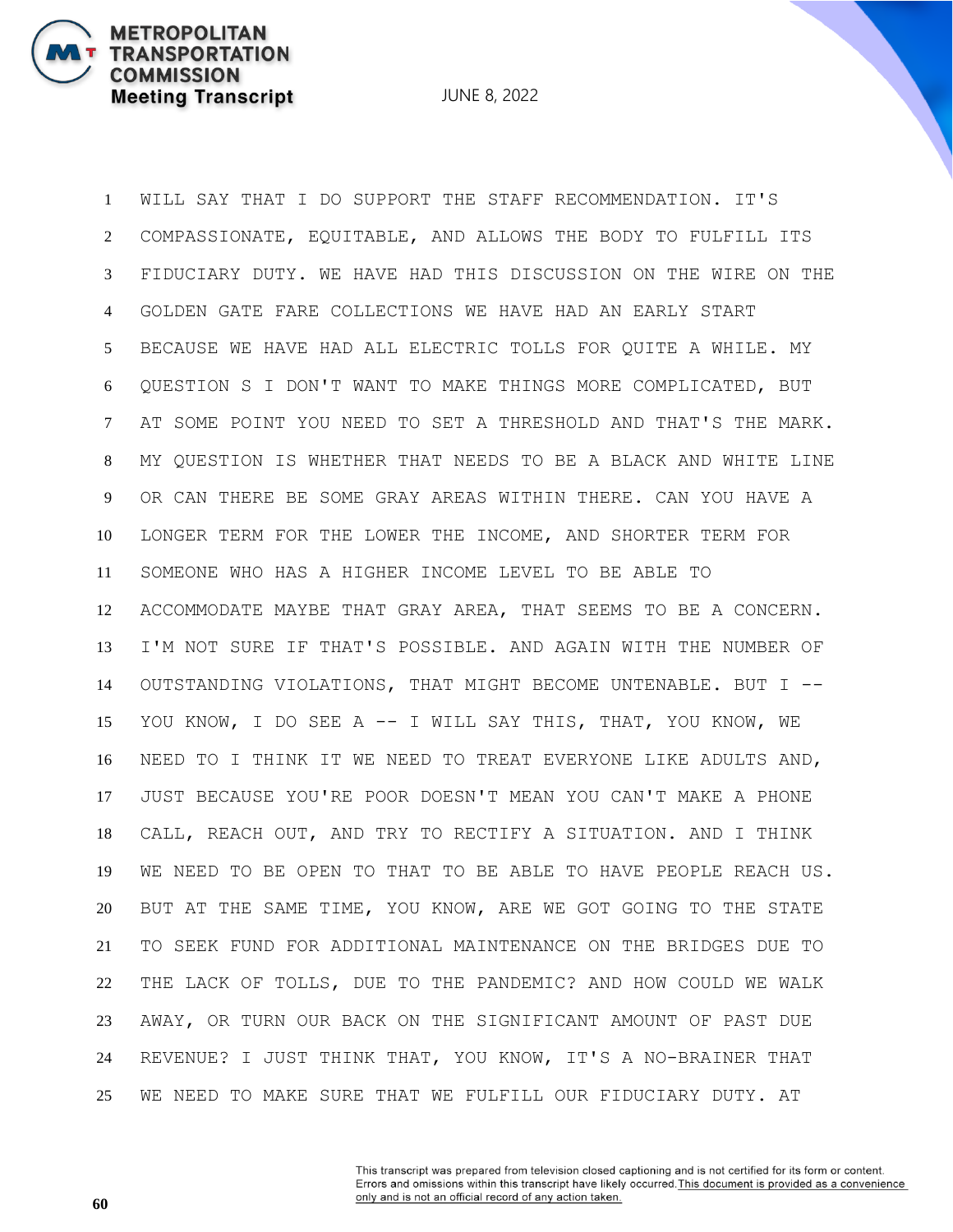WILL SAY THAT I DO SUPPORT THE STAFF RECOMMENDATION. IT'S COMPASSIONATE, EQUITABLE, AND ALLOWS THE BODY TO FULFILL ITS FIDUCIARY DUTY. WE HAVE HAD THIS DISCUSSION ON THE WIRE ON THE GOLDEN GATE FARE COLLECTIONS WE HAVE HAD AN EARLY START BECAUSE WE HAVE HAD ALL ELECTRIC TOLLS FOR QUITE A WHILE. MY QUESTION S I DON'T WANT TO MAKE THINGS MORE COMPLICATED, BUT AT SOME POINT YOU NEED TO SET A THRESHOLD AND THAT'S THE MARK. MY QUESTION IS WHETHER THAT NEEDS TO BE A BLACK AND WHITE LINE OR CAN THERE BE SOME GRAY AREAS WITHIN THERE. CAN YOU HAVE A LONGER TERM FOR THE LOWER THE INCOME, AND SHORTER TERM FOR SOMEONE WHO HAS A HIGHER INCOME LEVEL TO BE ABLE TO ACCOMMODATE MAYBE THAT GRAY AREA, THAT SEEMS TO BE A CONCERN. I'M NOT SURE IF THAT'S POSSIBLE. AND AGAIN WITH THE NUMBER OF OUTSTANDING VIOLATIONS, THAT MIGHT BECOME UNTENABLE. BUT I -- YOU KNOW, I DO SEE A -- I WILL SAY THIS, THAT, YOU KNOW, WE NEED TO I THINK IT WE NEED TO TREAT EVERYONE LIKE ADULTS AND, JUST BECAUSE YOU'RE POOR DOESN'T MEAN YOU CAN'T MAKE A PHONE CALL, REACH OUT, AND TRY TO RECTIFY A SITUATION. AND I THINK WE NEED TO BE OPEN TO THAT TO BE ABLE TO HAVE PEOPLE REACH US. BUT AT THE SAME TIME, YOU KNOW, ARE WE GOT GOING TO THE STATE TO SEEK FUND FOR ADDITIONAL MAINTENANCE ON THE BRIDGES DUE TO THE LACK OF TOLLS, DUE TO THE PANDEMIC? AND HOW COULD WE WALK AWAY, OR TURN OUR BACK ON THE SIGNIFICANT AMOUNT OF PAST DUE REVENUE? I JUST THINK THAT, YOU KNOW, IT'S A NO-BRAINER THAT WE NEED TO MAKE SURE THAT WE FULFILL OUR FIDUCIARY DUTY. AT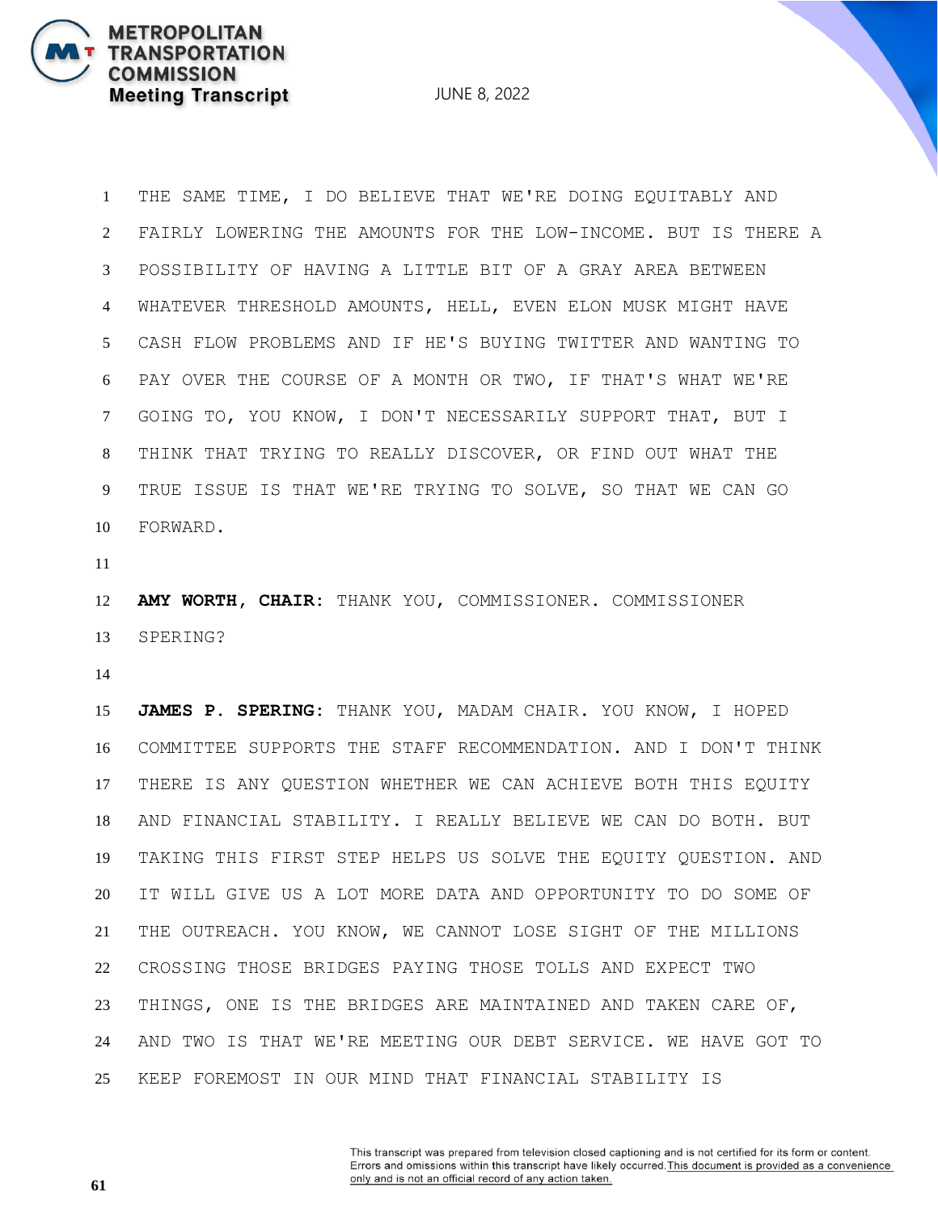THE SAME TIME, I DO BELIEVE THAT WE'RE DOING EQUITABLY AND FAIRLY LOWERING THE AMOUNTS FOR THE LOW-INCOME. BUT IS THERE A POSSIBILITY OF HAVING A LITTLE BIT OF A GRAY AREA BETWEEN WHATEVER THRESHOLD AMOUNTS, HELL, EVEN ELON MUSK MIGHT HAVE CASH FLOW PROBLEMS AND IF HE'S BUYING TWITTER AND WANTING TO PAY OVER THE COURSE OF A MONTH OR TWO, IF THAT'S WHAT WE'RE GOING TO, YOU KNOW, I DON'T NECESSARILY SUPPORT THAT, BUT I THINK THAT TRYING TO REALLY DISCOVER, OR FIND OUT WHAT THE TRUE ISSUE IS THAT WE'RE TRYING TO SOLVE, SO THAT WE CAN GO FORWARD.

**AMY WORTH, CHAIR:** THANK YOU, COMMISSIONER. COMMISSIONER SPERING?

**JAMES P. SPERING:** THANK YOU, MADAM CHAIR. YOU KNOW, I HOPED COMMITTEE SUPPORTS THE STAFF RECOMMENDATION. AND I DON'T THINK THERE IS ANY QUESTION WHETHER WE CAN ACHIEVE BOTH THIS EQUITY AND FINANCIAL STABILITY. I REALLY BELIEVE WE CAN DO BOTH. BUT TAKING THIS FIRST STEP HELPS US SOLVE THE EQUITY QUESTION. AND IT WILL GIVE US A LOT MORE DATA AND OPPORTUNITY TO DO SOME OF THE OUTREACH. YOU KNOW, WE CANNOT LOSE SIGHT OF THE MILLIONS CROSSING THOSE BRIDGES PAYING THOSE TOLLS AND EXPECT TWO THINGS, ONE IS THE BRIDGES ARE MAINTAINED AND TAKEN CARE OF, AND TWO IS THAT WE'RE MEETING OUR DEBT SERVICE. WE HAVE GOT TO KEEP FOREMOST IN OUR MIND THAT FINANCIAL STABILITY IS

This transcript was prepared from television closed captioning and is not certified for its form or content. Errors and omissions within this transcript have likely occurred. This document is provided as a convenience only and is not an official record of any action taken.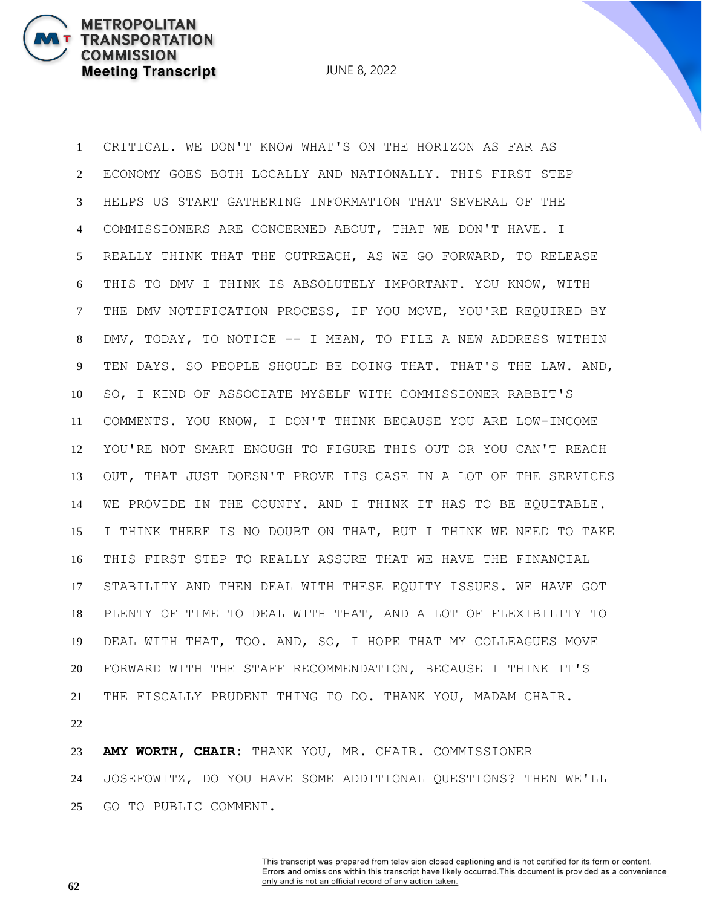CRITICAL. WE DON'T KNOW WHAT'S ON THE HORIZON AS FAR AS ECONOMY GOES BOTH LOCALLY AND NATIONALLY. THIS FIRST STEP HELPS US START GATHERING INFORMATION THAT SEVERAL OF THE COMMISSIONERS ARE CONCERNED ABOUT, THAT WE DON'T HAVE. I REALLY THINK THAT THE OUTREACH, AS WE GO FORWARD, TO RELEASE THIS TO DMV I THINK IS ABSOLUTELY IMPORTANT. YOU KNOW, WITH THE DMV NOTIFICATION PROCESS, IF YOU MOVE, YOU'RE REQUIRED BY DMV, TODAY, TO NOTICE -- I MEAN, TO FILE A NEW ADDRESS WITHIN TEN DAYS. SO PEOPLE SHOULD BE DOING THAT. THAT'S THE LAW. AND, SO, I KIND OF ASSOCIATE MYSELF WITH COMMISSIONER RABBIT'S COMMENTS. YOU KNOW, I DON'T THINK BECAUSE YOU ARE LOW-INCOME YOU'RE NOT SMART ENOUGH TO FIGURE THIS OUT OR YOU CAN'T REACH OUT, THAT JUST DOESN'T PROVE ITS CASE IN A LOT OF THE SERVICES WE PROVIDE IN THE COUNTY. AND I THINK IT HAS TO BE EQUITABLE. I THINK THERE IS NO DOUBT ON THAT, BUT I THINK WE NEED TO TAKE THIS FIRST STEP TO REALLY ASSURE THAT WE HAVE THE FINANCIAL STABILITY AND THEN DEAL WITH THESE EQUITY ISSUES. WE HAVE GOT PLENTY OF TIME TO DEAL WITH THAT, AND A LOT OF FLEXIBILITY TO DEAL WITH THAT, TOO. AND, SO, I HOPE THAT MY COLLEAGUES MOVE FORWARD WITH THE STAFF RECOMMENDATION, BECAUSE I THINK IT'S THE FISCALLY PRUDENT THING TO DO. THANK YOU, MADAM CHAIR.

**AMY WORTH, CHAIR:** THANK YOU, MR. CHAIR. COMMISSIONER JOSEFOWITZ, DO YOU HAVE SOME ADDITIONAL QUESTIONS? THEN WE'LL GO TO PUBLIC COMMENT.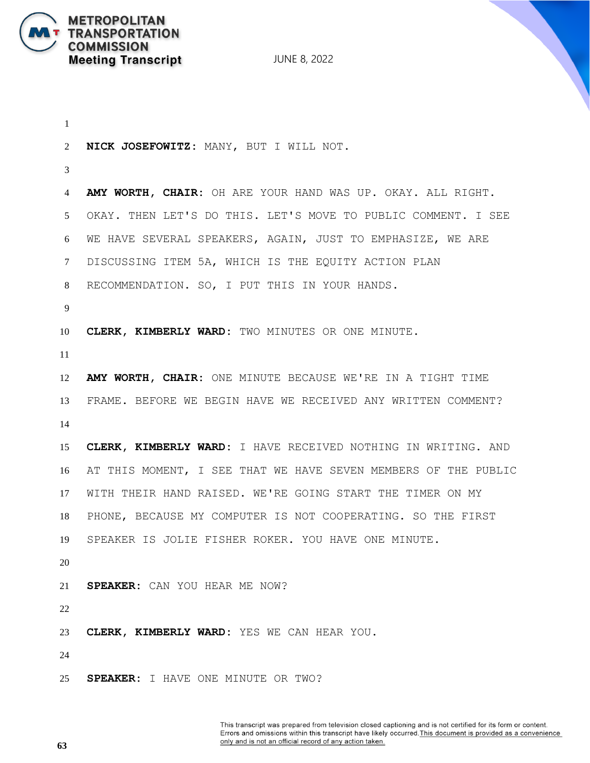**NICK JOSEFOWITZ:** MANY, BUT I WILL NOT.

**AMY WORTH, CHAIR:** OH ARE YOUR HAND WAS UP. OKAY. ALL RIGHT. OKAY. THEN LET'S DO THIS. LET'S MOVE TO PUBLIC COMMENT. I SEE WE HAVE SEVERAL SPEAKERS, AGAIN, JUST TO EMPHASIZE, WE ARE DISCUSSING ITEM 5A, WHICH IS THE EQUITY ACTION PLAN RECOMMENDATION. SO, I PUT THIS IN YOUR HANDS.

**CLERK, KIMBERLY WARD:** TWO MINUTES OR ONE MINUTE.

**AMY WORTH, CHAIR:** ONE MINUTE BECAUSE WE'RE IN A TIGHT TIME FRAME. BEFORE WE BEGIN HAVE WE RECEIVED ANY WRITTEN COMMENT?

**CLERK, KIMBERLY WARD:** I HAVE RECEIVED NOTHING IN WRITING. AND AT THIS MOMENT, I SEE THAT WE HAVE SEVEN MEMBERS OF THE PUBLIC WITH THEIR HAND RAISED. WE'RE GOING START THE TIMER ON MY PHONE, BECAUSE MY COMPUTER IS NOT COOPERATING. SO THE FIRST SPEAKER IS JOLIE FISHER ROKER. YOU HAVE ONE MINUTE.

**SPEAKER:** CAN YOU HEAR ME NOW?

**CLERK, KIMBERLY WARD:** YES WE CAN HEAR YOU.

**SPEAKER:** I HAVE ONE MINUTE OR TWO?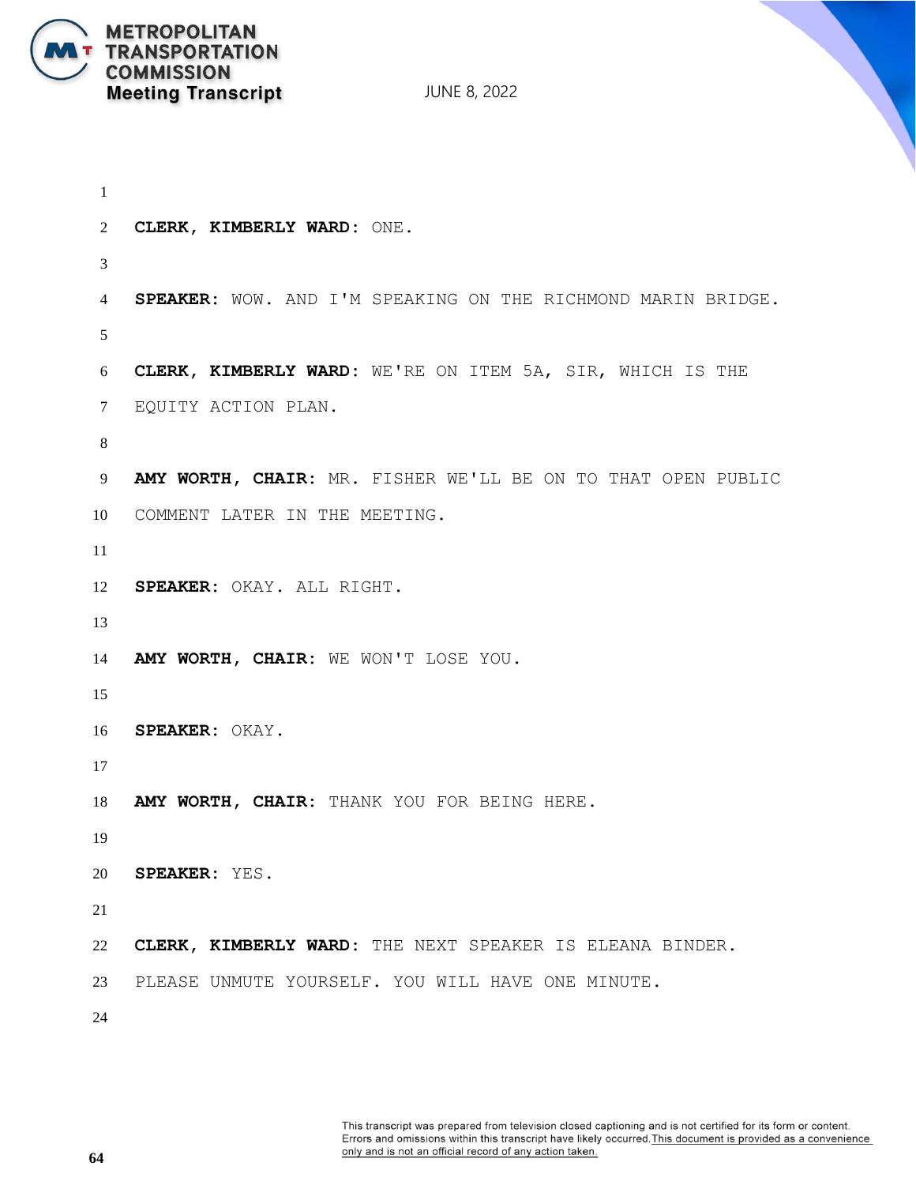**CLERK, KIMBERLY WARD**: ONE.

**SPEAKER**: WOW. AND I'M SPEAKING ON THE RICHMOND MARIN BRIDGE.

**CLERK, KIMBERLY WARD**: WE'RE ON ITEM 5A, SIR, WHICH IS THE EQUITY ACTION PLAN.

**AMY WORTH, CHAIR**: MR. FISHER WE'LL BE ON TO THAT OPEN PUBLIC COMMENT LATER IN THE MEETING.

**SPEAKER**: OKAY. ALL RIGHT.

**AMY WORTH, CHAIR**: WE WON'T LOSE YOU.

**SPEAKER**: OKAY.

**AMY WORTH, CHAIR**: THANK YOU FOR BEING HERE.

**SPEAKER**: YES.

**CLERK, KIMBERLY WARD**: THE NEXT SPEAKER IS ELEANA BINDER. PLEASE UNMUTE YOURSELF. YOU WILL HAVE ONE MINUTE.

This transcript was prepared from television closed captioning and is not certified for its form or content. Errors and omissions within this transcript have likely occurred. This document is provided as a convenience only and is not an official record of any action taken.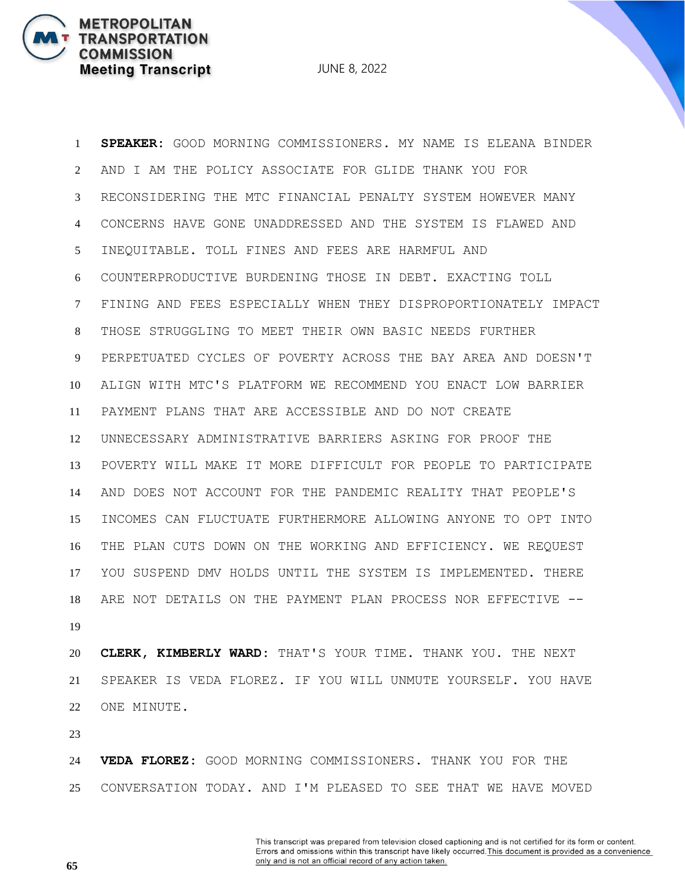**SPEAKER:** GOOD MORNING COMMISSIONERS. MY NAME IS ELEANA BINDER AND I AM THE POLICY ASSOCIATE FOR GLIDE THANK YOU FOR RECONSIDERING THE MTC FINANCIAL PENALTY SYSTEM HOWEVER MANY CONCERNS HAVE GONE UNADDRESSED AND THE SYSTEM IS FLAWED AND INEQUITABLE. TOLL FINES AND FEES ARE HARMFUL AND COUNTERPRODUCTIVE BURDENING THOSE IN DEBT. EXACTING TOLL FINING AND FEES ESPECIALLY WHEN THEY DISPROPORTIONATELY IMPACT THOSE STRUGGLING TO MEET THEIR OWN BASIC NEEDS FURTHER PERPETUATED CYCLES OF POVERTY ACROSS THE BAY AREA AND DOESN'T ALIGN WITH MTC'S PLATFORM WE RECOMMEND YOU ENACT LOW BARRIER PAYMENT PLANS THAT ARE ACCESSIBLE AND DO NOT CREATE UNNECESSARY ADMINISTRATIVE BARRIERS ASKING FOR PROOF THE POVERTY WILL MAKE IT MORE DIFFICULT FOR PEOPLE TO PARTICIPATE AND DOES NOT ACCOUNT FOR THE PANDEMIC REALITY THAT PEOPLE'S INCOMES CAN FLUCTUATE FURTHERMORE ALLOWING ANYONE TO OPT INTO THE PLAN CUTS DOWN ON THE WORKING AND EFFICIENCY. WE REQUEST YOU SUSPEND DMV HOLDS UNTIL THE SYSTEM IS IMPLEMENTED. THERE ARE NOT DETAILS ON THE PAYMENT PLAN PROCESS NOR EFFECTIVE --

**CLERK, KIMBERLY WARD:** THAT'S YOUR TIME. THANK YOU. THE NEXT SPEAKER IS VEDA FLOREZ. IF YOU WILL UNMUTE YOURSELF. YOU HAVE ONE MINUTE.

**VEDA FLOREZ:** GOOD MORNING COMMISSIONERS. THANK YOU FOR THE CONVERSATION TODAY. AND I'M PLEASED TO SEE THAT WE HAVE MOVED

This transcript was prepared from television closed captioning and is not certified for its form or content. Errors and omissions within this transcript have likely occurred. This document is provided as a convenience only and is not an official record of any action taken.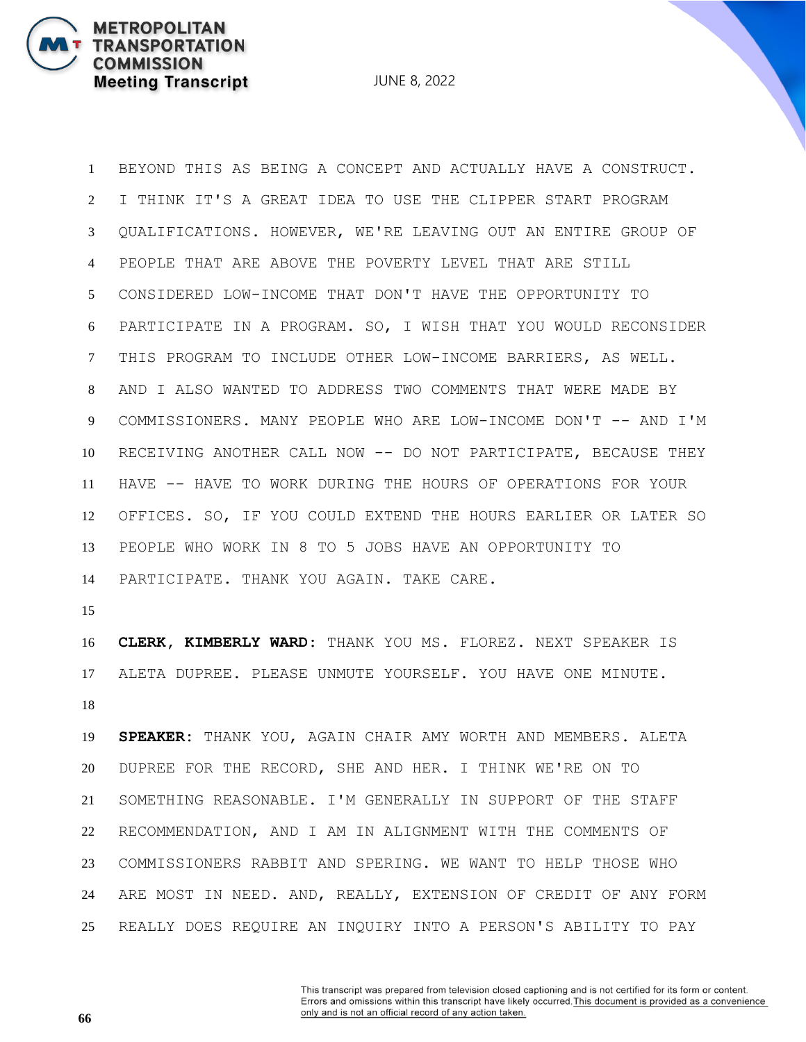BEYOND THIS AS BEING A CONCEPT AND ACTUALLY HAVE A CONSTRUCT. I THINK IT'S A GREAT IDEA TO USE THE CLIPPER START PROGRAM QUALIFICATIONS. HOWEVER, WE'RE LEAVING OUT AN ENTIRE GROUP OF PEOPLE THAT ARE ABOVE THE POVERTY LEVEL THAT ARE STILL CONSIDERED LOW-INCOME THAT DON'T HAVE THE OPPORTUNITY TO PARTICIPATE IN A PROGRAM. SO, I WISH THAT YOU WOULD RECONSIDER THIS PROGRAM TO INCLUDE OTHER LOW-INCOME BARRIERS, AS WELL. AND I ALSO WANTED TO ADDRESS TWO COMMENTS THAT WERE MADE BY COMMISSIONERS. MANY PEOPLE WHO ARE LOW-INCOME DON'T -- AND I'M RECEIVING ANOTHER CALL NOW -- DO NOT PARTICIPATE, BECAUSE THEY HAVE -- HAVE TO WORK DURING THE HOURS OF OPERATIONS FOR YOUR OFFICES. SO, IF YOU COULD EXTEND THE HOURS EARLIER OR LATER SO PEOPLE WHO WORK IN 8 TO 5 JOBS HAVE AN OPPORTUNITY TO PARTICIPATE. THANK YOU AGAIN. TAKE CARE.

**CLERK, KIMBERLY WARD:** THANK YOU MS. FLOREZ. NEXT SPEAKER IS ALETA DUPREE. PLEASE UNMUTE YOURSELF. YOU HAVE ONE MINUTE.

**SPEAKER:** THANK YOU, AGAIN CHAIR AMY WORTH AND MEMBERS. ALETA DUPREE FOR THE RECORD, SHE AND HER. I THINK WE'RE ON TO SOMETHING REASONABLE. I'M GENERALLY IN SUPPORT OF THE STAFF RECOMMENDATION, AND I AM IN ALIGNMENT WITH THE COMMENTS OF COMMISSIONERS RABBIT AND SPERING. WE WANT TO HELP THOSE WHO ARE MOST IN NEED. AND, REALLY, EXTENSION OF CREDIT OF ANY FORM REALLY DOES REQUIRE AN INQUIRY INTO A PERSON'S ABILITY TO PAY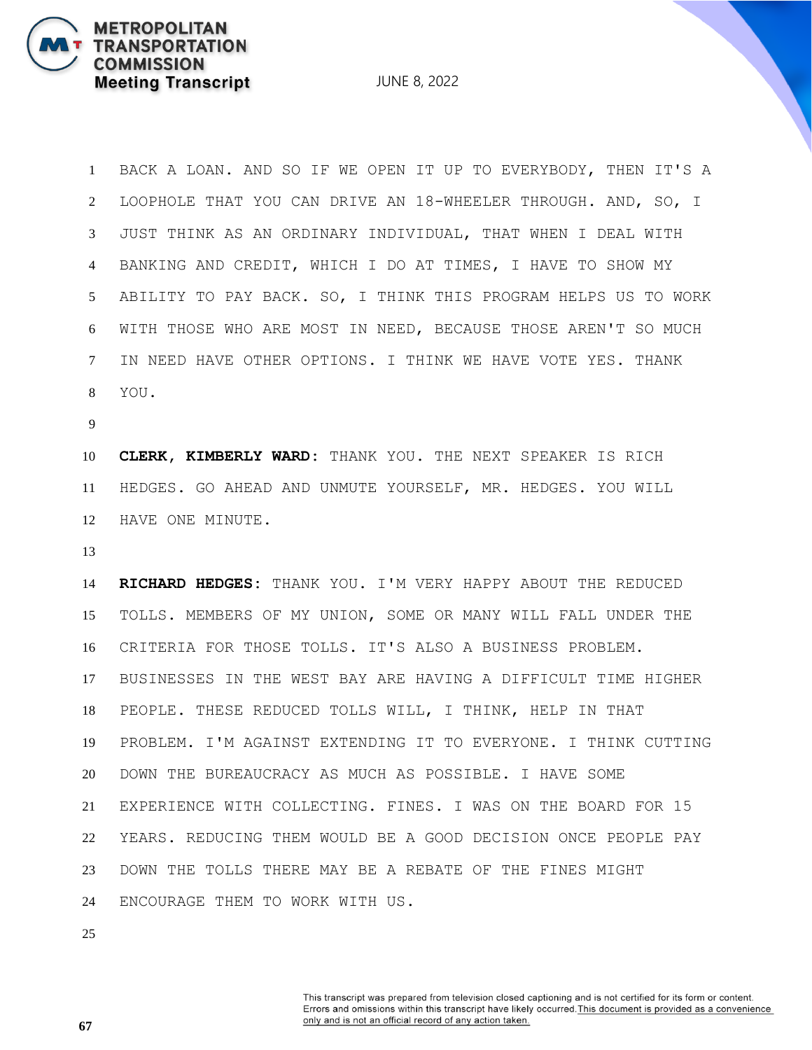BACK A LOAN. AND SO IF WE OPEN IT UP TO EVERYBODY, THEN IT'S A LOOPHOLE THAT YOU CAN DRIVE AN 18-WHEELER THROUGH. AND, SO, I JUST THINK AS AN ORDINARY INDIVIDUAL, THAT WHEN I DEAL WITH BANKING AND CREDIT, WHICH I DO AT TIMES, I HAVE TO SHOW MY ABILITY TO PAY BACK. SO, I THINK THIS PROGRAM HELPS US TO WORK WITH THOSE WHO ARE MOST IN NEED, BECAUSE THOSE AREN'T SO MUCH IN NEED HAVE OTHER OPTIONS. I THINK WE HAVE VOTE YES. THANK YOU.

**CLERK, KIMBERLY WARD**: THANK YOU. THE NEXT SPEAKER IS RICH HEDGES. GO AHEAD AND UNMUTE YOURSELF, MR. HEDGES. YOU WILL HAVE ONE MINUTE.

**RICHARD HEDGES**: THANK YOU. I'M VERY HAPPY ABOUT THE REDUCED TOLLS. MEMBERS OF MY UNION, SOME OR MANY WILL FALL UNDER THE CRITERIA FOR THOSE TOLLS. IT'S ALSO A BUSINESS PROBLEM. BUSINESSES IN THE WEST BAY ARE HAVING A DIFFICULT TIME HIGHER PEOPLE. THESE REDUCED TOLLS WILL, I THINK, HELP IN THAT PROBLEM. I'M AGAINST EXTENDING IT TO EVERYONE. I THINK CUTTING DOWN THE BUREAUCRACY AS MUCH AS POSSIBLE. I HAVE SOME EXPERIENCE WITH COLLECTING. FINES. I WAS ON THE BOARD FOR 15 YEARS. REDUCING THEM WOULD BE A GOOD DECISION ONCE PEOPLE PAY DOWN THE TOLLS THERE MAY BE A REBATE OF THE FINES MIGHT ENCOURAGE THEM TO WORK WITH US.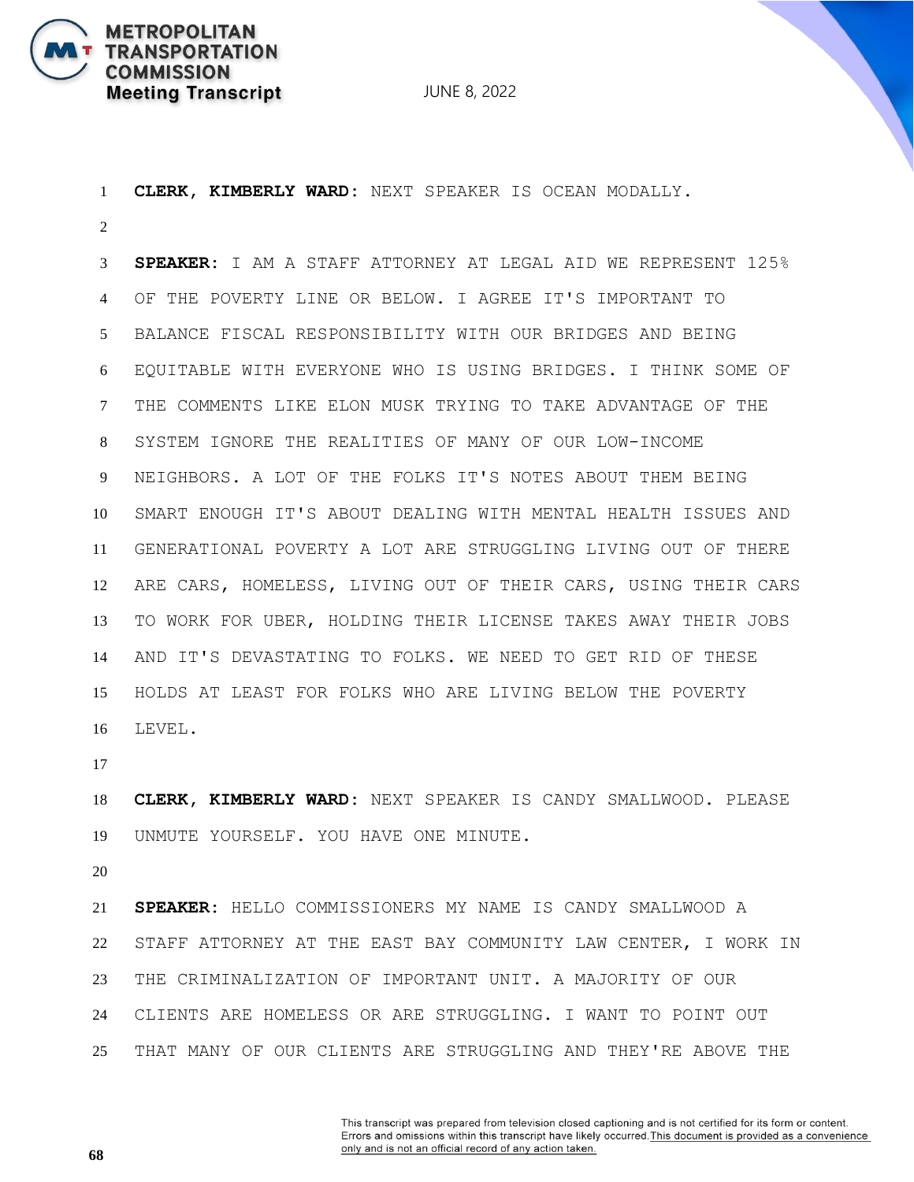**CLERK, KIMBERLY WARD:** NEXT SPEAKER IS OCEAN MODALLY.

**SPEAKER:** I AM A STAFF ATTORNEY AT LEGAL AID WE REPRESENT 125% OF THE POVERTY LINE OR BELOW. I AGREE IT'S IMPORTANT TO BALANCE FISCAL RESPONSIBILITY WITH OUR BRIDGES AND BEING EQUITABLE WITH EVERYONE WHO IS USING BRIDGES. I THINK SOME OF THE COMMENTS LIKE ELON MUSK TRYING TO TAKE ADVANTAGE OF THE SYSTEM IGNORE THE REALITIES OF MANY OF OUR LOW-INCOME NEIGHBORS. A LOT OF THE FOLKS IT'S NOTES ABOUT THEM BEING SMART ENOUGH IT'S ABOUT DEALING WITH MENTAL HEALTH ISSUES AND GENERATIONAL POVERTY A LOT ARE STRUGGLING LIVING OUT OF THERE ARE CARS, HOMELESS, LIVING OUT OF THEIR CARS, USING THEIR CARS TO WORK FOR UBER, HOLDING THEIR LICENSE TAKES AWAY THEIR JOBS AND IT'S DEVASTATING TO FOLKS. WE NEED TO GET RID OF THESE HOLDS AT LEAST FOR FOLKS WHO ARE LIVING BELOW THE POVERTY LEVEL.

**CLERK, KIMBERLY WARD:** NEXT SPEAKER IS CANDY SMALLWOOD. PLEASE UNMUTE YOURSELF. YOU HAVE ONE MINUTE.

**SPEAKER:** HELLO COMMISSIONERS MY NAME IS CANDY SMALLWOOD A STAFF ATTORNEY AT THE EAST BAY COMMUNITY LAW CENTER, I WORK IN THE CRIMINALIZATION OF IMPORTANT UNIT. A MAJORITY OF OUR CLIENTS ARE HOMELESS OR ARE STRUGGLING. I WANT TO POINT OUT THAT MANY OF OUR CLIENTS ARE STRUGGLING AND THEY'RE ABOVE THE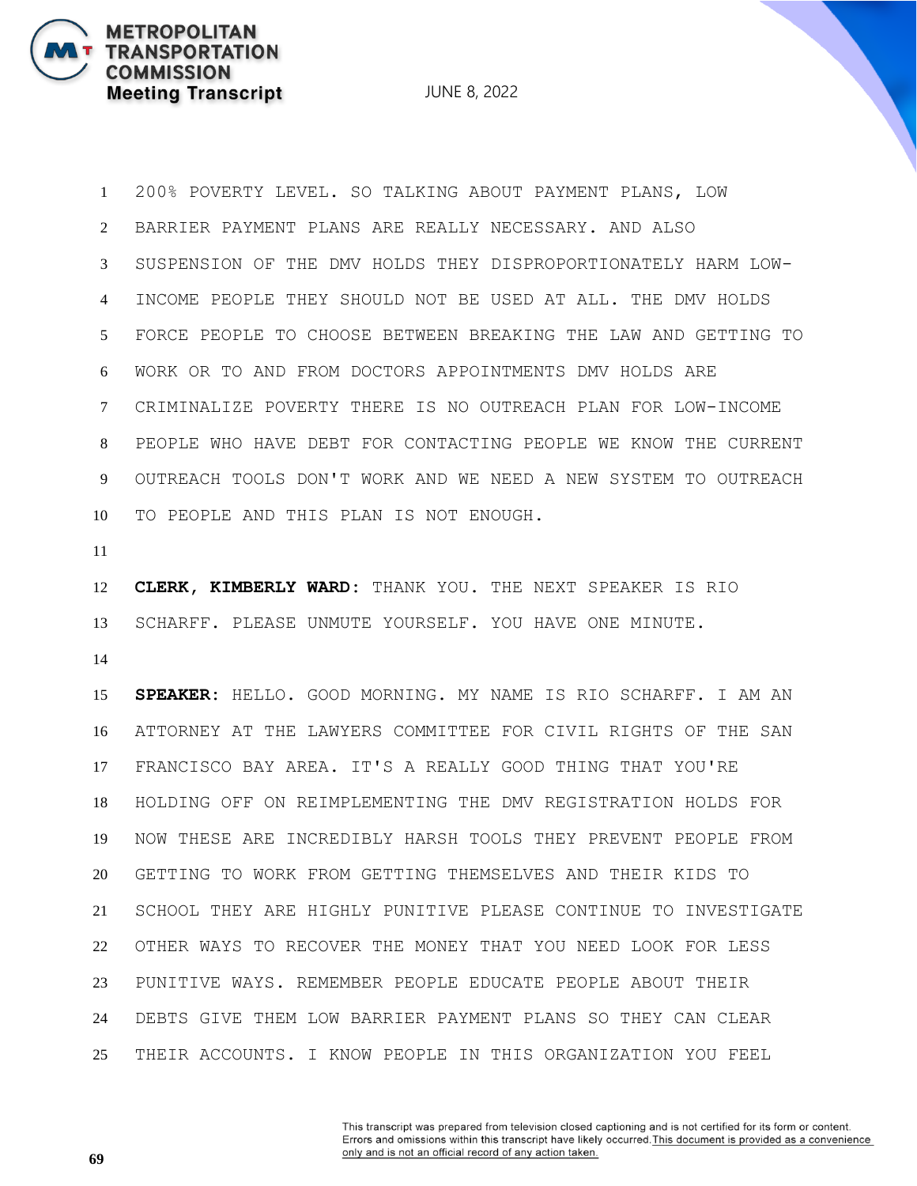200% POVERTY LEVEL. SO TALKING ABOUT PAYMENT PLANS, LOW BARRIER PAYMENT PLANS ARE REALLY NECESSARY. AND ALSO SUSPENSION OF THE DMV HOLDS THEY DISPROPORTIONATELY HARM LOW-INCOME PEOPLE THEY SHOULD NOT BE USED AT ALL. THE DMV HOLDS FORCE PEOPLE TO CHOOSE BETWEEN BREAKING THE LAW AND GETTING TO WORK OR TO AND FROM DOCTORS APPOINTMENTS DMV HOLDS ARE CRIMINALIZE POVERTY THERE IS NO OUTREACH PLAN FOR LOW-INCOME PEOPLE WHO HAVE DEBT FOR CONTACTING PEOPLE WE KNOW THE CURRENT OUTREACH TOOLS DON'T WORK AND WE NEED A NEW SYSTEM TO OUTREACH TO PEOPLE AND THIS PLAN IS NOT ENOUGH.

**CLERK, KIMBERLY WARD:** THANK YOU. THE NEXT SPEAKER IS RIO SCHARFF. PLEASE UNMUTE YOURSELF. YOU HAVE ONE MINUTE.

**SPEAKER:** HELLO. GOOD MORNING. MY NAME IS RIO SCHARFF. I AM AN ATTORNEY AT THE LAWYERS COMMITTEE FOR CIVIL RIGHTS OF THE SAN FRANCISCO BAY AREA. IT'S A REALLY GOOD THING THAT YOU'RE HOLDING OFF ON REIMPLEMENTING THE DMV REGISTRATION HOLDS FOR NOW THESE ARE INCREDIBLY HARSH TOOLS THEY PREVENT PEOPLE FROM GETTING TO WORK FROM GETTING THEMSELVES AND THEIR KIDS TO SCHOOL THEY ARE HIGHLY PUNITIVE PLEASE CONTINUE TO INVESTIGATE OTHER WAYS TO RECOVER THE MONEY THAT YOU NEED LOOK FOR LESS PUNITIVE WAYS. REMEMBER PEOPLE EDUCATE PEOPLE ABOUT THEIR DEBTS GIVE THEM LOW BARRIER PAYMENT PLANS SO THEY CAN CLEAR THEIR ACCOUNTS. I KNOW PEOPLE IN THIS ORGANIZATION YOU FEEL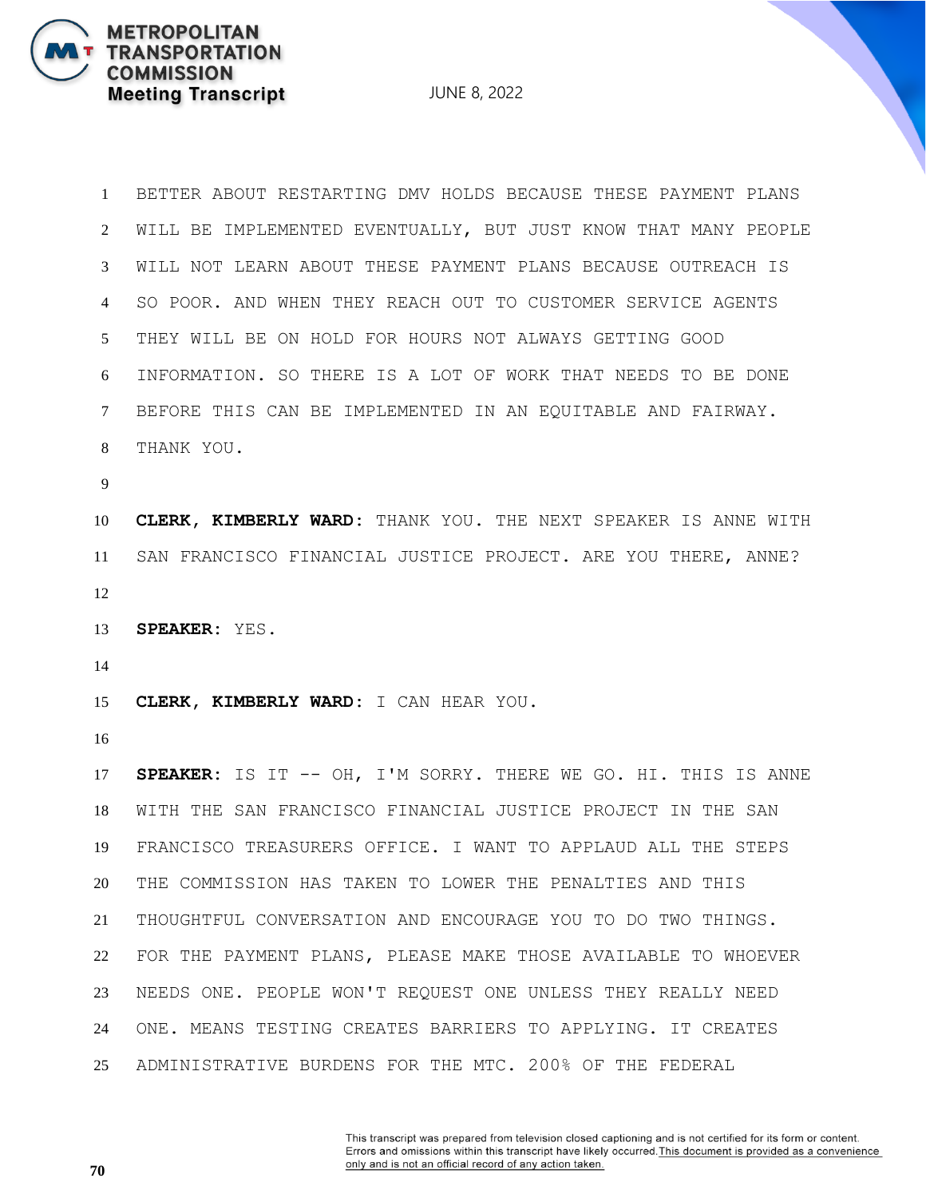BETTER ABOUT RESTARTING DMV HOLDS BECAUSE THESE PAYMENT PLANS WILL BE IMPLEMENTED EVENTUALLY, BUT JUST KNOW THAT MANY PEOPLE WILL NOT LEARN ABOUT THESE PAYMENT PLANS BECAUSE OUTREACH IS SO POOR. AND WHEN THEY REACH OUT TO CUSTOMER SERVICE AGENTS THEY WILL BE ON HOLD FOR HOURS NOT ALWAYS GETTING GOOD INFORMATION. SO THERE IS A LOT OF WORK THAT NEEDS TO BE DONE BEFORE THIS CAN BE IMPLEMENTED IN AN EQUITABLE AND FAIRWAY. THANK YOU.

**CLERK, KIMBERLY WARD**: THANK YOU. THE NEXT SPEAKER IS ANNE WITH SAN FRANCISCO FINANCIAL JUSTICE PROJECT. ARE YOU THERE, ANNE?

**SPEAKER**: YES.

**CLERK, KIMBERLY WARD**: I CAN HEAR YOU.

**SPEAKER**: IS IT -- OH, I'M SORRY. THERE WE GO. HI. THIS IS ANNE WITH THE SAN FRANCISCO FINANCIAL JUSTICE PROJECT IN THE SAN FRANCISCO TREASURERS OFFICE. I WANT TO APPLAUD ALL THE STEPS THE COMMISSION HAS TAKEN TO LOWER THE PENALTIES AND THIS THOUGHTFUL CONVERSATION AND ENCOURAGE YOU TO DO TWO THINGS. FOR THE PAYMENT PLANS, PLEASE MAKE THOSE AVAILABLE TO WHOEVER NEEDS ONE. PEOPLE WON'T REQUEST ONE UNLESS THEY REALLY NEED ONE. MEANS TESTING CREATES BARRIERS TO APPLYING. IT CREATES ADMINISTRATIVE BURDENS FOR THE MTC. 200% OF THE FEDERAL

This transcript was prepared from television closed captioning and is not certified for its form or content. Errors and omissions within this transcript have likely occurred. This document is provided as a convenience only and is not an official record of any action taken.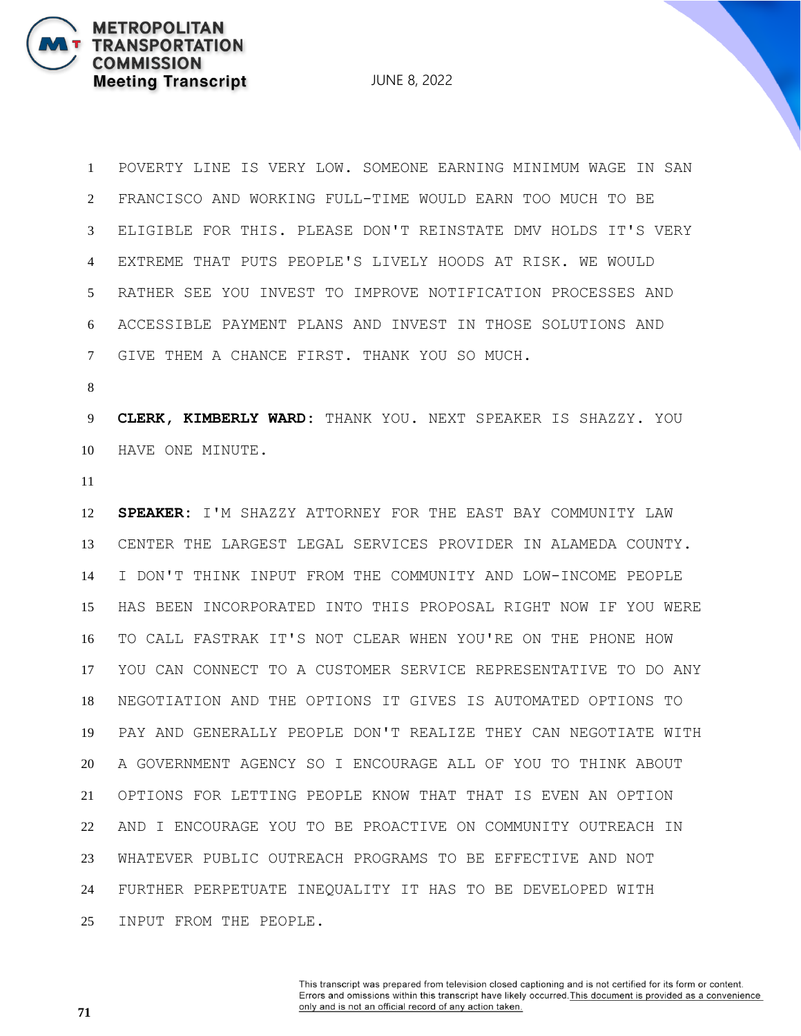POVERTY LINE IS VERY LOW. SOMEONE EARNING MINIMUM WAGE IN SAN FRANCISCO AND WORKING FULL-TIME WOULD EARN TOO MUCH TO BE ELIGIBLE FOR THIS. PLEASE DON'T REINSTATE DMV HOLDS IT'S VERY EXTREME THAT PUTS PEOPLE'S LIVELY HOODS AT RISK. WE WOULD RATHER SEE YOU INVEST TO IMPROVE NOTIFICATION PROCESSES AND ACCESSIBLE PAYMENT PLANS AND INVEST IN THOSE SOLUTIONS AND GIVE THEM A CHANCE FIRST. THANK YOU SO MUCH.

**CLERK, KIMBERLY WARD:** THANK YOU. NEXT SPEAKER IS SHAZZY. YOU HAVE ONE MINUTE.

**SPEAKER:** I'M SHAZZY ATTORNEY FOR THE EAST BAY COMMUNITY LAW CENTER THE LARGEST LEGAL SERVICES PROVIDER IN ALAMEDA COUNTY. I DON'T THINK INPUT FROM THE COMMUNITY AND LOW-INCOME PEOPLE HAS BEEN INCORPORATED INTO THIS PROPOSAL RIGHT NOW IF YOU WERE TO CALL FASTRAK IT'S NOT CLEAR WHEN YOU'RE ON THE PHONE HOW YOU CAN CONNECT TO A CUSTOMER SERVICE REPRESENTATIVE TO DO ANY NEGOTIATION AND THE OPTIONS IT GIVES IS AUTOMATED OPTIONS TO PAY AND GENERALLY PEOPLE DON'T REALIZE THEY CAN NEGOTIATE WITH A GOVERNMENT AGENCY SO I ENCOURAGE ALL OF YOU TO THINK ABOUT OPTIONS FOR LETTING PEOPLE KNOW THAT THAT IS EVEN AN OPTION AND I ENCOURAGE YOU TO BE PROACTIVE ON COMMUNITY OUTREACH IN WHATEVER PUBLIC OUTREACH PROGRAMS TO BE EFFECTIVE AND NOT FURTHER PERPETUATE INEQUALITY IT HAS TO BE DEVELOPED WITH INPUT FROM THE PEOPLE.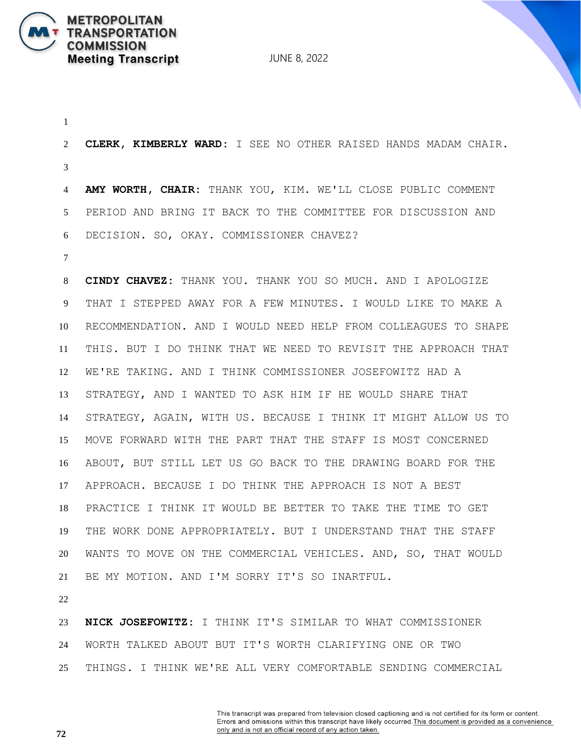**CLERK, KIMBERLY WARD**: I SEE NO OTHER RAISED HANDS MADAM CHAIR.

**AMY WORTH, CHAIR**: THANK YOU, KIM. WE'LL CLOSE PUBLIC COMMENT PERIOD AND BRING IT BACK TO THE COMMITTEE FOR DISCUSSION AND DECISION. SO, OKAY. COMMISSIONER CHAVEZ?

**CINDY CHAVEZ**: THANK YOU. THANK YOU SO MUCH. AND I APOLOGIZE THAT I STEPPED AWAY FOR A FEW MINUTES. I WOULD LIKE TO MAKE A RECOMMENDATION. AND I WOULD NEED HELP FROM COLLEAGUES TO SHAPE THIS. BUT I DO THINK THAT WE NEED TO REVISIT THE APPROACH THAT WE'RE TAKING. AND I THINK COMMISSIONER JOSEFOWITZ HAD A STRATEGY, AND I WANTED TO ASK HIM IF HE WOULD SHARE THAT STRATEGY, AGAIN, WITH US. BECAUSE I THINK IT MIGHT ALLOW US TO MOVE FORWARD WITH THE PART THAT THE STAFF IS MOST CONCERNED ABOUT, BUT STILL LET US GO BACK TO THE DRAWING BOARD FOR THE APPROACH. BECAUSE I DO THINK THE APPROACH IS NOT A BEST PRACTICE I THINK IT WOULD BE BETTER TO TAKE THE TIME TO GET THE WORK DONE APPROPRIATELY. BUT I UNDERSTAND THAT THE STAFF WANTS TO MOVE ON THE COMMERCIAL VEHICLES. AND, SO, THAT WOULD BE MY MOTION. AND I'M SORRY IT'S SO INARTFUL.

**NICK JOSEFOWITZ**: I THINK IT'S SIMILAR TO WHAT COMMISSIONER WORTH TALKED ABOUT BUT IT'S WORTH CLARIFYING ONE OR TWO THINGS. I THINK WE'RE ALL VERY COMFORTABLE SENDING COMMERCIAL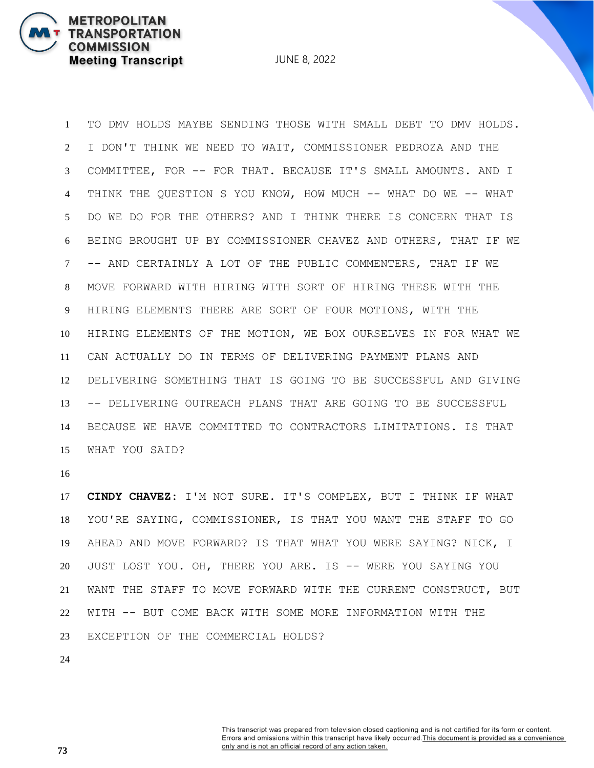TO DMV HOLDS MAYBE SENDING THOSE WITH SMALL DEBT TO DMV HOLDS. I DON'T THINK WE NEED TO WAIT, COMMISSIONER PEDROZA AND THE COMMITTEE, FOR -- FOR THAT. BECAUSE IT'S SMALL AMOUNTS. AND I THINK THE QUESTION S YOU KNOW, HOW MUCH -- WHAT DO WE -- WHAT DO WE DO FOR THE OTHERS? AND I THINK THERE IS CONCERN THAT IS BEING BROUGHT UP BY COMMISSIONER CHAVEZ AND OTHERS, THAT IF WE -- AND CERTAINLY A LOT OF THE PUBLIC COMMENTERS, THAT IF WE MOVE FORWARD WITH HIRING WITH SORT OF HIRING THESE WITH THE HIRING ELEMENTS THERE ARE SORT OF FOUR MOTIONS, WITH THE HIRING ELEMENTS OF THE MOTION, WE BOX OURSELVES IN FOR WHAT WE CAN ACTUALLY DO IN TERMS OF DELIVERING PAYMENT PLANS AND DELIVERING SOMETHING THAT IS GOING TO BE SUCCESSFUL AND GIVING -- DELIVERING OUTREACH PLANS THAT ARE GOING TO BE SUCCESSFUL BECAUSE WE HAVE COMMITTED TO CONTRACTORS LIMITATIONS. IS THAT WHAT YOU SAID?

**CINDY CHAVEZ:** I'M NOT SURE. IT'S COMPLEX, BUT I THINK IF WHAT YOU'RE SAYING, COMMISSIONER, IS THAT YOU WANT THE STAFF TO GO AHEAD AND MOVE FORWARD? IS THAT WHAT YOU WERE SAYING? NICK, I JUST LOST YOU. OH, THERE YOU ARE. IS -- WERE YOU SAYING YOU WANT THE STAFF TO MOVE FORWARD WITH THE CURRENT CONSTRUCT, BUT WITH -- BUT COME BACK WITH SOME MORE INFORMATION WITH THE EXCEPTION OF THE COMMERCIAL HOLDS?

This transcript was prepared from television closed captioning and is not certified for its form or content. Errors and omissions within this transcript have likely occurred. This document is provided as a convenience only and is not an official record of any action taken.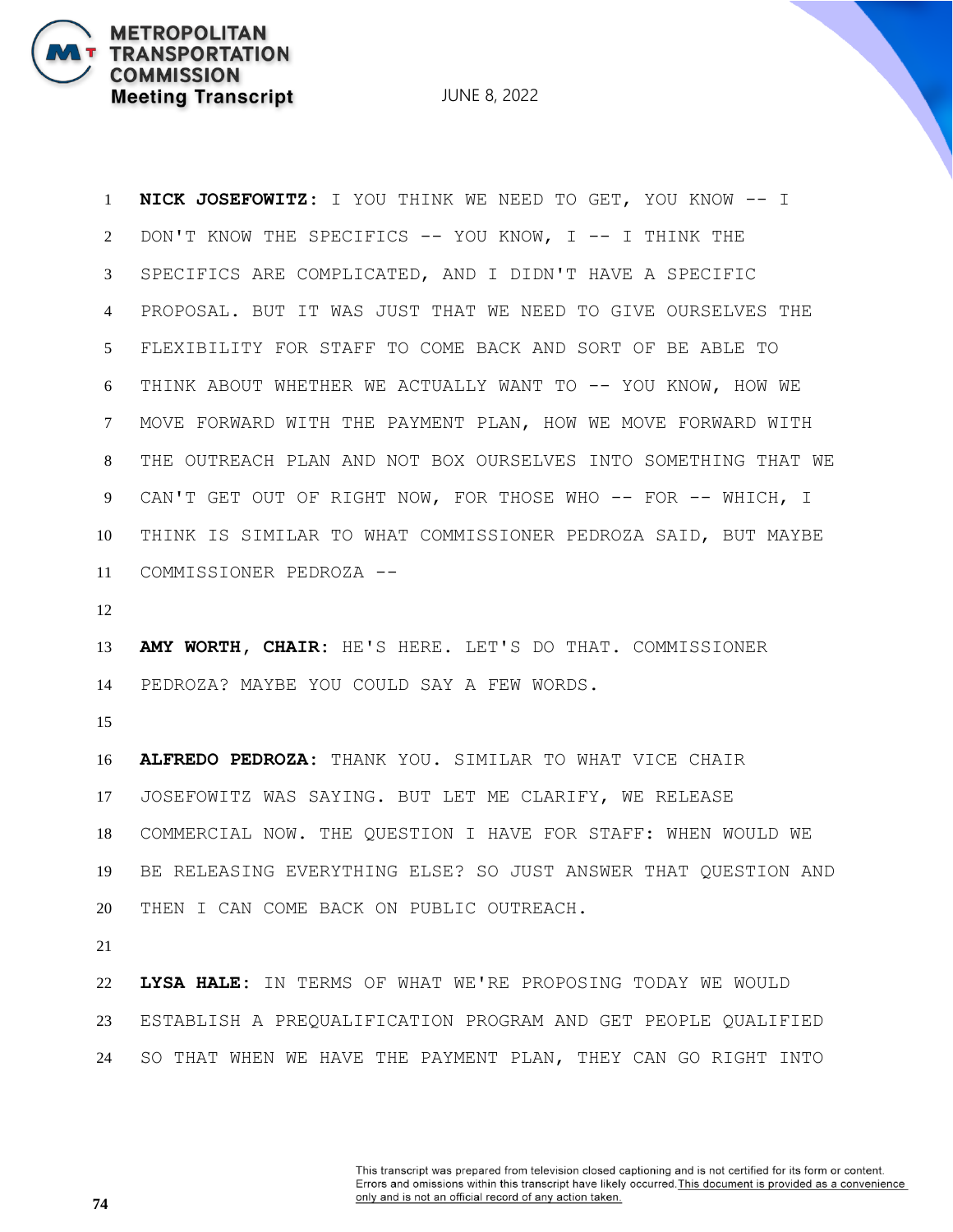**NICK JOSEFOWITZ:** I YOU THINK WE NEED TO GET, YOU KNOW -- I DON'T KNOW THE SPECIFICS -- YOU KNOW, I -- I THINK THE SPECIFICS ARE COMPLICATED, AND I DIDN'T HAVE A SPECIFIC PROPOSAL. BUT IT WAS JUST THAT WE NEED TO GIVE OURSELVES THE FLEXIBILITY FOR STAFF TO COME BACK AND SORT OF BE ABLE TO THINK ABOUT WHETHER WE ACTUALLY WANT TO -- YOU KNOW, HOW WE MOVE FORWARD WITH THE PAYMENT PLAN, HOW WE MOVE FORWARD WITH THE OUTREACH PLAN AND NOT BOX OURSELVES INTO SOMETHING THAT WE CAN'T GET OUT OF RIGHT NOW, FOR THOSE WHO -- FOR -- WHICH, I THINK IS SIMILAR TO WHAT COMMISSIONER PEDROZA SAID, BUT MAYBE COMMISSIONER PEDROZA --

**AMY WORTH, CHAIR:** HE'S HERE. LET'S DO THAT. COMMISSIONER PEDROZA? MAYBE YOU COULD SAY A FEW WORDS.

**ALFREDO PEDROZA:** THANK YOU. SIMILAR TO WHAT VICE CHAIR JOSEFOWITZ WAS SAYING. BUT LET ME CLARIFY, WE RELEASE COMMERCIAL NOW. THE QUESTION I HAVE FOR STAFF: WHEN WOULD WE BE RELEASING EVERYTHING ELSE? SO JUST ANSWER THAT QUESTION AND THEN I CAN COME BACK ON PUBLIC OUTREACH.

**LYSA HALE:** IN TERMS OF WHAT WE'RE PROPOSING TODAY WE WOULD ESTABLISH A PREQUALIFICATION PROGRAM AND GET PEOPLE QUALIFIED SO THAT WHEN WE HAVE THE PAYMENT PLAN, THEY CAN GO RIGHT INTO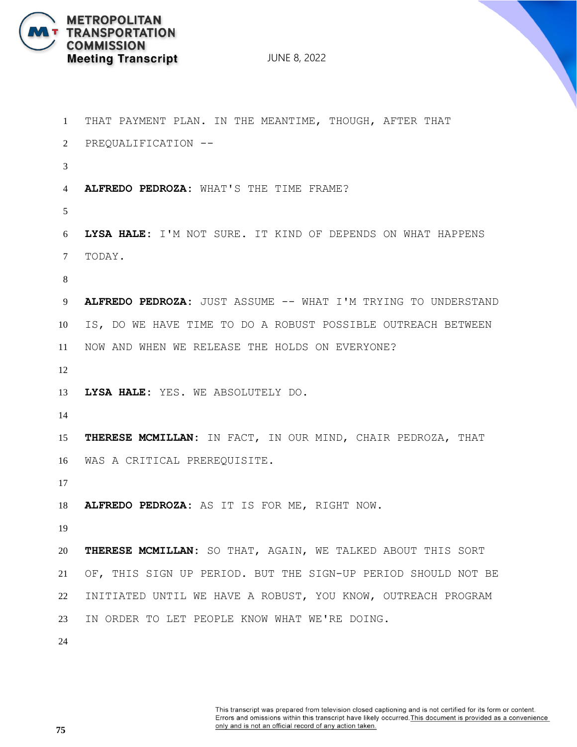THAT PAYMENT PLAN. IN THE MEANTIME, THOUGH, AFTER THAT PREQUALIFICATION --

**ALFREDO PEDROZA:** WHAT'S THE TIME FRAME?

**LYSA HALE:** I'M NOT SURE. IT KIND OF DEPENDS ON WHAT HAPPENS TODAY.

**ALFREDO PEDROZA:** JUST ASSUME -- WHAT I'M TRYING TO UNDERSTAND IS, DO WE HAVE TIME TO DO A ROBUST POSSIBLE OUTREACH BETWEEN NOW AND WHEN WE RELEASE THE HOLDS ON EVERYONE?

**LYSA HALE:** YES. WE ABSOLUTELY DO.

**THERESE MCMILLAN:** IN FACT, IN OUR MIND, CHAIR PEDROZA, THAT WAS A CRITICAL PREREQUISITE.

**ALFREDO PEDROZA:** AS IT IS FOR ME, RIGHT NOW.

**THERESE MCMILLAN:** SO THAT, AGAIN, WE TALKED ABOUT THIS SORT OF, THIS SIGN UP PERIOD. BUT THE SIGN-UP PERIOD SHOULD NOT BE INITIATED UNTIL WE HAVE A ROBUST, YOU KNOW, OUTREACH PROGRAM IN ORDER TO LET PEOPLE KNOW WHAT WE'RE DOING.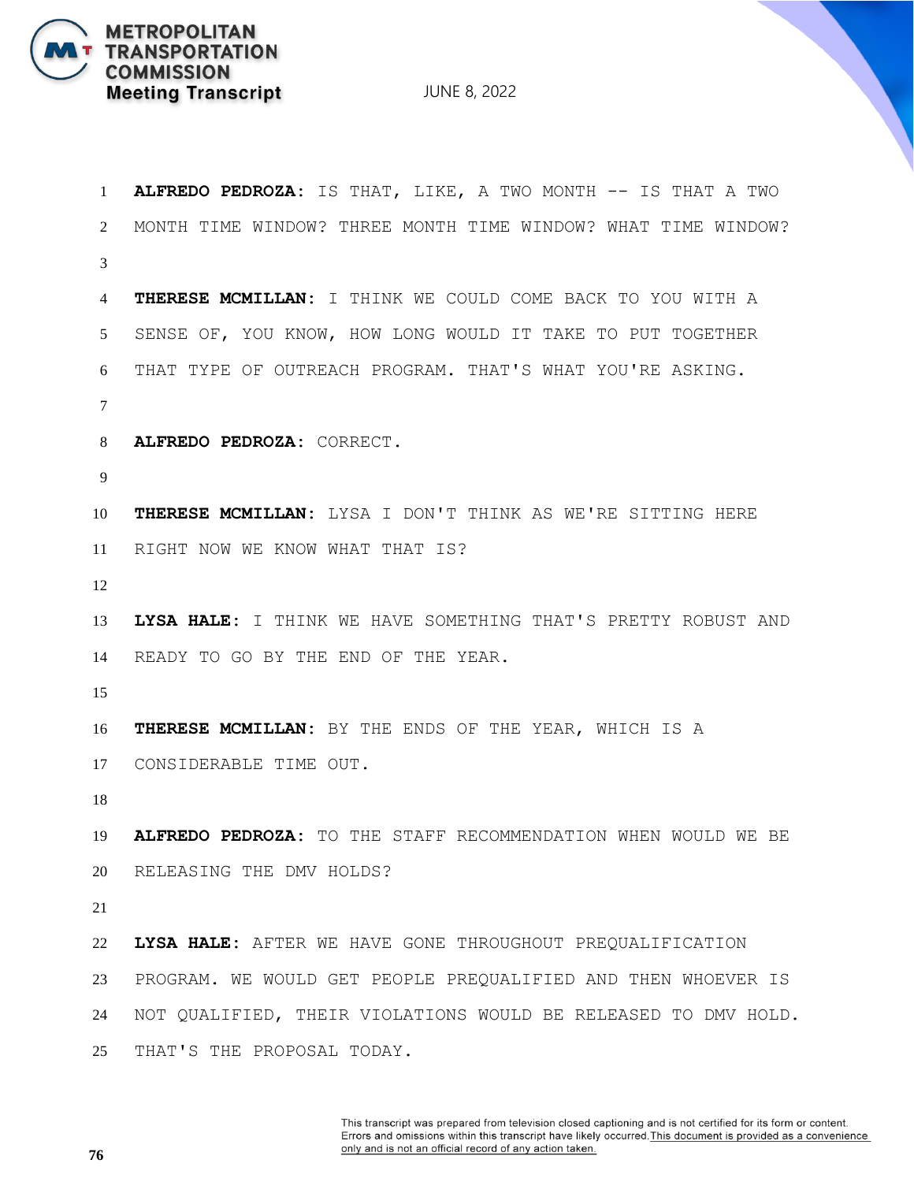**ALFREDO PEDROZA:** IS THAT, LIKE, A TWO MONTH -- IS THAT A TWO MONTH TIME WINDOW? THREE MONTH TIME WINDOW? WHAT TIME WINDOW?

**THERESE MCMILLAN:** I THINK WE COULD COME BACK TO YOU WITH A SENSE OF, YOU KNOW, HOW LONG WOULD IT TAKE TO PUT TOGETHER THAT TYPE OF OUTREACH PROGRAM. THAT'S WHAT YOU'RE ASKING.

**ALFREDO PEDROZA:** CORRECT.

**THERESE MCMILLAN:** LYSA I DON'T THINK AS WE'RE SITTING HERE RIGHT NOW WE KNOW WHAT THAT IS?

**LYSA HALE:** I THINK WE HAVE SOMETHING THAT'S PRETTY ROBUST AND READY TO GO BY THE END OF THE YEAR.

**THERESE MCMILLAN:** BY THE ENDS OF THE YEAR, WHICH IS A CONSIDERABLE TIME OUT.

**ALFREDO PEDROZA:** TO THE STAFF RECOMMENDATION WHEN WOULD WE BE RELEASING THE DMV HOLDS?

**LYSA HALE:** AFTER WE HAVE GONE THROUGHOUT PREQUALIFICATION PROGRAM. WE WOULD GET PEOPLE PREQUALIFIED AND THEN WHOEVER IS NOT QUALIFIED, THEIR VIOLATIONS WOULD BE RELEASED TO DMV HOLD. THAT'S THE PROPOSAL TODAY.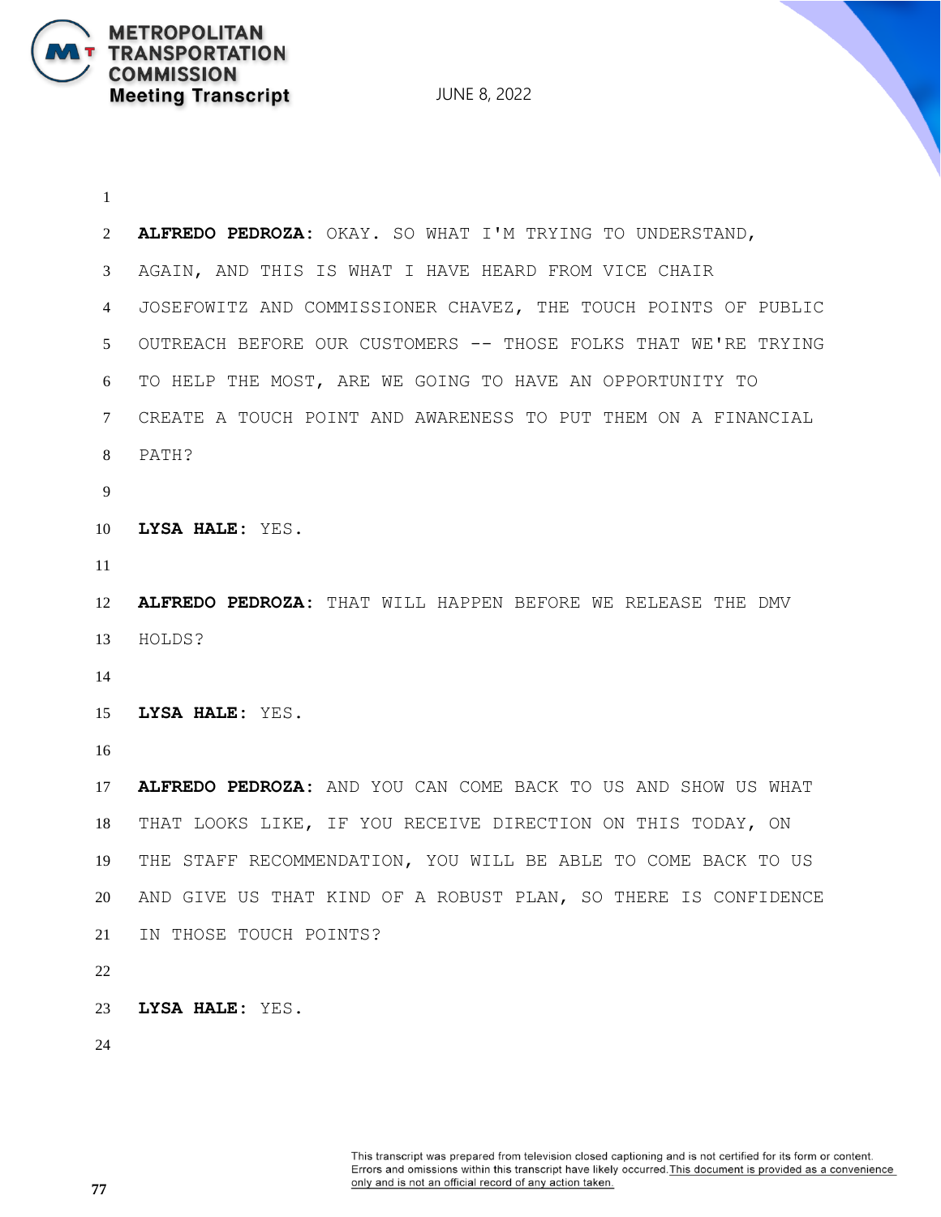**ALFREDO PEDROZA:** OKAY. SO WHAT I'M TRYING TO UNDERSTAND, AGAIN, AND THIS IS WHAT I HAVE HEARD FROM VICE CHAIR JOSEFOWITZ AND COMMISSIONER CHAVEZ, THE TOUCH POINTS OF PUBLIC OUTREACH BEFORE OUR CUSTOMERS -- THOSE FOLKS THAT WE'RE TRYING TO HELP THE MOST, ARE WE GOING TO HAVE AN OPPORTUNITY TO CREATE A TOUCH POINT AND AWARENESS TO PUT THEM ON A FINANCIAL PATH?

**LYSA HALE:** YES.

**ALFREDO PEDROZA:** THAT WILL HAPPEN BEFORE WE RELEASE THE DMV HOLDS?

**LYSA HALE:** YES.

**ALFREDO PEDROZA:** AND YOU CAN COME BACK TO US AND SHOW US WHAT THAT LOOKS LIKE, IF YOU RECEIVE DIRECTION ON THIS TODAY, ON THE STAFF RECOMMENDATION, YOU WILL BE ABLE TO COME BACK TO US AND GIVE US THAT KIND OF A ROBUST PLAN, SO THERE IS CONFIDENCE IN THOSE TOUCH POINTS?

**LYSA HALE:** YES.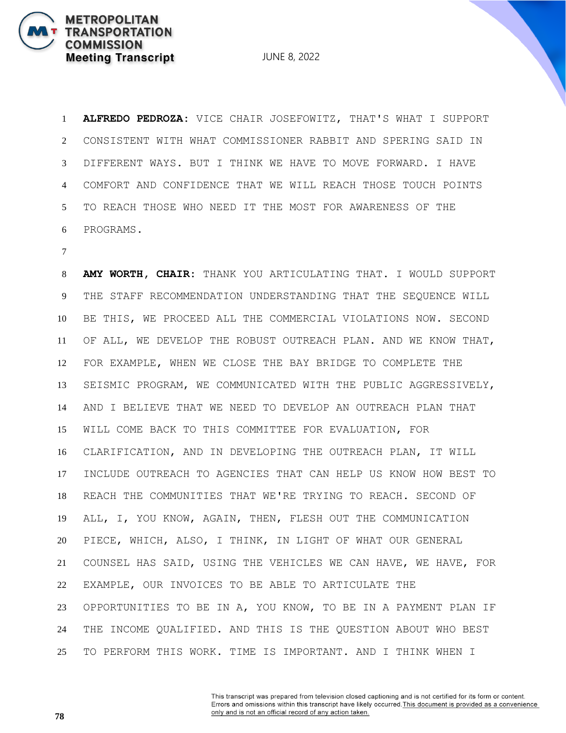**ALFREDO PEDROZA:** VICE CHAIR JOSEFOWITZ, THAT'S WHAT I SUPPORT CONSISTENT WITH WHAT COMMISSIONER RABBIT AND SPERING SAID IN DIFFERENT WAYS. BUT I THINK WE HAVE TO MOVE FORWARD. I HAVE COMFORT AND CONFIDENCE THAT WE WILL REACH THOSE TOUCH POINTS TO REACH THOSE WHO NEED IT THE MOST FOR AWARENESS OF THE PROGRAMS.

**AMY WORTH, CHAIR:** THANK YOU ARTICULATING THAT. I WOULD SUPPORT THE STAFF RECOMMENDATION UNDERSTANDING THAT THE SEQUENCE WILL BE THIS, WE PROCEED ALL THE COMMERCIAL VIOLATIONS NOW. SECOND OF ALL, WE DEVELOP THE ROBUST OUTREACH PLAN. AND WE KNOW THAT, FOR EXAMPLE, WHEN WE CLOSE THE BAY BRIDGE TO COMPLETE THE SEISMIC PROGRAM, WE COMMUNICATED WITH THE PUBLIC AGGRESSIVELY, AND I BELIEVE THAT WE NEED TO DEVELOP AN OUTREACH PLAN THAT WILL COME BACK TO THIS COMMITTEE FOR EVALUATION, FOR CLARIFICATION, AND IN DEVELOPING THE OUTREACH PLAN, IT WILL INCLUDE OUTREACH TO AGENCIES THAT CAN HELP US KNOW HOW BEST TO REACH THE COMMUNITIES THAT WE'RE TRYING TO REACH. SECOND OF ALL, I, YOU KNOW, AGAIN, THEN, FLESH OUT THE COMMUNICATION PIECE, WHICH, ALSO, I THINK, IN LIGHT OF WHAT OUR GENERAL COUNSEL HAS SAID, USING THE VEHICLES WE CAN HAVE, WE HAVE, FOR EXAMPLE, OUR INVOICES TO BE ABLE TO ARTICULATE THE OPPORTUNITIES TO BE IN A, YOU KNOW, TO BE IN A PAYMENT PLAN IF THE INCOME QUALIFIED. AND THIS IS THE QUESTION ABOUT WHO BEST TO PERFORM THIS WORK. TIME IS IMPORTANT. AND I THINK WHEN I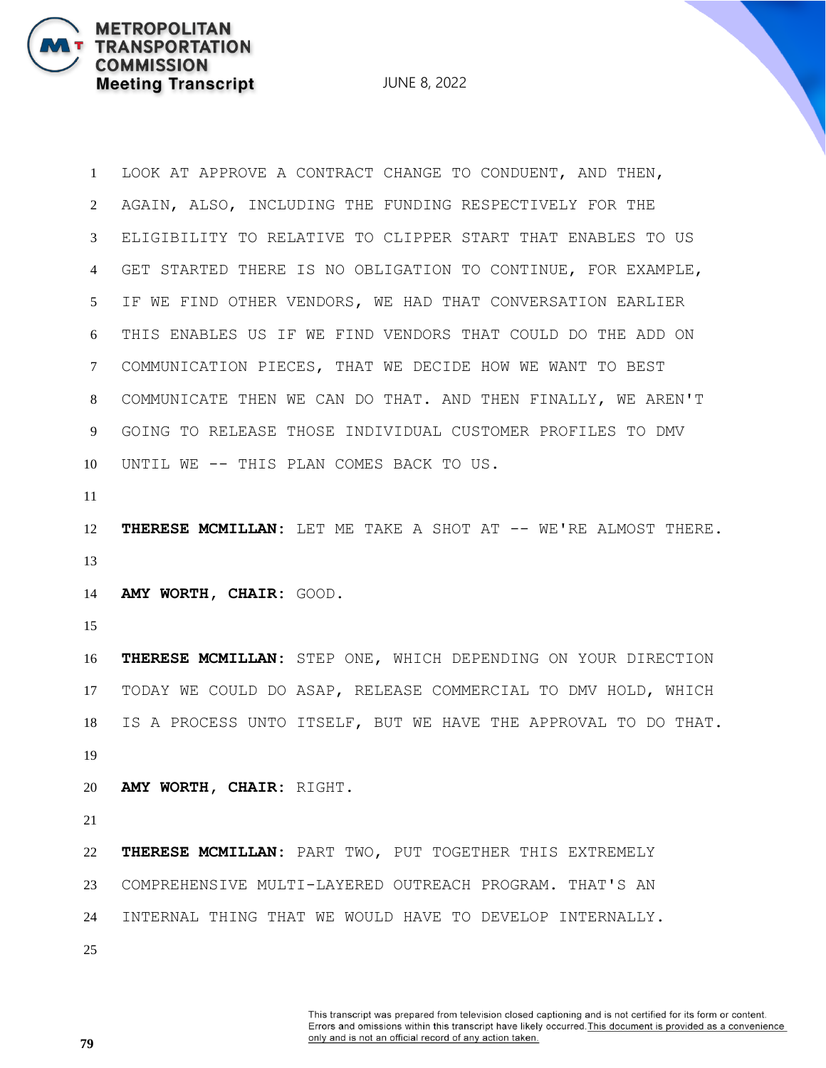LOOK AT APPROVE A CONTRACT CHANGE TO CONDUENT, AND THEN, AGAIN, ALSO, INCLUDING THE FUNDING RESPECTIVELY FOR THE ELIGIBILITY TO RELATIVE TO CLIPPER START THAT ENABLES TO US GET STARTED THERE IS NO OBLIGATION TO CONTINUE, FOR EXAMPLE, IF WE FIND OTHER VENDORS, WE HAD THAT CONVERSATION EARLIER THIS ENABLES US IF WE FIND VENDORS THAT COULD DO THE ADD ON COMMUNICATION PIECES, THAT WE DECIDE HOW WE WANT TO BEST COMMUNICATE THEN WE CAN DO THAT. AND THEN FINALLY, WE AREN'T GOING TO RELEASE THOSE INDIVIDUAL CUSTOMER PROFILES TO DMV UNTIL WE -- THIS PLAN COMES BACK TO US.

**THERESE MCMILLAN:** LET ME TAKE A SHOT AT -- WE'RE ALMOST THERE.

**AMY WORTH, CHAIR:** GOOD.

**THERESE MCMILLAN:** STEP ONE, WHICH DEPENDING ON YOUR DIRECTION TODAY WE COULD DO ASAP, RELEASE COMMERCIAL TO DMV HOLD, WHICH IS A PROCESS UNTO ITSELF, BUT WE HAVE THE APPROVAL TO DO THAT.

**AMY WORTH, CHAIR:** RIGHT.

**THERESE MCMILLAN:** PART TWO, PUT TOGETHER THIS EXTREMELY COMPREHENSIVE MULTI-LAYERED OUTREACH PROGRAM. THAT'S AN INTERNAL THING THAT WE WOULD HAVE TO DEVELOP INTERNALLY.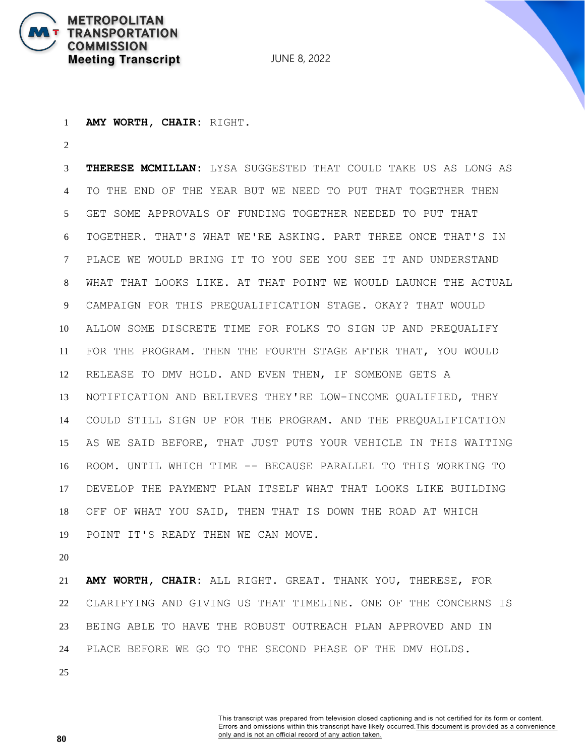**AMY WORTH, CHAIR**: RIGHT.

**THERESE MCMILLAN**: LYSA SUGGESTED THAT COULD TAKE US AS LONG AS TO THE END OF THE YEAR BUT WE NEED TO PUT THAT TOGETHER THEN GET SOME APPROVALS OF FUNDING TOGETHER NEEDED TO PUT THAT TOGETHER. THAT'S WHAT WE'RE ASKING. PART THREE ONCE THAT'S IN PLACE WE WOULD BRING IT TO YOU SEE YOU SEE IT AND UNDERSTAND WHAT THAT LOOKS LIKE. AT THAT POINT WE WOULD LAUNCH THE ACTUAL CAMPAIGN FOR THIS PREQUALIFICATION STAGE. OKAY? THAT WOULD ALLOW SOME DISCRETE TIME FOR FOLKS TO SIGN UP AND PREQUALIFY FOR THE PROGRAM. THEN THE FOURTH STAGE AFTER THAT, YOU WOULD RELEASE TO DMV HOLD. AND EVEN THEN, IF SOMEONE GETS A NOTIFICATION AND BELIEVES THEY'RE LOW-INCOME QUALIFIED, THEY COULD STILL SIGN UP FOR THE PROGRAM. AND THE PREQUALIFICATION AS WE SAID BEFORE, THAT JUST PUTS YOUR VEHICLE IN THIS WAITING ROOM. UNTIL WHICH TIME -- BECAUSE PARALLEL TO THIS WORKING TO DEVELOP THE PAYMENT PLAN ITSELF WHAT THAT LOOKS LIKE BUILDING OFF OF WHAT YOU SAID, THEN THAT IS DOWN THE ROAD AT WHICH POINT IT'S READY THEN WE CAN MOVE.

**AMY WORTH, CHAIR**: ALL RIGHT. GREAT. THANK YOU, THERESE, FOR CLARIFYING AND GIVING US THAT TIMELINE. ONE OF THE CONCERNS IS BEING ABLE TO HAVE THE ROBUST OUTREACH PLAN APPROVED AND IN PLACE BEFORE WE GO TO THE SECOND PHASE OF THE DMV HOLDS.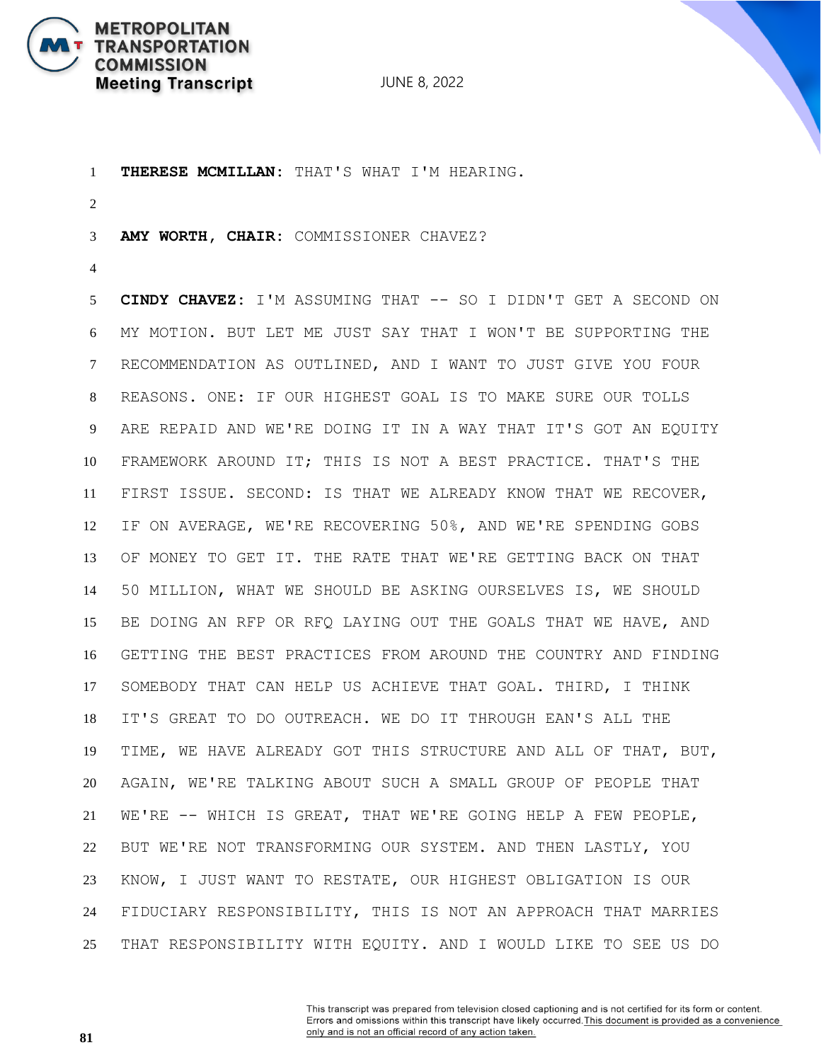**THERESE MCMILLAN:** THAT'S WHAT I'M HEARING.

**AMY WORTH, CHAIR:** COMMISSIONER CHAVEZ?

**CINDY CHAVEZ:** I'M ASSUMING THAT -- SO I DIDN'T GET A SECOND ON MY MOTION. BUT LET ME JUST SAY THAT I WON'T BE SUPPORTING THE RECOMMENDATION AS OUTLINED, AND I WANT TO JUST GIVE YOU FOUR REASONS. ONE: IF OUR HIGHEST GOAL IS TO MAKE SURE OUR TOLLS ARE REPAID AND WE'RE DOING IT IN A WAY THAT IT'S GOT AN EQUITY FRAMEWORK AROUND IT; THIS IS NOT A BEST PRACTICE. THAT'S THE FIRST ISSUE. SECOND: IS THAT WE ALREADY KNOW THAT WE RECOVER, IF ON AVERAGE, WE'RE RECOVERING 50%, AND WE'RE SPENDING GOBS OF MONEY TO GET IT. THE RATE THAT WE'RE GETTING BACK ON THAT 50 MILLION, WHAT WE SHOULD BE ASKING OURSELVES IS, WE SHOULD BE DOING AN RFP OR RFQ LAYING OUT THE GOALS THAT WE HAVE, AND GETTING THE BEST PRACTICES FROM AROUND THE COUNTRY AND FINDING SOMEBODY THAT CAN HELP US ACHIEVE THAT GOAL. THIRD, I THINK IT'S GREAT TO DO OUTREACH. WE DO IT THROUGH EAN'S ALL THE TIME, WE HAVE ALREADY GOT THIS STRUCTURE AND ALL OF THAT, BUT, AGAIN, WE'RE TALKING ABOUT SUCH A SMALL GROUP OF PEOPLE THAT WE'RE -- WHICH IS GREAT, THAT WE'RE GOING HELP A FEW PEOPLE, BUT WE'RE NOT TRANSFORMING OUR SYSTEM. AND THEN LASTLY, YOU KNOW, I JUST WANT TO RESTATE, OUR HIGHEST OBLIGATION IS OUR FIDUCIARY RESPONSIBILITY, THIS IS NOT AN APPROACH THAT MARRIES THAT RESPONSIBILITY WITH EQUITY. AND I WOULD LIKE TO SEE US DO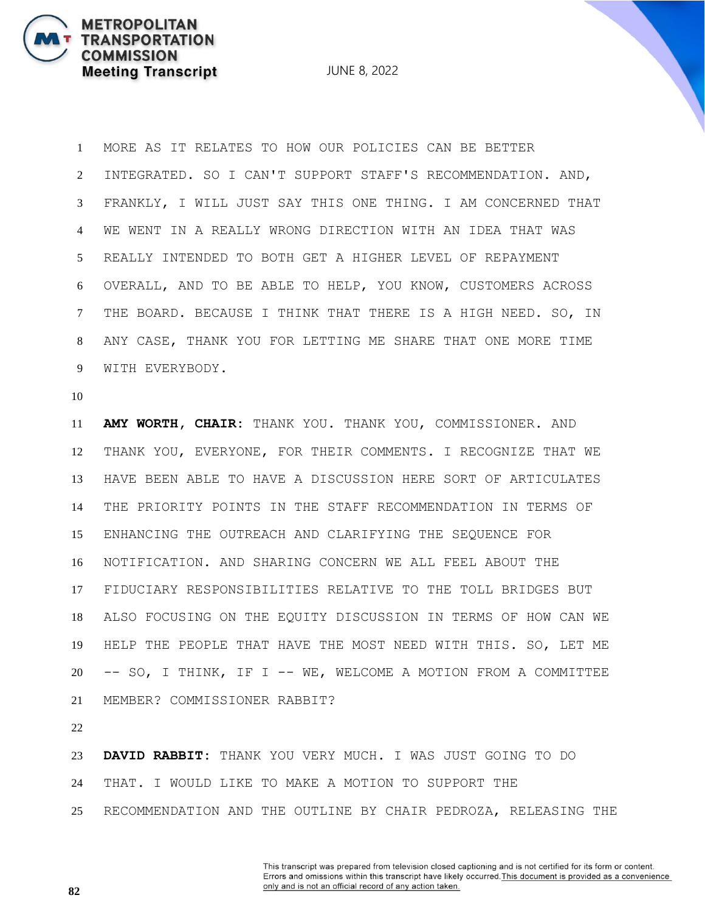MORE AS IT RELATES TO HOW OUR POLICIES CAN BE BETTER INTEGRATED. SO I CAN'T SUPPORT STAFF'S RECOMMENDATION. AND, FRANKLY, I WILL JUST SAY THIS ONE THING. I AM CONCERNED THAT WE WENT IN A REALLY WRONG DIRECTION WITH AN IDEA THAT WAS REALLY INTENDED TO BOTH GET A HIGHER LEVEL OF REPAYMENT OVERALL, AND TO BE ABLE TO HELP, YOU KNOW, CUSTOMERS ACROSS THE BOARD. BECAUSE I THINK THAT THERE IS A HIGH NEED. SO, IN ANY CASE, THANK YOU FOR LETTING ME SHARE THAT ONE MORE TIME WITH EVERYBODY.

**AMY WORTH, CHAIR:** THANK YOU. THANK YOU, COMMISSIONER. AND THANK YOU, EVERYONE, FOR THEIR COMMENTS. I RECOGNIZE THAT WE HAVE BEEN ABLE TO HAVE A DISCUSSION HERE SORT OF ARTICULATES THE PRIORITY POINTS IN THE STAFF RECOMMENDATION IN TERMS OF ENHANCING THE OUTREACH AND CLARIFYING THE SEQUENCE FOR NOTIFICATION. AND SHARING CONCERN WE ALL FEEL ABOUT THE FIDUCIARY RESPONSIBILITIES RELATIVE TO THE TOLL BRIDGES BUT ALSO FOCUSING ON THE EQUITY DISCUSSION IN TERMS OF HOW CAN WE HELP THE PEOPLE THAT HAVE THE MOST NEED WITH THIS. SO, LET ME -- SO, I THINK, IF I -- WE, WELCOME A MOTION FROM A COMMITTEE MEMBER? COMMISSIONER RABBIT?

**DAVID RABBIT:** THANK YOU VERY MUCH. I WAS JUST GOING TO DO THAT. I WOULD LIKE TO MAKE A MOTION TO SUPPORT THE RECOMMENDATION AND THE OUTLINE BY CHAIR PEDROZA, RELEASING THE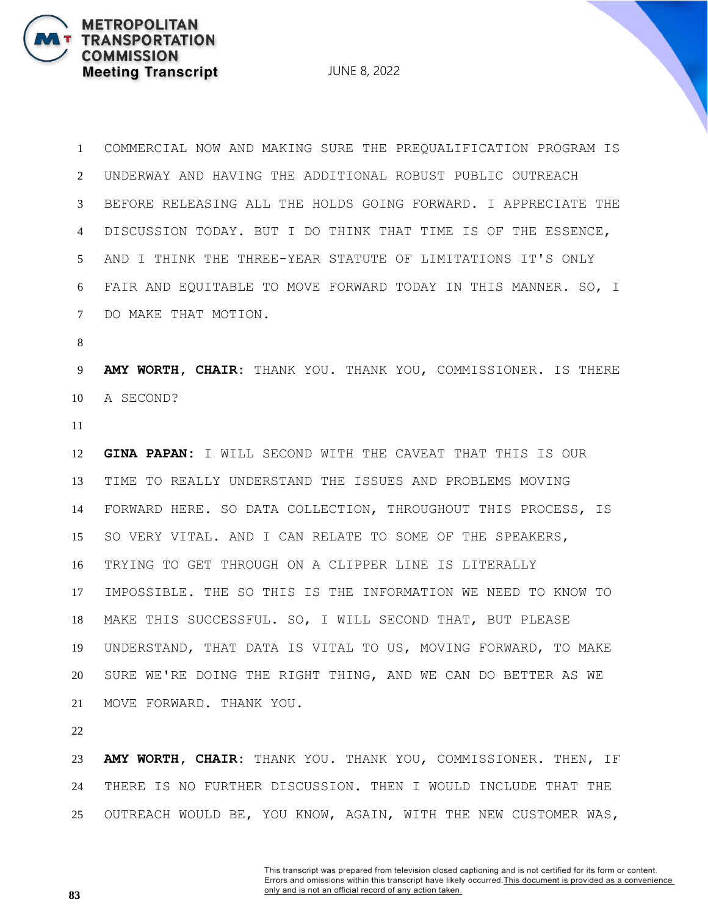COMMERCIAL NOW AND MAKING SURE THE PREQUALIFICATION PROGRAM IS UNDERWAY AND HAVING THE ADDITIONAL ROBUST PUBLIC OUTREACH BEFORE RELEASING ALL THE HOLDS GOING FORWARD. I APPRECIATE THE DISCUSSION TODAY. BUT I DO THINK THAT TIME IS OF THE ESSENCE, AND I THINK THE THREE-YEAR STATUTE OF LIMITATIONS IT'S ONLY FAIR AND EQUITABLE TO MOVE FORWARD TODAY IN THIS MANNER. SO, I DO MAKE THAT MOTION.

**AMY WORTH, CHAIR:** THANK YOU. THANK YOU, COMMISSIONER. IS THERE A SECOND?

**GINA PAPAN:** I WILL SECOND WITH THE CAVEAT THAT THIS IS OUR TIME TO REALLY UNDERSTAND THE ISSUES AND PROBLEMS MOVING FORWARD HERE. SO DATA COLLECTION, THROUGHOUT THIS PROCESS, IS SO VERY VITAL. AND I CAN RELATE TO SOME OF THE SPEAKERS, TRYING TO GET THROUGH ON A CLIPPER LINE IS LITERALLY IMPOSSIBLE. THE SO THIS IS THE INFORMATION WE NEED TO KNOW TO MAKE THIS SUCCESSFUL. SO, I WILL SECOND THAT, BUT PLEASE UNDERSTAND, THAT DATA IS VITAL TO US, MOVING FORWARD, TO MAKE SURE WE'RE DOING THE RIGHT THING, AND WE CAN DO BETTER AS WE MOVE FORWARD. THANK YOU.

**AMY WORTH, CHAIR:** THANK YOU. THANK YOU, COMMISSIONER. THEN, IF THERE IS NO FURTHER DISCUSSION. THEN I WOULD INCLUDE THAT THE OUTREACH WOULD BE, YOU KNOW, AGAIN, WITH THE NEW CUSTOMER WAS,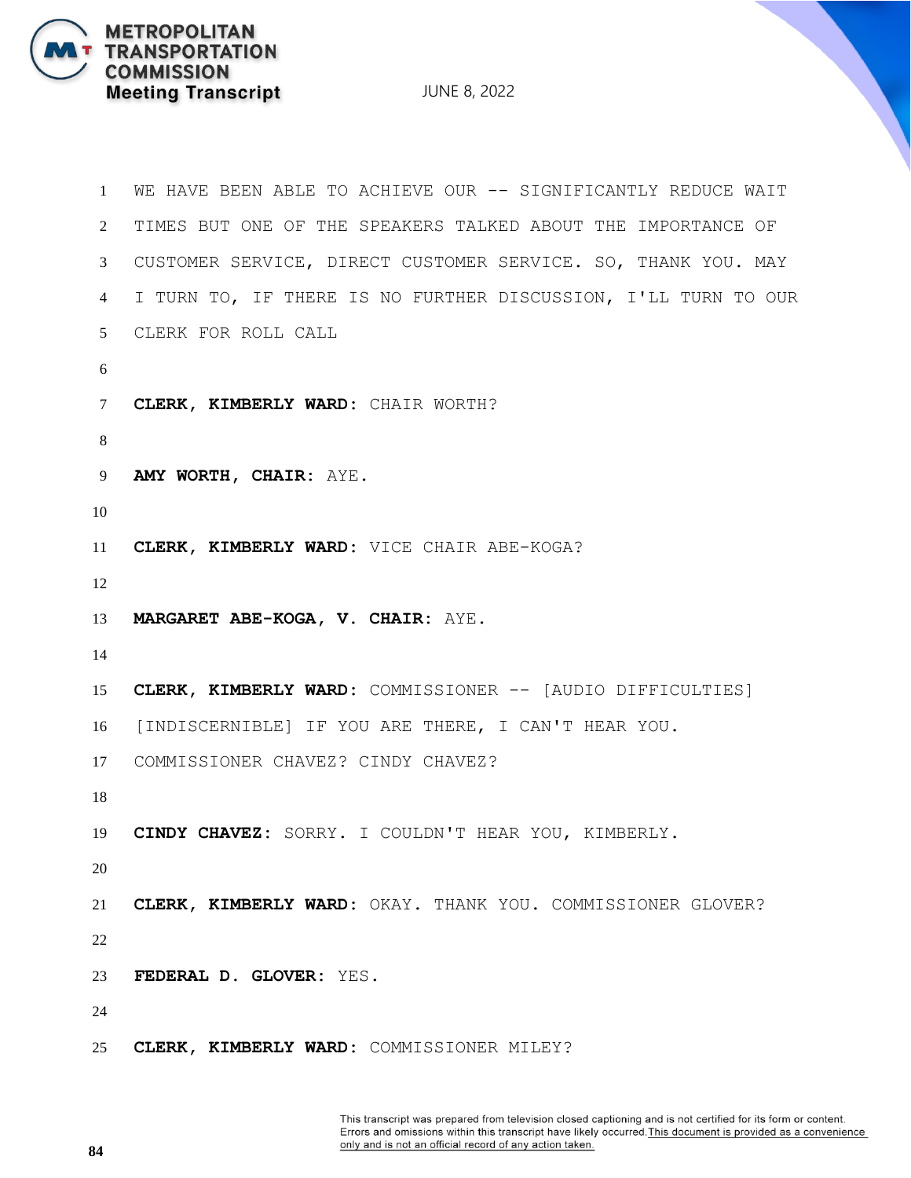WE HAVE BEEN ABLE TO ACHIEVE OUR -- SIGNIFICANTLY REDUCE WAIT TIMES BUT ONE OF THE SPEAKERS TALKED ABOUT THE IMPORTANCE OF CUSTOMER SERVICE, DIRECT CUSTOMER SERVICE. SO, THANK YOU. MAY I TURN TO, IF THERE IS NO FURTHER DISCUSSION, I'LL TURN TO OUR CLERK FOR ROLL CALL

**CLERK, KIMBERLY WARD:** CHAIR WORTH?

**AMY WORTH, CHAIR:** AYE.

**CLERK, KIMBERLY WARD:** VICE CHAIR ABE-KOGA?

**MARGARET ABE-KOGA, V. CHAIR:** AYE.

**CLERK, KIMBERLY WARD:** COMMISSIONER -- [AUDIO DIFFICULTIES] [INDISCERNIBLE] IF YOU ARE THERE, I CAN'T HEAR YOU. COMMISSIONER CHAVEZ? CINDY CHAVEZ?

**CINDY CHAVEZ:** SORRY. I COULDN'T HEAR YOU, KIMBERLY.

**CLERK, KIMBERLY WARD:** OKAY. THANK YOU. COMMISSIONER GLOVER?

**FEDERAL D. GLOVER:** YES.

**CLERK, KIMBERLY WARD:** COMMISSIONER MILEY?

This transcript was prepared from television closed captioning and is not certified for its form or content. Errors and omissions within this transcript have likely occurred. This document is provided as a convenience only and is not an official record of any action taken.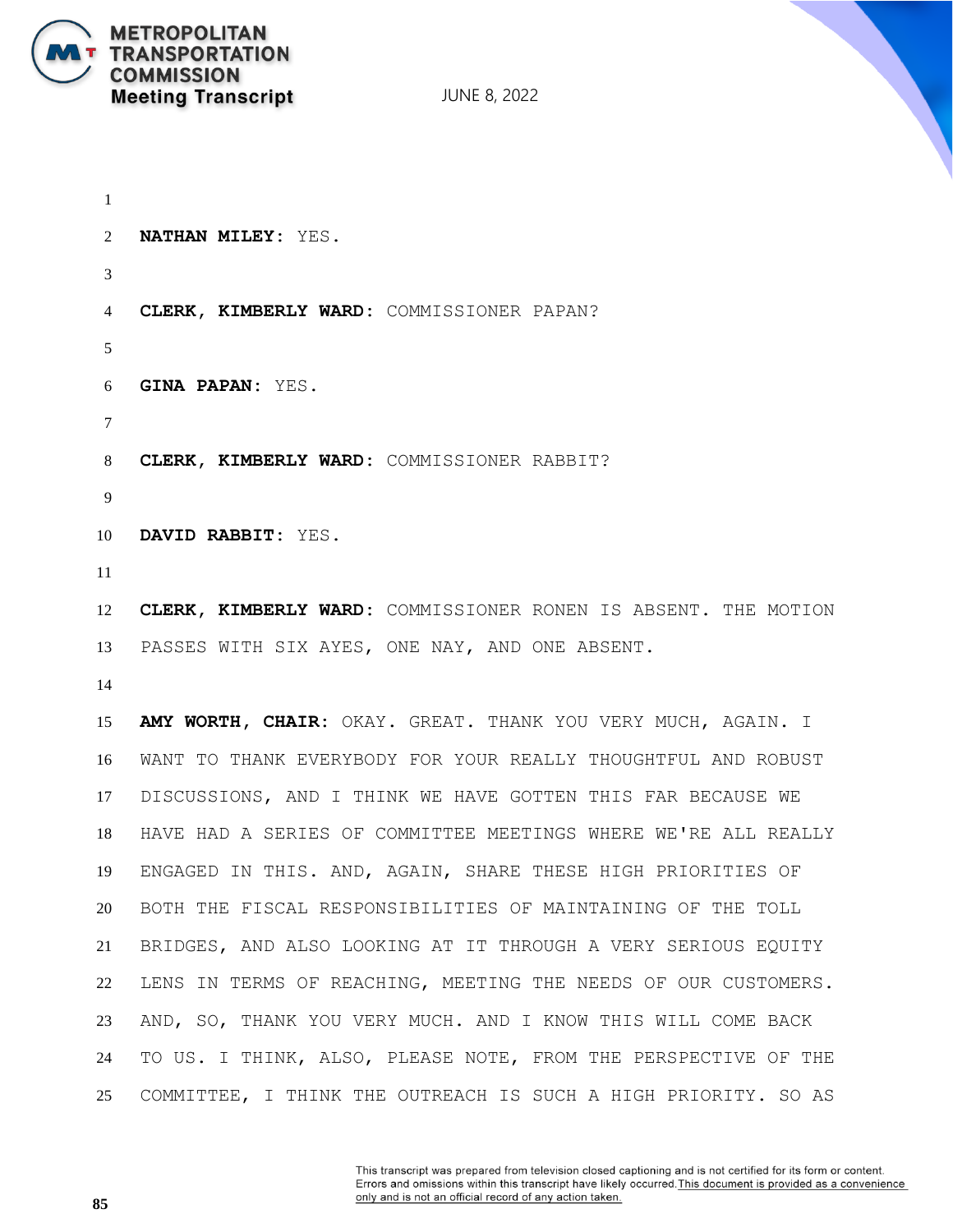1

2 **NATHAN MILEY**: YES.

3

4 **CLERK, KIMBERLY WARD**: COMMISSIONER PAPAN?

5

6 **GINA PAPAN**: YES.

7

8 **CLERK, KIMBERLY WARD**: COMMISSIONER RABBIT?

9

10 **DAVID RABBIT**: YES.

11

12 **CLERK, KIMBERLY WARD**: COMMISSIONER RONEN IS ABSENT. THE MOTION
13 PASSES WITH SIX AYES, ONE NAY, AND ONE ABSENT.

14

15 **AMY WORTH, CHAIR**: OKAY. GREAT. THANK YOU VERY MUCH, AGAIN. I
16 WANT TO THANK EVERYBODY FOR YOUR REALLY THOUGHTFUL AND ROBUST
17 DISCUSSIONS, AND I THINK WE HAVE GOTTEN THIS FAR BECAUSE WE
18 HAVE HAD A SERIES OF COMMITTEE MEETINGS WHERE WE'RE ALL REALLY
19 ENGAGED IN THIS. AND, AGAIN, SHARE THESE HIGH PRIORITIES OF
20 BOTH THE FISCAL RESPONSIBILITIES OF MAINTAINING OF THE TOLL
21 BRIDGES, AND ALSO LOOKING AT IT THROUGH A VERY SERIOUS EQUITY
22 LENS IN TERMS OF REACHING, MEETING THE NEEDS OF OUR CUSTOMERS.
23 AND, SO, THANK YOU VERY MUCH. AND I KNOW THIS WILL COME BACK
24 TO US. I THINK, ALSO, PLEASE NOTE, FROM THE PERSPECTIVE OF THE
25 COMMITTEE, I THINK THE OUTREACH IS SUCH A HIGH PRIORITY. SO AS

This transcript was prepared from television closed captioning and is not certified for its form or content. Errors and omissions within this transcript have likely occurred. This document is provided as a convenience only and is not an official record of any action taken.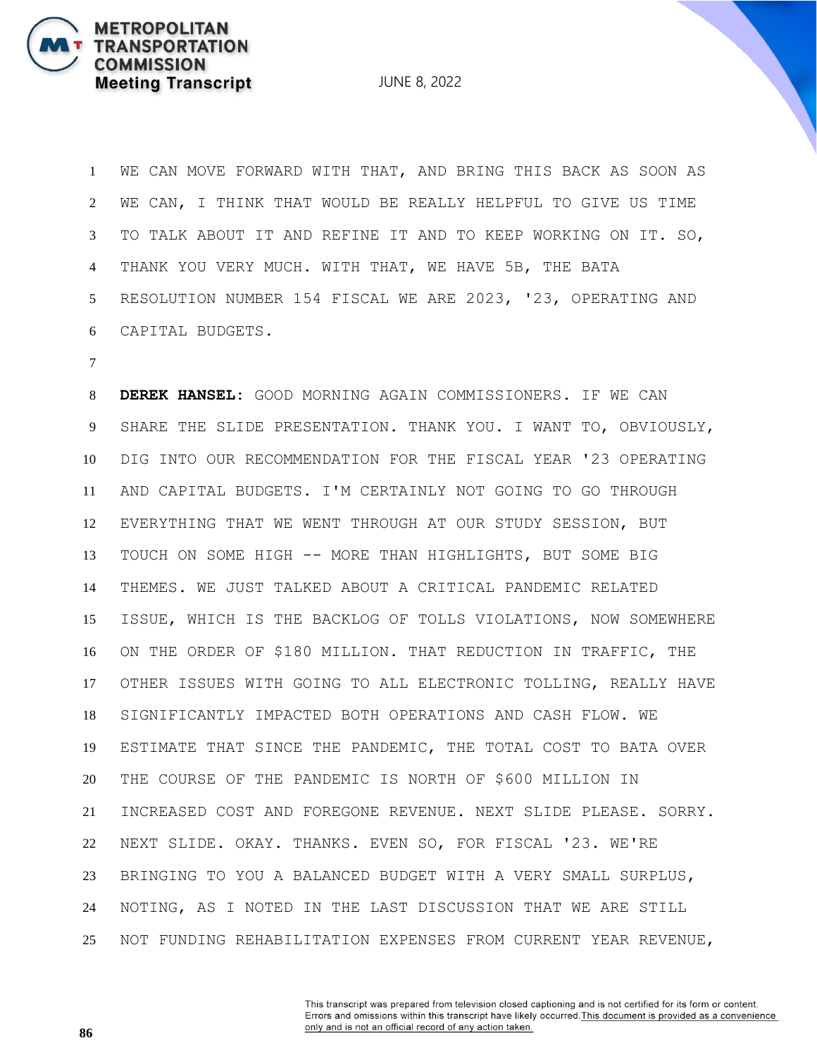WE CAN MOVE FORWARD WITH THAT, AND BRING THIS BACK AS SOON AS WE CAN, I THINK THAT WOULD BE REALLY HELPFUL TO GIVE US TIME TO TALK ABOUT IT AND REFINE IT AND TO KEEP WORKING ON IT. SO, THANK YOU VERY MUCH. WITH THAT, WE HAVE 5B, THE BATA RESOLUTION NUMBER 154 FISCAL WE ARE 2023, '23, OPERATING AND CAPITAL BUDGETS.

**DEREK HANSEL:** GOOD MORNING AGAIN COMMISSIONERS. IF WE CAN SHARE THE SLIDE PRESENTATION. THANK YOU. I WANT TO, OBVIOUSLY, DIG INTO OUR RECOMMENDATION FOR THE FISCAL YEAR '23 OPERATING AND CAPITAL BUDGETS. I'M CERTAINLY NOT GOING TO GO THROUGH EVERYTHING THAT WE WENT THROUGH AT OUR STUDY SESSION, BUT TOUCH ON SOME HIGH -- MORE THAN HIGHLIGHTS, BUT SOME BIG THEMES. WE JUST TALKED ABOUT A CRITICAL PANDEMIC RELATED ISSUE, WHICH IS THE BACKLOG OF TOLLS VIOLATIONS, NOW SOMEWHERE ON THE ORDER OF $180 MILLION. THAT REDUCTION IN TRAFFIC, THE OTHER ISSUES WITH GOING TO ALL ELECTRONIC TOLLING, REALLY HAVE SIGNIFICANTLY IMPACTED BOTH OPERATIONS AND CASH FLOW. WE ESTIMATE THAT SINCE THE PANDEMIC, THE TOTAL COST TO BATA OVER THE COURSE OF THE PANDEMIC IS NORTH OF $600 MILLION IN INCREASED COST AND FOREGONE REVENUE. NEXT SLIDE PLEASE. SORRY. NEXT SLIDE. OKAY. THANKS. EVEN SO, FOR FISCAL '23. WE'RE BRINGING TO YOU A BALANCED BUDGET WITH A VERY SMALL SURPLUS, NOTING, AS I NOTED IN THE LAST DISCUSSION THAT WE ARE STILL NOT FUNDING REHABILITATION EXPENSES FROM CURRENT YEAR REVENUE,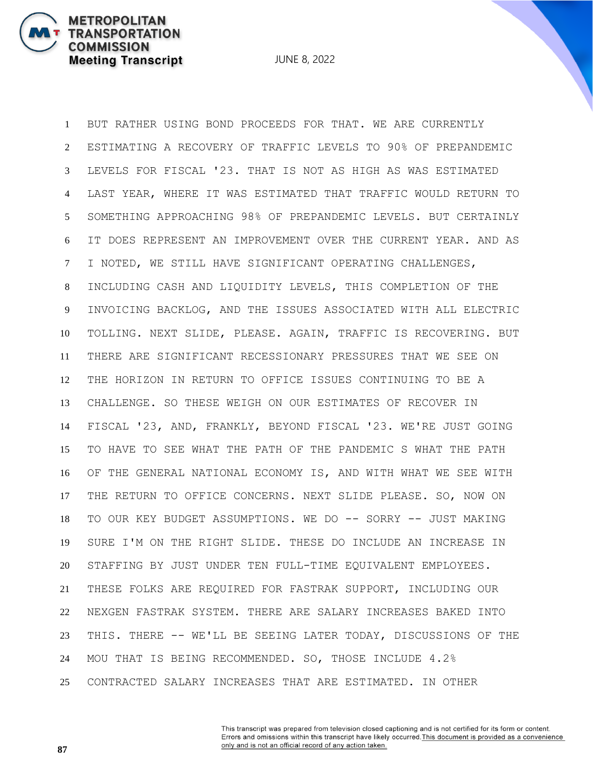BUT RATHER USING BOND PROCEEDS FOR THAT. WE ARE CURRENTLY ESTIMATING A RECOVERY OF TRAFFIC LEVELS TO 90% OF PREPANDEMIC LEVELS FOR FISCAL '23. THAT IS NOT AS HIGH AS WAS ESTIMATED LAST YEAR, WHERE IT WAS ESTIMATED THAT TRAFFIC WOULD RETURN TO SOMETHING APPROACHING 98% OF PREPANDEMIC LEVELS. BUT CERTAINLY IT DOES REPRESENT AN IMPROVEMENT OVER THE CURRENT YEAR. AND AS I NOTED, WE STILL HAVE SIGNIFICANT OPERATING CHALLENGES, INCLUDING CASH AND LIQUIDITY LEVELS, THIS COMPLETION OF THE INVOICING BACKLOG, AND THE ISSUES ASSOCIATED WITH ALL ELECTRIC TOLLING. NEXT SLIDE, PLEASE. AGAIN, TRAFFIC IS RECOVERING. BUT THERE ARE SIGNIFICANT RECESSIONARY PRESSURES THAT WE SEE ON THE HORIZON IN RETURN TO OFFICE ISSUES CONTINUING TO BE A CHALLENGE. SO THESE WEIGH ON OUR ESTIMATES OF RECOVER IN FISCAL '23, AND, FRANKLY, BEYOND FISCAL '23. WE'RE JUST GOING TO HAVE TO SEE WHAT THE PATH OF THE PANDEMIC S WHAT THE PATH OF THE GENERAL NATIONAL ECONOMY IS, AND WITH WHAT WE SEE WITH THE RETURN TO OFFICE CONCERNS. NEXT SLIDE PLEASE. SO, NOW ON TO OUR KEY BUDGET ASSUMPTIONS. WE DO -- SORRY -- JUST MAKING SURE I'M ON THE RIGHT SLIDE. THESE DO INCLUDE AN INCREASE IN STAFFING BY JUST UNDER TEN FULL-TIME EQUIVALENT EMPLOYEES. THESE FOLKS ARE REQUIRED FOR FASTRAK SUPPORT, INCLUDING OUR NEXGEN FASTRAK SYSTEM. THERE ARE SALARY INCREASES BAKED INTO THIS. THERE -- WE'LL BE SEEING LATER TODAY, DISCUSSIONS OF THE MOU THAT IS BEING RECOMMENDED. SO, THOSE INCLUDE 4.2% CONTRACTED SALARY INCREASES THAT ARE ESTIMATED. IN OTHER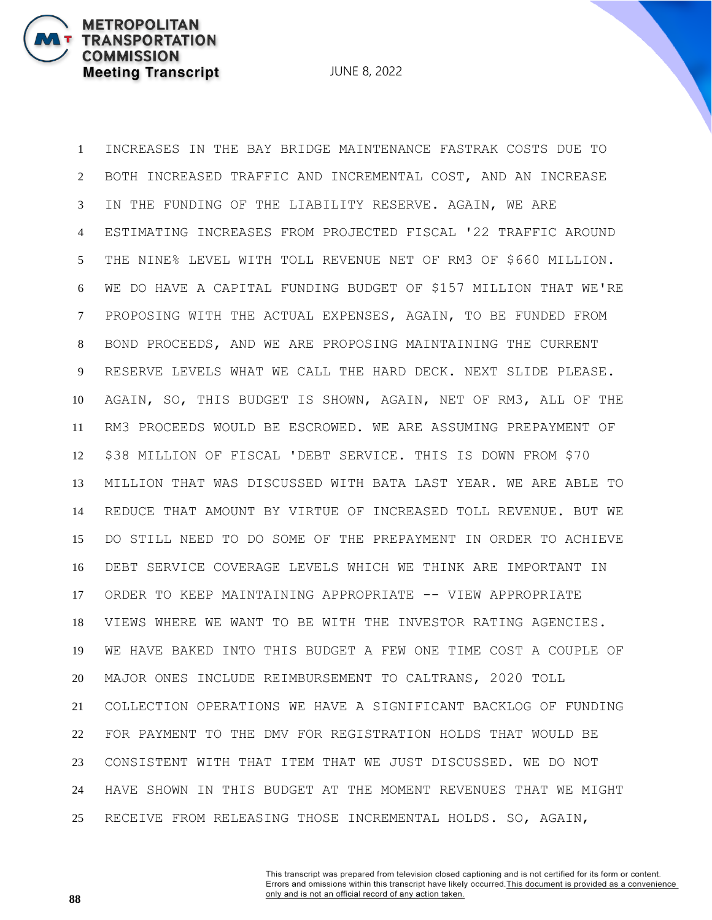INCREASES IN THE BAY BRIDGE MAINTENANCE FASTRAK COSTS DUE TO BOTH INCREASED TRAFFIC AND INCREMENTAL COST, AND AN INCREASE IN THE FUNDING OF THE LIABILITY RESERVE. AGAIN, WE ARE ESTIMATING INCREASES FROM PROJECTED FISCAL '22 TRAFFIC AROUND THE NINE% LEVEL WITH TOLL REVENUE NET OF RM3 OF $660 MILLION. WE DO HAVE A CAPITAL FUNDING BUDGET OF $157 MILLION THAT WE'RE PROPOSING WITH THE ACTUAL EXPENSES, AGAIN, TO BE FUNDED FROM BOND PROCEEDS, AND WE ARE PROPOSING MAINTAINING THE CURRENT RESERVE LEVELS WHAT WE CALL THE HARD DECK. NEXT SLIDE PLEASE. AGAIN, SO, THIS BUDGET IS SHOWN, AGAIN, NET OF RM3, ALL OF THE RM3 PROCEEDS WOULD BE ESCROWED. WE ARE ASSUMING PREPAYMENT OF $38 MILLION OF FISCAL 'DEBT SERVICE. THIS IS DOWN FROM $70 MILLION THAT WAS DISCUSSED WITH BATA LAST YEAR. WE ARE ABLE TO REDUCE THAT AMOUNT BY VIRTUE OF INCREASED TOLL REVENUE. BUT WE DO STILL NEED TO DO SOME OF THE PREPAYMENT IN ORDER TO ACHIEVE DEBT SERVICE COVERAGE LEVELS WHICH WE THINK ARE IMPORTANT IN ORDER TO KEEP MAINTAINING APPROPRIATE -- VIEW APPROPRIATE VIEWS WHERE WE WANT TO BE WITH THE INVESTOR RATING AGENCIES. WE HAVE BAKED INTO THIS BUDGET A FEW ONE TIME COST A COUPLE OF MAJOR ONES INCLUDE REIMBURSEMENT TO CALTRANS, 2020 TOLL COLLECTION OPERATIONS WE HAVE A SIGNIFICANT BACKLOG OF FUNDING FOR PAYMENT TO THE DMV FOR REGISTRATION HOLDS THAT WOULD BE CONSISTENT WITH THAT ITEM THAT WE JUST DISCUSSED. WE DO NOT HAVE SHOWN IN THIS BUDGET AT THE MOMENT REVENUES THAT WE MIGHT RECEIVE FROM RELEASING THOSE INCREMENTAL HOLDS. SO, AGAIN,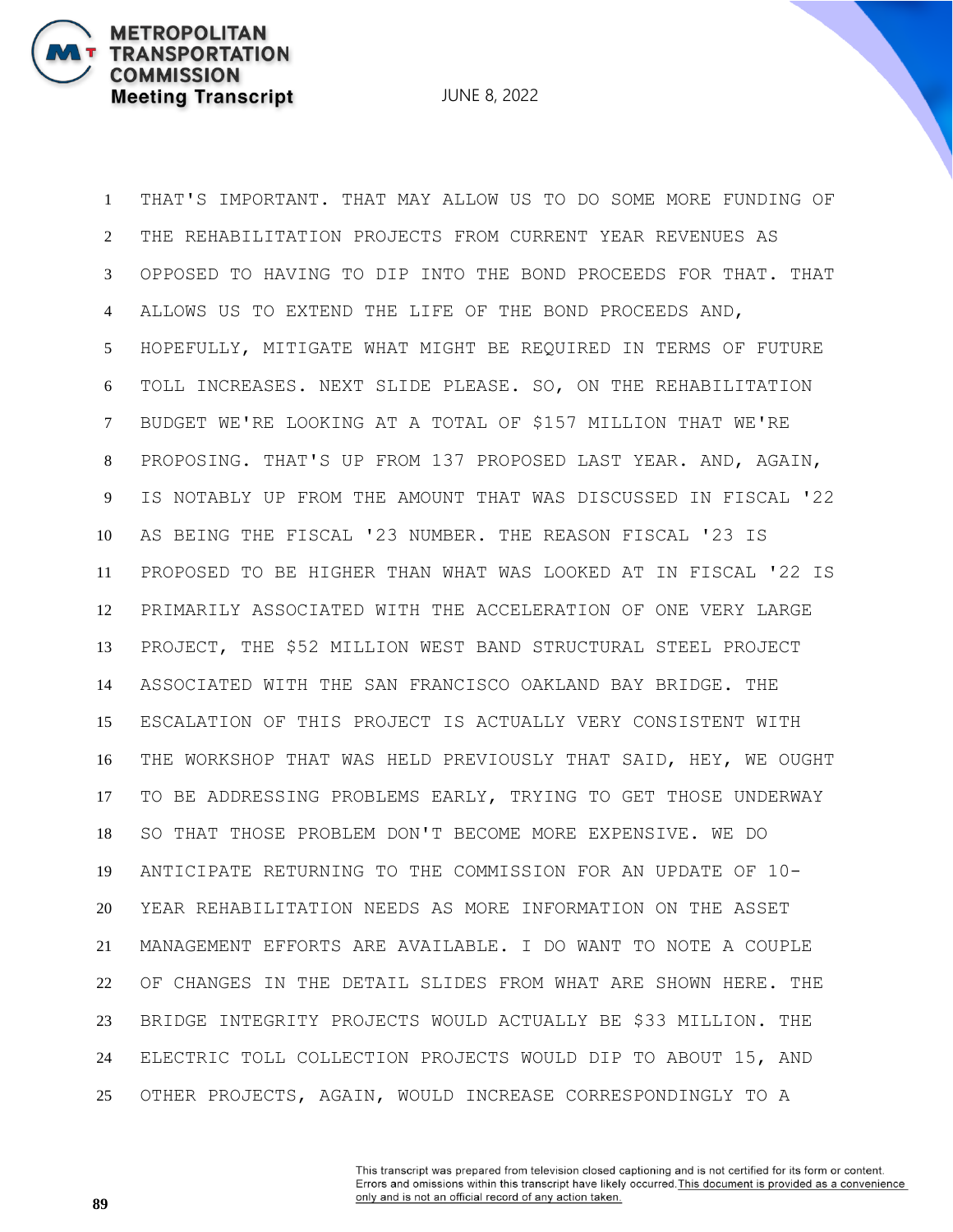1 THAT'S IMPORTANT. THAT MAY ALLOW US TO DO SOME MORE FUNDING OF
2 THE REHABILITATION PROJECTS FROM CURRENT YEAR REVENUES AS
3 OPPOSED TO HAVING TO DIP INTO THE BOND PROCEEDS FOR THAT. THAT
4 ALLOWS US TO EXTEND THE LIFE OF THE BOND PROCEEDS AND,
5 HOPEFULLY, MITIGATE WHAT MIGHT BE REQUIRED IN TERMS OF FUTURE
6 TOLL INCREASES. NEXT SLIDE PLEASE. SO, ON THE REHABILITATION
7 BUDGET WE'RE LOOKING AT A TOTAL OF $157 MILLION THAT WE'RE
8 PROPOSING. THAT'S UP FROM 137 PROPOSED LAST YEAR. AND, AGAIN,
9 IS NOTABLY UP FROM THE AMOUNT THAT WAS DISCUSSED IN FISCAL '22
10 AS BEING THE FISCAL '23 NUMBER. THE REASON FISCAL '23 IS
11 PROPOSED TO BE HIGHER THAN WHAT WAS LOOKED AT IN FISCAL '22 IS
12 PRIMARILY ASSOCIATED WITH THE ACCELERATION OF ONE VERY LARGE
13 PROJECT, THE $52 MILLION WEST BAND STRUCTURAL STEEL PROJECT
14 ASSOCIATED WITH THE SAN FRANCISCO OAKLAND BAY BRIDGE. THE
15 ESCALATION OF THIS PROJECT IS ACTUALLY VERY CONSISTENT WITH
16 THE WORKSHOP THAT WAS HELD PREVIOUSLY THAT SAID, HEY, WE OUGHT
17 TO BE ADDRESSING PROBLEMS EARLY, TRYING TO GET THOSE UNDERWAY
18 SO THAT THOSE PROBLEM DON'T BECOME MORE EXPENSIVE. WE DO
19 ANTICIPATE RETURNING TO THE COMMISSION FOR AN UPDATE OF 10-
20 YEAR REHABILITATION NEEDS AS MORE INFORMATION ON THE ASSET
21 MANAGEMENT EFFORTS ARE AVAILABLE. I DO WANT TO NOTE A COUPLE
22 OF CHANGES IN THE DETAIL SLIDES FROM WHAT ARE SHOWN HERE. THE
23 BRIDGE INTEGRITY PROJECTS WOULD ACTUALLY BE $33 MILLION. THE
24 ELECTRIC TOLL COLLECTION PROJECTS WOULD DIP TO ABOUT 15, AND
25 OTHER PROJECTS, AGAIN, WOULD INCREASE CORRESPONDINGLY TO A

This transcript was prepared from television closed captioning and is not certified for its form or content. Errors and omissions within this transcript have likely occurred. This document is provided as a convenience only and is not an official record of any action taken.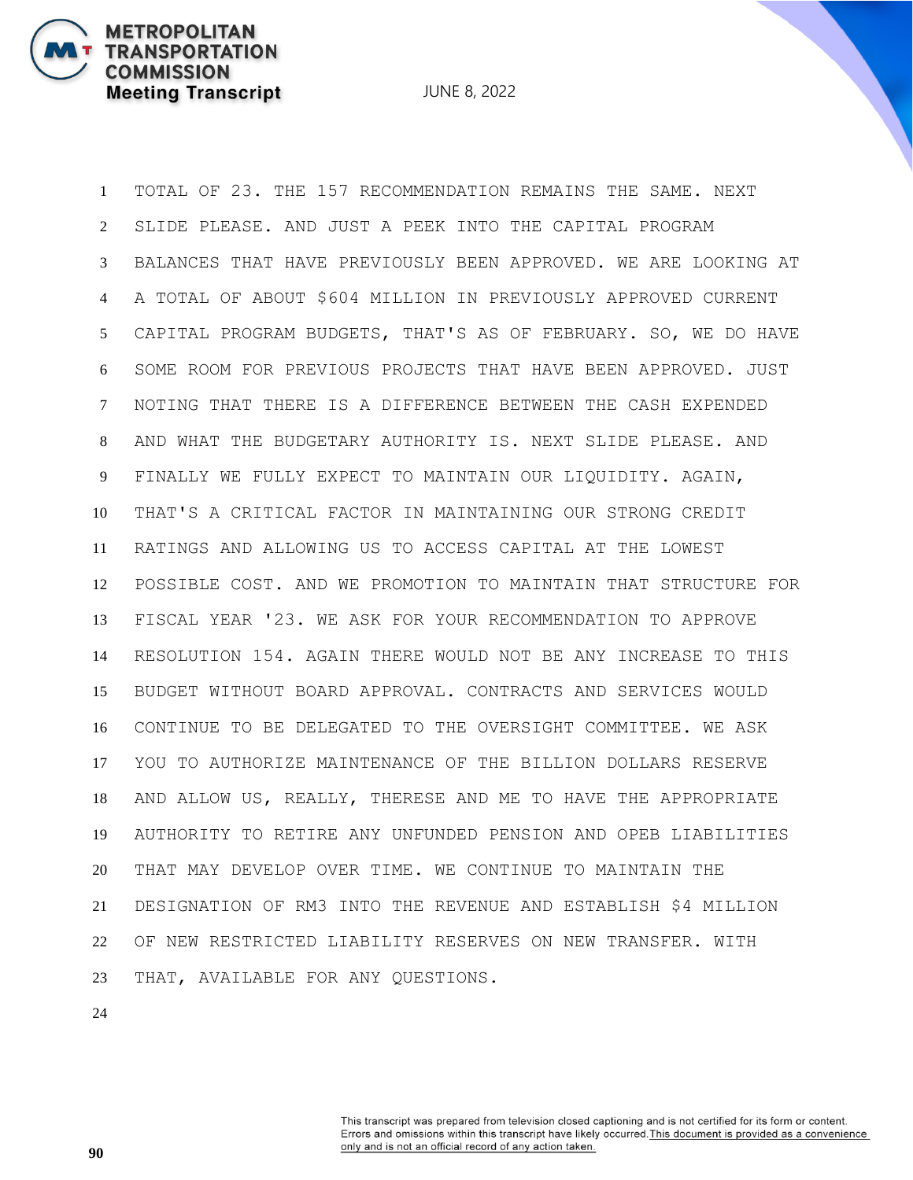TOTAL OF 23. THE 157 RECOMMENDATION REMAINS THE SAME. NEXT SLIDE PLEASE. AND JUST A PEEK INTO THE CAPITAL PROGRAM BALANCES THAT HAVE PREVIOUSLY BEEN APPROVED. WE ARE LOOKING AT A TOTAL OF ABOUT $604 MILLION IN PREVIOUSLY APPROVED CURRENT CAPITAL PROGRAM BUDGETS, THAT'S AS OF FEBRUARY. SO, WE DO HAVE SOME ROOM FOR PREVIOUS PROJECTS THAT HAVE BEEN APPROVED. JUST NOTING THAT THERE IS A DIFFERENCE BETWEEN THE CASH EXPENDED AND WHAT THE BUDGETARY AUTHORITY IS. NEXT SLIDE PLEASE. AND FINALLY WE FULLY EXPECT TO MAINTAIN OUR LIQUIDITY. AGAIN, THAT'S A CRITICAL FACTOR IN MAINTAINING OUR STRONG CREDIT RATINGS AND ALLOWING US TO ACCESS CAPITAL AT THE LOWEST POSSIBLE COST. AND WE PROMOTION TO MAINTAIN THAT STRUCTURE FOR FISCAL YEAR '23. WE ASK FOR YOUR RECOMMENDATION TO APPROVE RESOLUTION 154. AGAIN THERE WOULD NOT BE ANY INCREASE TO THIS BUDGET WITHOUT BOARD APPROVAL. CONTRACTS AND SERVICES WOULD CONTINUE TO BE DELEGATED TO THE OVERSIGHT COMMITTEE. WE ASK YOU TO AUTHORIZE MAINTENANCE OF THE BILLION DOLLARS RESERVE AND ALLOW US, REALLY, THERESE AND ME TO HAVE THE APPROPRIATE AUTHORITY TO RETIRE ANY UNFUNDED PENSION AND OPEB LIABILITIES THAT MAY DEVELOP OVER TIME. WE CONTINUE TO MAINTAIN THE DESIGNATION OF RM3 INTO THE REVENUE AND ESTABLISH $4 MILLION OF NEW RESTRICTED LIABILITY RESERVES ON NEW TRANSFER. WITH THAT, AVAILABLE FOR ANY QUESTIONS.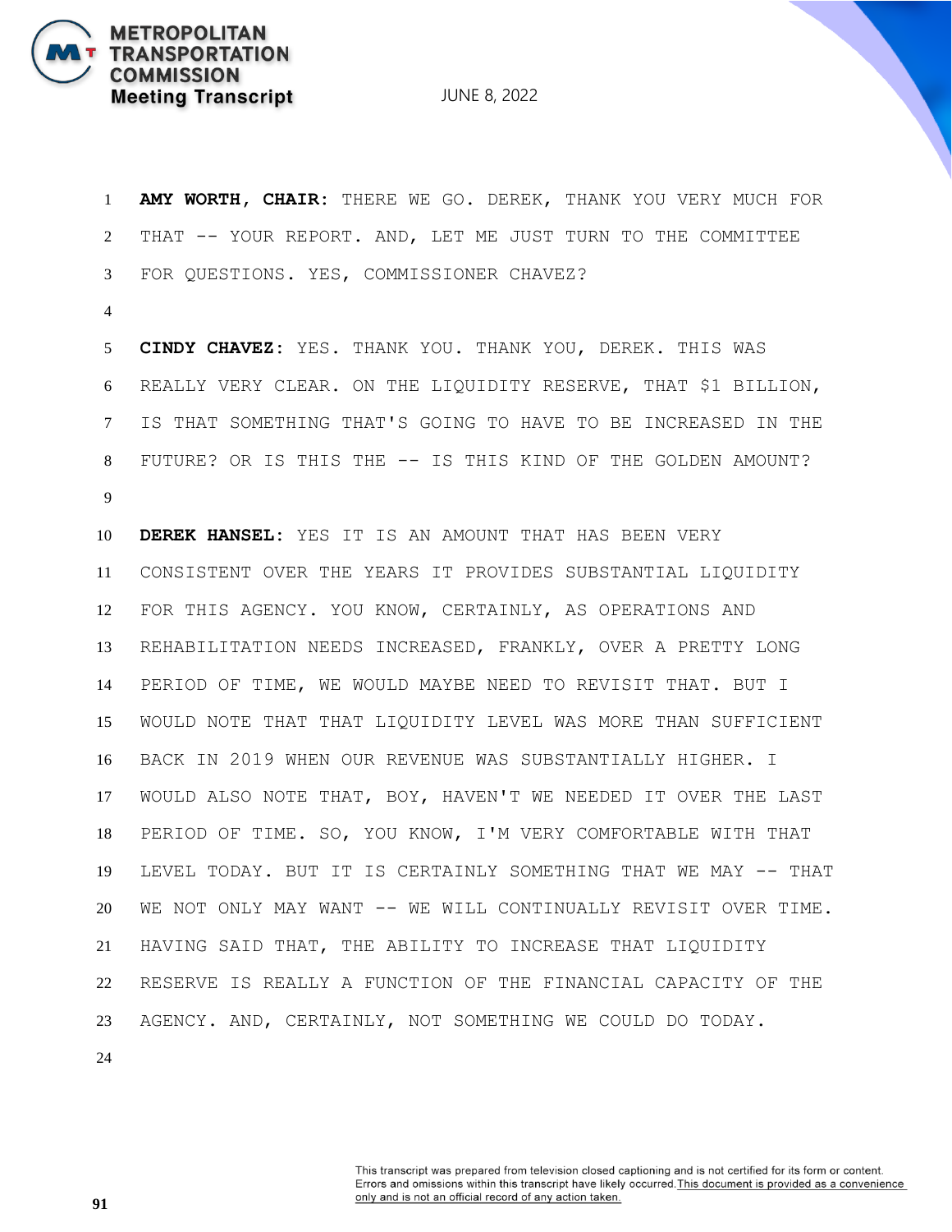**AMY WORTH, CHAIR:** THERE WE GO. DEREK, THANK YOU VERY MUCH FOR THAT -- YOUR REPORT. AND, LET ME JUST TURN TO THE COMMITTEE FOR QUESTIONS. YES, COMMISSIONER CHAVEZ?

**CINDY CHAVEZ:** YES. THANK YOU. THANK YOU, DEREK. THIS WAS REALLY VERY CLEAR. ON THE LIQUIDITY RESERVE, THAT $1 BILLION, IS THAT SOMETHING THAT'S GOING TO HAVE TO BE INCREASED IN THE FUTURE? OR IS THIS THE -- IS THIS KIND OF THE GOLDEN AMOUNT?

**DEREK HANSEL:** YES IT IS AN AMOUNT THAT HAS BEEN VERY CONSISTENT OVER THE YEARS IT PROVIDES SUBSTANTIAL LIQUIDITY FOR THIS AGENCY. YOU KNOW, CERTAINLY, AS OPERATIONS AND REHABILITATION NEEDS INCREASED, FRANKLY, OVER A PRETTY LONG PERIOD OF TIME, WE WOULD MAYBE NEED TO REVISIT THAT. BUT I WOULD NOTE THAT THAT LIQUIDITY LEVEL WAS MORE THAN SUFFICIENT BACK IN 2019 WHEN OUR REVENUE WAS SUBSTANTIALLY HIGHER. I WOULD ALSO NOTE THAT, BOY, HAVEN'T WE NEEDED IT OVER THE LAST PERIOD OF TIME. SO, YOU KNOW, I'M VERY COMFORTABLE WITH THAT LEVEL TODAY. BUT IT IS CERTAINLY SOMETHING THAT WE MAY -- THAT WE NOT ONLY MAY WANT -- WE WILL CONTINUALLY REVISIT OVER TIME. HAVING SAID THAT, THE ABILITY TO INCREASE THAT LIQUIDITY RESERVE IS REALLY A FUNCTION OF THE FINANCIAL CAPACITY OF THE AGENCY. AND, CERTAINLY, NOT SOMETHING WE COULD DO TODAY.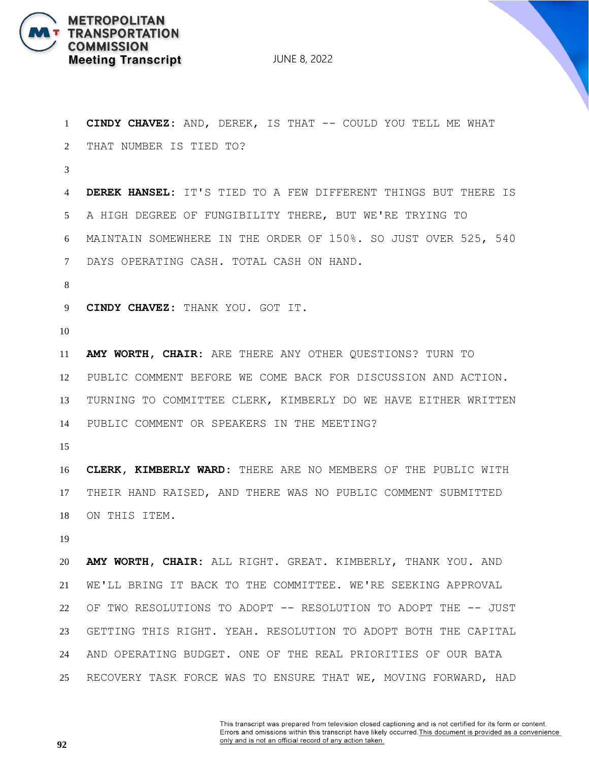**CINDY CHAVEZ:** AND, DEREK, IS THAT -- COULD YOU TELL ME WHAT THAT NUMBER IS TIED TO?

**DEREK HANSEL:** IT'S TIED TO A FEW DIFFERENT THINGS BUT THERE IS A HIGH DEGREE OF FUNGIBILITY THERE, BUT WE'RE TRYING TO MAINTAIN SOMEWHERE IN THE ORDER OF 150%. SO JUST OVER 525, 540 DAYS OPERATING CASH. TOTAL CASH ON HAND.

**CINDY CHAVEZ:** THANK YOU. GOT IT.

**AMY WORTH, CHAIR:** ARE THERE ANY OTHER QUESTIONS? TURN TO PUBLIC COMMENT BEFORE WE COME BACK FOR DISCUSSION AND ACTION. TURNING TO COMMITTEE CLERK, KIMBERLY DO WE HAVE EITHER WRITTEN PUBLIC COMMENT OR SPEAKERS IN THE MEETING?

**CLERK, KIMBERLY WARD:** THERE ARE NO MEMBERS OF THE PUBLIC WITH THEIR HAND RAISED, AND THERE WAS NO PUBLIC COMMENT SUBMITTED ON THIS ITEM.

**AMY WORTH, CHAIR:** ALL RIGHT. GREAT. KIMBERLY, THANK YOU. AND WE'LL BRING IT BACK TO THE COMMITTEE. WE'RE SEEKING APPROVAL OF TWO RESOLUTIONS TO ADOPT -- RESOLUTION TO ADOPT THE -- JUST GETTING THIS RIGHT. YEAH. RESOLUTION TO ADOPT BOTH THE CAPITAL AND OPERATING BUDGET. ONE OF THE REAL PRIORITIES OF OUR BATA RECOVERY TASK FORCE WAS TO ENSURE THAT WE, MOVING FORWARD, HAD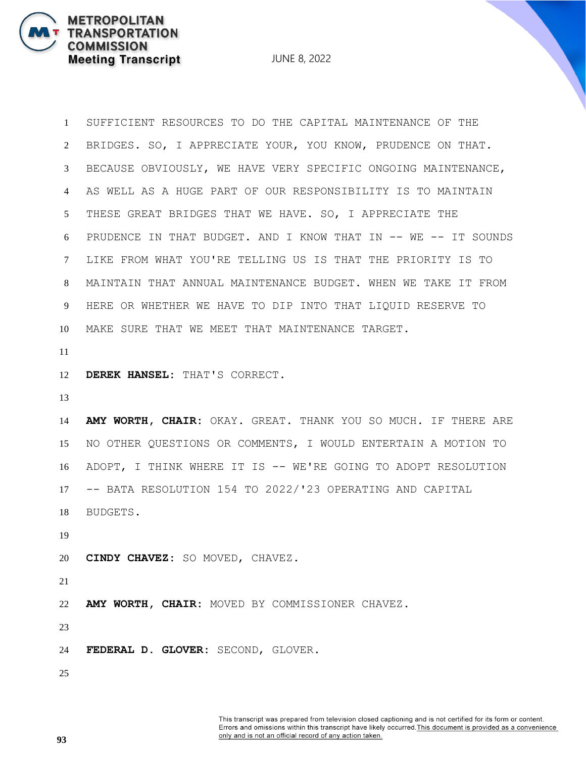SUFFICIENT RESOURCES TO DO THE CAPITAL MAINTENANCE OF THE BRIDGES. SO, I APPRECIATE YOUR, YOU KNOW, PRUDENCE ON THAT. BECAUSE OBVIOUSLY, WE HAVE VERY SPECIFIC ONGOING MAINTENANCE, AS WELL AS A HUGE PART OF OUR RESPONSIBILITY IS TO MAINTAIN THESE GREAT BRIDGES THAT WE HAVE. SO, I APPRECIATE THE PRUDENCE IN THAT BUDGET. AND I KNOW THAT IN -- WE -- IT SOUNDS LIKE FROM WHAT YOU'RE TELLING US IS THAT THE PRIORITY IS TO MAINTAIN THAT ANNUAL MAINTENANCE BUDGET. WHEN WE TAKE IT FROM HERE OR WHETHER WE HAVE TO DIP INTO THAT LIQUID RESERVE TO MAKE SURE THAT WE MEET THAT MAINTENANCE TARGET.

**DEREK HANSEL:** THAT'S CORRECT.

**AMY WORTH, CHAIR:** OKAY. GREAT. THANK YOU SO MUCH. IF THERE ARE NO OTHER QUESTIONS OR COMMENTS, I WOULD ENTERTAIN A MOTION TO ADOPT, I THINK WHERE IT IS -- WE'RE GOING TO ADOPT RESOLUTION -- BATA RESOLUTION 154 TO 2022/'23 OPERATING AND CAPITAL BUDGETS.

**CINDY CHAVEZ:** SO MOVED, CHAVEZ.

**AMY WORTH, CHAIR:** MOVED BY COMMISSIONER CHAVEZ.

**FEDERAL D. GLOVER:** SECOND, GLOVER.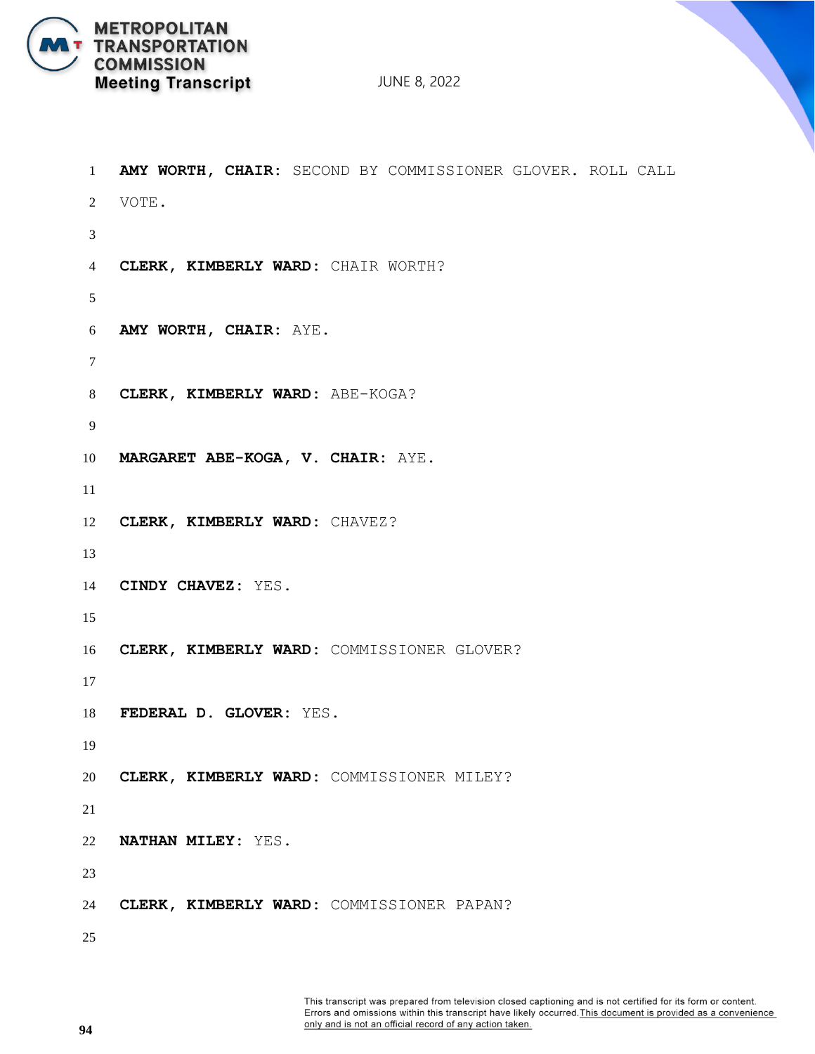**AMY WORTH, CHAIR:** SECOND BY COMMISSIONER GLOVER. ROLL CALL VOTE.

**CLERK, KIMBERLY WARD:** CHAIR WORTH?

**AMY WORTH, CHAIR:** AYE.

**CLERK, KIMBERLY WARD:** ABE-KOGA?

**MARGARET ABE-KOGA, V. CHAIR:** AYE.

**CLERK, KIMBERLY WARD:** CHAVEZ?

**CINDY CHAVEZ:** YES.

**CLERK, KIMBERLY WARD:** COMMISSIONER GLOVER?

**FEDERAL D. GLOVER:** YES.

**CLERK, KIMBERLY WARD:** COMMISSIONER MILEY?

**NATHAN MILEY:** YES.

**CLERK, KIMBERLY WARD:** COMMISSIONER PAPAN?

This transcript was prepared from television closed captioning and is not certified for its form or content. Errors and omissions within this transcript have likely occurred. This document is provided as a convenience only and is not an official record of any action taken.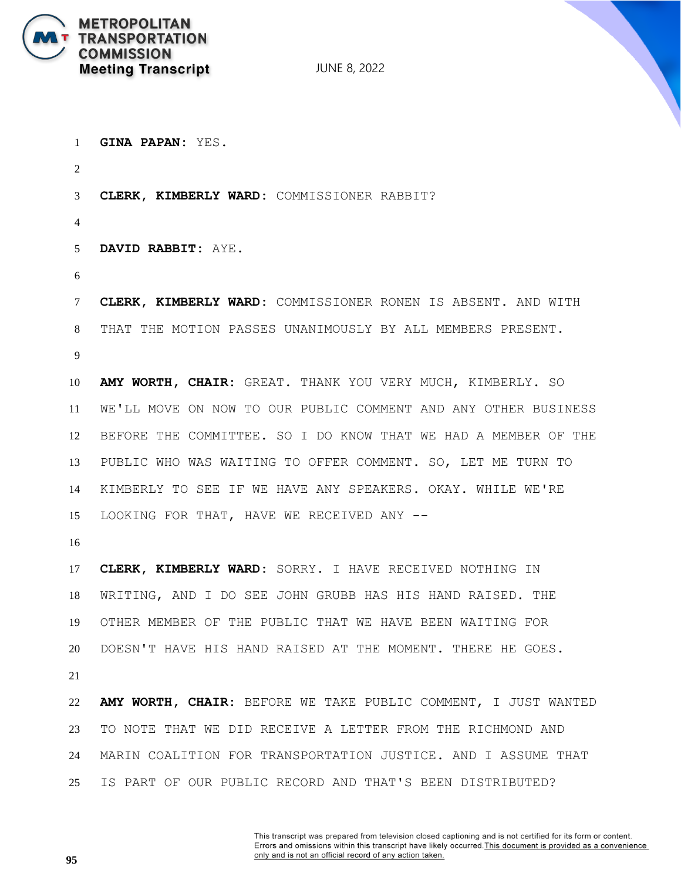**GINA PAPAN**: YES.

**CLERK, KIMBERLY WARD**: COMMISSIONER RABBIT?

**DAVID RABBIT**: AYE.

**CLERK, KIMBERLY WARD**: COMMISSIONER RONEN IS ABSENT. AND WITH THAT THE MOTION PASSES UNANIMOUSLY BY ALL MEMBERS PRESENT.

**AMY WORTH, CHAIR**: GREAT. THANK YOU VERY MUCH, KIMBERLY. SO WE'LL MOVE ON NOW TO OUR PUBLIC COMMENT AND ANY OTHER BUSINESS BEFORE THE COMMITTEE. SO I DO KNOW THAT WE HAD A MEMBER OF THE PUBLIC WHO WAS WAITING TO OFFER COMMENT. SO, LET ME TURN TO KIMBERLY TO SEE IF WE HAVE ANY SPEAKERS. OKAY. WHILE WE'RE LOOKING FOR THAT, HAVE WE RECEIVED ANY --

**CLERK, KIMBERLY WARD**: SORRY. I HAVE RECEIVED NOTHING IN WRITING, AND I DO SEE JOHN GRUBB HAS HIS HAND RAISED. THE OTHER MEMBER OF THE PUBLIC THAT WE HAVE BEEN WAITING FOR DOESN'T HAVE HIS HAND RAISED AT THE MOMENT. THERE HE GOES.

**AMY WORTH, CHAIR**: BEFORE WE TAKE PUBLIC COMMENT, I JUST WANTED TO NOTE THAT WE DID RECEIVE A LETTER FROM THE RICHMOND AND MARIN COALITION FOR TRANSPORTATION JUSTICE. AND I ASSUME THAT IS PART OF OUR PUBLIC RECORD AND THAT'S BEEN DISTRIBUTED?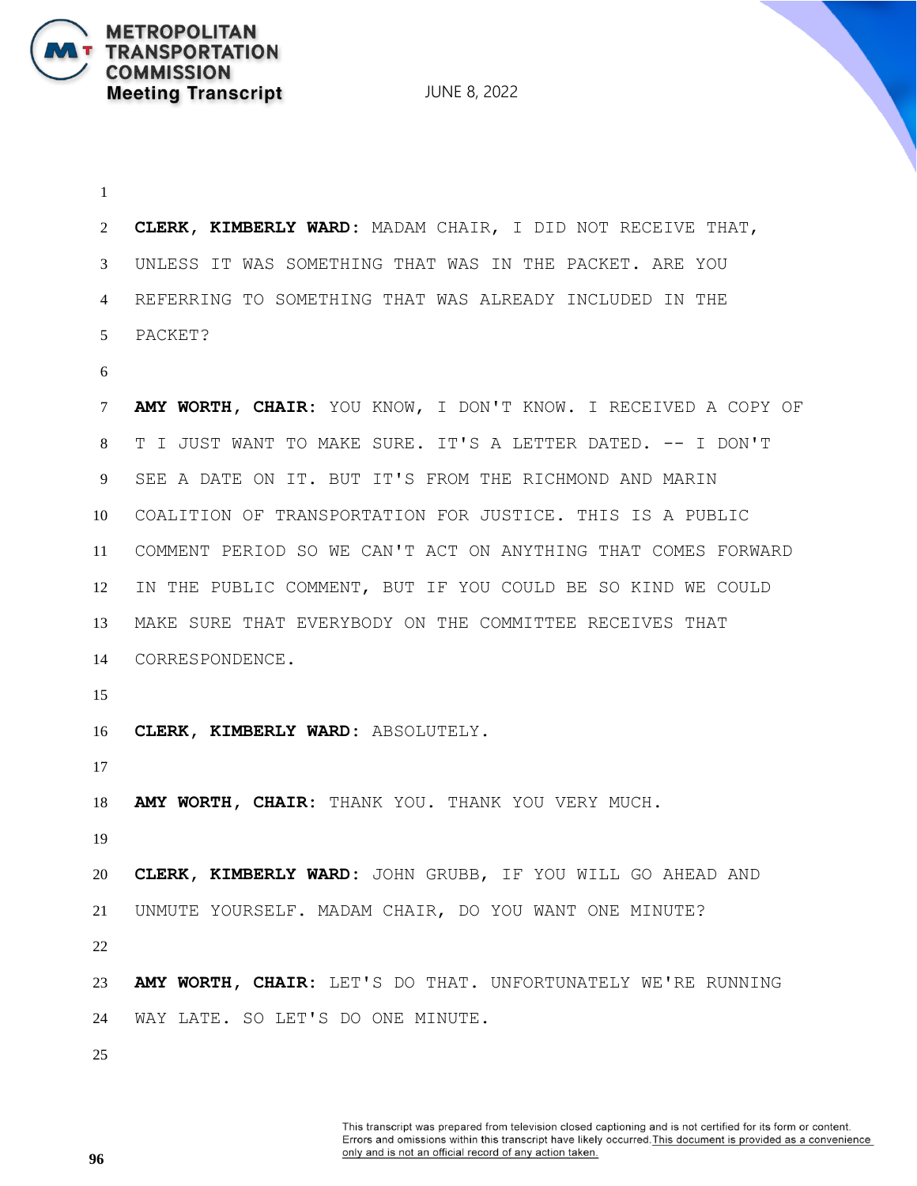**CLERK, KIMBERLY WARD:** MADAM CHAIR, I DID NOT RECEIVE THAT, UNLESS IT WAS SOMETHING THAT WAS IN THE PACKET. ARE YOU REFERRING TO SOMETHING THAT WAS ALREADY INCLUDED IN THE PACKET?

**AMY WORTH, CHAIR:** YOU KNOW, I DON'T KNOW. I RECEIVED A COPY OF T I JUST WANT TO MAKE SURE. IT'S A LETTER DATED. -- I DON'T SEE A DATE ON IT. BUT IT'S FROM THE RICHMOND AND MARIN COALITION OF TRANSPORTATION FOR JUSTICE. THIS IS A PUBLIC COMMENT PERIOD SO WE CAN'T ACT ON ANYTHING THAT COMES FORWARD IN THE PUBLIC COMMENT, BUT IF YOU COULD BE SO KIND WE COULD MAKE SURE THAT EVERYBODY ON THE COMMITTEE RECEIVES THAT CORRESPONDENCE.

**CLERK, KIMBERLY WARD:** ABSOLUTELY.

**AMY WORTH, CHAIR:** THANK YOU. THANK YOU VERY MUCH.

**CLERK, KIMBERLY WARD:** JOHN GRUBB, IF YOU WILL GO AHEAD AND UNMUTE YOURSELF. MADAM CHAIR, DO YOU WANT ONE MINUTE?

**AMY WORTH, CHAIR:** LET'S DO THAT. UNFORTUNATELY WE'RE RUNNING WAY LATE. SO LET'S DO ONE MINUTE.

This transcript was prepared from television closed captioning and is not certified for its form or content. Errors and omissions within this transcript have likely occurred. This document is provided as a convenience only and is not an official record of any action taken.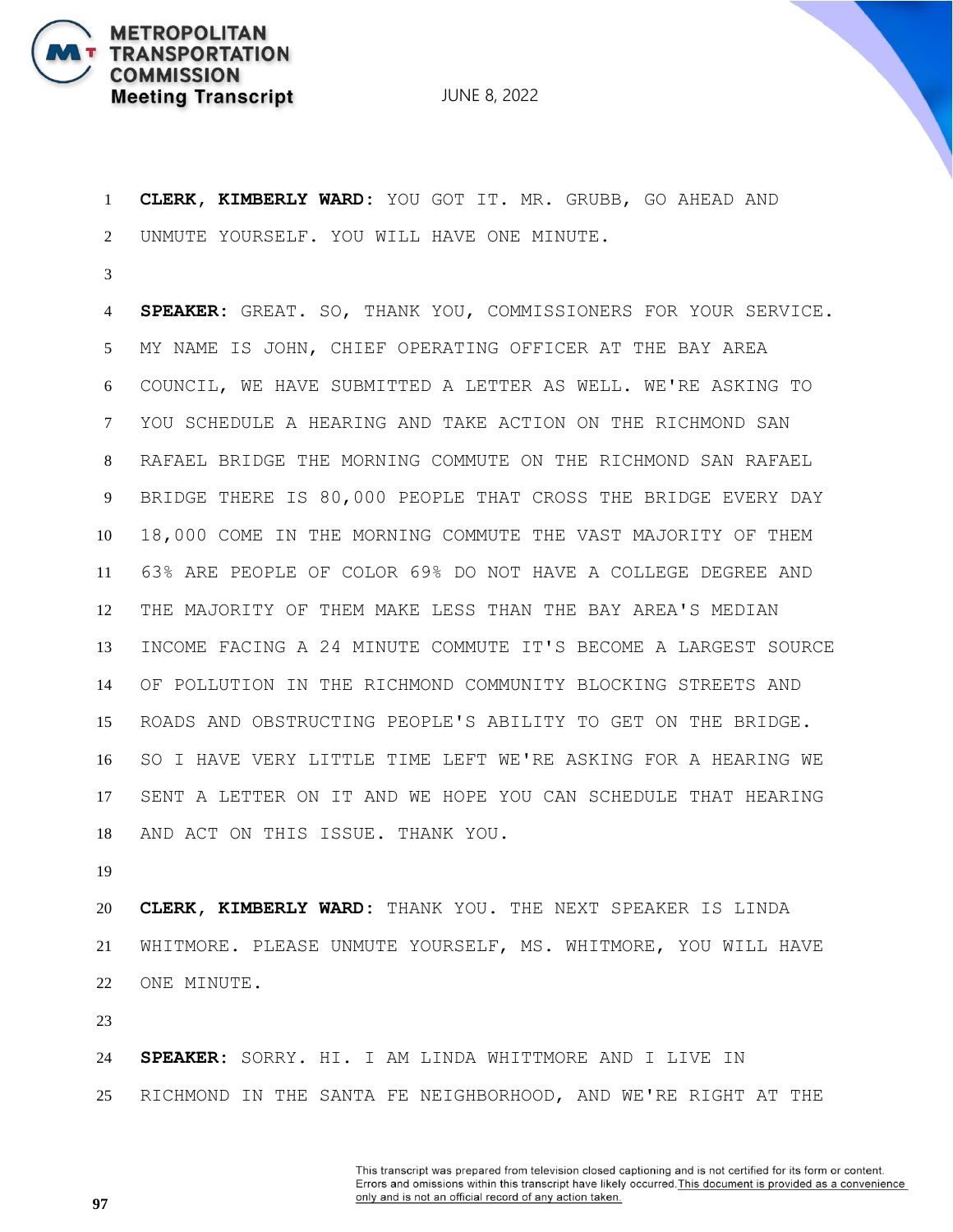**CLERK, KIMBERLY WARD:** YOU GOT IT. MR. GRUBB, GO AHEAD AND UNMUTE YOURSELF. YOU WILL HAVE ONE MINUTE.

**SPEAKER:** GREAT. SO, THANK YOU, COMMISSIONERS FOR YOUR SERVICE. MY NAME IS JOHN, CHIEF OPERATING OFFICER AT THE BAY AREA COUNCIL, WE HAVE SUBMITTED A LETTER AS WELL. WE'RE ASKING TO YOU SCHEDULE A HEARING AND TAKE ACTION ON THE RICHMOND SAN RAFAEL BRIDGE THE MORNING COMMUTE ON THE RICHMOND SAN RAFAEL BRIDGE THERE IS 80,000 PEOPLE THAT CROSS THE BRIDGE EVERY DAY 18,000 COME IN THE MORNING COMMUTE THE VAST MAJORITY OF THEM 63% ARE PEOPLE OF COLOR 69% DO NOT HAVE A COLLEGE DEGREE AND THE MAJORITY OF THEM MAKE LESS THAN THE BAY AREA'S MEDIAN INCOME FACING A 24 MINUTE COMMUTE IT'S BECOME A LARGEST SOURCE OF POLLUTION IN THE RICHMOND COMMUNITY BLOCKING STREETS AND ROADS AND OBSTRUCTING PEOPLE'S ABILITY TO GET ON THE BRIDGE. SO I HAVE VERY LITTLE TIME LEFT WE'RE ASKING FOR A HEARING WE SENT A LETTER ON IT AND WE HOPE YOU CAN SCHEDULE THAT HEARING AND ACT ON THIS ISSUE. THANK YOU.

**CLERK, KIMBERLY WARD:** THANK YOU. THE NEXT SPEAKER IS LINDA WHITMORE. PLEASE UNMUTE YOURSELF, MS. WHITMORE, YOU WILL HAVE ONE MINUTE.

**SPEAKER:** SORRY. HI. I AM LINDA WHITTMORE AND I LIVE IN RICHMOND IN THE SANTA FE NEIGHBORHOOD, AND WE'RE RIGHT AT THE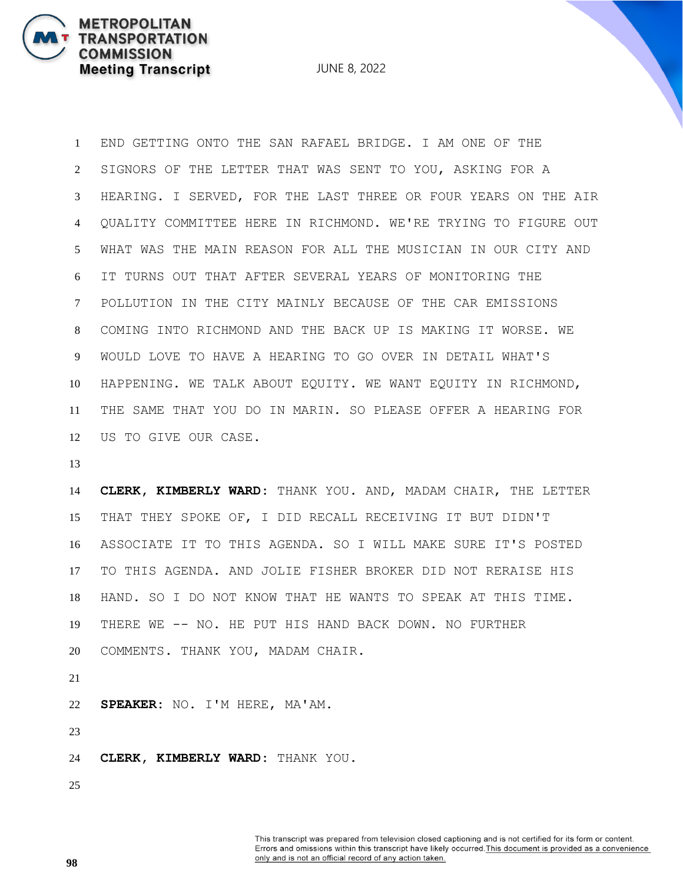END GETTING ONTO THE SAN RAFAEL BRIDGE. I AM ONE OF THE SIGNORS OF THE LETTER THAT WAS SENT TO YOU, ASKING FOR A HEARING. I SERVED, FOR THE LAST THREE OR FOUR YEARS ON THE AIR QUALITY COMMITTEE HERE IN RICHMOND. WE'RE TRYING TO FIGURE OUT WHAT WAS THE MAIN REASON FOR ALL THE MUSICIAN IN OUR CITY AND IT TURNS OUT THAT AFTER SEVERAL YEARS OF MONITORING THE POLLUTION IN THE CITY MAINLY BECAUSE OF THE CAR EMISSIONS COMING INTO RICHMOND AND THE BACK UP IS MAKING IT WORSE. WE WOULD LOVE TO HAVE A HEARING TO GO OVER IN DETAIL WHAT'S HAPPENING. WE TALK ABOUT EQUITY. WE WANT EQUITY IN RICHMOND, THE SAME THAT YOU DO IN MARIN. SO PLEASE OFFER A HEARING FOR US TO GIVE OUR CASE.

**CLERK, KIMBERLY WARD:** THANK YOU. AND, MADAM CHAIR, THE LETTER THAT THEY SPOKE OF, I DID RECALL RECEIVING IT BUT DIDN'T ASSOCIATE IT TO THIS AGENDA. SO I WILL MAKE SURE IT'S POSTED TO THIS AGENDA. AND JOLIE FISHER BROKER DID NOT RERAISE HIS HAND. SO I DO NOT KNOW THAT HE WANTS TO SPEAK AT THIS TIME. THERE WE -- NO. HE PUT HIS HAND BACK DOWN. NO FURTHER COMMENTS. THANK YOU, MADAM CHAIR.

**SPEAKER:** NO. I'M HERE, MA'AM.

**CLERK, KIMBERLY WARD:** THANK YOU.

This transcript was prepared from television closed captioning and is not certified for its form or content. Errors and omissions within this transcript have likely occurred. This document is provided as a convenience only and is not an official record of any action taken.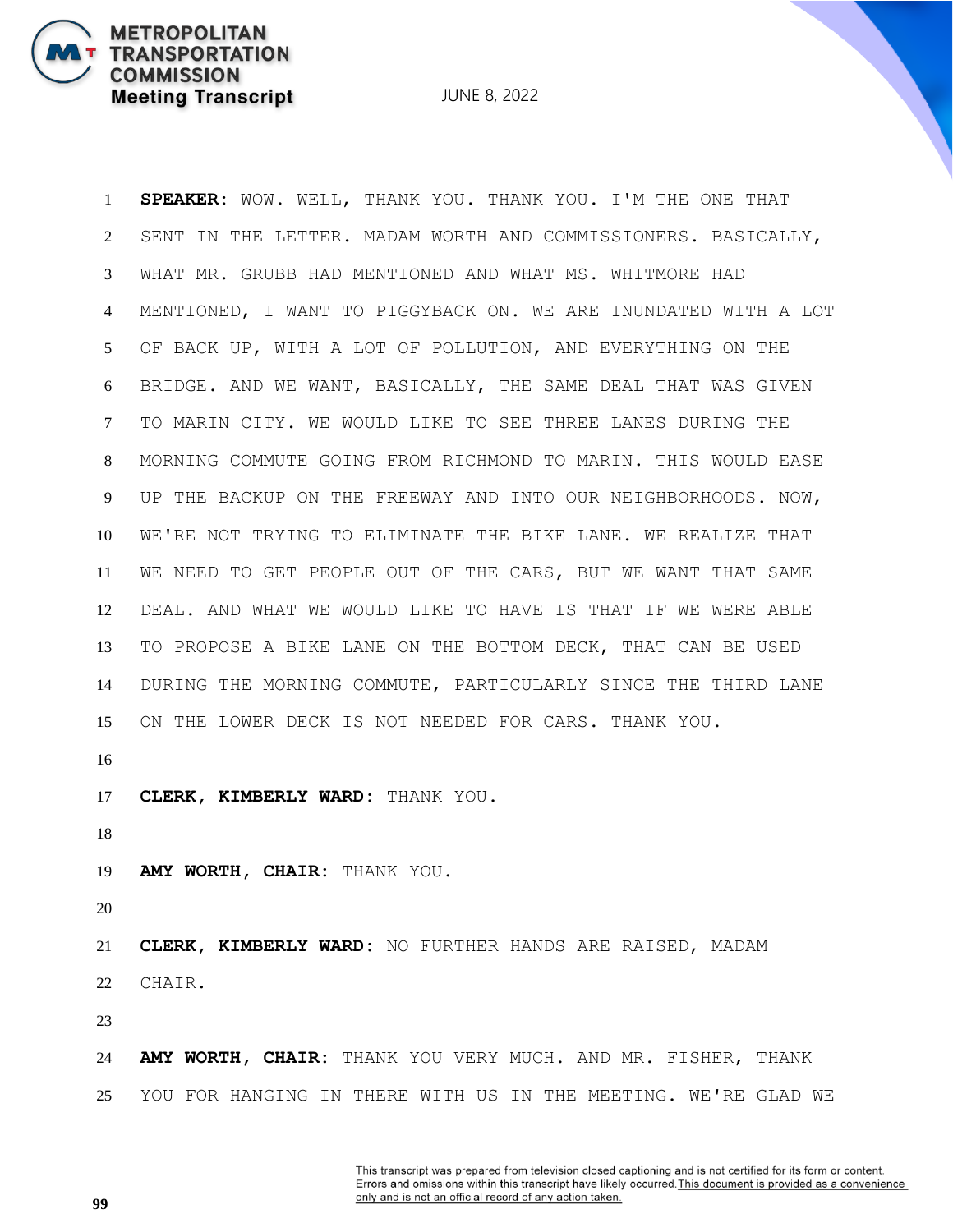**SPEAKER**: WOW. WELL, THANK YOU. THANK YOU. I'M THE ONE THAT SENT IN THE LETTER. MADAM WORTH AND COMMISSIONERS. BASICALLY, WHAT MR. GRUBB HAD MENTIONED AND WHAT MS. WHITMORE HAD MENTIONED, I WANT TO PIGGYBACK ON. WE ARE INUNDATED WITH A LOT OF BACK UP, WITH A LOT OF POLLUTION, AND EVERYTHING ON THE BRIDGE. AND WE WANT, BASICALLY, THE SAME DEAL THAT WAS GIVEN TO MARIN CITY. WE WOULD LIKE TO SEE THREE LANES DURING THE MORNING COMMUTE GOING FROM RICHMOND TO MARIN. THIS WOULD EASE UP THE BACKUP ON THE FREEWAY AND INTO OUR NEIGHBORHOODS. NOW, WE'RE NOT TRYING TO ELIMINATE THE BIKE LANE. WE REALIZE THAT WE NEED TO GET PEOPLE OUT OF THE CARS, BUT WE WANT THAT SAME DEAL. AND WHAT WE WOULD LIKE TO HAVE IS THAT IF WE WERE ABLE TO PROPOSE A BIKE LANE ON THE BOTTOM DECK, THAT CAN BE USED DURING THE MORNING COMMUTE, PARTICULARLY SINCE THE THIRD LANE ON THE LOWER DECK IS NOT NEEDED FOR CARS. THANK YOU.

**CLERK, KIMBERLY WARD**: THANK YOU.

**AMY WORTH, CHAIR**: THANK YOU.

**CLERK, KIMBERLY WARD**: NO FURTHER HANDS ARE RAISED, MADAM CHAIR.

**AMY WORTH, CHAIR**: THANK YOU VERY MUCH. AND MR. FISHER, THANK YOU FOR HANGING IN THERE WITH US IN THE MEETING. WE'RE GLAD WE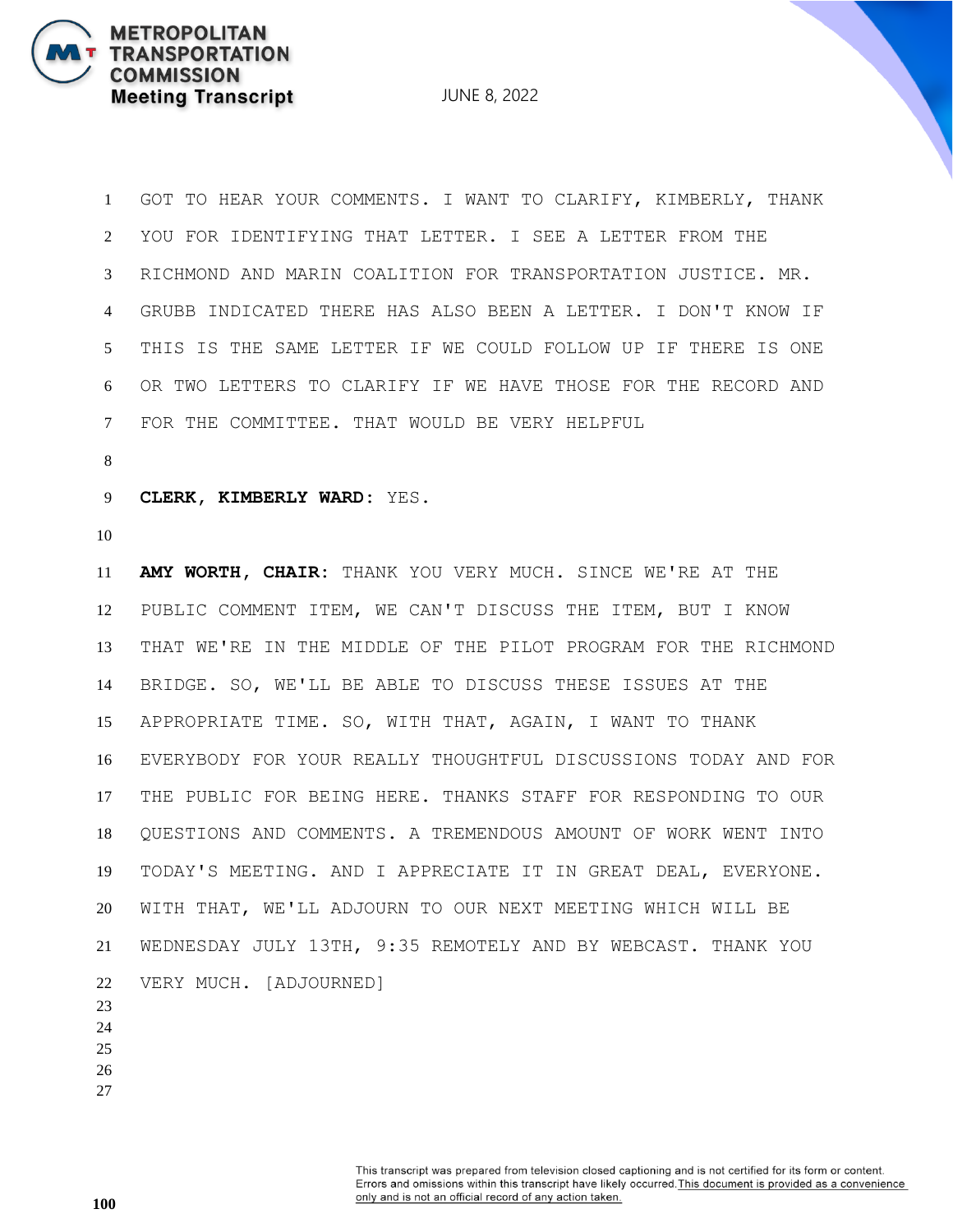GOT TO HEAR YOUR COMMENTS. I WANT TO CLARIFY, KIMBERLY, THANK YOU FOR IDENTIFYING THAT LETTER. I SEE A LETTER FROM THE RICHMOND AND MARIN COALITION FOR TRANSPORTATION JUSTICE. MR. GRUBB INDICATED THERE HAS ALSO BEEN A LETTER. I DON'T KNOW IF THIS IS THE SAME LETTER IF WE COULD FOLLOW UP IF THERE IS ONE OR TWO LETTERS TO CLARIFY IF WE HAVE THOSE FOR THE RECORD AND FOR THE COMMITTEE. THAT WOULD BE VERY HELPFUL

**CLERK, KIMBERLY WARD**: YES.

**AMY WORTH, CHAIR**: THANK YOU VERY MUCH. SINCE WE'RE AT THE PUBLIC COMMENT ITEM, WE CAN'T DISCUSS THE ITEM, BUT I KNOW THAT WE'RE IN THE MIDDLE OF THE PILOT PROGRAM FOR THE RICHMOND BRIDGE. SO, WE'LL BE ABLE TO DISCUSS THESE ISSUES AT THE APPROPRIATE TIME. SO, WITH THAT, AGAIN, I WANT TO THANK EVERYBODY FOR YOUR REALLY THOUGHTFUL DISCUSSIONS TODAY AND FOR THE PUBLIC FOR BEING HERE. THANKS STAFF FOR RESPONDING TO OUR QUESTIONS AND COMMENTS. A TREMENDOUS AMOUNT OF WORK WENT INTO TODAY'S MEETING. AND I APPRECIATE IT IN GREAT DEAL, EVERYONE. WITH THAT, WE'LL ADJOURN TO OUR NEXT MEETING WHICH WILL BE WEDNESDAY JULY 13TH, 9:35 REMOTELY AND BY WEBCAST. THANK YOU VERY MUCH. [ADJOURNED]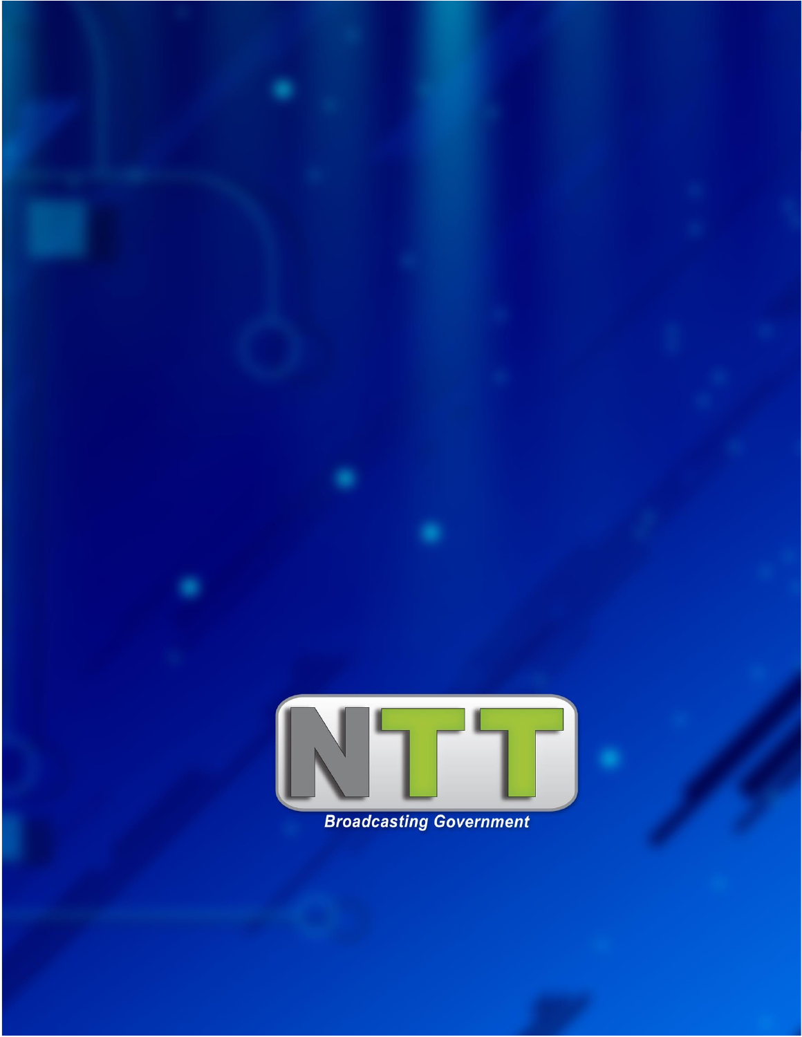NTT

*Broadcasting Government*